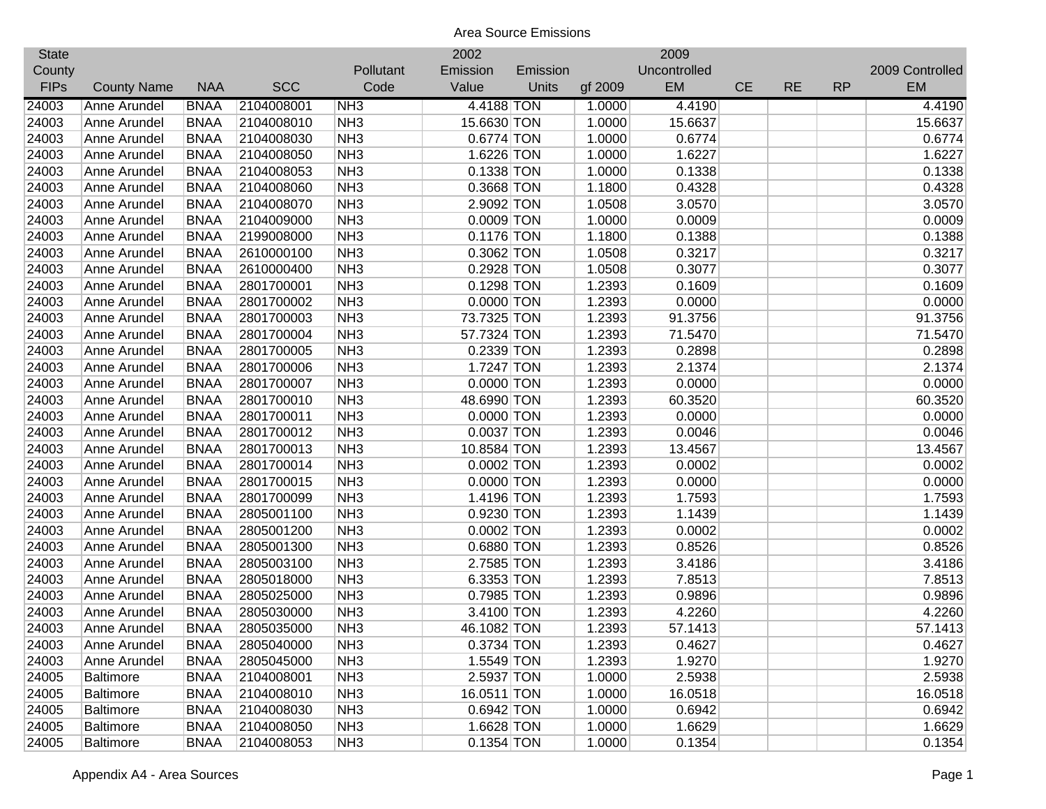# Area Source Emissions

| State County FIPs | County Name | NAA | SCC | Pollutant Code | 2002 Emission Value | Emission Units | gf 2009 | 2009 Uncontrolled EM | CE | RE | RP | 2009 Controlled EM |
|---|---|---|---|---|---|---|---|---|---|---|---|---|
| 24003 | Anne Arundel | BNAA | 2104008001 | NH3 | 4.4188 | TON | 1.0000 | 4.4190 | | | | 4.4190 |
| 24003 | Anne Arundel | BNAA | 2104008010 | NH3 | 15.6630 | TON | 1.0000 | 15.6637 | | | | 15.6637 |
| 24003 | Anne Arundel | BNAA | 2104008030 | NH3 | 0.6774 | TON | 1.0000 | 0.6774 | | | | 0.6774 |
| 24003 | Anne Arundel | BNAA | 2104008050 | NH3 | 1.6226 | TON | 1.0000 | 1.6227 | | | | 1.6227 |
| 24003 | Anne Arundel | BNAA | 2104008053 | NH3 | 0.1338 | TON | 1.0000 | 0.1338 | | | | 0.1338 |
| 24003 | Anne Arundel | BNAA | 2104008060 | NH3 | 0.3668 | TON | 1.1800 | 0.4328 | | | | 0.4328 |
| 24003 | Anne Arundel | BNAA | 2104008070 | NH3 | 2.9092 | TON | 1.0508 | 3.0570 | | | | 3.0570 |
| 24003 | Anne Arundel | BNAA | 2104009000 | NH3 | 0.0009 | TON | 1.0000 | 0.0009 | | | | 0.0009 |
| 24003 | Anne Arundel | BNAA | 2199008000 | NH3 | 0.1176 | TON | 1.1800 | 0.1388 | | | | 0.1388 |
| 24003 | Anne Arundel | BNAA | 2610000100 | NH3 | 0.3062 | TON | 1.0508 | 0.3217 | | | | 0.3217 |
| 24003 | Anne Arundel | BNAA | 2610000400 | NH3 | 0.2928 | TON | 1.0508 | 0.3077 | | | | 0.3077 |
| 24003 | Anne Arundel | BNAA | 2801700001 | NH3 | 0.1298 | TON | 1.2393 | 0.1609 | | | | 0.1609 |
| 24003 | Anne Arundel | BNAA | 2801700002 | NH3 | 0.0000 | TON | 1.2393 | 0.0000 | | | | 0.0000 |
| 24003 | Anne Arundel | BNAA | 2801700003 | NH3 | 73.7325 | TON | 1.2393 | 91.3756 | | | | 91.3756 |
| 24003 | Anne Arundel | BNAA | 2801700004 | NH3 | 57.7324 | TON | 1.2393 | 71.5470 | | | | 71.5470 |
| 24003 | Anne Arundel | BNAA | 2801700005 | NH3 | 0.2339 | TON | 1.2393 | 0.2898 | | | | 0.2898 |
| 24003 | Anne Arundel | BNAA | 2801700006 | NH3 | 1.7247 | TON | 1.2393 | 2.1374 | | | | 2.1374 |
| 24003 | Anne Arundel | BNAA | 2801700007 | NH3 | 0.0000 | TON | 1.2393 | 0.0000 | | | | 0.0000 |
| 24003 | Anne Arundel | BNAA | 2801700010 | NH3 | 48.6990 | TON | 1.2393 | 60.3520 | | | | 60.3520 |
| 24003 | Anne Arundel | BNAA | 2801700011 | NH3 | 0.0000 | TON | 1.2393 | 0.0000 | | | | 0.0000 |
| 24003 | Anne Arundel | BNAA | 2801700012 | NH3 | 0.0037 | TON | 1.2393 | 0.0046 | | | | 0.0046 |
| 24003 | Anne Arundel | BNAA | 2801700013 | NH3 | 10.8584 | TON | 1.2393 | 13.4567 | | | | 13.4567 |
| 24003 | Anne Arundel | BNAA | 2801700014 | NH3 | 0.0002 | TON | 1.2393 | 0.0002 | | | | 0.0002 |
| 24003 | Anne Arundel | BNAA | 2801700015 | NH3 | 0.0000 | TON | 1.2393 | 0.0000 | | | | 0.0000 |
| 24003 | Anne Arundel | BNAA | 2801700099 | NH3 | 1.4196 | TON | 1.2393 | 1.7593 | | | | 1.7593 |
| 24003 | Anne Arundel | BNAA | 2805001100 | NH3 | 0.9230 | TON | 1.2393 | 1.1439 | | | | 1.1439 |
| 24003 | Anne Arundel | BNAA | 2805001200 | NH3 | 0.0002 | TON | 1.2393 | 0.0002 | | | | 0.0002 |
| 24003 | Anne Arundel | BNAA | 2805001300 | NH3 | 0.6880 | TON | 1.2393 | 0.8526 | | | | 0.8526 |
| 24003 | Anne Arundel | BNAA | 2805003100 | NH3 | 2.7585 | TON | 1.2393 | 3.4186 | | | | 3.4186 |
| 24003 | Anne Arundel | BNAA | 2805018000 | NH3 | 6.3353 | TON | 1.2393 | 7.8513 | | | | 7.8513 |
| 24003 | Anne Arundel | BNAA | 2805025000 | NH3 | 0.7985 | TON | 1.2393 | 0.9896 | | | | 0.9896 |
| 24003 | Anne Arundel | BNAA | 2805030000 | NH3 | 3.4100 | TON | 1.2393 | 4.2260 | | | | 4.2260 |
| 24003 | Anne Arundel | BNAA | 2805035000 | NH3 | 46.1082 | TON | 1.2393 | 57.1413 | | | | 57.1413 |
| 24003 | Anne Arundel | BNAA | 2805040000 | NH3 | 0.3734 | TON | 1.2393 | 0.4627 | | | | 0.4627 |
| 24003 | Anne Arundel | BNAA | 2805045000 | NH3 | 1.5549 | TON | 1.2393 | 1.9270 | | | | 1.9270 |
| 24005 | Baltimore | BNAA | 2104008001 | NH3 | 2.5937 | TON | 1.0000 | 2.5938 | | | | 2.5938 |
| 24005 | Baltimore | BNAA | 2104008010 | NH3 | 16.0511 | TON | 1.0000 | 16.0518 | | | | 16.0518 |
| 24005 | Baltimore | BNAA | 2104008030 | NH3 | 0.6942 | TON | 1.0000 | 0.6942 | | | | 0.6942 |
| 24005 | Baltimore | BNAA | 2104008050 | NH3 | 1.6628 | TON | 1.0000 | 1.6629 | | | | 1.6629 |
| 24005 | Baltimore | BNAA | 2104008053 | NH3 | 0.1354 | TON | 1.0000 | 0.1354 | | | | 0.1354 |

Appendix A4 - Area Sources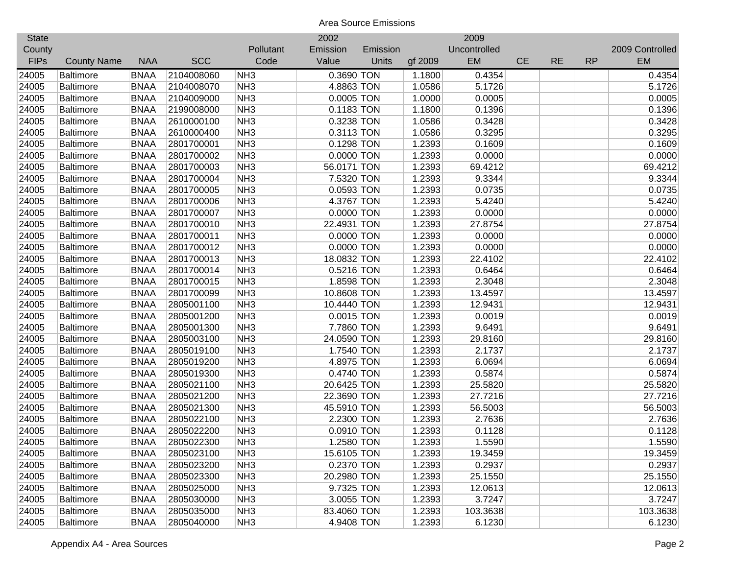Area Source Emissions

| State County FIPs | County Name | NAA | SCC | Pollutant Code | 2002 Emission Value | Emission Units | gf 2009 | 2009 Uncontrolled EM | CE | RE | RP | 2009 Controlled EM |
|---|---|---|---|---|---|---|---|---|---|---|---|---|
| 24005 | Baltimore | BNAA | 2104008060 | NH3 | 0.3690 | TON | 1.1800 | 0.4354 | | | | 0.4354 |
| 24005 | Baltimore | BNAA | 2104008070 | NH3 | 4.8863 | TON | 1.0586 | 5.1726 | | | | 5.1726 |
| 24005 | Baltimore | BNAA | 2104009000 | NH3 | 0.0005 | TON | 1.0000 | 0.0005 | | | | 0.0005 |
| 24005 | Baltimore | BNAA | 2199008000 | NH3 | 0.1183 | TON | 1.1800 | 0.1396 | | | | 0.1396 |
| 24005 | Baltimore | BNAA | 2610000100 | NH3 | 0.3238 | TON | 1.0586 | 0.3428 | | | | 0.3428 |
| 24005 | Baltimore | BNAA | 2610000400 | NH3 | 0.3113 | TON | 1.0586 | 0.3295 | | | | 0.3295 |
| 24005 | Baltimore | BNAA | 2801700001 | NH3 | 0.1298 | TON | 1.2393 | 0.1609 | | | | 0.1609 |
| 24005 | Baltimore | BNAA | 2801700002 | NH3 | 0.0000 | TON | 1.2393 | 0.0000 | | | | 0.0000 |
| 24005 | Baltimore | BNAA | 2801700003 | NH3 | 56.0171 | TON | 1.2393 | 69.4212 | | | | 69.4212 |
| 24005 | Baltimore | BNAA | 2801700004 | NH3 | 7.5320 | TON | 1.2393 | 9.3344 | | | | 9.3344 |
| 24005 | Baltimore | BNAA | 2801700005 | NH3 | 0.0593 | TON | 1.2393 | 0.0735 | | | | 0.0735 |
| 24005 | Baltimore | BNAA | 2801700006 | NH3 | 4.3767 | TON | 1.2393 | 5.4240 | | | | 5.4240 |
| 24005 | Baltimore | BNAA | 2801700007 | NH3 | 0.0000 | TON | 1.2393 | 0.0000 | | | | 0.0000 |
| 24005 | Baltimore | BNAA | 2801700010 | NH3 | 22.4931 | TON | 1.2393 | 27.8754 | | | | 27.8754 |
| 24005 | Baltimore | BNAA | 2801700011 | NH3 | 0.0000 | TON | 1.2393 | 0.0000 | | | | 0.0000 |
| 24005 | Baltimore | BNAA | 2801700012 | NH3 | 0.0000 | TON | 1.2393 | 0.0000 | | | | 0.0000 |
| 24005 | Baltimore | BNAA | 2801700013 | NH3 | 18.0832 | TON | 1.2393 | 22.4102 | | | | 22.4102 |
| 24005 | Baltimore | BNAA | 2801700014 | NH3 | 0.5216 | TON | 1.2393 | 0.6464 | | | | 0.6464 |
| 24005 | Baltimore | BNAA | 2801700015 | NH3 | 1.8598 | TON | 1.2393 | 2.3048 | | | | 2.3048 |
| 24005 | Baltimore | BNAA | 2801700099 | NH3 | 10.8608 | TON | 1.2393 | 13.4597 | | | | 13.4597 |
| 24005 | Baltimore | BNAA | 2805001100 | NH3 | 10.4440 | TON | 1.2393 | 12.9431 | | | | 12.9431 |
| 24005 | Baltimore | BNAA | 2805001200 | NH3 | 0.0015 | TON | 1.2393 | 0.0019 | | | | 0.0019 |
| 24005 | Baltimore | BNAA | 2805001300 | NH3 | 7.7860 | TON | 1.2393 | 9.6491 | | | | 9.6491 |
| 24005 | Baltimore | BNAA | 2805003100 | NH3 | 24.0590 | TON | 1.2393 | 29.8160 | | | | 29.8160 |
| 24005 | Baltimore | BNAA | 2805019100 | NH3 | 1.7540 | TON | 1.2393 | 2.1737 | | | | 2.1737 |
| 24005 | Baltimore | BNAA | 2805019200 | NH3 | 4.8975 | TON | 1.2393 | 6.0694 | | | | 6.0694 |
| 24005 | Baltimore | BNAA | 2805019300 | NH3 | 0.4740 | TON | 1.2393 | 0.5874 | | | | 0.5874 |
| 24005 | Baltimore | BNAA | 2805021100 | NH3 | 20.6425 | TON | 1.2393 | 25.5820 | | | | 25.5820 |
| 24005 | Baltimore | BNAA | 2805021200 | NH3 | 22.3690 | TON | 1.2393 | 27.7216 | | | | 27.7216 |
| 24005 | Baltimore | BNAA | 2805021300 | NH3 | 45.5910 | TON | 1.2393 | 56.5003 | | | | 56.5003 |
| 24005 | Baltimore | BNAA | 2805022100 | NH3 | 2.2300 | TON | 1.2393 | 2.7636 | | | | 2.7636 |
| 24005 | Baltimore | BNAA | 2805022200 | NH3 | 0.0910 | TON | 1.2393 | 0.1128 | | | | 0.1128 |
| 24005 | Baltimore | BNAA | 2805022300 | NH3 | 1.2580 | TON | 1.2393 | 1.5590 | | | | 1.5590 |
| 24005 | Baltimore | BNAA | 2805023100 | NH3 | 15.6105 | TON | 1.2393 | 19.3459 | | | | 19.3459 |
| 24005 | Baltimore | BNAA | 2805023200 | NH3 | 0.2370 | TON | 1.2393 | 0.2937 | | | | 0.2937 |
| 24005 | Baltimore | BNAA | 2805023300 | NH3 | 20.2980 | TON | 1.2393 | 25.1550 | | | | 25.1550 |
| 24005 | Baltimore | BNAA | 2805025000 | NH3 | 9.7325 | TON | 1.2393 | 12.0613 | | | | 12.0613 |
| 24005 | Baltimore | BNAA | 2805030000 | NH3 | 3.0055 | TON | 1.2393 | 3.7247 | | | | 3.7247 |
| 24005 | Baltimore | BNAA | 2805035000 | NH3 | 83.4060 | TON | 1.2393 | 103.3638 | | | | 103.3638 |
| 24005 | Baltimore | BNAA | 2805040000 | NH3 | 4.9408 | TON | 1.2393 | 6.1230 | | | | 6.1230 |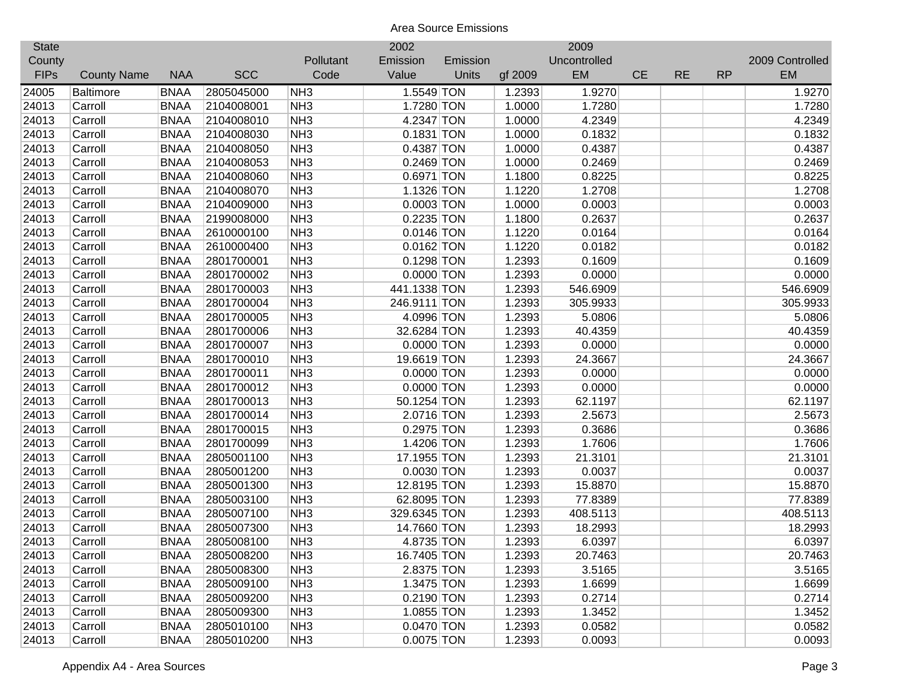Area Source Emissions

| State County FIPs | County Name | NAA | SCC | Pollutant Code | 2002 Emission Value | Emission Units | gf 2009 | 2009 Uncontrolled EM | CE | RE | RP | 2009 Controlled EM |
|---|---|---|---|---|---|---|---|---|---|---|---|---|
| 24005 | Baltimore | BNAA | 2805045000 | NH3 | 1.5549 | TON | 1.2393 | 1.9270 | | | | 1.9270 |
| 24013 | Carroll | BNAA | 2104008001 | NH3 | 1.7280 | TON | 1.0000 | 1.7280 | | | | 1.7280 |
| 24013 | Carroll | BNAA | 2104008010 | NH3 | 4.2347 | TON | 1.0000 | 4.2349 | | | | 4.2349 |
| 24013 | Carroll | BNAA | 2104008030 | NH3 | 0.1831 | TON | 1.0000 | 0.1832 | | | | 0.1832 |
| 24013 | Carroll | BNAA | 2104008050 | NH3 | 0.4387 | TON | 1.0000 | 0.4387 | | | | 0.4387 |
| 24013 | Carroll | BNAA | 2104008053 | NH3 | 0.2469 | TON | 1.0000 | 0.2469 | | | | 0.2469 |
| 24013 | Carroll | BNAA | 2104008060 | NH3 | 0.6971 | TON | 1.1800 | 0.8225 | | | | 0.8225 |
| 24013 | Carroll | BNAA | 2104008070 | NH3 | 1.1326 | TON | 1.1220 | 1.2708 | | | | 1.2708 |
| 24013 | Carroll | BNAA | 2104009000 | NH3 | 0.0003 | TON | 1.0000 | 0.0003 | | | | 0.0003 |
| 24013 | Carroll | BNAA | 2199008000 | NH3 | 0.2235 | TON | 1.1800 | 0.2637 | | | | 0.2637 |
| 24013 | Carroll | BNAA | 2610000100 | NH3 | 0.0146 | TON | 1.1220 | 0.0164 | | | | 0.0164 |
| 24013 | Carroll | BNAA | 2610000400 | NH3 | 0.0162 | TON | 1.1220 | 0.0182 | | | | 0.0182 |
| 24013 | Carroll | BNAA | 2801700001 | NH3 | 0.1298 | TON | 1.2393 | 0.1609 | | | | 0.1609 |
| 24013 | Carroll | BNAA | 2801700002 | NH3 | 0.0000 | TON | 1.2393 | 0.0000 | | | | 0.0000 |
| 24013 | Carroll | BNAA | 2801700003 | NH3 | 441.1338 | TON | 1.2393 | 546.6909 | | | | 546.6909 |
| 24013 | Carroll | BNAA | 2801700004 | NH3 | 246.9111 | TON | 1.2393 | 305.9933 | | | | 305.9933 |
| 24013 | Carroll | BNAA | 2801700005 | NH3 | 4.0996 | TON | 1.2393 | 5.0806 | | | | 5.0806 |
| 24013 | Carroll | BNAA | 2801700006 | NH3 | 32.6284 | TON | 1.2393 | 40.4359 | | | | 40.4359 |
| 24013 | Carroll | BNAA | 2801700007 | NH3 | 0.0000 | TON | 1.2393 | 0.0000 | | | | 0.0000 |
| 24013 | Carroll | BNAA | 2801700010 | NH3 | 19.6619 | TON | 1.2393 | 24.3667 | | | | 24.3667 |
| 24013 | Carroll | BNAA | 2801700011 | NH3 | 0.0000 | TON | 1.2393 | 0.0000 | | | | 0.0000 |
| 24013 | Carroll | BNAA | 2801700012 | NH3 | 0.0000 | TON | 1.2393 | 0.0000 | | | | 0.0000 |
| 24013 | Carroll | BNAA | 2801700013 | NH3 | 50.1254 | TON | 1.2393 | 62.1197 | | | | 62.1197 |
| 24013 | Carroll | BNAA | 2801700014 | NH3 | 2.0716 | TON | 1.2393 | 2.5673 | | | | 2.5673 |
| 24013 | Carroll | BNAA | 2801700015 | NH3 | 0.2975 | TON | 1.2393 | 0.3686 | | | | 0.3686 |
| 24013 | Carroll | BNAA | 2801700099 | NH3 | 1.4206 | TON | 1.2393 | 1.7606 | | | | 1.7606 |
| 24013 | Carroll | BNAA | 2805001100 | NH3 | 17.1955 | TON | 1.2393 | 21.3101 | | | | 21.3101 |
| 24013 | Carroll | BNAA | 2805001200 | NH3 | 0.0030 | TON | 1.2393 | 0.0037 | | | | 0.0037 |
| 24013 | Carroll | BNAA | 2805001300 | NH3 | 12.8195 | TON | 1.2393 | 15.8870 | | | | 15.8870 |
| 24013 | Carroll | BNAA | 2805003100 | NH3 | 62.8095 | TON | 1.2393 | 77.8389 | | | | 77.8389 |
| 24013 | Carroll | BNAA | 2805007100 | NH3 | 329.6345 | TON | 1.2393 | 408.5113 | | | | 408.5113 |
| 24013 | Carroll | BNAA | 2805007300 | NH3 | 14.7660 | TON | 1.2393 | 18.2993 | | | | 18.2993 |
| 24013 | Carroll | BNAA | 2805008100 | NH3 | 4.8735 | TON | 1.2393 | 6.0397 | | | | 6.0397 |
| 24013 | Carroll | BNAA | 2805008200 | NH3 | 16.7405 | TON | 1.2393 | 20.7463 | | | | 20.7463 |
| 24013 | Carroll | BNAA | 2805008300 | NH3 | 2.8375 | TON | 1.2393 | 3.5165 | | | | 3.5165 |
| 24013 | Carroll | BNAA | 2805009100 | NH3 | 1.3475 | TON | 1.2393 | 1.6699 | | | | 1.6699 |
| 24013 | Carroll | BNAA | 2805009200 | NH3 | 0.2190 | TON | 1.2393 | 0.2714 | | | | 0.2714 |
| 24013 | Carroll | BNAA | 2805009300 | NH3 | 1.0855 | TON | 1.2393 | 1.3452 | | | | 1.3452 |
| 24013 | Carroll | BNAA | 2805010100 | NH3 | 0.0470 | TON | 1.2393 | 0.0582 | | | | 0.0582 |
| 24013 | Carroll | BNAA | 2805010200 | NH3 | 0.0075 | TON | 1.2393 | 0.0093 | | | | 0.0093 |

Appendix A4 - Area Sources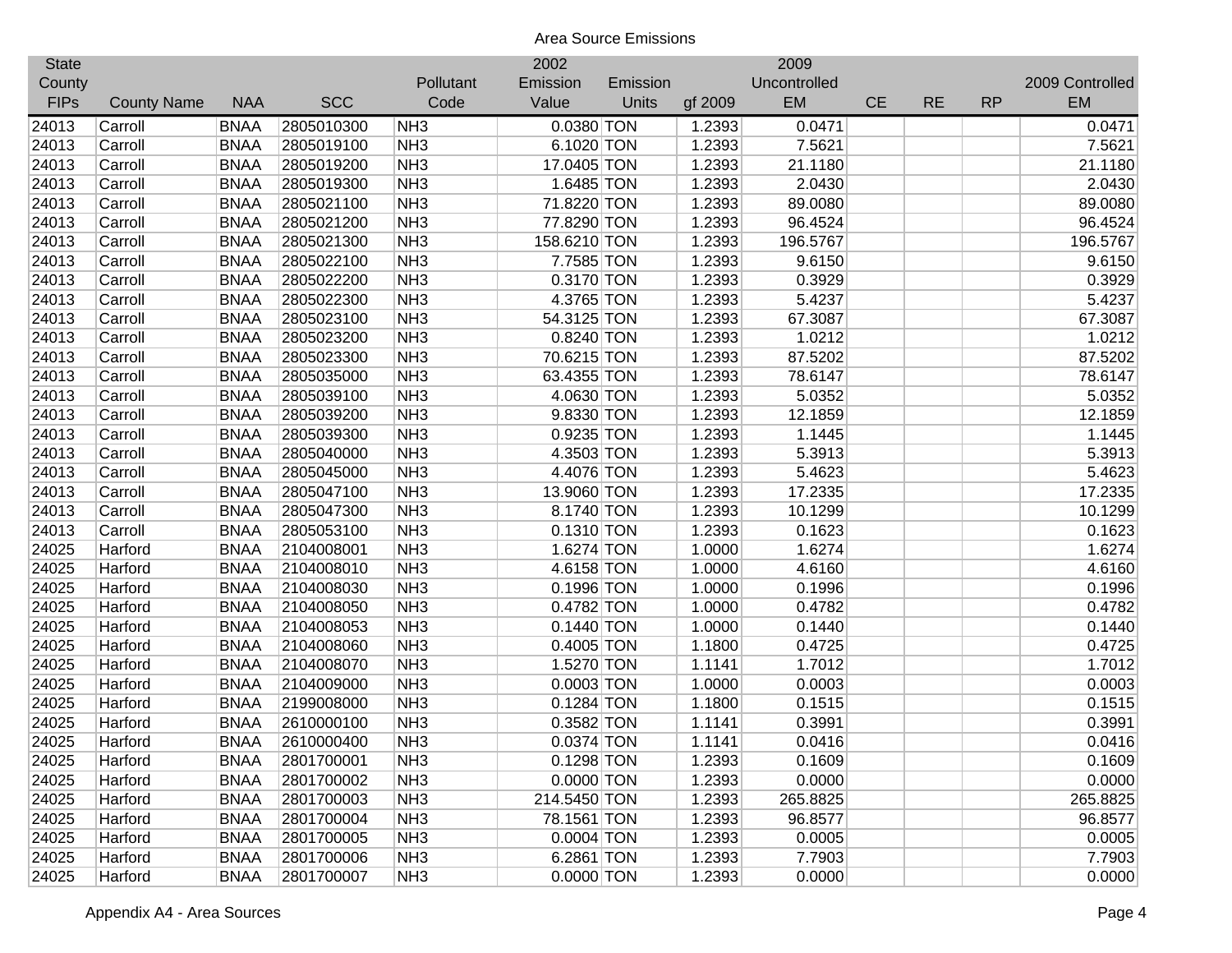Area Source Emissions

| State County FIPs | County Name | NAA | SCC | Pollutant Code | 2002 Emission Value | Emission Units | gf 2009 | 2009 Uncontrolled EM | CE | RE | RP | 2009 Controlled EM |
|---|---|---|---|---|---|---|---|---|---|---|---|---|
| 24013 | Carroll | BNAA | 2805010300 | NH3 | 0.0380 | TON | 1.2393 | 0.0471 | | | | 0.0471 |
| 24013 | Carroll | BNAA | 2805019100 | NH3 | 6.1020 | TON | 1.2393 | 7.5621 | | | | 7.5621 |
| 24013 | Carroll | BNAA | 2805019200 | NH3 | 17.0405 | TON | 1.2393 | 21.1180 | | | | 21.1180 |
| 24013 | Carroll | BNAA | 2805019300 | NH3 | 1.6485 | TON | 1.2393 | 2.0430 | | | | 2.0430 |
| 24013 | Carroll | BNAA | 2805021100 | NH3 | 71.8220 | TON | 1.2393 | 89.0080 | | | | 89.0080 |
| 24013 | Carroll | BNAA | 2805021200 | NH3 | 77.8290 | TON | 1.2393 | 96.4524 | | | | 96.4524 |
| 24013 | Carroll | BNAA | 2805021300 | NH3 | 158.6210 | TON | 1.2393 | 196.5767 | | | | 196.5767 |
| 24013 | Carroll | BNAA | 2805022100 | NH3 | 7.7585 | TON | 1.2393 | 9.6150 | | | | 9.6150 |
| 24013 | Carroll | BNAA | 2805022200 | NH3 | 0.3170 | TON | 1.2393 | 0.3929 | | | | 0.3929 |
| 24013 | Carroll | BNAA | 2805022300 | NH3 | 4.3765 | TON | 1.2393 | 5.4237 | | | | 5.4237 |
| 24013 | Carroll | BNAA | 2805023100 | NH3 | 54.3125 | TON | 1.2393 | 67.3087 | | | | 67.3087 |
| 24013 | Carroll | BNAA | 2805023200 | NH3 | 0.8240 | TON | 1.2393 | 1.0212 | | | | 1.0212 |
| 24013 | Carroll | BNAA | 2805023300 | NH3 | 70.6215 | TON | 1.2393 | 87.5202 | | | | 87.5202 |
| 24013 | Carroll | BNAA | 2805035000 | NH3 | 63.4355 | TON | 1.2393 | 78.6147 | | | | 78.6147 |
| 24013 | Carroll | BNAA | 2805039100 | NH3 | 4.0630 | TON | 1.2393 | 5.0352 | | | | 5.0352 |
| 24013 | Carroll | BNAA | 2805039200 | NH3 | 9.8330 | TON | 1.2393 | 12.1859 | | | | 12.1859 |
| 24013 | Carroll | BNAA | 2805039300 | NH3 | 0.9235 | TON | 1.2393 | 1.1445 | | | | 1.1445 |
| 24013 | Carroll | BNAA | 2805040000 | NH3 | 4.3503 | TON | 1.2393 | 5.3913 | | | | 5.3913 |
| 24013 | Carroll | BNAA | 2805045000 | NH3 | 4.4076 | TON | 1.2393 | 5.4623 | | | | 5.4623 |
| 24013 | Carroll | BNAA | 2805047100 | NH3 | 13.9060 | TON | 1.2393 | 17.2335 | | | | 17.2335 |
| 24013 | Carroll | BNAA | 2805047300 | NH3 | 8.1740 | TON | 1.2393 | 10.1299 | | | | 10.1299 |
| 24013 | Carroll | BNAA | 2805053100 | NH3 | 0.1310 | TON | 1.2393 | 0.1623 | | | | 0.1623 |
| 24025 | Harford | BNAA | 2104008001 | NH3 | 1.6274 | TON | 1.0000 | 1.6274 | | | | 1.6274 |
| 24025 | Harford | BNAA | 2104008010 | NH3 | 4.6158 | TON | 1.0000 | 4.6160 | | | | 4.6160 |
| 24025 | Harford | BNAA | 2104008030 | NH3 | 0.1996 | TON | 1.0000 | 0.1996 | | | | 0.1996 |
| 24025 | Harford | BNAA | 2104008050 | NH3 | 0.4782 | TON | 1.0000 | 0.4782 | | | | 0.4782 |
| 24025 | Harford | BNAA | 2104008053 | NH3 | 0.1440 | TON | 1.0000 | 0.1440 | | | | 0.1440 |
| 24025 | Harford | BNAA | 2104008060 | NH3 | 0.4005 | TON | 1.1800 | 0.4725 | | | | 0.4725 |
| 24025 | Harford | BNAA | 2104008070 | NH3 | 1.5270 | TON | 1.1141 | 1.7012 | | | | 1.7012 |
| 24025 | Harford | BNAA | 2104009000 | NH3 | 0.0003 | TON | 1.0000 | 0.0003 | | | | 0.0003 |
| 24025 | Harford | BNAA | 2199008000 | NH3 | 0.1284 | TON | 1.1800 | 0.1515 | | | | 0.1515 |
| 24025 | Harford | BNAA | 2610000100 | NH3 | 0.3582 | TON | 1.1141 | 0.3991 | | | | 0.3991 |
| 24025 | Harford | BNAA | 2610000400 | NH3 | 0.0374 | TON | 1.1141 | 0.0416 | | | | 0.0416 |
| 24025 | Harford | BNAA | 2801700001 | NH3 | 0.1298 | TON | 1.2393 | 0.1609 | | | | 0.1609 |
| 24025 | Harford | BNAA | 2801700002 | NH3 | 0.0000 | TON | 1.2393 | 0.0000 | | | | 0.0000 |
| 24025 | Harford | BNAA | 2801700003 | NH3 | 214.5450 | TON | 1.2393 | 265.8825 | | | | 265.8825 |
| 24025 | Harford | BNAA | 2801700004 | NH3 | 78.1561 | TON | 1.2393 | 96.8577 | | | | 96.8577 |
| 24025 | Harford | BNAA | 2801700005 | NH3 | 0.0004 | TON | 1.2393 | 0.0005 | | | | 0.0005 |
| 24025 | Harford | BNAA | 2801700006 | NH3 | 6.2861 | TON | 1.2393 | 7.7903 | | | | 7.7903 |
| 24025 | Harford | BNAA | 2801700007 | NH3 | 0.0000 | TON | 1.2393 | 0.0000 | | | | 0.0000 |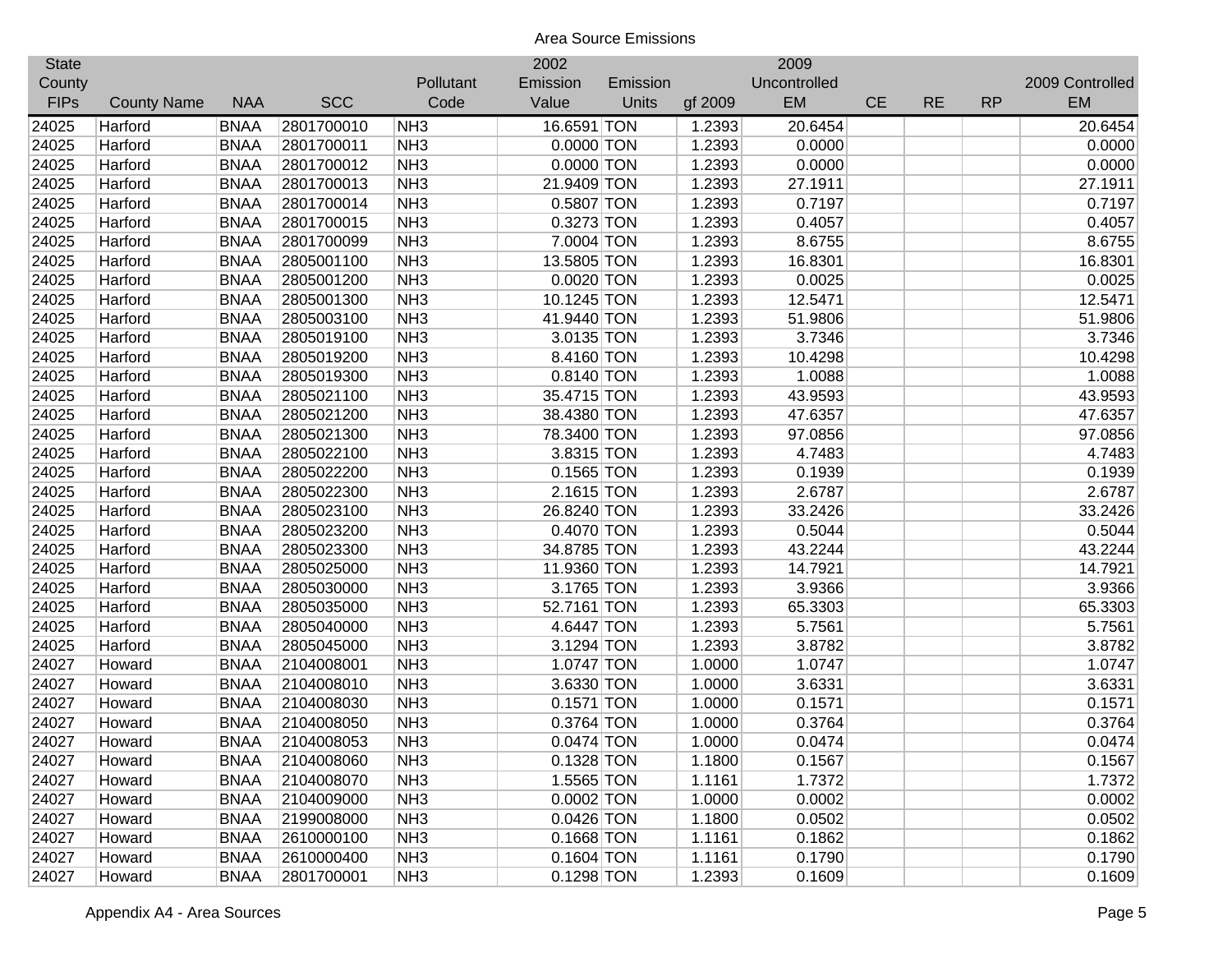Area Source Emissions

| State County FIPs | County Name | NAA | SCC | Pollutant Code | 2002 Emission Value | Emission Units | gf 2009 | 2009 Uncontrolled EM | CE | RE | RP | 2009 Controlled EM |
|---|---|---|---|---|---|---|---|---|---|---|---|---|
| 24025 | Harford | BNAA | 2801700010 | NH3 | 16.6591 | TON | 1.2393 | 20.6454 | | | | 20.6454 |
| 24025 | Harford | BNAA | 2801700011 | NH3 | 0.0000 | TON | 1.2393 | 0.0000 | | | | 0.0000 |
| 24025 | Harford | BNAA | 2801700012 | NH3 | 0.0000 | TON | 1.2393 | 0.0000 | | | | 0.0000 |
| 24025 | Harford | BNAA | 2801700013 | NH3 | 21.9409 | TON | 1.2393 | 27.1911 | | | | 27.1911 |
| 24025 | Harford | BNAA | 2801700014 | NH3 | 0.5807 | TON | 1.2393 | 0.7197 | | | | 0.7197 |
| 24025 | Harford | BNAA | 2801700015 | NH3 | 0.3273 | TON | 1.2393 | 0.4057 | | | | 0.4057 |
| 24025 | Harford | BNAA | 2801700099 | NH3 | 7.0004 | TON | 1.2393 | 8.6755 | | | | 8.6755 |
| 24025 | Harford | BNAA | 2805001100 | NH3 | 13.5805 | TON | 1.2393 | 16.8301 | | | | 16.8301 |
| 24025 | Harford | BNAA | 2805001200 | NH3 | 0.0020 | TON | 1.2393 | 0.0025 | | | | 0.0025 |
| 24025 | Harford | BNAA | 2805001300 | NH3 | 10.1245 | TON | 1.2393 | 12.5471 | | | | 12.5471 |
| 24025 | Harford | BNAA | 2805003100 | NH3 | 41.9440 | TON | 1.2393 | 51.9806 | | | | 51.9806 |
| 24025 | Harford | BNAA | 2805019100 | NH3 | 3.0135 | TON | 1.2393 | 3.7346 | | | | 3.7346 |
| 24025 | Harford | BNAA | 2805019200 | NH3 | 8.4160 | TON | 1.2393 | 10.4298 | | | | 10.4298 |
| 24025 | Harford | BNAA | 2805019300 | NH3 | 0.8140 | TON | 1.2393 | 1.0088 | | | | 1.0088 |
| 24025 | Harford | BNAA | 2805021100 | NH3 | 35.4715 | TON | 1.2393 | 43.9593 | | | | 43.9593 |
| 24025 | Harford | BNAA | 2805021200 | NH3 | 38.4380 | TON | 1.2393 | 47.6357 | | | | 47.6357 |
| 24025 | Harford | BNAA | 2805021300 | NH3 | 78.3400 | TON | 1.2393 | 97.0856 | | | | 97.0856 |
| 24025 | Harford | BNAA | 2805022100 | NH3 | 3.8315 | TON | 1.2393 | 4.7483 | | | | 4.7483 |
| 24025 | Harford | BNAA | 2805022200 | NH3 | 0.1565 | TON | 1.2393 | 0.1939 | | | | 0.1939 |
| 24025 | Harford | BNAA | 2805022300 | NH3 | 2.1615 | TON | 1.2393 | 2.6787 | | | | 2.6787 |
| 24025 | Harford | BNAA | 2805023100 | NH3 | 26.8240 | TON | 1.2393 | 33.2426 | | | | 33.2426 |
| 24025 | Harford | BNAA | 2805023200 | NH3 | 0.4070 | TON | 1.2393 | 0.5044 | | | | 0.5044 |
| 24025 | Harford | BNAA | 2805023300 | NH3 | 34.8785 | TON | 1.2393 | 43.2244 | | | | 43.2244 |
| 24025 | Harford | BNAA | 2805025000 | NH3 | 11.9360 | TON | 1.2393 | 14.7921 | | | | 14.7921 |
| 24025 | Harford | BNAA | 2805030000 | NH3 | 3.1765 | TON | 1.2393 | 3.9366 | | | | 3.9366 |
| 24025 | Harford | BNAA | 2805035000 | NH3 | 52.7161 | TON | 1.2393 | 65.3303 | | | | 65.3303 |
| 24025 | Harford | BNAA | 2805040000 | NH3 | 4.6447 | TON | 1.2393 | 5.7561 | | | | 5.7561 |
| 24025 | Harford | BNAA | 2805045000 | NH3 | 3.1294 | TON | 1.2393 | 3.8782 | | | | 3.8782 |
| 24027 | Howard | BNAA | 2104008001 | NH3 | 1.0747 | TON | 1.0000 | 1.0747 | | | | 1.0747 |
| 24027 | Howard | BNAA | 2104008010 | NH3 | 3.6330 | TON | 1.0000 | 3.6331 | | | | 3.6331 |
| 24027 | Howard | BNAA | 2104008030 | NH3 | 0.1571 | TON | 1.0000 | 0.1571 | | | | 0.1571 |
| 24027 | Howard | BNAA | 2104008050 | NH3 | 0.3764 | TON | 1.0000 | 0.3764 | | | | 0.3764 |
| 24027 | Howard | BNAA | 2104008053 | NH3 | 0.0474 | TON | 1.0000 | 0.0474 | | | | 0.0474 |
| 24027 | Howard | BNAA | 2104008060 | NH3 | 0.1328 | TON | 1.1800 | 0.1567 | | | | 0.1567 |
| 24027 | Howard | BNAA | 2104008070 | NH3 | 1.5565 | TON | 1.1161 | 1.7372 | | | | 1.7372 |
| 24027 | Howard | BNAA | 2104009000 | NH3 | 0.0002 | TON | 1.0000 | 0.0002 | | | | 0.0002 |
| 24027 | Howard | BNAA | 2199008000 | NH3 | 0.0426 | TON | 1.1800 | 0.0502 | | | | 0.0502 |
| 24027 | Howard | BNAA | 2610000100 | NH3 | 0.1668 | TON | 1.1161 | 0.1862 | | | | 0.1862 |
| 24027 | Howard | BNAA | 2610000400 | NH3 | 0.1604 | TON | 1.1161 | 0.1790 | | | | 0.1790 |
| 24027 | Howard | BNAA | 2801700001 | NH3 | 0.1298 | TON | 1.2393 | 0.1609 | | | | 0.1609 |

Appendix A4 - Area Sources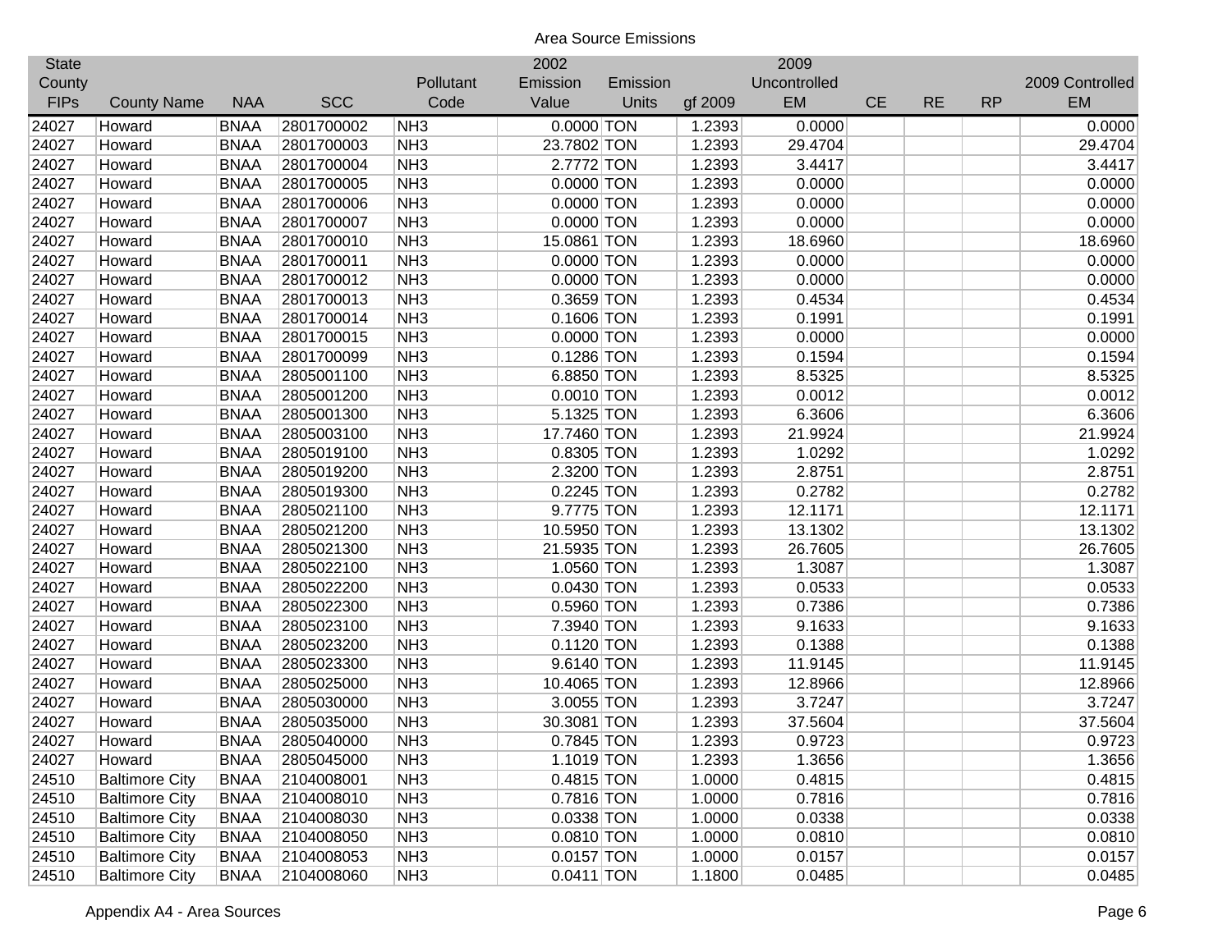Area Source Emissions

| State County FIPs | County Name | NAA | SCC | Pollutant Code | 2002 Emission Value | Emission Units | gf 2009 | 2009 Uncontrolled EM | CE | RE | RP | 2009 Controlled EM |
|---|---|---|---|---|---|---|---|---|---|---|---|---|
| 24027 | Howard | BNAA | 2801700002 | NH3 | 0.0000 | TON | 1.2393 | 0.0000 | | | | 0.0000 |
| 24027 | Howard | BNAA | 2801700003 | NH3 | 23.7802 | TON | 1.2393 | 29.4704 | | | | 29.4704 |
| 24027 | Howard | BNAA | 2801700004 | NH3 | 2.7772 | TON | 1.2393 | 3.4417 | | | | 3.4417 |
| 24027 | Howard | BNAA | 2801700005 | NH3 | 0.0000 | TON | 1.2393 | 0.0000 | | | | 0.0000 |
| 24027 | Howard | BNAA | 2801700006 | NH3 | 0.0000 | TON | 1.2393 | 0.0000 | | | | 0.0000 |
| 24027 | Howard | BNAA | 2801700007 | NH3 | 0.0000 | TON | 1.2393 | 0.0000 | | | | 0.0000 |
| 24027 | Howard | BNAA | 2801700010 | NH3 | 15.0861 | TON | 1.2393 | 18.6960 | | | | 18.6960 |
| 24027 | Howard | BNAA | 2801700011 | NH3 | 0.0000 | TON | 1.2393 | 0.0000 | | | | 0.0000 |
| 24027 | Howard | BNAA | 2801700012 | NH3 | 0.0000 | TON | 1.2393 | 0.0000 | | | | 0.0000 |
| 24027 | Howard | BNAA | 2801700013 | NH3 | 0.3659 | TON | 1.2393 | 0.4534 | | | | 0.4534 |
| 24027 | Howard | BNAA | 2801700014 | NH3 | 0.1606 | TON | 1.2393 | 0.1991 | | | | 0.1991 |
| 24027 | Howard | BNAA | 2801700015 | NH3 | 0.0000 | TON | 1.2393 | 0.0000 | | | | 0.0000 |
| 24027 | Howard | BNAA | 2801700099 | NH3 | 0.1286 | TON | 1.2393 | 0.1594 | | | | 0.1594 |
| 24027 | Howard | BNAA | 2805001100 | NH3 | 6.8850 | TON | 1.2393 | 8.5325 | | | | 8.5325 |
| 24027 | Howard | BNAA | 2805001200 | NH3 | 0.0010 | TON | 1.2393 | 0.0012 | | | | 0.0012 |
| 24027 | Howard | BNAA | 2805001300 | NH3 | 5.1325 | TON | 1.2393 | 6.3606 | | | | 6.3606 |
| 24027 | Howard | BNAA | 2805003100 | NH3 | 17.7460 | TON | 1.2393 | 21.9924 | | | | 21.9924 |
| 24027 | Howard | BNAA | 2805019100 | NH3 | 0.8305 | TON | 1.2393 | 1.0292 | | | | 1.0292 |
| 24027 | Howard | BNAA | 2805019200 | NH3 | 2.3200 | TON | 1.2393 | 2.8751 | | | | 2.8751 |
| 24027 | Howard | BNAA | 2805019300 | NH3 | 0.2245 | TON | 1.2393 | 0.2782 | | | | 0.2782 |
| 24027 | Howard | BNAA | 2805021100 | NH3 | 9.7775 | TON | 1.2393 | 12.1171 | | | | 12.1171 |
| 24027 | Howard | BNAA | 2805021200 | NH3 | 10.5950 | TON | 1.2393 | 13.1302 | | | | 13.1302 |
| 24027 | Howard | BNAA | 2805021300 | NH3 | 21.5935 | TON | 1.2393 | 26.7605 | | | | 26.7605 |
| 24027 | Howard | BNAA | 2805022100 | NH3 | 1.0560 | TON | 1.2393 | 1.3087 | | | | 1.3087 |
| 24027 | Howard | BNAA | 2805022200 | NH3 | 0.0430 | TON | 1.2393 | 0.0533 | | | | 0.0533 |
| 24027 | Howard | BNAA | 2805022300 | NH3 | 0.5960 | TON | 1.2393 | 0.7386 | | | | 0.7386 |
| 24027 | Howard | BNAA | 2805023100 | NH3 | 7.3940 | TON | 1.2393 | 9.1633 | | | | 9.1633 |
| 24027 | Howard | BNAA | 2805023200 | NH3 | 0.1120 | TON | 1.2393 | 0.1388 | | | | 0.1388 |
| 24027 | Howard | BNAA | 2805023300 | NH3 | 9.6140 | TON | 1.2393 | 11.9145 | | | | 11.9145 |
| 24027 | Howard | BNAA | 2805025000 | NH3 | 10.4065 | TON | 1.2393 | 12.8966 | | | | 12.8966 |
| 24027 | Howard | BNAA | 2805030000 | NH3 | 3.0055 | TON | 1.2393 | 3.7247 | | | | 3.7247 |
| 24027 | Howard | BNAA | 2805035000 | NH3 | 30.3081 | TON | 1.2393 | 37.5604 | | | | 37.5604 |
| 24027 | Howard | BNAA | 2805040000 | NH3 | 0.7845 | TON | 1.2393 | 0.9723 | | | | 0.9723 |
| 24027 | Howard | BNAA | 2805045000 | NH3 | 1.1019 | TON | 1.2393 | 1.3656 | | | | 1.3656 |
| 24510 | Baltimore City | BNAA | 2104008001 | NH3 | 0.4815 | TON | 1.0000 | 0.4815 | | | | 0.4815 |
| 24510 | Baltimore City | BNAA | 2104008010 | NH3 | 0.7816 | TON | 1.0000 | 0.7816 | | | | 0.7816 |
| 24510 | Baltimore City | BNAA | 2104008030 | NH3 | 0.0338 | TON | 1.0000 | 0.0338 | | | | 0.0338 |
| 24510 | Baltimore City | BNAA | 2104008050 | NH3 | 0.0810 | TON | 1.0000 | 0.0810 | | | | 0.0810 |
| 24510 | Baltimore City | BNAA | 2104008053 | NH3 | 0.0157 | TON | 1.0000 | 0.0157 | | | | 0.0157 |
| 24510 | Baltimore City | BNAA | 2104008060 | NH3 | 0.0411 | TON | 1.1800 | 0.0485 | | | | 0.0485 |

Appendix A4 - Area Sources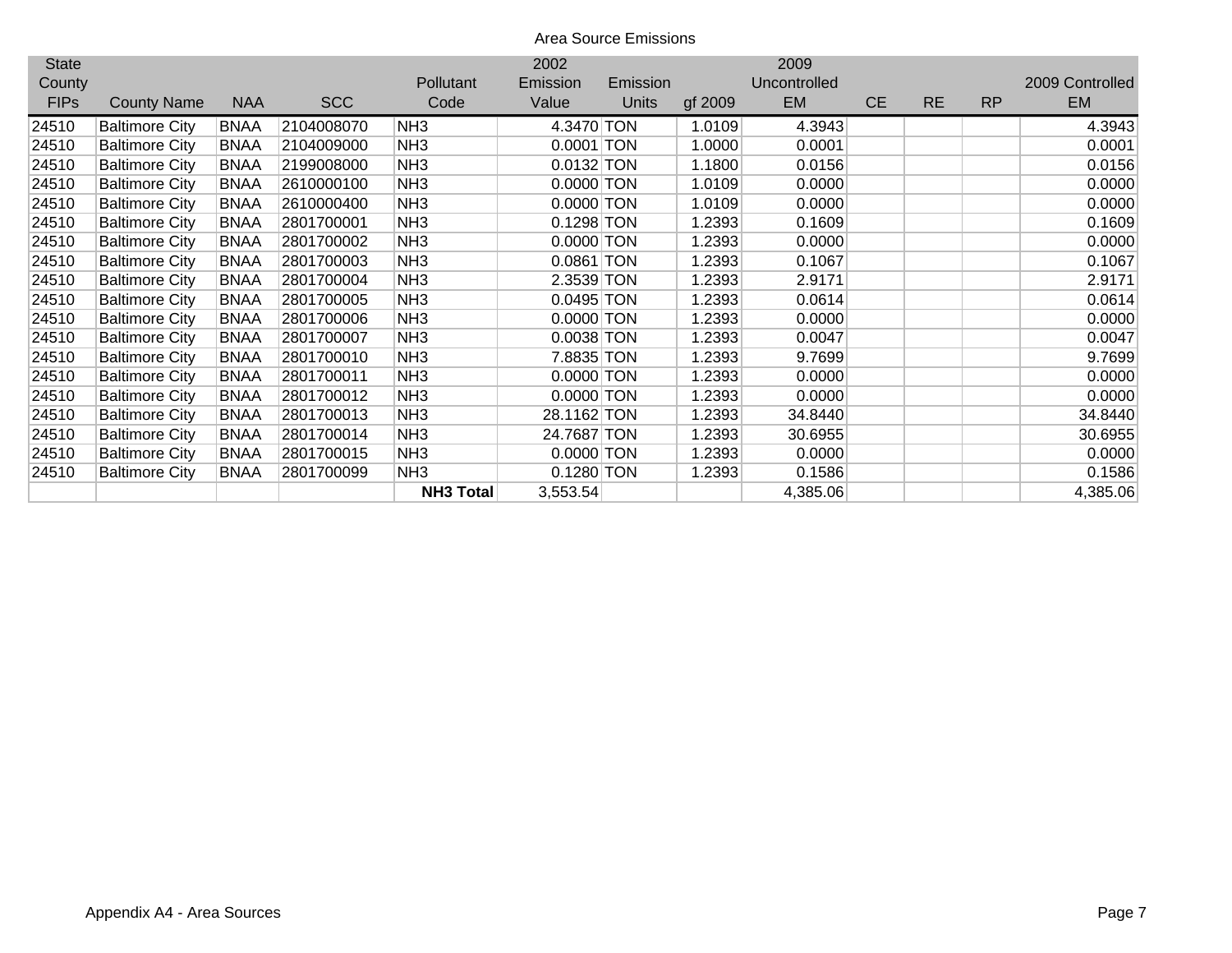Area Source Emissions

| State County FIPs | County Name | NAA | SCC | Pollutant Code | 2002 Emission Value | Emission Units | gf 2009 | 2009 Uncontrolled EM | CE | RE | RP | 2009 Controlled EM |
|---|---|---|---|---|---|---|---|---|---|---|---|---|
| 24510 | Baltimore City | BNAA | 2104008070 | NH3 | 4.3470 | TON | 1.0109 | 4.3943 | | | | 4.3943 |
| 24510 | Baltimore City | BNAA | 2104009000 | NH3 | 0.0001 | TON | 1.0000 | 0.0001 | | | | 0.0001 |
| 24510 | Baltimore City | BNAA | 2199008000 | NH3 | 0.0132 | TON | 1.1800 | 0.0156 | | | | 0.0156 |
| 24510 | Baltimore City | BNAA | 2610000100 | NH3 | 0.0000 | TON | 1.0109 | 0.0000 | | | | 0.0000 |
| 24510 | Baltimore City | BNAA | 2610000400 | NH3 | 0.0000 | TON | 1.0109 | 0.0000 | | | | 0.0000 |
| 24510 | Baltimore City | BNAA | 2801700001 | NH3 | 0.1298 | TON | 1.2393 | 0.1609 | | | | 0.1609 |
| 24510 | Baltimore City | BNAA | 2801700002 | NH3 | 0.0000 | TON | 1.2393 | 0.0000 | | | | 0.0000 |
| 24510 | Baltimore City | BNAA | 2801700003 | NH3 | 0.0861 | TON | 1.2393 | 0.1067 | | | | 0.1067 |
| 24510 | Baltimore City | BNAA | 2801700004 | NH3 | 2.3539 | TON | 1.2393 | 2.9171 | | | | 2.9171 |
| 24510 | Baltimore City | BNAA | 2801700005 | NH3 | 0.0495 | TON | 1.2393 | 0.0614 | | | | 0.0614 |
| 24510 | Baltimore City | BNAA | 2801700006 | NH3 | 0.0000 | TON | 1.2393 | 0.0000 | | | | 0.0000 |
| 24510 | Baltimore City | BNAA | 2801700007 | NH3 | 0.0038 | TON | 1.2393 | 0.0047 | | | | 0.0047 |
| 24510 | Baltimore City | BNAA | 2801700010 | NH3 | 7.8835 | TON | 1.2393 | 9.7699 | | | | 9.7699 |
| 24510 | Baltimore City | BNAA | 2801700011 | NH3 | 0.0000 | TON | 1.2393 | 0.0000 | | | | 0.0000 |
| 24510 | Baltimore City | BNAA | 2801700012 | NH3 | 0.0000 | TON | 1.2393 | 0.0000 | | | | 0.0000 |
| 24510 | Baltimore City | BNAA | 2801700013 | NH3 | 28.1162 | TON | 1.2393 | 34.8440 | | | | 34.8440 |
| 24510 | Baltimore City | BNAA | 2801700014 | NH3 | 24.7687 | TON | 1.2393 | 30.6955 | | | | 30.6955 |
| 24510 | Baltimore City | BNAA | 2801700015 | NH3 | 0.0000 | TON | 1.2393 | 0.0000 | | | | 0.0000 |
| 24510 | Baltimore City | BNAA | 2801700099 | NH3 | 0.1280 | TON | 1.2393 | 0.1586 | | | | 0.1586 |
| | | | | **NH3 Total** | 3,553.54 | | | 4,385.06 | | | | 4,385.06 |

Appendix A4 - Area Sources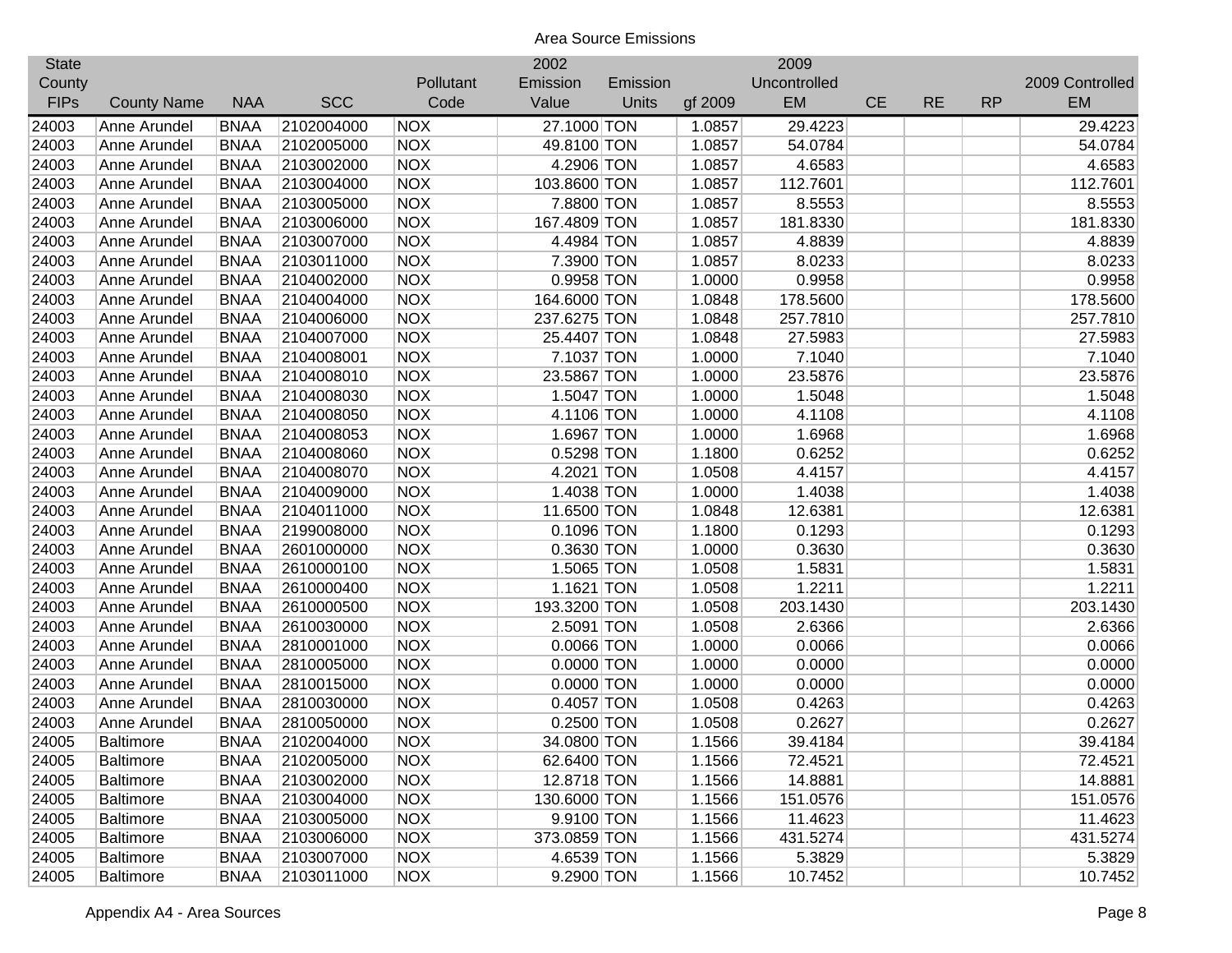Area Source Emissions

| State County FIPs | County Name | NAA | SCC | Pollutant Code | 2002 Emission Value | Emission Units | gf 2009 | 2009 Uncontrolled EM | CE | RE | RP | 2009 Controlled EM |
|---|---|---|---|---|---|---|---|---|---|---|---|---|
| 24003 | Anne Arundel | BNAA | 2102004000 | NOX | 27.1000 | TON | 1.0857 | 29.4223 | | | | 29.4223 |
| 24003 | Anne Arundel | BNAA | 2102005000 | NOX | 49.8100 | TON | 1.0857 | 54.0784 | | | | 54.0784 |
| 24003 | Anne Arundel | BNAA | 2103002000 | NOX | 4.2906 | TON | 1.0857 | 4.6583 | | | | 4.6583 |
| 24003 | Anne Arundel | BNAA | 2103004000 | NOX | 103.8600 | TON | 1.0857 | 112.7601 | | | | 112.7601 |
| 24003 | Anne Arundel | BNAA | 2103005000 | NOX | 7.8800 | TON | 1.0857 | 8.5553 | | | | 8.5553 |
| 24003 | Anne Arundel | BNAA | 2103006000 | NOX | 167.4809 | TON | 1.0857 | 181.8330 | | | | 181.8330 |
| 24003 | Anne Arundel | BNAA | 2103007000 | NOX | 4.4984 | TON | 1.0857 | 4.8839 | | | | 4.8839 |
| 24003 | Anne Arundel | BNAA | 2103011000 | NOX | 7.3900 | TON | 1.0857 | 8.0233 | | | | 8.0233 |
| 24003 | Anne Arundel | BNAA | 2104002000 | NOX | 0.9958 | TON | 1.0000 | 0.9958 | | | | 0.9958 |
| 24003 | Anne Arundel | BNAA | 2104004000 | NOX | 164.6000 | TON | 1.0848 | 178.5600 | | | | 178.5600 |
| 24003 | Anne Arundel | BNAA | 2104006000 | NOX | 237.6275 | TON | 1.0848 | 257.7810 | | | | 257.7810 |
| 24003 | Anne Arundel | BNAA | 2104007000 | NOX | 25.4407 | TON | 1.0848 | 27.5983 | | | | 27.5983 |
| 24003 | Anne Arundel | BNAA | 2104008001 | NOX | 7.1037 | TON | 1.0000 | 7.1040 | | | | 7.1040 |
| 24003 | Anne Arundel | BNAA | 2104008010 | NOX | 23.5867 | TON | 1.0000 | 23.5876 | | | | 23.5876 |
| 24003 | Anne Arundel | BNAA | 2104008030 | NOX | 1.5047 | TON | 1.0000 | 1.5048 | | | | 1.5048 |
| 24003 | Anne Arundel | BNAA | 2104008050 | NOX | 4.1106 | TON | 1.0000 | 4.1108 | | | | 4.1108 |
| 24003 | Anne Arundel | BNAA | 2104008053 | NOX | 1.6967 | TON | 1.0000 | 1.6968 | | | | 1.6968 |
| 24003 | Anne Arundel | BNAA | 2104008060 | NOX | 0.5298 | TON | 1.1800 | 0.6252 | | | | 0.6252 |
| 24003 | Anne Arundel | BNAA | 2104008070 | NOX | 4.2021 | TON | 1.0508 | 4.4157 | | | | 4.4157 |
| 24003 | Anne Arundel | BNAA | 2104009000 | NOX | 1.4038 | TON | 1.0000 | 1.4038 | | | | 1.4038 |
| 24003 | Anne Arundel | BNAA | 2104011000 | NOX | 11.6500 | TON | 1.0848 | 12.6381 | | | | 12.6381 |
| 24003 | Anne Arundel | BNAA | 2199008000 | NOX | 0.1096 | TON | 1.1800 | 0.1293 | | | | 0.1293 |
| 24003 | Anne Arundel | BNAA | 2601000000 | NOX | 0.3630 | TON | 1.0000 | 0.3630 | | | | 0.3630 |
| 24003 | Anne Arundel | BNAA | 2610000100 | NOX | 1.5065 | TON | 1.0508 | 1.5831 | | | | 1.5831 |
| 24003 | Anne Arundel | BNAA | 2610000400 | NOX | 1.1621 | TON | 1.0508 | 1.2211 | | | | 1.2211 |
| 24003 | Anne Arundel | BNAA | 2610000500 | NOX | 193.3200 | TON | 1.0508 | 203.1430 | | | | 203.1430 |
| 24003 | Anne Arundel | BNAA | 2610030000 | NOX | 2.5091 | TON | 1.0508 | 2.6366 | | | | 2.6366 |
| 24003 | Anne Arundel | BNAA | 2810001000 | NOX | 0.0066 | TON | 1.0000 | 0.0066 | | | | 0.0066 |
| 24003 | Anne Arundel | BNAA | 2810005000 | NOX | 0.0000 | TON | 1.0000 | 0.0000 | | | | 0.0000 |
| 24003 | Anne Arundel | BNAA | 2810015000 | NOX | 0.0000 | TON | 1.0000 | 0.0000 | | | | 0.0000 |
| 24003 | Anne Arundel | BNAA | 2810030000 | NOX | 0.4057 | TON | 1.0508 | 0.4263 | | | | 0.4263 |
| 24003 | Anne Arundel | BNAA | 2810050000 | NOX | 0.2500 | TON | 1.0508 | 0.2627 | | | | 0.2627 |
| 24005 | Baltimore | BNAA | 2102004000 | NOX | 34.0800 | TON | 1.1566 | 39.4184 | | | | 39.4184 |
| 24005 | Baltimore | BNAA | 2102005000 | NOX | 62.6400 | TON | 1.1566 | 72.4521 | | | | 72.4521 |
| 24005 | Baltimore | BNAA | 2103002000 | NOX | 12.8718 | TON | 1.1566 | 14.8881 | | | | 14.8881 |
| 24005 | Baltimore | BNAA | 2103004000 | NOX | 130.6000 | TON | 1.1566 | 151.0576 | | | | 151.0576 |
| 24005 | Baltimore | BNAA | 2103005000 | NOX | 9.9100 | TON | 1.1566 | 11.4623 | | | | 11.4623 |
| 24005 | Baltimore | BNAA | 2103006000 | NOX | 373.0859 | TON | 1.1566 | 431.5274 | | | | 431.5274 |
| 24005 | Baltimore | BNAA | 2103007000 | NOX | 4.6539 | TON | 1.1566 | 5.3829 | | | | 5.3829 |
| 24005 | Baltimore | BNAA | 2103011000 | NOX | 9.2900 | TON | 1.1566 | 10.7452 | | | | 10.7452 |

Appendix A4 - Area Sources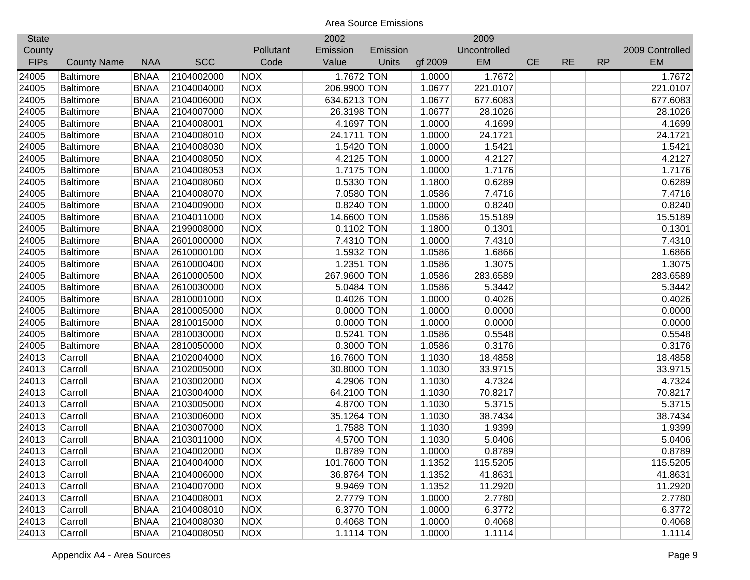Area Source Emissions

| State County FIPs | County Name | NAA | SCC | Pollutant Code | 2002 Emission Value | Emission Units | gf 2009 | 2009 Uncontrolled EM | CE | RE | RP | 2009 Controlled EM |
|---|---|---|---|---|---|---|---|---|---|---|---|---|
| 24005 | Baltimore | BNAA | 2104002000 | NOX | 1.7672 | TON | 1.0000 | 1.7672 | | | | 1.7672 |
| 24005 | Baltimore | BNAA | 2104004000 | NOX | 206.9900 | TON | 1.0677 | 221.0107 | | | | 221.0107 |
| 24005 | Baltimore | BNAA | 2104006000 | NOX | 634.6213 | TON | 1.0677 | 677.6083 | | | | 677.6083 |
| 24005 | Baltimore | BNAA | 2104007000 | NOX | 26.3198 | TON | 1.0677 | 28.1026 | | | | 28.1026 |
| 24005 | Baltimore | BNAA | 2104008001 | NOX | 4.1697 | TON | 1.0000 | 4.1699 | | | | 4.1699 |
| 24005 | Baltimore | BNAA | 2104008010 | NOX | 24.1711 | TON | 1.0000 | 24.1721 | | | | 24.1721 |
| 24005 | Baltimore | BNAA | 2104008030 | NOX | 1.5420 | TON | 1.0000 | 1.5421 | | | | 1.5421 |
| 24005 | Baltimore | BNAA | 2104008050 | NOX | 4.2125 | TON | 1.0000 | 4.2127 | | | | 4.2127 |
| 24005 | Baltimore | BNAA | 2104008053 | NOX | 1.7175 | TON | 1.0000 | 1.7176 | | | | 1.7176 |
| 24005 | Baltimore | BNAA | 2104008060 | NOX | 0.5330 | TON | 1.1800 | 0.6289 | | | | 0.6289 |
| 24005 | Baltimore | BNAA | 2104008070 | NOX | 7.0580 | TON | 1.0586 | 7.4716 | | | | 7.4716 |
| 24005 | Baltimore | BNAA | 2104009000 | NOX | 0.8240 | TON | 1.0000 | 0.8240 | | | | 0.8240 |
| 24005 | Baltimore | BNAA | 2104011000 | NOX | 14.6600 | TON | 1.0586 | 15.5189 | | | | 15.5189 |
| 24005 | Baltimore | BNAA | 2199008000 | NOX | 0.1102 | TON | 1.1800 | 0.1301 | | | | 0.1301 |
| 24005 | Baltimore | BNAA | 2601000000 | NOX | 7.4310 | TON | 1.0000 | 7.4310 | | | | 7.4310 |
| 24005 | Baltimore | BNAA | 2610000100 | NOX | 1.5932 | TON | 1.0586 | 1.6866 | | | | 1.6866 |
| 24005 | Baltimore | BNAA | 2610000400 | NOX | 1.2351 | TON | 1.0586 | 1.3075 | | | | 1.3075 |
| 24005 | Baltimore | BNAA | 2610000500 | NOX | 267.9600 | TON | 1.0586 | 283.6589 | | | | 283.6589 |
| 24005 | Baltimore | BNAA | 2610030000 | NOX | 5.0484 | TON | 1.0586 | 5.3442 | | | | 5.3442 |
| 24005 | Baltimore | BNAA | 2810001000 | NOX | 0.4026 | TON | 1.0000 | 0.4026 | | | | 0.4026 |
| 24005 | Baltimore | BNAA | 2810005000 | NOX | 0.0000 | TON | 1.0000 | 0.0000 | | | | 0.0000 |
| 24005 | Baltimore | BNAA | 2810015000 | NOX | 0.0000 | TON | 1.0000 | 0.0000 | | | | 0.0000 |
| 24005 | Baltimore | BNAA | 2810030000 | NOX | 0.5241 | TON | 1.0586 | 0.5548 | | | | 0.5548 |
| 24005 | Baltimore | BNAA | 2810050000 | NOX | 0.3000 | TON | 1.0586 | 0.3176 | | | | 0.3176 |
| 24013 | Carroll | BNAA | 2102004000 | NOX | 16.7600 | TON | 1.1030 | 18.4858 | | | | 18.4858 |
| 24013 | Carroll | BNAA | 2102005000 | NOX | 30.8000 | TON | 1.1030 | 33.9715 | | | | 33.9715 |
| 24013 | Carroll | BNAA | 2103002000 | NOX | 4.2906 | TON | 1.1030 | 4.7324 | | | | 4.7324 |
| 24013 | Carroll | BNAA | 2103004000 | NOX | 64.2100 | TON | 1.1030 | 70.8217 | | | | 70.8217 |
| 24013 | Carroll | BNAA | 2103005000 | NOX | 4.8700 | TON | 1.1030 | 5.3715 | | | | 5.3715 |
| 24013 | Carroll | BNAA | 2103006000 | NOX | 35.1264 | TON | 1.1030 | 38.7434 | | | | 38.7434 |
| 24013 | Carroll | BNAA | 2103007000 | NOX | 1.7588 | TON | 1.1030 | 1.9399 | | | | 1.9399 |
| 24013 | Carroll | BNAA | 2103011000 | NOX | 4.5700 | TON | 1.1030 | 5.0406 | | | | 5.0406 |
| 24013 | Carroll | BNAA | 2104002000 | NOX | 0.8789 | TON | 1.0000 | 0.8789 | | | | 0.8789 |
| 24013 | Carroll | BNAA | 2104004000 | NOX | 101.7600 | TON | 1.1352 | 115.5205 | | | | 115.5205 |
| 24013 | Carroll | BNAA | 2104006000 | NOX | 36.8764 | TON | 1.1352 | 41.8631 | | | | 41.8631 |
| 24013 | Carroll | BNAA | 2104007000 | NOX | 9.9469 | TON | 1.1352 | 11.2920 | | | | 11.2920 |
| 24013 | Carroll | BNAA | 2104008001 | NOX | 2.7779 | TON | 1.0000 | 2.7780 | | | | 2.7780 |
| 24013 | Carroll | BNAA | 2104008010 | NOX | 6.3770 | TON | 1.0000 | 6.3772 | | | | 6.3772 |
| 24013 | Carroll | BNAA | 2104008030 | NOX | 0.4068 | TON | 1.0000 | 0.4068 | | | | 0.4068 |
| 24013 | Carroll | BNAA | 2104008050 | NOX | 1.1114 | TON | 1.0000 | 1.1114 | | | | 1.1114 |

Appendix A4 - Area Sources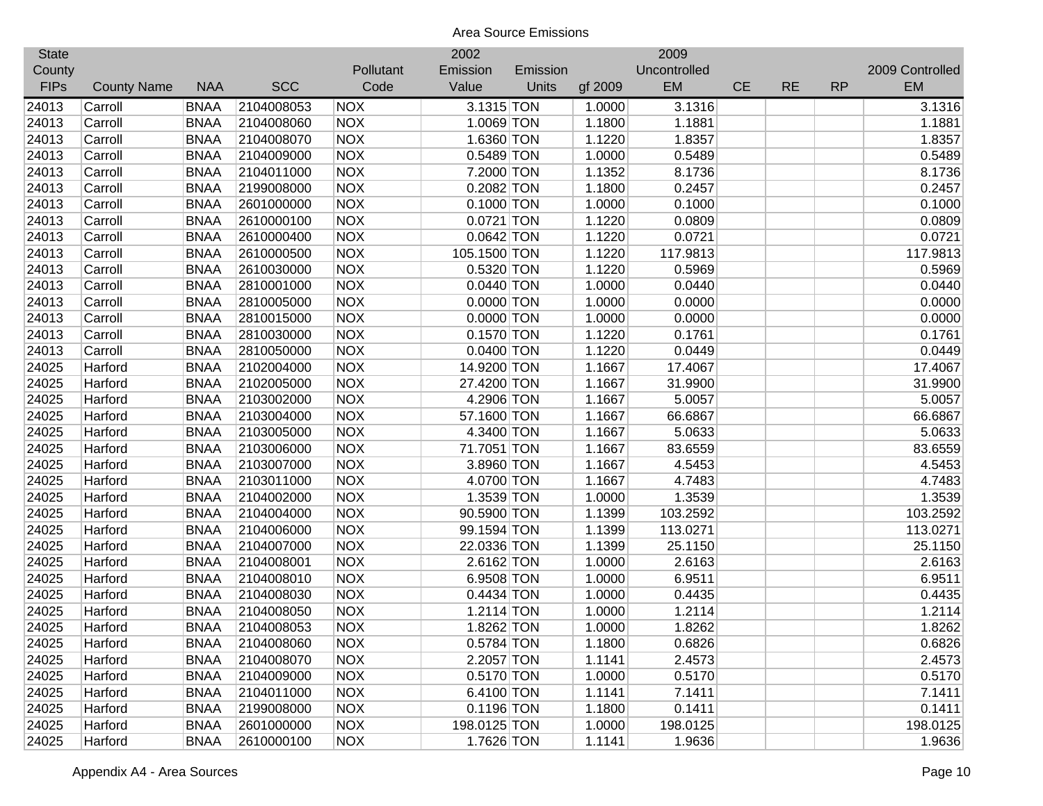Area Source Emissions

| State County FIPs | County Name | NAA | SCC | Pollutant Code | 2002 Emission Value | Emission Units | gf 2009 | 2009 Uncontrolled EM | CE | RE | RP | 2009 Controlled EM |
|---|---|---|---|---|---|---|---|---|---|---|---|---|
| 24013 | Carroll | BNAA | 2104008053 | NOX | 3.1315 | TON | 1.0000 | 3.1316 | | | | 3.1316 |
| 24013 | Carroll | BNAA | 2104008060 | NOX | 1.0069 | TON | 1.1800 | 1.1881 | | | | 1.1881 |
| 24013 | Carroll | BNAA | 2104008070 | NOX | 1.6360 | TON | 1.1220 | 1.8357 | | | | 1.8357 |
| 24013 | Carroll | BNAA | 2104009000 | NOX | 0.5489 | TON | 1.0000 | 0.5489 | | | | 0.5489 |
| 24013 | Carroll | BNAA | 2104011000 | NOX | 7.2000 | TON | 1.1352 | 8.1736 | | | | 8.1736 |
| 24013 | Carroll | BNAA | 2199008000 | NOX | 0.2082 | TON | 1.1800 | 0.2457 | | | | 0.2457 |
| 24013 | Carroll | BNAA | 2601000000 | NOX | 0.1000 | TON | 1.0000 | 0.1000 | | | | 0.1000 |
| 24013 | Carroll | BNAA | 2610000100 | NOX | 0.0721 | TON | 1.1220 | 0.0809 | | | | 0.0809 |
| 24013 | Carroll | BNAA | 2610000400 | NOX | 0.0642 | TON | 1.1220 | 0.0721 | | | | 0.0721 |
| 24013 | Carroll | BNAA | 2610000500 | NOX | 105.1500 | TON | 1.1220 | 117.9813 | | | | 117.9813 |
| 24013 | Carroll | BNAA | 2610030000 | NOX | 0.5320 | TON | 1.1220 | 0.5969 | | | | 0.5969 |
| 24013 | Carroll | BNAA | 2810001000 | NOX | 0.0440 | TON | 1.0000 | 0.0440 | | | | 0.0440 |
| 24013 | Carroll | BNAA | 2810005000 | NOX | 0.0000 | TON | 1.0000 | 0.0000 | | | | 0.0000 |
| 24013 | Carroll | BNAA | 2810015000 | NOX | 0.0000 | TON | 1.0000 | 0.0000 | | | | 0.0000 |
| 24013 | Carroll | BNAA | 2810030000 | NOX | 0.1570 | TON | 1.1220 | 0.1761 | | | | 0.1761 |
| 24013 | Carroll | BNAA | 2810050000 | NOX | 0.0400 | TON | 1.1220 | 0.0449 | | | | 0.0449 |
| 24025 | Harford | BNAA | 2102004000 | NOX | 14.9200 | TON | 1.1667 | 17.4067 | | | | 17.4067 |
| 24025 | Harford | BNAA | 2102005000 | NOX | 27.4200 | TON | 1.1667 | 31.9900 | | | | 31.9900 |
| 24025 | Harford | BNAA | 2103002000 | NOX | 4.2906 | TON | 1.1667 | 5.0057 | | | | 5.0057 |
| 24025 | Harford | BNAA | 2103004000 | NOX | 57.1600 | TON | 1.1667 | 66.6867 | | | | 66.6867 |
| 24025 | Harford | BNAA | 2103005000 | NOX | 4.3400 | TON | 1.1667 | 5.0633 | | | | 5.0633 |
| 24025 | Harford | BNAA | 2103006000 | NOX | 71.7051 | TON | 1.1667 | 83.6559 | | | | 83.6559 |
| 24025 | Harford | BNAA | 2103007000 | NOX | 3.8960 | TON | 1.1667 | 4.5453 | | | | 4.5453 |
| 24025 | Harford | BNAA | 2103011000 | NOX | 4.0700 | TON | 1.1667 | 4.7483 | | | | 4.7483 |
| 24025 | Harford | BNAA | 2104002000 | NOX | 1.3539 | TON | 1.0000 | 1.3539 | | | | 1.3539 |
| 24025 | Harford | BNAA | 2104004000 | NOX | 90.5900 | TON | 1.1399 | 103.2592 | | | | 103.2592 |
| 24025 | Harford | BNAA | 2104006000 | NOX | 99.1594 | TON | 1.1399 | 113.0271 | | | | 113.0271 |
| 24025 | Harford | BNAA | 2104007000 | NOX | 22.0336 | TON | 1.1399 | 25.1150 | | | | 25.1150 |
| 24025 | Harford | BNAA | 2104008001 | NOX | 2.6162 | TON | 1.0000 | 2.6163 | | | | 2.6163 |
| 24025 | Harford | BNAA | 2104008010 | NOX | 6.9508 | TON | 1.0000 | 6.9511 | | | | 6.9511 |
| 24025 | Harford | BNAA | 2104008030 | NOX | 0.4434 | TON | 1.0000 | 0.4435 | | | | 0.4435 |
| 24025 | Harford | BNAA | 2104008050 | NOX | 1.2114 | TON | 1.0000 | 1.2114 | | | | 1.2114 |
| 24025 | Harford | BNAA | 2104008053 | NOX | 1.8262 | TON | 1.0000 | 1.8262 | | | | 1.8262 |
| 24025 | Harford | BNAA | 2104008060 | NOX | 0.5784 | TON | 1.1800 | 0.6826 | | | | 0.6826 |
| 24025 | Harford | BNAA | 2104008070 | NOX | 2.2057 | TON | 1.1141 | 2.4573 | | | | 2.4573 |
| 24025 | Harford | BNAA | 2104009000 | NOX | 0.5170 | TON | 1.0000 | 0.5170 | | | | 0.5170 |
| 24025 | Harford | BNAA | 2104011000 | NOX | 6.4100 | TON | 1.1141 | 7.1411 | | | | 7.1411 |
| 24025 | Harford | BNAA | 2199008000 | NOX | 0.1196 | TON | 1.1800 | 0.1411 | | | | 0.1411 |
| 24025 | Harford | BNAA | 2601000000 | NOX | 198.0125 | TON | 1.0000 | 198.0125 | | | | 198.0125 |
| 24025 | Harford | BNAA | 2610000100 | NOX | 1.7626 | TON | 1.1141 | 1.9636 | | | | 1.9636 |

Appendix A4 - Area Sources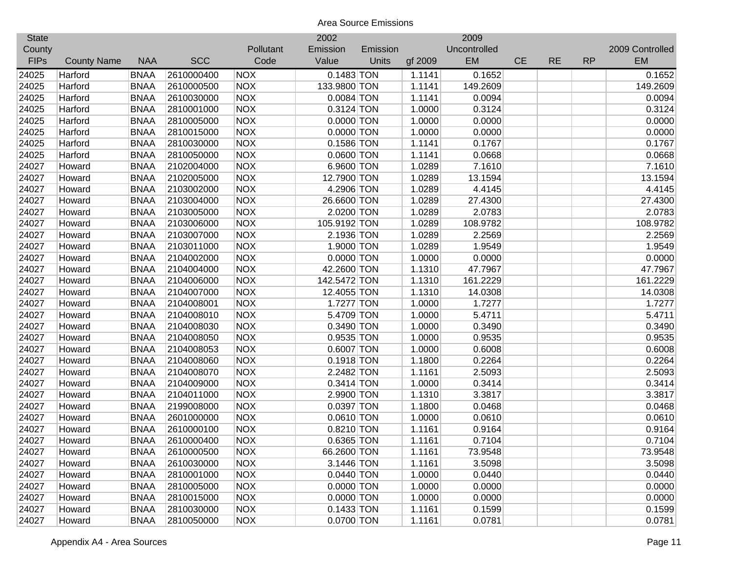Area Source Emissions

| State County FIPs | County Name | NAA | SCC | Pollutant Code | 2002 Emission Value | Emission Units | gf 2009 | 2009 Uncontrolled EM | CE | RE | RP | 2009 Controlled EM |
|---|---|---|---|---|---|---|---|---|---|---|---|---|
| 24025 | Harford | BNAA | 2610000400 | NOX | 0.1483 | TON | 1.1141 | 0.1652 | | | | 0.1652 |
| 24025 | Harford | BNAA | 2610000500 | NOX | 133.9800 | TON | 1.1141 | 149.2609 | | | | 149.2609 |
| 24025 | Harford | BNAA | 2610030000 | NOX | 0.0084 | TON | 1.1141 | 0.0094 | | | | 0.0094 |
| 24025 | Harford | BNAA | 2810001000 | NOX | 0.3124 | TON | 1.0000 | 0.3124 | | | | 0.3124 |
| 24025 | Harford | BNAA | 2810005000 | NOX | 0.0000 | TON | 1.0000 | 0.0000 | | | | 0.0000 |
| 24025 | Harford | BNAA | 2810015000 | NOX | 0.0000 | TON | 1.0000 | 0.0000 | | | | 0.0000 |
| 24025 | Harford | BNAA | 2810030000 | NOX | 0.1586 | TON | 1.1141 | 0.1767 | | | | 0.1767 |
| 24025 | Harford | BNAA | 2810050000 | NOX | 0.0600 | TON | 1.1141 | 0.0668 | | | | 0.0668 |
| 24027 | Howard | BNAA | 2102004000 | NOX | 6.9600 | TON | 1.0289 | 7.1610 | | | | 7.1610 |
| 24027 | Howard | BNAA | 2102005000 | NOX | 12.7900 | TON | 1.0289 | 13.1594 | | | | 13.1594 |
| 24027 | Howard | BNAA | 2103002000 | NOX | 4.2906 | TON | 1.0289 | 4.4145 | | | | 4.4145 |
| 24027 | Howard | BNAA | 2103004000 | NOX | 26.6600 | TON | 1.0289 | 27.4300 | | | | 27.4300 |
| 24027 | Howard | BNAA | 2103005000 | NOX | 2.0200 | TON | 1.0289 | 2.0783 | | | | 2.0783 |
| 24027 | Howard | BNAA | 2103006000 | NOX | 105.9192 | TON | 1.0289 | 108.9782 | | | | 108.9782 |
| 24027 | Howard | BNAA | 2103007000 | NOX | 2.1936 | TON | 1.0289 | 2.2569 | | | | 2.2569 |
| 24027 | Howard | BNAA | 2103011000 | NOX | 1.9000 | TON | 1.0289 | 1.9549 | | | | 1.9549 |
| 24027 | Howard | BNAA | 2104002000 | NOX | 0.0000 | TON | 1.0000 | 0.0000 | | | | 0.0000 |
| 24027 | Howard | BNAA | 2104004000 | NOX | 42.2600 | TON | 1.1310 | 47.7967 | | | | 47.7967 |
| 24027 | Howard | BNAA | 2104006000 | NOX | 142.5472 | TON | 1.1310 | 161.2229 | | | | 161.2229 |
| 24027 | Howard | BNAA | 2104007000 | NOX | 12.4055 | TON | 1.1310 | 14.0308 | | | | 14.0308 |
| 24027 | Howard | BNAA | 2104008001 | NOX | 1.7277 | TON | 1.0000 | 1.7277 | | | | 1.7277 |
| 24027 | Howard | BNAA | 2104008010 | NOX | 5.4709 | TON | 1.0000 | 5.4711 | | | | 5.4711 |
| 24027 | Howard | BNAA | 2104008030 | NOX | 0.3490 | TON | 1.0000 | 0.3490 | | | | 0.3490 |
| 24027 | Howard | BNAA | 2104008050 | NOX | 0.9535 | TON | 1.0000 | 0.9535 | | | | 0.9535 |
| 24027 | Howard | BNAA | 2104008053 | NOX | 0.6007 | TON | 1.0000 | 0.6008 | | | | 0.6008 |
| 24027 | Howard | BNAA | 2104008060 | NOX | 0.1918 | TON | 1.1800 | 0.2264 | | | | 0.2264 |
| 24027 | Howard | BNAA | 2104008070 | NOX | 2.2482 | TON | 1.1161 | 2.5093 | | | | 2.5093 |
| 24027 | Howard | BNAA | 2104009000 | NOX | 0.3414 | TON | 1.0000 | 0.3414 | | | | 0.3414 |
| 24027 | Howard | BNAA | 2104011000 | NOX | 2.9900 | TON | 1.1310 | 3.3817 | | | | 3.3817 |
| 24027 | Howard | BNAA | 2199008000 | NOX | 0.0397 | TON | 1.1800 | 0.0468 | | | | 0.0468 |
| 24027 | Howard | BNAA | 2601000000 | NOX | 0.0610 | TON | 1.0000 | 0.0610 | | | | 0.0610 |
| 24027 | Howard | BNAA | 2610000100 | NOX | 0.8210 | TON | 1.1161 | 0.9164 | | | | 0.9164 |
| 24027 | Howard | BNAA | 2610000400 | NOX | 0.6365 | TON | 1.1161 | 0.7104 | | | | 0.7104 |
| 24027 | Howard | BNAA | 2610000500 | NOX | 66.2600 | TON | 1.1161 | 73.9548 | | | | 73.9548 |
| 24027 | Howard | BNAA | 2610030000 | NOX | 3.1446 | TON | 1.1161 | 3.5098 | | | | 3.5098 |
| 24027 | Howard | BNAA | 2810001000 | NOX | 0.0440 | TON | 1.0000 | 0.0440 | | | | 0.0440 |
| 24027 | Howard | BNAA | 2810005000 | NOX | 0.0000 | TON | 1.0000 | 0.0000 | | | | 0.0000 |
| 24027 | Howard | BNAA | 2810015000 | NOX | 0.0000 | TON | 1.0000 | 0.0000 | | | | 0.0000 |
| 24027 | Howard | BNAA | 2810030000 | NOX | 0.1433 | TON | 1.1161 | 0.1599 | | | | 0.1599 |
| 24027 | Howard | BNAA | 2810050000 | NOX | 0.0700 | TON | 1.1161 | 0.0781 | | | | 0.0781 |

Appendix A4 - Area Sources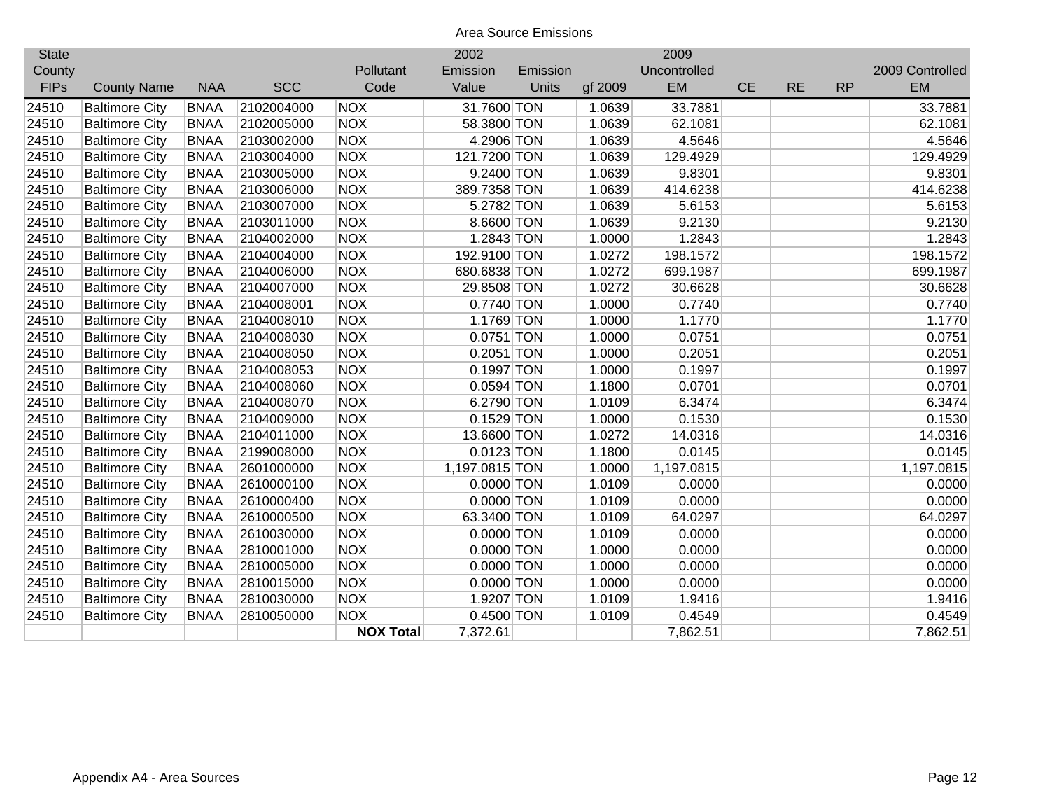Area Source Emissions

| State County FIPs | County Name | NAA | SCC | Pollutant Code | 2002 Emission Value | Emission Units | gf 2009 | 2009 Uncontrolled EM | CE | RE | RP | 2009 Controlled EM |
|---|---|---|---|---|---|---|---|---|---|---|---|---|
| 24510 | Baltimore City | BNAA | 2102004000 | NOX | 31.7600 | TON | 1.0639 | 33.7881 | | | | 33.7881 |
| 24510 | Baltimore City | BNAA | 2102005000 | NOX | 58.3800 | TON | 1.0639 | 62.1081 | | | | 62.1081 |
| 24510 | Baltimore City | BNAA | 2103002000 | NOX | 4.2906 | TON | 1.0639 | 4.5646 | | | | 4.5646 |
| 24510 | Baltimore City | BNAA | 2103004000 | NOX | 121.7200 | TON | 1.0639 | 129.4929 | | | | 129.4929 |
| 24510 | Baltimore City | BNAA | 2103005000 | NOX | 9.2400 | TON | 1.0639 | 9.8301 | | | | 9.8301 |
| 24510 | Baltimore City | BNAA | 2103006000 | NOX | 389.7358 | TON | 1.0639 | 414.6238 | | | | 414.6238 |
| 24510 | Baltimore City | BNAA | 2103007000 | NOX | 5.2782 | TON | 1.0639 | 5.6153 | | | | 5.6153 |
| 24510 | Baltimore City | BNAA | 2103011000 | NOX | 8.6600 | TON | 1.0639 | 9.2130 | | | | 9.2130 |
| 24510 | Baltimore City | BNAA | 2104002000 | NOX | 1.2843 | TON | 1.0000 | 1.2843 | | | | 1.2843 |
| 24510 | Baltimore City | BNAA | 2104004000 | NOX | 192.9100 | TON | 1.0272 | 198.1572 | | | | 198.1572 |
| 24510 | Baltimore City | BNAA | 2104006000 | NOX | 680.6838 | TON | 1.0272 | 699.1987 | | | | 699.1987 |
| 24510 | Baltimore City | BNAA | 2104007000 | NOX | 29.8508 | TON | 1.0272 | 30.6628 | | | | 30.6628 |
| 24510 | Baltimore City | BNAA | 2104008001 | NOX | 0.7740 | TON | 1.0000 | 0.7740 | | | | 0.7740 |
| 24510 | Baltimore City | BNAA | 2104008010 | NOX | 1.1769 | TON | 1.0000 | 1.1770 | | | | 1.1770 |
| 24510 | Baltimore City | BNAA | 2104008030 | NOX | 0.0751 | TON | 1.0000 | 0.0751 | | | | 0.0751 |
| 24510 | Baltimore City | BNAA | 2104008050 | NOX | 0.2051 | TON | 1.0000 | 0.2051 | | | | 0.2051 |
| 24510 | Baltimore City | BNAA | 2104008053 | NOX | 0.1997 | TON | 1.0000 | 0.1997 | | | | 0.1997 |
| 24510 | Baltimore City | BNAA | 2104008060 | NOX | 0.0594 | TON | 1.1800 | 0.0701 | | | | 0.0701 |
| 24510 | Baltimore City | BNAA | 2104008070 | NOX | 6.2790 | TON | 1.0109 | 6.3474 | | | | 6.3474 |
| 24510 | Baltimore City | BNAA | 2104009000 | NOX | 0.1529 | TON | 1.0000 | 0.1530 | | | | 0.1530 |
| 24510 | Baltimore City | BNAA | 2104011000 | NOX | 13.6600 | TON | 1.0272 | 14.0316 | | | | 14.0316 |
| 24510 | Baltimore City | BNAA | 2199008000 | NOX | 0.0123 | TON | 1.1800 | 0.0145 | | | | 0.0145 |
| 24510 | Baltimore City | BNAA | 2601000000 | NOX | 1,197.0815 | TON | 1.0000 | 1,197.0815 | | | | 1,197.0815 |
| 24510 | Baltimore City | BNAA | 2610000100 | NOX | 0.0000 | TON | 1.0109 | 0.0000 | | | | 0.0000 |
| 24510 | Baltimore City | BNAA | 2610000400 | NOX | 0.0000 | TON | 1.0109 | 0.0000 | | | | 0.0000 |
| 24510 | Baltimore City | BNAA | 2610000500 | NOX | 63.3400 | TON | 1.0109 | 64.0297 | | | | 64.0297 |
| 24510 | Baltimore City | BNAA | 2610030000 | NOX | 0.0000 | TON | 1.0109 | 0.0000 | | | | 0.0000 |
| 24510 | Baltimore City | BNAA | 2810001000 | NOX | 0.0000 | TON | 1.0000 | 0.0000 | | | | 0.0000 |
| 24510 | Baltimore City | BNAA | 2810005000 | NOX | 0.0000 | TON | 1.0000 | 0.0000 | | | | 0.0000 |
| 24510 | Baltimore City | BNAA | 2810015000 | NOX | 0.0000 | TON | 1.0000 | 0.0000 | | | | 0.0000 |
| 24510 | Baltimore City | BNAA | 2810030000 | NOX | 1.9207 | TON | 1.0109 | 1.9416 | | | | 1.9416 |
| 24510 | Baltimore City | BNAA | 2810050000 | NOX | 0.4500 | TON | 1.0109 | 0.4549 | | | | 0.4549 |
| | | | | **NOX Total** | 7,372.61 | | | 7,862.51 | | | | 7,862.51 |

Appendix A4 - Area Sources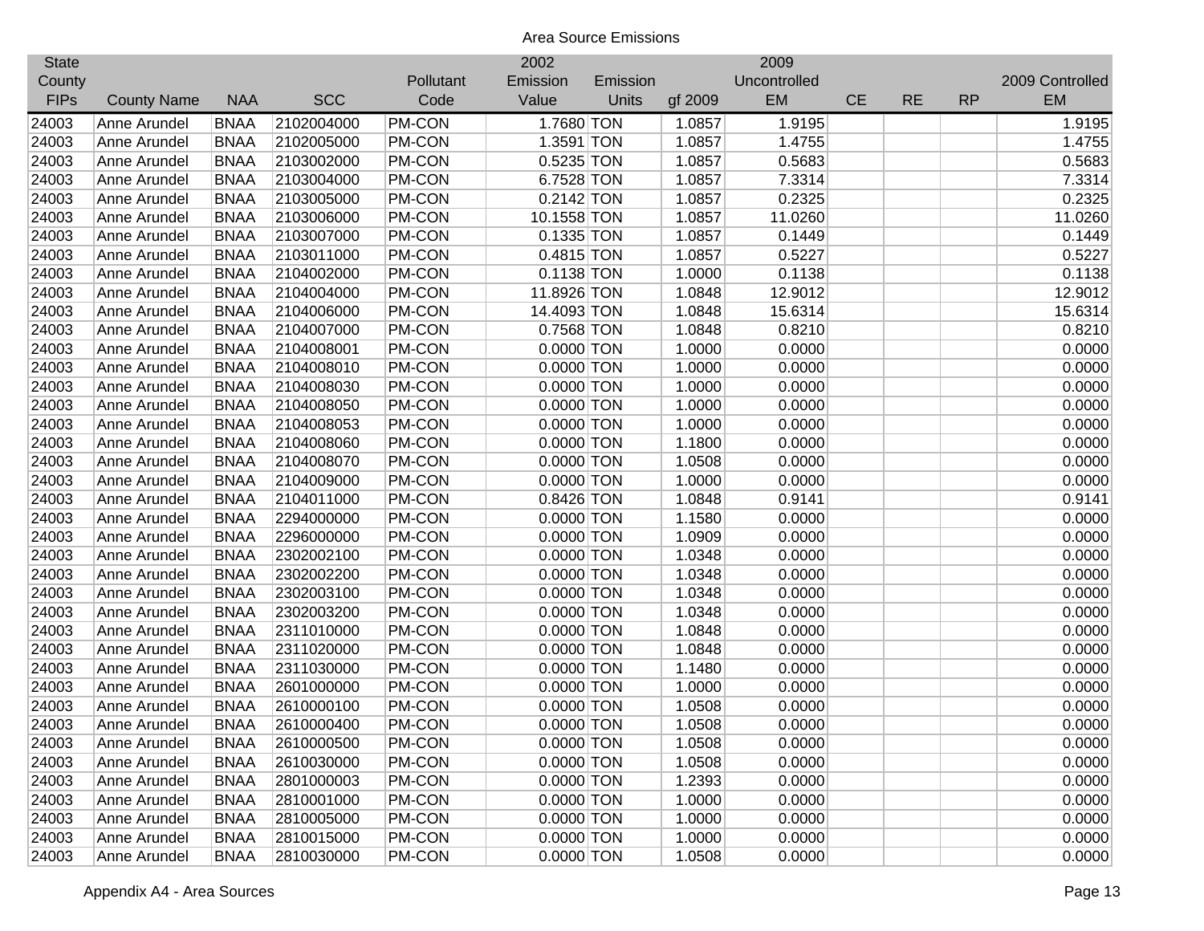Area Source Emissions

| State County FIPs | County Name | NAA | SCC | Pollutant Code | 2002 Emission Value | Emission Units | gf 2009 | 2009 Uncontrolled EM | CE | RE | RP | 2009 Controlled EM |
|---|---|---|---|---|---|---|---|---|---|---|---|---|
| 24003 | Anne Arundel | BNAA | 2102004000 | PM-CON | 1.7680 | TON | 1.0857 | 1.9195 | | | | 1.9195 |
| 24003 | Anne Arundel | BNAA | 2102005000 | PM-CON | 1.3591 | TON | 1.0857 | 1.4755 | | | | 1.4755 |
| 24003 | Anne Arundel | BNAA | 2103002000 | PM-CON | 0.5235 | TON | 1.0857 | 0.5683 | | | | 0.5683 |
| 24003 | Anne Arundel | BNAA | 2103004000 | PM-CON | 6.7528 | TON | 1.0857 | 7.3314 | | | | 7.3314 |
| 24003 | Anne Arundel | BNAA | 2103005000 | PM-CON | 0.2142 | TON | 1.0857 | 0.2325 | | | | 0.2325 |
| 24003 | Anne Arundel | BNAA | 2103006000 | PM-CON | 10.1558 | TON | 1.0857 | 11.0260 | | | | 11.0260 |
| 24003 | Anne Arundel | BNAA | 2103007000 | PM-CON | 0.1335 | TON | 1.0857 | 0.1449 | | | | 0.1449 |
| 24003 | Anne Arundel | BNAA | 2103011000 | PM-CON | 0.4815 | TON | 1.0857 | 0.5227 | | | | 0.5227 |
| 24003 | Anne Arundel | BNAA | 2104002000 | PM-CON | 0.1138 | TON | 1.0000 | 0.1138 | | | | 0.1138 |
| 24003 | Anne Arundel | BNAA | 2104004000 | PM-CON | 11.8926 | TON | 1.0848 | 12.9012 | | | | 12.9012 |
| 24003 | Anne Arundel | BNAA | 2104006000 | PM-CON | 14.4093 | TON | 1.0848 | 15.6314 | | | | 15.6314 |
| 24003 | Anne Arundel | BNAA | 2104007000 | PM-CON | 0.7568 | TON | 1.0848 | 0.8210 | | | | 0.8210 |
| 24003 | Anne Arundel | BNAA | 2104008001 | PM-CON | 0.0000 | TON | 1.0000 | 0.0000 | | | | 0.0000 |
| 24003 | Anne Arundel | BNAA | 2104008010 | PM-CON | 0.0000 | TON | 1.0000 | 0.0000 | | | | 0.0000 |
| 24003 | Anne Arundel | BNAA | 2104008030 | PM-CON | 0.0000 | TON | 1.0000 | 0.0000 | | | | 0.0000 |
| 24003 | Anne Arundel | BNAA | 2104008050 | PM-CON | 0.0000 | TON | 1.0000 | 0.0000 | | | | 0.0000 |
| 24003 | Anne Arundel | BNAA | 2104008053 | PM-CON | 0.0000 | TON | 1.0000 | 0.0000 | | | | 0.0000 |
| 24003 | Anne Arundel | BNAA | 2104008060 | PM-CON | 0.0000 | TON | 1.1800 | 0.0000 | | | | 0.0000 |
| 24003 | Anne Arundel | BNAA | 2104008070 | PM-CON | 0.0000 | TON | 1.0508 | 0.0000 | | | | 0.0000 |
| 24003 | Anne Arundel | BNAA | 2104009000 | PM-CON | 0.0000 | TON | 1.0000 | 0.0000 | | | | 0.0000 |
| 24003 | Anne Arundel | BNAA | 2104011000 | PM-CON | 0.8426 | TON | 1.0848 | 0.9141 | | | | 0.9141 |
| 24003 | Anne Arundel | BNAA | 2294000000 | PM-CON | 0.0000 | TON | 1.1580 | 0.0000 | | | | 0.0000 |
| 24003 | Anne Arundel | BNAA | 2296000000 | PM-CON | 0.0000 | TON | 1.0909 | 0.0000 | | | | 0.0000 |
| 24003 | Anne Arundel | BNAA | 2302002100 | PM-CON | 0.0000 | TON | 1.0348 | 0.0000 | | | | 0.0000 |
| 24003 | Anne Arundel | BNAA | 2302002200 | PM-CON | 0.0000 | TON | 1.0348 | 0.0000 | | | | 0.0000 |
| 24003 | Anne Arundel | BNAA | 2302003100 | PM-CON | 0.0000 | TON | 1.0348 | 0.0000 | | | | 0.0000 |
| 24003 | Anne Arundel | BNAA | 2302003200 | PM-CON | 0.0000 | TON | 1.0348 | 0.0000 | | | | 0.0000 |
| 24003 | Anne Arundel | BNAA | 2311010000 | PM-CON | 0.0000 | TON | 1.0848 | 0.0000 | | | | 0.0000 |
| 24003 | Anne Arundel | BNAA | 2311020000 | PM-CON | 0.0000 | TON | 1.0848 | 0.0000 | | | | 0.0000 |
| 24003 | Anne Arundel | BNAA | 2311030000 | PM-CON | 0.0000 | TON | 1.1480 | 0.0000 | | | | 0.0000 |
| 24003 | Anne Arundel | BNAA | 2601000000 | PM-CON | 0.0000 | TON | 1.0000 | 0.0000 | | | | 0.0000 |
| 24003 | Anne Arundel | BNAA | 2610000100 | PM-CON | 0.0000 | TON | 1.0508 | 0.0000 | | | | 0.0000 |
| 24003 | Anne Arundel | BNAA | 2610000400 | PM-CON | 0.0000 | TON | 1.0508 | 0.0000 | | | | 0.0000 |
| 24003 | Anne Arundel | BNAA | 2610000500 | PM-CON | 0.0000 | TON | 1.0508 | 0.0000 | | | | 0.0000 |
| 24003 | Anne Arundel | BNAA | 2610030000 | PM-CON | 0.0000 | TON | 1.0508 | 0.0000 | | | | 0.0000 |
| 24003 | Anne Arundel | BNAA | 2801000003 | PM-CON | 0.0000 | TON | 1.2393 | 0.0000 | | | | 0.0000 |
| 24003 | Anne Arundel | BNAA | 2810001000 | PM-CON | 0.0000 | TON | 1.0000 | 0.0000 | | | | 0.0000 |
| 24003 | Anne Arundel | BNAA | 2810005000 | PM-CON | 0.0000 | TON | 1.0000 | 0.0000 | | | | 0.0000 |
| 24003 | Anne Arundel | BNAA | 2810015000 | PM-CON | 0.0000 | TON | 1.0000 | 0.0000 | | | | 0.0000 |
| 24003 | Anne Arundel | BNAA | 2810030000 | PM-CON | 0.0000 | TON | 1.0508 | 0.0000 | | | | 0.0000 |

Appendix A4 - Area Sources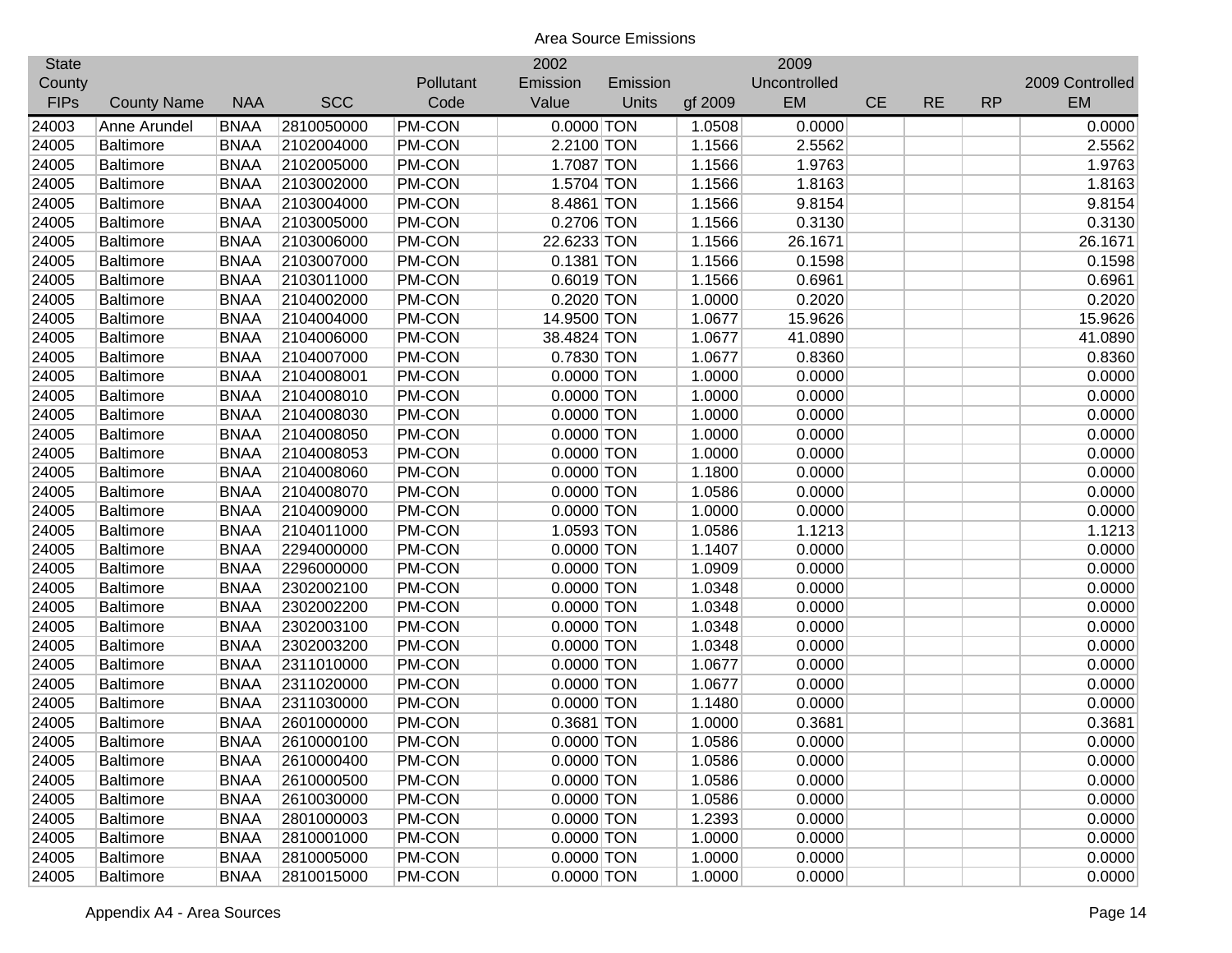Area Source Emissions

| State County FIPs | County Name | NAA | SCC | Pollutant Code | 2002 Emission Value | Emission Units | gf 2009 | 2009 Uncontrolled EM | CE | RE | RP | 2009 Controlled EM |
|---|---|---|---|---|---|---|---|---|---|---|---|---|
| 24003 | Anne Arundel | BNAA | 2810050000 | PM-CON | 0.0000 | TON | 1.0508 | 0.0000 | | | | 0.0000 |
| 24005 | Baltimore | BNAA | 2102004000 | PM-CON | 2.2100 | TON | 1.1566 | 2.5562 | | | | 2.5562 |
| 24005 | Baltimore | BNAA | 2102005000 | PM-CON | 1.7087 | TON | 1.1566 | 1.9763 | | | | 1.9763 |
| 24005 | Baltimore | BNAA | 2103002000 | PM-CON | 1.5704 | TON | 1.1566 | 1.8163 | | | | 1.8163 |
| 24005 | Baltimore | BNAA | 2103004000 | PM-CON | 8.4861 | TON | 1.1566 | 9.8154 | | | | 9.8154 |
| 24005 | Baltimore | BNAA | 2103005000 | PM-CON | 0.2706 | TON | 1.1566 | 0.3130 | | | | 0.3130 |
| 24005 | Baltimore | BNAA | 2103006000 | PM-CON | 22.6233 | TON | 1.1566 | 26.1671 | | | | 26.1671 |
| 24005 | Baltimore | BNAA | 2103007000 | PM-CON | 0.1381 | TON | 1.1566 | 0.1598 | | | | 0.1598 |
| 24005 | Baltimore | BNAA | 2103011000 | PM-CON | 0.6019 | TON | 1.1566 | 0.6961 | | | | 0.6961 |
| 24005 | Baltimore | BNAA | 2104002000 | PM-CON | 0.2020 | TON | 1.0000 | 0.2020 | | | | 0.2020 |
| 24005 | Baltimore | BNAA | 2104004000 | PM-CON | 14.9500 | TON | 1.0677 | 15.9626 | | | | 15.9626 |
| 24005 | Baltimore | BNAA | 2104006000 | PM-CON | 38.4824 | TON | 1.0677 | 41.0890 | | | | 41.0890 |
| 24005 | Baltimore | BNAA | 2104007000 | PM-CON | 0.7830 | TON | 1.0677 | 0.8360 | | | | 0.8360 |
| 24005 | Baltimore | BNAA | 2104008001 | PM-CON | 0.0000 | TON | 1.0000 | 0.0000 | | | | 0.0000 |
| 24005 | Baltimore | BNAA | 2104008010 | PM-CON | 0.0000 | TON | 1.0000 | 0.0000 | | | | 0.0000 |
| 24005 | Baltimore | BNAA | 2104008030 | PM-CON | 0.0000 | TON | 1.0000 | 0.0000 | | | | 0.0000 |
| 24005 | Baltimore | BNAA | 2104008050 | PM-CON | 0.0000 | TON | 1.0000 | 0.0000 | | | | 0.0000 |
| 24005 | Baltimore | BNAA | 2104008053 | PM-CON | 0.0000 | TON | 1.0000 | 0.0000 | | | | 0.0000 |
| 24005 | Baltimore | BNAA | 2104008060 | PM-CON | 0.0000 | TON | 1.1800 | 0.0000 | | | | 0.0000 |
| 24005 | Baltimore | BNAA | 2104008070 | PM-CON | 0.0000 | TON | 1.0586 | 0.0000 | | | | 0.0000 |
| 24005 | Baltimore | BNAA | 2104009000 | PM-CON | 0.0000 | TON | 1.0000 | 0.0000 | | | | 0.0000 |
| 24005 | Baltimore | BNAA | 2104011000 | PM-CON | 1.0593 | TON | 1.0586 | 1.1213 | | | | 1.1213 |
| 24005 | Baltimore | BNAA | 2294000000 | PM-CON | 0.0000 | TON | 1.1407 | 0.0000 | | | | 0.0000 |
| 24005 | Baltimore | BNAA | 2296000000 | PM-CON | 0.0000 | TON | 1.0909 | 0.0000 | | | | 0.0000 |
| 24005 | Baltimore | BNAA | 2302002100 | PM-CON | 0.0000 | TON | 1.0348 | 0.0000 | | | | 0.0000 |
| 24005 | Baltimore | BNAA | 2302002200 | PM-CON | 0.0000 | TON | 1.0348 | 0.0000 | | | | 0.0000 |
| 24005 | Baltimore | BNAA | 2302003100 | PM-CON | 0.0000 | TON | 1.0348 | 0.0000 | | | | 0.0000 |
| 24005 | Baltimore | BNAA | 2302003200 | PM-CON | 0.0000 | TON | 1.0348 | 0.0000 | | | | 0.0000 |
| 24005 | Baltimore | BNAA | 2311010000 | PM-CON | 0.0000 | TON | 1.0677 | 0.0000 | | | | 0.0000 |
| 24005 | Baltimore | BNAA | 2311020000 | PM-CON | 0.0000 | TON | 1.0677 | 0.0000 | | | | 0.0000 |
| 24005 | Baltimore | BNAA | 2311030000 | PM-CON | 0.0000 | TON | 1.1480 | 0.0000 | | | | 0.0000 |
| 24005 | Baltimore | BNAA | 2601000000 | PM-CON | 0.3681 | TON | 1.0000 | 0.3681 | | | | 0.3681 |
| 24005 | Baltimore | BNAA | 2610000100 | PM-CON | 0.0000 | TON | 1.0586 | 0.0000 | | | | 0.0000 |
| 24005 | Baltimore | BNAA | 2610000400 | PM-CON | 0.0000 | TON | 1.0586 | 0.0000 | | | | 0.0000 |
| 24005 | Baltimore | BNAA | 2610000500 | PM-CON | 0.0000 | TON | 1.0586 | 0.0000 | | | | 0.0000 |
| 24005 | Baltimore | BNAA | 2610030000 | PM-CON | 0.0000 | TON | 1.0586 | 0.0000 | | | | 0.0000 |
| 24005 | Baltimore | BNAA | 2801000003 | PM-CON | 0.0000 | TON | 1.2393 | 0.0000 | | | | 0.0000 |
| 24005 | Baltimore | BNAA | 2810001000 | PM-CON | 0.0000 | TON | 1.0000 | 0.0000 | | | | 0.0000 |
| 24005 | Baltimore | BNAA | 2810005000 | PM-CON | 0.0000 | TON | 1.0000 | 0.0000 | | | | 0.0000 |
| 24005 | Baltimore | BNAA | 2810015000 | PM-CON | 0.0000 | TON | 1.0000 | 0.0000 | | | | 0.0000 |

Appendix A4 - Area Sources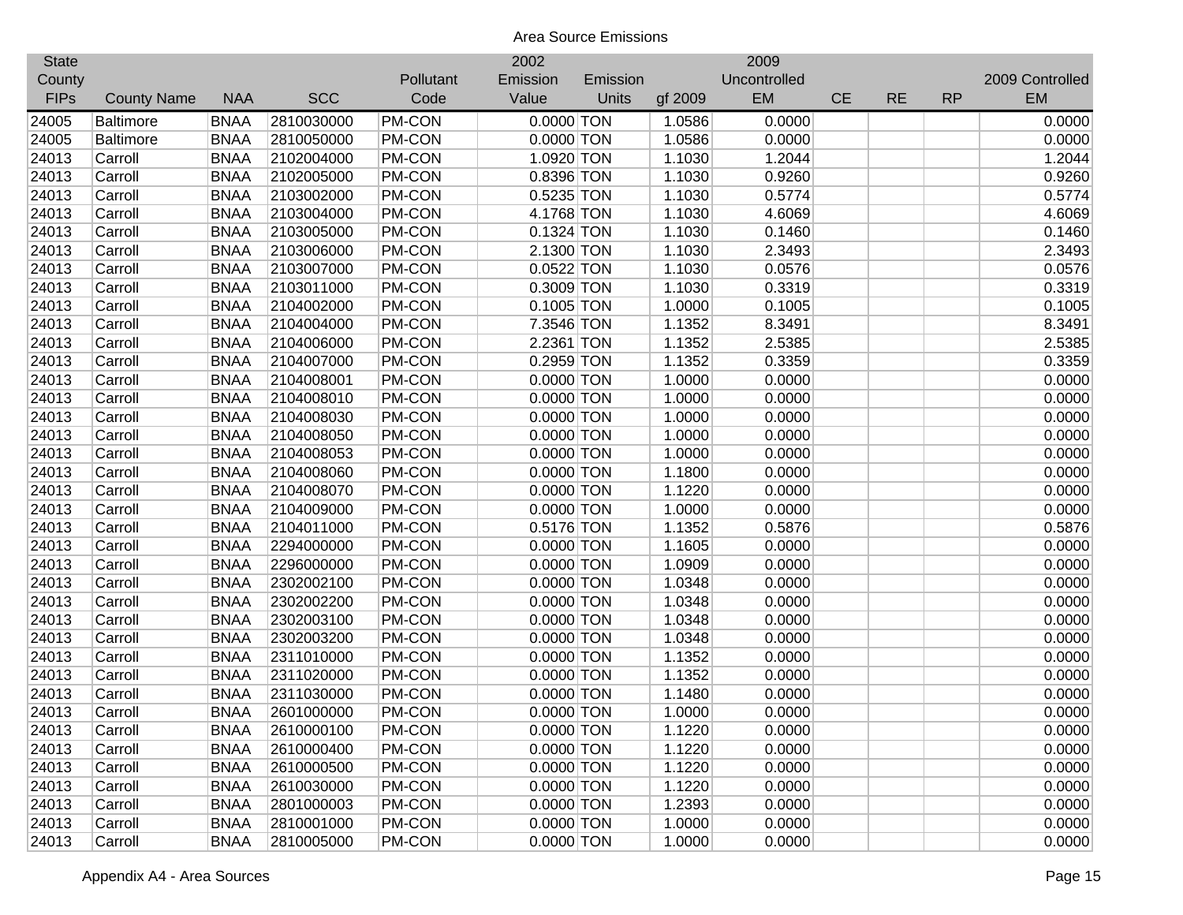Area Source Emissions

| State County FIPs | County Name | NAA | SCC | Pollutant Code | 2002 Emission Value | Emission Units | gf 2009 | 2009 Uncontrolled EM | CE | RE | RP | 2009 Controlled EM |
|---|---|---|---|---|---|---|---|---|---|---|---|---|
| 24005 | Baltimore | BNAA | 2810030000 | PM-CON | 0.0000 | TON | 1.0586 | 0.0000 | | | | 0.0000 |
| 24005 | Baltimore | BNAA | 2810050000 | PM-CON | 0.0000 | TON | 1.0586 | 0.0000 | | | | 0.0000 |
| 24013 | Carroll | BNAA | 2102004000 | PM-CON | 1.0920 | TON | 1.1030 | 1.2044 | | | | 1.2044 |
| 24013 | Carroll | BNAA | 2102005000 | PM-CON | 0.8396 | TON | 1.1030 | 0.9260 | | | | 0.9260 |
| 24013 | Carroll | BNAA | 2103002000 | PM-CON | 0.5235 | TON | 1.1030 | 0.5774 | | | | 0.5774 |
| 24013 | Carroll | BNAA | 2103004000 | PM-CON | 4.1768 | TON | 1.1030 | 4.6069 | | | | 4.6069 |
| 24013 | Carroll | BNAA | 2103005000 | PM-CON | 0.1324 | TON | 1.1030 | 0.1460 | | | | 0.1460 |
| 24013 | Carroll | BNAA | 2103006000 | PM-CON | 2.1300 | TON | 1.1030 | 2.3493 | | | | 2.3493 |
| 24013 | Carroll | BNAA | 2103007000 | PM-CON | 0.0522 | TON | 1.1030 | 0.0576 | | | | 0.0576 |
| 24013 | Carroll | BNAA | 2103011000 | PM-CON | 0.3009 | TON | 1.1030 | 0.3319 | | | | 0.3319 |
| 24013 | Carroll | BNAA | 2104002000 | PM-CON | 0.1005 | TON | 1.0000 | 0.1005 | | | | 0.1005 |
| 24013 | Carroll | BNAA | 2104004000 | PM-CON | 7.3546 | TON | 1.1352 | 8.3491 | | | | 8.3491 |
| 24013 | Carroll | BNAA | 2104006000 | PM-CON | 2.2361 | TON | 1.1352 | 2.5385 | | | | 2.5385 |
| 24013 | Carroll | BNAA | 2104007000 | PM-CON | 0.2959 | TON | 1.1352 | 0.3359 | | | | 0.3359 |
| 24013 | Carroll | BNAA | 2104008001 | PM-CON | 0.0000 | TON | 1.0000 | 0.0000 | | | | 0.0000 |
| 24013 | Carroll | BNAA | 2104008010 | PM-CON | 0.0000 | TON | 1.0000 | 0.0000 | | | | 0.0000 |
| 24013 | Carroll | BNAA | 2104008030 | PM-CON | 0.0000 | TON | 1.0000 | 0.0000 | | | | 0.0000 |
| 24013 | Carroll | BNAA | 2104008050 | PM-CON | 0.0000 | TON | 1.0000 | 0.0000 | | | | 0.0000 |
| 24013 | Carroll | BNAA | 2104008053 | PM-CON | 0.0000 | TON | 1.0000 | 0.0000 | | | | 0.0000 |
| 24013 | Carroll | BNAA | 2104008060 | PM-CON | 0.0000 | TON | 1.1800 | 0.0000 | | | | 0.0000 |
| 24013 | Carroll | BNAA | 2104008070 | PM-CON | 0.0000 | TON | 1.1220 | 0.0000 | | | | 0.0000 |
| 24013 | Carroll | BNAA | 2104009000 | PM-CON | 0.0000 | TON | 1.0000 | 0.0000 | | | | 0.0000 |
| 24013 | Carroll | BNAA | 2104011000 | PM-CON | 0.5176 | TON | 1.1352 | 0.5876 | | | | 0.5876 |
| 24013 | Carroll | BNAA | 2294000000 | PM-CON | 0.0000 | TON | 1.1605 | 0.0000 | | | | 0.0000 |
| 24013 | Carroll | BNAA | 2296000000 | PM-CON | 0.0000 | TON | 1.0909 | 0.0000 | | | | 0.0000 |
| 24013 | Carroll | BNAA | 2302002100 | PM-CON | 0.0000 | TON | 1.0348 | 0.0000 | | | | 0.0000 |
| 24013 | Carroll | BNAA | 2302002200 | PM-CON | 0.0000 | TON | 1.0348 | 0.0000 | | | | 0.0000 |
| 24013 | Carroll | BNAA | 2302003100 | PM-CON | 0.0000 | TON | 1.0348 | 0.0000 | | | | 0.0000 |
| 24013 | Carroll | BNAA | 2302003200 | PM-CON | 0.0000 | TON | 1.0348 | 0.0000 | | | | 0.0000 |
| 24013 | Carroll | BNAA | 2311010000 | PM-CON | 0.0000 | TON | 1.1352 | 0.0000 | | | | 0.0000 |
| 24013 | Carroll | BNAA | 2311020000 | PM-CON | 0.0000 | TON | 1.1352 | 0.0000 | | | | 0.0000 |
| 24013 | Carroll | BNAA | 2311030000 | PM-CON | 0.0000 | TON | 1.1480 | 0.0000 | | | | 0.0000 |
| 24013 | Carroll | BNAA | 2601000000 | PM-CON | 0.0000 | TON | 1.0000 | 0.0000 | | | | 0.0000 |
| 24013 | Carroll | BNAA | 2610000100 | PM-CON | 0.0000 | TON | 1.1220 | 0.0000 | | | | 0.0000 |
| 24013 | Carroll | BNAA | 2610000400 | PM-CON | 0.0000 | TON | 1.1220 | 0.0000 | | | | 0.0000 |
| 24013 | Carroll | BNAA | 2610000500 | PM-CON | 0.0000 | TON | 1.1220 | 0.0000 | | | | 0.0000 |
| 24013 | Carroll | BNAA | 2610030000 | PM-CON | 0.0000 | TON | 1.1220 | 0.0000 | | | | 0.0000 |
| 24013 | Carroll | BNAA | 2801000003 | PM-CON | 0.0000 | TON | 1.2393 | 0.0000 | | | | 0.0000 |
| 24013 | Carroll | BNAA | 2810001000 | PM-CON | 0.0000 | TON | 1.0000 | 0.0000 | | | | 0.0000 |
| 24013 | Carroll | BNAA | 2810005000 | PM-CON | 0.0000 | TON | 1.0000 | 0.0000 | | | | 0.0000 |

Appendix A4 - Area Sources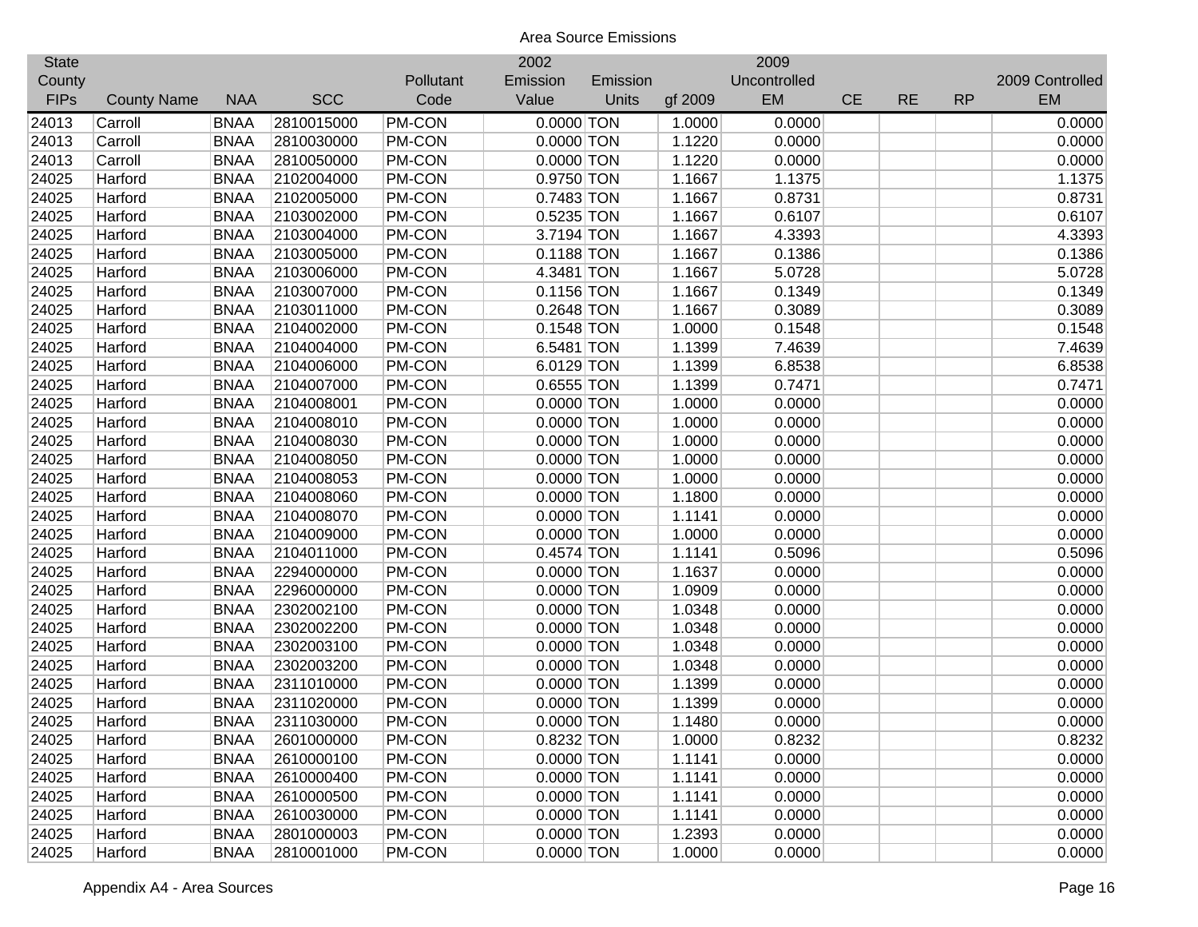Area Source Emissions

| State County FIPs | County Name | NAA | SCC | Pollutant Code | 2002 Emission Value | Emission Units | gf 2009 | 2009 Uncontrolled EM | CE | RE | RP | 2009 Controlled EM |
|---|---|---|---|---|---|---|---|---|---|---|---|---|
| 24013 | Carroll | BNAA | 2810015000 | PM-CON | 0.0000 | TON | 1.0000 | 0.0000 | | | | 0.0000 |
| 24013 | Carroll | BNAA | 2810030000 | PM-CON | 0.0000 | TON | 1.1220 | 0.0000 | | | | 0.0000 |
| 24013 | Carroll | BNAA | 2810050000 | PM-CON | 0.0000 | TON | 1.1220 | 0.0000 | | | | 0.0000 |
| 24025 | Harford | BNAA | 2102004000 | PM-CON | 0.9750 | TON | 1.1667 | 1.1375 | | | | 1.1375 |
| 24025 | Harford | BNAA | 2102005000 | PM-CON | 0.7483 | TON | 1.1667 | 0.8731 | | | | 0.8731 |
| 24025 | Harford | BNAA | 2103002000 | PM-CON | 0.5235 | TON | 1.1667 | 0.6107 | | | | 0.6107 |
| 24025 | Harford | BNAA | 2103004000 | PM-CON | 3.7194 | TON | 1.1667 | 4.3393 | | | | 4.3393 |
| 24025 | Harford | BNAA | 2103005000 | PM-CON | 0.1188 | TON | 1.1667 | 0.1386 | | | | 0.1386 |
| 24025 | Harford | BNAA | 2103006000 | PM-CON | 4.3481 | TON | 1.1667 | 5.0728 | | | | 5.0728 |
| 24025 | Harford | BNAA | 2103007000 | PM-CON | 0.1156 | TON | 1.1667 | 0.1349 | | | | 0.1349 |
| 24025 | Harford | BNAA | 2103011000 | PM-CON | 0.2648 | TON | 1.1667 | 0.3089 | | | | 0.3089 |
| 24025 | Harford | BNAA | 2104002000 | PM-CON | 0.1548 | TON | 1.0000 | 0.1548 | | | | 0.1548 |
| 24025 | Harford | BNAA | 2104004000 | PM-CON | 6.5481 | TON | 1.1399 | 7.4639 | | | | 7.4639 |
| 24025 | Harford | BNAA | 2104006000 | PM-CON | 6.0129 | TON | 1.1399 | 6.8538 | | | | 6.8538 |
| 24025 | Harford | BNAA | 2104007000 | PM-CON | 0.6555 | TON | 1.1399 | 0.7471 | | | | 0.7471 |
| 24025 | Harford | BNAA | 2104008001 | PM-CON | 0.0000 | TON | 1.0000 | 0.0000 | | | | 0.0000 |
| 24025 | Harford | BNAA | 2104008010 | PM-CON | 0.0000 | TON | 1.0000 | 0.0000 | | | | 0.0000 |
| 24025 | Harford | BNAA | 2104008030 | PM-CON | 0.0000 | TON | 1.0000 | 0.0000 | | | | 0.0000 |
| 24025 | Harford | BNAA | 2104008050 | PM-CON | 0.0000 | TON | 1.0000 | 0.0000 | | | | 0.0000 |
| 24025 | Harford | BNAA | 2104008053 | PM-CON | 0.0000 | TON | 1.0000 | 0.0000 | | | | 0.0000 |
| 24025 | Harford | BNAA | 2104008060 | PM-CON | 0.0000 | TON | 1.1800 | 0.0000 | | | | 0.0000 |
| 24025 | Harford | BNAA | 2104008070 | PM-CON | 0.0000 | TON | 1.1141 | 0.0000 | | | | 0.0000 |
| 24025 | Harford | BNAA | 2104009000 | PM-CON | 0.0000 | TON | 1.0000 | 0.0000 | | | | 0.0000 |
| 24025 | Harford | BNAA | 2104011000 | PM-CON | 0.4574 | TON | 1.1141 | 0.5096 | | | | 0.5096 |
| 24025 | Harford | BNAA | 2294000000 | PM-CON | 0.0000 | TON | 1.1637 | 0.0000 | | | | 0.0000 |
| 24025 | Harford | BNAA | 2296000000 | PM-CON | 0.0000 | TON | 1.0909 | 0.0000 | | | | 0.0000 |
| 24025 | Harford | BNAA | 2302002100 | PM-CON | 0.0000 | TON | 1.0348 | 0.0000 | | | | 0.0000 |
| 24025 | Harford | BNAA | 2302002200 | PM-CON | 0.0000 | TON | 1.0348 | 0.0000 | | | | 0.0000 |
| 24025 | Harford | BNAA | 2302003100 | PM-CON | 0.0000 | TON | 1.0348 | 0.0000 | | | | 0.0000 |
| 24025 | Harford | BNAA | 2302003200 | PM-CON | 0.0000 | TON | 1.0348 | 0.0000 | | | | 0.0000 |
| 24025 | Harford | BNAA | 2311010000 | PM-CON | 0.0000 | TON | 1.1399 | 0.0000 | | | | 0.0000 |
| 24025 | Harford | BNAA | 2311020000 | PM-CON | 0.0000 | TON | 1.1399 | 0.0000 | | | | 0.0000 |
| 24025 | Harford | BNAA | 2311030000 | PM-CON | 0.0000 | TON | 1.1480 | 0.0000 | | | | 0.0000 |
| 24025 | Harford | BNAA | 2601000000 | PM-CON | 0.8232 | TON | 1.0000 | 0.8232 | | | | 0.8232 |
| 24025 | Harford | BNAA | 2610000100 | PM-CON | 0.0000 | TON | 1.1141 | 0.0000 | | | | 0.0000 |
| 24025 | Harford | BNAA | 2610000400 | PM-CON | 0.0000 | TON | 1.1141 | 0.0000 | | | | 0.0000 |
| 24025 | Harford | BNAA | 2610000500 | PM-CON | 0.0000 | TON | 1.1141 | 0.0000 | | | | 0.0000 |
| 24025 | Harford | BNAA | 2610030000 | PM-CON | 0.0000 | TON | 1.1141 | 0.0000 | | | | 0.0000 |
| 24025 | Harford | BNAA | 2801000003 | PM-CON | 0.0000 | TON | 1.2393 | 0.0000 | | | | 0.0000 |
| 24025 | Harford | BNAA | 2810001000 | PM-CON | 0.0000 | TON | 1.0000 | 0.0000 | | | | 0.0000 |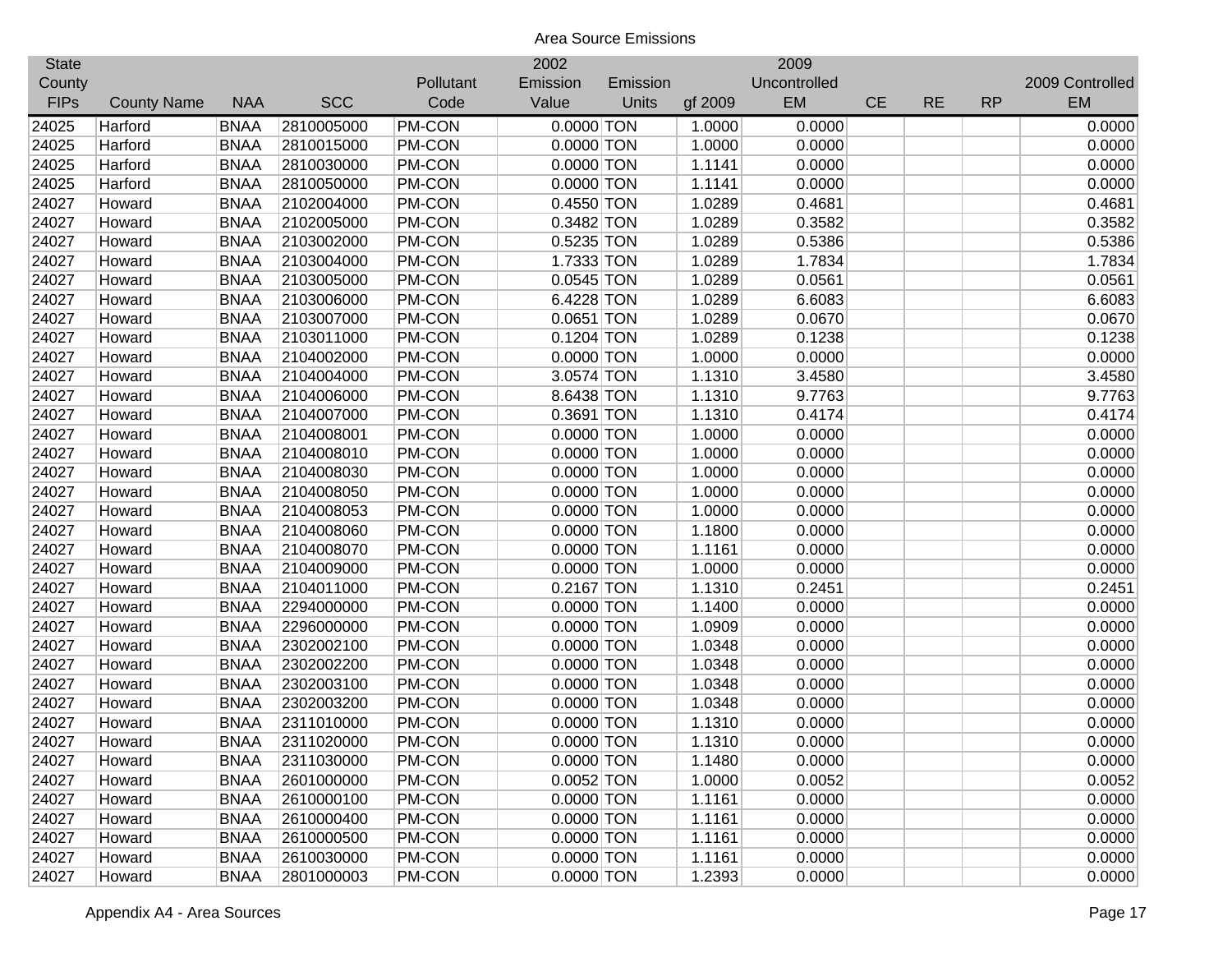Area Source Emissions

| State County FIPs | County Name | NAA | SCC | Pollutant Code | 2002 Emission Value | Emission Units | gf 2009 | 2009 Uncontrolled EM | CE | RE | RP | 2009 Controlled EM |
|---|---|---|---|---|---|---|---|---|---|---|---|---|
| 24025 | Harford | BNAA | 2810005000 | PM-CON | 0.0000 | TON | 1.0000 | 0.0000 | | | | 0.0000 |
| 24025 | Harford | BNAA | 2810015000 | PM-CON | 0.0000 | TON | 1.0000 | 0.0000 | | | | 0.0000 |
| 24025 | Harford | BNAA | 2810030000 | PM-CON | 0.0000 | TON | 1.1141 | 0.0000 | | | | 0.0000 |
| 24025 | Harford | BNAA | 2810050000 | PM-CON | 0.0000 | TON | 1.1141 | 0.0000 | | | | 0.0000 |
| 24027 | Howard | BNAA | 2102004000 | PM-CON | 0.4550 | TON | 1.0289 | 0.4681 | | | | 0.4681 |
| 24027 | Howard | BNAA | 2102005000 | PM-CON | 0.3482 | TON | 1.0289 | 0.3582 | | | | 0.3582 |
| 24027 | Howard | BNAA | 2103002000 | PM-CON | 0.5235 | TON | 1.0289 | 0.5386 | | | | 0.5386 |
| 24027 | Howard | BNAA | 2103004000 | PM-CON | 1.7333 | TON | 1.0289 | 1.7834 | | | | 1.7834 |
| 24027 | Howard | BNAA | 2103005000 | PM-CON | 0.0545 | TON | 1.0289 | 0.0561 | | | | 0.0561 |
| 24027 | Howard | BNAA | 2103006000 | PM-CON | 6.4228 | TON | 1.0289 | 6.6083 | | | | 6.6083 |
| 24027 | Howard | BNAA | 2103007000 | PM-CON | 0.0651 | TON | 1.0289 | 0.0670 | | | | 0.0670 |
| 24027 | Howard | BNAA | 2103011000 | PM-CON | 0.1204 | TON | 1.0289 | 0.1238 | | | | 0.1238 |
| 24027 | Howard | BNAA | 2104002000 | PM-CON | 0.0000 | TON | 1.0000 | 0.0000 | | | | 0.0000 |
| 24027 | Howard | BNAA | 2104004000 | PM-CON | 3.0574 | TON | 1.1310 | 3.4580 | | | | 3.4580 |
| 24027 | Howard | BNAA | 2104006000 | PM-CON | 8.6438 | TON | 1.1310 | 9.7763 | | | | 9.7763 |
| 24027 | Howard | BNAA | 2104007000 | PM-CON | 0.3691 | TON | 1.1310 | 0.4174 | | | | 0.4174 |
| 24027 | Howard | BNAA | 2104008001 | PM-CON | 0.0000 | TON | 1.0000 | 0.0000 | | | | 0.0000 |
| 24027 | Howard | BNAA | 2104008010 | PM-CON | 0.0000 | TON | 1.0000 | 0.0000 | | | | 0.0000 |
| 24027 | Howard | BNAA | 2104008030 | PM-CON | 0.0000 | TON | 1.0000 | 0.0000 | | | | 0.0000 |
| 24027 | Howard | BNAA | 2104008050 | PM-CON | 0.0000 | TON | 1.0000 | 0.0000 | | | | 0.0000 |
| 24027 | Howard | BNAA | 2104008053 | PM-CON | 0.0000 | TON | 1.0000 | 0.0000 | | | | 0.0000 |
| 24027 | Howard | BNAA | 2104008060 | PM-CON | 0.0000 | TON | 1.1800 | 0.0000 | | | | 0.0000 |
| 24027 | Howard | BNAA | 2104008070 | PM-CON | 0.0000 | TON | 1.1161 | 0.0000 | | | | 0.0000 |
| 24027 | Howard | BNAA | 2104009000 | PM-CON | 0.0000 | TON | 1.0000 | 0.0000 | | | | 0.0000 |
| 24027 | Howard | BNAA | 2104011000 | PM-CON | 0.2167 | TON | 1.1310 | 0.2451 | | | | 0.2451 |
| 24027 | Howard | BNAA | 2294000000 | PM-CON | 0.0000 | TON | 1.1400 | 0.0000 | | | | 0.0000 |
| 24027 | Howard | BNAA | 2296000000 | PM-CON | 0.0000 | TON | 1.0909 | 0.0000 | | | | 0.0000 |
| 24027 | Howard | BNAA | 2302002100 | PM-CON | 0.0000 | TON | 1.0348 | 0.0000 | | | | 0.0000 |
| 24027 | Howard | BNAA | 2302002200 | PM-CON | 0.0000 | TON | 1.0348 | 0.0000 | | | | 0.0000 |
| 24027 | Howard | BNAA | 2302003100 | PM-CON | 0.0000 | TON | 1.0348 | 0.0000 | | | | 0.0000 |
| 24027 | Howard | BNAA | 2302003200 | PM-CON | 0.0000 | TON | 1.0348 | 0.0000 | | | | 0.0000 |
| 24027 | Howard | BNAA | 2311010000 | PM-CON | 0.0000 | TON | 1.1310 | 0.0000 | | | | 0.0000 |
| 24027 | Howard | BNAA | 2311020000 | PM-CON | 0.0000 | TON | 1.1310 | 0.0000 | | | | 0.0000 |
| 24027 | Howard | BNAA | 2311030000 | PM-CON | 0.0000 | TON | 1.1480 | 0.0000 | | | | 0.0000 |
| 24027 | Howard | BNAA | 2601000000 | PM-CON | 0.0052 | TON | 1.0000 | 0.0052 | | | | 0.0052 |
| 24027 | Howard | BNAA | 2610000100 | PM-CON | 0.0000 | TON | 1.1161 | 0.0000 | | | | 0.0000 |
| 24027 | Howard | BNAA | 2610000400 | PM-CON | 0.0000 | TON | 1.1161 | 0.0000 | | | | 0.0000 |
| 24027 | Howard | BNAA | 2610000500 | PM-CON | 0.0000 | TON | 1.1161 | 0.0000 | | | | 0.0000 |
| 24027 | Howard | BNAA | 2610030000 | PM-CON | 0.0000 | TON | 1.1161 | 0.0000 | | | | 0.0000 |
| 24027 | Howard | BNAA | 2801000003 | PM-CON | 0.0000 | TON | 1.2393 | 0.0000 | | | | 0.0000 |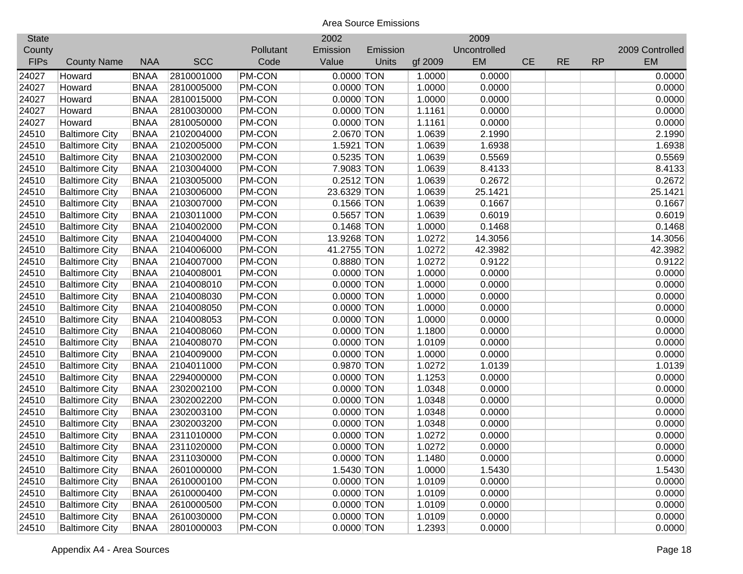Area Source Emissions

| State County FIPs | County Name | NAA | SCC | Pollutant Code | 2002 Emission Value | Emission Units | gf 2009 | 2009 Uncontrolled EM | CE | RE | RP | 2009 Controlled EM |
|---|---|---|---|---|---|---|---|---|---|---|---|---|
| 24027 | Howard | BNAA | 2810001000 | PM-CON | 0.0000 | TON | 1.0000 | 0.0000 | | | | 0.0000 |
| 24027 | Howard | BNAA | 2810005000 | PM-CON | 0.0000 | TON | 1.0000 | 0.0000 | | | | 0.0000 |
| 24027 | Howard | BNAA | 2810015000 | PM-CON | 0.0000 | TON | 1.0000 | 0.0000 | | | | 0.0000 |
| 24027 | Howard | BNAA | 2810030000 | PM-CON | 0.0000 | TON | 1.1161 | 0.0000 | | | | 0.0000 |
| 24027 | Howard | BNAA | 2810050000 | PM-CON | 0.0000 | TON | 1.1161 | 0.0000 | | | | 0.0000 |
| 24510 | Baltimore City | BNAA | 2102004000 | PM-CON | 2.0670 | TON | 1.0639 | 2.1990 | | | | 2.1990 |
| 24510 | Baltimore City | BNAA | 2102005000 | PM-CON | 1.5921 | TON | 1.0639 | 1.6938 | | | | 1.6938 |
| 24510 | Baltimore City | BNAA | 2103002000 | PM-CON | 0.5235 | TON | 1.0639 | 0.5569 | | | | 0.5569 |
| 24510 | Baltimore City | BNAA | 2103004000 | PM-CON | 7.9083 | TON | 1.0639 | 8.4133 | | | | 8.4133 |
| 24510 | Baltimore City | BNAA | 2103005000 | PM-CON | 0.2512 | TON | 1.0639 | 0.2672 | | | | 0.2672 |
| 24510 | Baltimore City | BNAA | 2103006000 | PM-CON | 23.6329 | TON | 1.0639 | 25.1421 | | | | 25.1421 |
| 24510 | Baltimore City | BNAA | 2103007000 | PM-CON | 0.1566 | TON | 1.0639 | 0.1667 | | | | 0.1667 |
| 24510 | Baltimore City | BNAA | 2103011000 | PM-CON | 0.5657 | TON | 1.0639 | 0.6019 | | | | 0.6019 |
| 24510 | Baltimore City | BNAA | 2104002000 | PM-CON | 0.1468 | TON | 1.0000 | 0.1468 | | | | 0.1468 |
| 24510 | Baltimore City | BNAA | 2104004000 | PM-CON | 13.9268 | TON | 1.0272 | 14.3056 | | | | 14.3056 |
| 24510 | Baltimore City | BNAA | 2104006000 | PM-CON | 41.2755 | TON | 1.0272 | 42.3982 | | | | 42.3982 |
| 24510 | Baltimore City | BNAA | 2104007000 | PM-CON | 0.8880 | TON | 1.0272 | 0.9122 | | | | 0.9122 |
| 24510 | Baltimore City | BNAA | 2104008001 | PM-CON | 0.0000 | TON | 1.0000 | 0.0000 | | | | 0.0000 |
| 24510 | Baltimore City | BNAA | 2104008010 | PM-CON | 0.0000 | TON | 1.0000 | 0.0000 | | | | 0.0000 |
| 24510 | Baltimore City | BNAA | 2104008030 | PM-CON | 0.0000 | TON | 1.0000 | 0.0000 | | | | 0.0000 |
| 24510 | Baltimore City | BNAA | 2104008050 | PM-CON | 0.0000 | TON | 1.0000 | 0.0000 | | | | 0.0000 |
| 24510 | Baltimore City | BNAA | 2104008053 | PM-CON | 0.0000 | TON | 1.0000 | 0.0000 | | | | 0.0000 |
| 24510 | Baltimore City | BNAA | 2104008060 | PM-CON | 0.0000 | TON | 1.1800 | 0.0000 | | | | 0.0000 |
| 24510 | Baltimore City | BNAA | 2104008070 | PM-CON | 0.0000 | TON | 1.0109 | 0.0000 | | | | 0.0000 |
| 24510 | Baltimore City | BNAA | 2104009000 | PM-CON | 0.0000 | TON | 1.0000 | 0.0000 | | | | 0.0000 |
| 24510 | Baltimore City | BNAA | 2104011000 | PM-CON | 0.9870 | TON | 1.0272 | 1.0139 | | | | 1.0139 |
| 24510 | Baltimore City | BNAA | 2294000000 | PM-CON | 0.0000 | TON | 1.1253 | 0.0000 | | | | 0.0000 |
| 24510 | Baltimore City | BNAA | 2302002100 | PM-CON | 0.0000 | TON | 1.0348 | 0.0000 | | | | 0.0000 |
| 24510 | Baltimore City | BNAA | 2302002200 | PM-CON | 0.0000 | TON | 1.0348 | 0.0000 | | | | 0.0000 |
| 24510 | Baltimore City | BNAA | 2302003100 | PM-CON | 0.0000 | TON | 1.0348 | 0.0000 | | | | 0.0000 |
| 24510 | Baltimore City | BNAA | 2302003200 | PM-CON | 0.0000 | TON | 1.0348 | 0.0000 | | | | 0.0000 |
| 24510 | Baltimore City | BNAA | 2311010000 | PM-CON | 0.0000 | TON | 1.0272 | 0.0000 | | | | 0.0000 |
| 24510 | Baltimore City | BNAA | 2311020000 | PM-CON | 0.0000 | TON | 1.0272 | 0.0000 | | | | 0.0000 |
| 24510 | Baltimore City | BNAA | 2311030000 | PM-CON | 0.0000 | TON | 1.1480 | 0.0000 | | | | 0.0000 |
| 24510 | Baltimore City | BNAA | 2601000000 | PM-CON | 1.5430 | TON | 1.0000 | 1.5430 | | | | 1.5430 |
| 24510 | Baltimore City | BNAA | 2610000100 | PM-CON | 0.0000 | TON | 1.0109 | 0.0000 | | | | 0.0000 |
| 24510 | Baltimore City | BNAA | 2610000400 | PM-CON | 0.0000 | TON | 1.0109 | 0.0000 | | | | 0.0000 |
| 24510 | Baltimore City | BNAA | 2610000500 | PM-CON | 0.0000 | TON | 1.0109 | 0.0000 | | | | 0.0000 |
| 24510 | Baltimore City | BNAA | 2610030000 | PM-CON | 0.0000 | TON | 1.0109 | 0.0000 | | | | 0.0000 |
| 24510 | Baltimore City | BNAA | 2801000003 | PM-CON | 0.0000 | TON | 1.2393 | 0.0000 | | | | 0.0000 |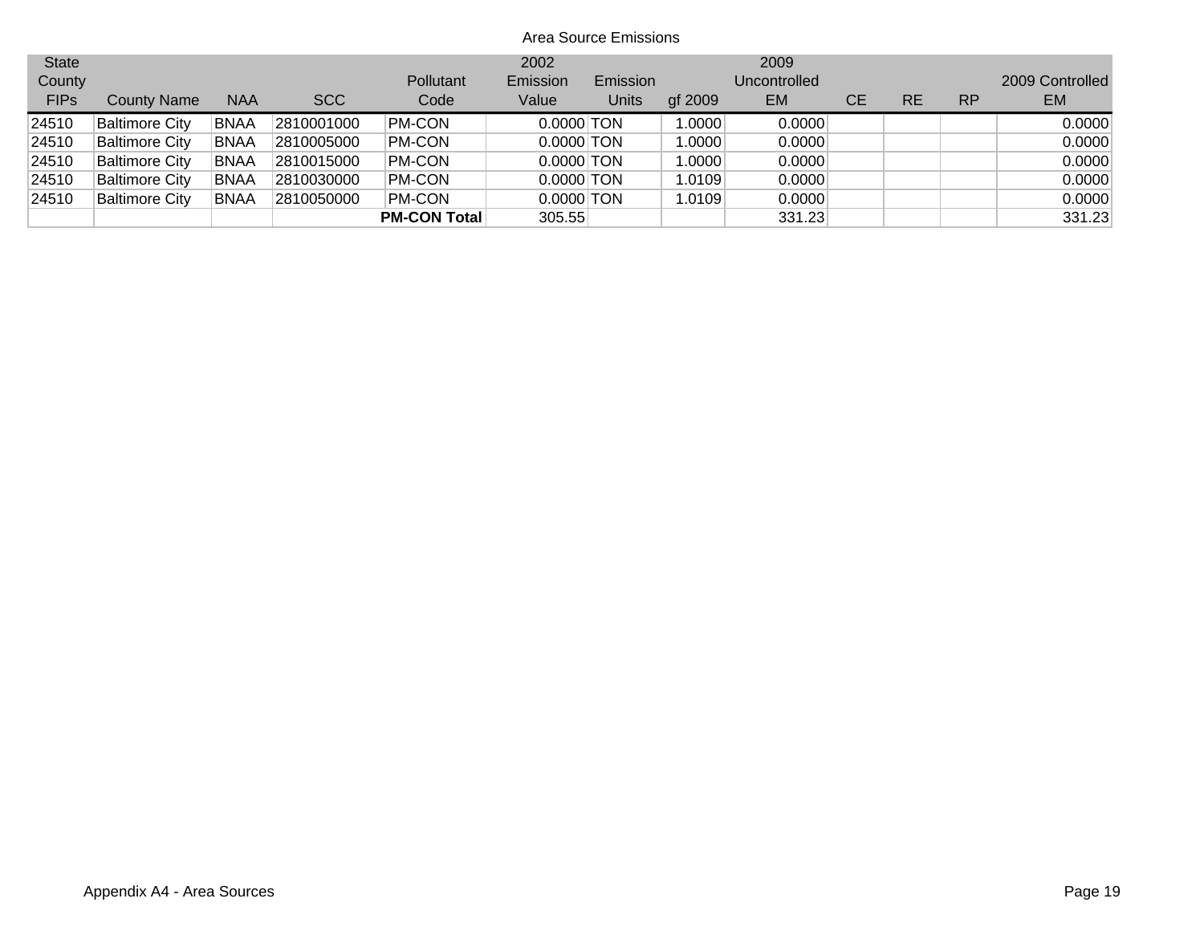Area Source Emissions

| State County FIPs | County Name | NAA | SCC | Pollutant Code | 2002 Emission Value | Emission Units | gf 2009 | 2009 Uncontrolled EM | CE | RE | RP | 2009 Controlled EM |
|---|---|---|---|---|---|---|---|---|---|---|---|---|
| 24510 | Baltimore City | BNAA | 2810001000 | PM-CON | 0.0000 | TON | 1.0000 | 0.0000 | | | | 0.0000 |
| 24510 | Baltimore City | BNAA | 2810005000 | PM-CON | 0.0000 | TON | 1.0000 | 0.0000 | | | | 0.0000 |
| 24510 | Baltimore City | BNAA | 2810015000 | PM-CON | 0.0000 | TON | 1.0000 | 0.0000 | | | | 0.0000 |
| 24510 | Baltimore City | BNAA | 2810030000 | PM-CON | 0.0000 | TON | 1.0109 | 0.0000 | | | | 0.0000 |
| 24510 | Baltimore City | BNAA | 2810050000 | PM-CON | 0.0000 | TON | 1.0109 | 0.0000 | | | | 0.0000 |
| | | | | **PM-CON Total** | 305.55 | | | 331.23 | | | | 331.23 |

Appendix A4 - Area Sources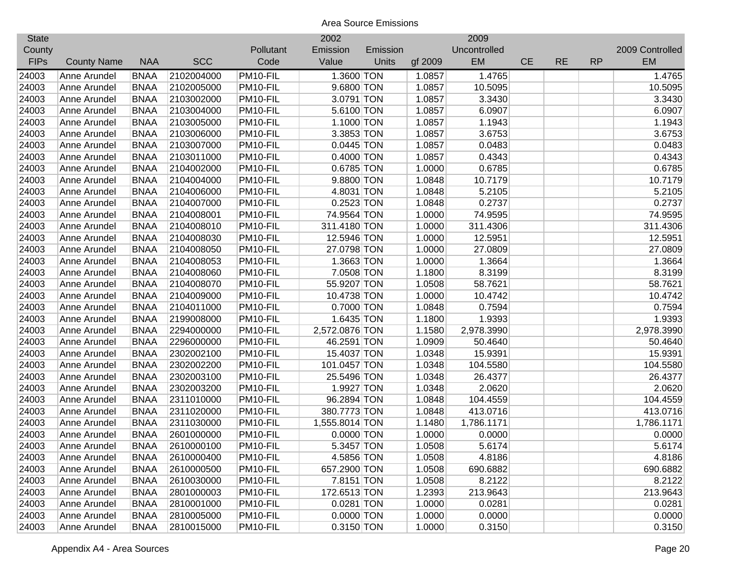Area Source Emissions

| State County FIPs | County Name | NAA | SCC | Pollutant Code | 2002 Emission Value | Emission Units | gf 2009 | 2009 Uncontrolled EM | CE | RE | RP | 2009 Controlled EM |
|---|---|---|---|---|---|---|---|---|---|---|---|---|
| 24003 | Anne Arundel | BNAA | 2102004000 | PM10-FIL | 1.3600 | TON | 1.0857 | 1.4765 | | | | 1.4765 |
| 24003 | Anne Arundel | BNAA | 2102005000 | PM10-FIL | 9.6800 | TON | 1.0857 | 10.5095 | | | | 10.5095 |
| 24003 | Anne Arundel | BNAA | 2103002000 | PM10-FIL | 3.0791 | TON | 1.0857 | 3.3430 | | | | 3.3430 |
| 24003 | Anne Arundel | BNAA | 2103004000 | PM10-FIL | 5.6100 | TON | 1.0857 | 6.0907 | | | | 6.0907 |
| 24003 | Anne Arundel | BNAA | 2103005000 | PM10-FIL | 1.1000 | TON | 1.0857 | 1.1943 | | | | 1.1943 |
| 24003 | Anne Arundel | BNAA | 2103006000 | PM10-FIL | 3.3853 | TON | 1.0857 | 3.6753 | | | | 3.6753 |
| 24003 | Anne Arundel | BNAA | 2103007000 | PM10-FIL | 0.0445 | TON | 1.0857 | 0.0483 | | | | 0.0483 |
| 24003 | Anne Arundel | BNAA | 2103011000 | PM10-FIL | 0.4000 | TON | 1.0857 | 0.4343 | | | | 0.4343 |
| 24003 | Anne Arundel | BNAA | 2104002000 | PM10-FIL | 0.6785 | TON | 1.0000 | 0.6785 | | | | 0.6785 |
| 24003 | Anne Arundel | BNAA | 2104004000 | PM10-FIL | 9.8800 | TON | 1.0848 | 10.7179 | | | | 10.7179 |
| 24003 | Anne Arundel | BNAA | 2104006000 | PM10-FIL | 4.8031 | TON | 1.0848 | 5.2105 | | | | 5.2105 |
| 24003 | Anne Arundel | BNAA | 2104007000 | PM10-FIL | 0.2523 | TON | 1.0848 | 0.2737 | | | | 0.2737 |
| 24003 | Anne Arundel | BNAA | 2104008001 | PM10-FIL | 74.9564 | TON | 1.0000 | 74.9595 | | | | 74.9595 |
| 24003 | Anne Arundel | BNAA | 2104008010 | PM10-FIL | 311.4180 | TON | 1.0000 | 311.4306 | | | | 311.4306 |
| 24003 | Anne Arundel | BNAA | 2104008030 | PM10-FIL | 12.5946 | TON | 1.0000 | 12.5951 | | | | 12.5951 |
| 24003 | Anne Arundel | BNAA | 2104008050 | PM10-FIL | 27.0798 | TON | 1.0000 | 27.0809 | | | | 27.0809 |
| 24003 | Anne Arundel | BNAA | 2104008053 | PM10-FIL | 1.3663 | TON | 1.0000 | 1.3664 | | | | 1.3664 |
| 24003 | Anne Arundel | BNAA | 2104008060 | PM10-FIL | 7.0508 | TON | 1.1800 | 8.3199 | | | | 8.3199 |
| 24003 | Anne Arundel | BNAA | 2104008070 | PM10-FIL | 55.9207 | TON | 1.0508 | 58.7621 | | | | 58.7621 |
| 24003 | Anne Arundel | BNAA | 2104009000 | PM10-FIL | 10.4738 | TON | 1.0000 | 10.4742 | | | | 10.4742 |
| 24003 | Anne Arundel | BNAA | 2104011000 | PM10-FIL | 0.7000 | TON | 1.0848 | 0.7594 | | | | 0.7594 |
| 24003 | Anne Arundel | BNAA | 2199008000 | PM10-FIL | 1.6435 | TON | 1.1800 | 1.9393 | | | | 1.9393 |
| 24003 | Anne Arundel | BNAA | 2294000000 | PM10-FIL | 2,572.0876 | TON | 1.1580 | 2,978.3990 | | | | 2,978.3990 |
| 24003 | Anne Arundel | BNAA | 2296000000 | PM10-FIL | 46.2591 | TON | 1.0909 | 50.4640 | | | | 50.4640 |
| 24003 | Anne Arundel | BNAA | 2302002100 | PM10-FIL | 15.4037 | TON | 1.0348 | 15.9391 | | | | 15.9391 |
| 24003 | Anne Arundel | BNAA | 2302002200 | PM10-FIL | 101.0457 | TON | 1.0348 | 104.5580 | | | | 104.5580 |
| 24003 | Anne Arundel | BNAA | 2302003100 | PM10-FIL | 25.5496 | TON | 1.0348 | 26.4377 | | | | 26.4377 |
| 24003 | Anne Arundel | BNAA | 2302003200 | PM10-FIL | 1.9927 | TON | 1.0348 | 2.0620 | | | | 2.0620 |
| 24003 | Anne Arundel | BNAA | 2311010000 | PM10-FIL | 96.2894 | TON | 1.0848 | 104.4559 | | | | 104.4559 |
| 24003 | Anne Arundel | BNAA | 2311020000 | PM10-FIL | 380.7773 | TON | 1.0848 | 413.0716 | | | | 413.0716 |
| 24003 | Anne Arundel | BNAA | 2311030000 | PM10-FIL | 1,555.8014 | TON | 1.1480 | 1,786.1171 | | | | 1,786.1171 |
| 24003 | Anne Arundel | BNAA | 2601000000 | PM10-FIL | 0.0000 | TON | 1.0000 | 0.0000 | | | | 0.0000 |
| 24003 | Anne Arundel | BNAA | 2610000100 | PM10-FIL | 5.3457 | TON | 1.0508 | 5.6174 | | | | 5.6174 |
| 24003 | Anne Arundel | BNAA | 2610000400 | PM10-FIL | 4.5856 | TON | 1.0508 | 4.8186 | | | | 4.8186 |
| 24003 | Anne Arundel | BNAA | 2610000500 | PM10-FIL | 657.2900 | TON | 1.0508 | 690.6882 | | | | 690.6882 |
| 24003 | Anne Arundel | BNAA | 2610030000 | PM10-FIL | 7.8151 | TON | 1.0508 | 8.2122 | | | | 8.2122 |
| 24003 | Anne Arundel | BNAA | 2801000003 | PM10-FIL | 172.6513 | TON | 1.2393 | 213.9643 | | | | 213.9643 |
| 24003 | Anne Arundel | BNAA | 2810001000 | PM10-FIL | 0.0281 | TON | 1.0000 | 0.0281 | | | | 0.0281 |
| 24003 | Anne Arundel | BNAA | 2810005000 | PM10-FIL | 0.0000 | TON | 1.0000 | 0.0000 | | | | 0.0000 |
| 24003 | Anne Arundel | BNAA | 2810015000 | PM10-FIL | 0.3150 | TON | 1.0000 | 0.3150 | | | | 0.3150 |

Appendix A4 - Area Sources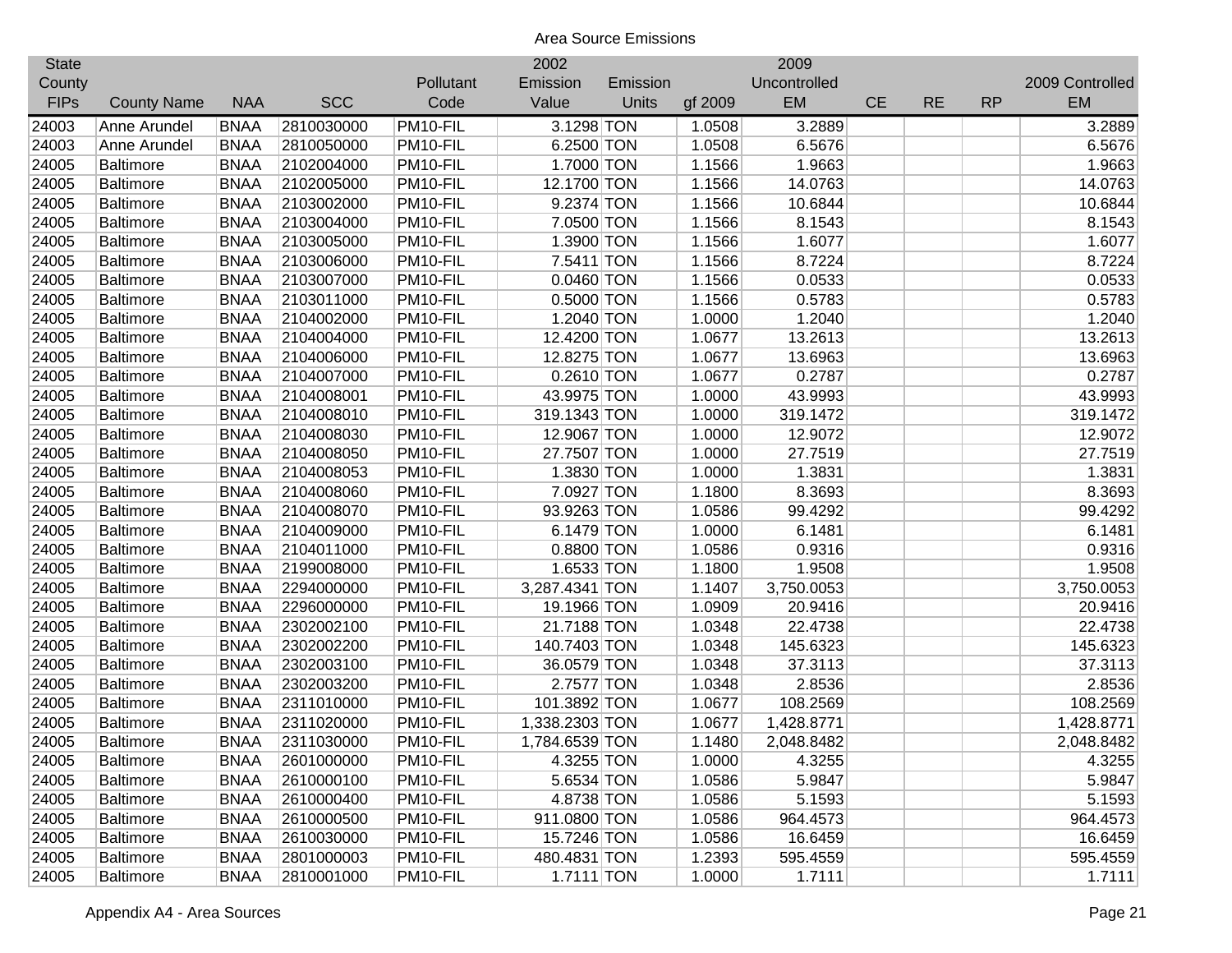Area Source Emissions

| State County FIPs | County Name | NAA | SCC | Pollutant Code | 2002 Emission Value | Emission Units | gf 2009 | 2009 Uncontrolled EM | CE | RE | RP | 2009 Controlled EM |
|---|---|---|---|---|---|---|---|---|---|---|---|---|
| 24003 | Anne Arundel | BNAA | 2810030000 | PM10-FIL | 3.1298 | TON | 1.0508 | 3.2889 | | | | 3.2889 |
| 24003 | Anne Arundel | BNAA | 2810050000 | PM10-FIL | 6.2500 | TON | 1.0508 | 6.5676 | | | | 6.5676 |
| 24005 | Baltimore | BNAA | 2102004000 | PM10-FIL | 1.7000 | TON | 1.1566 | 1.9663 | | | | 1.9663 |
| 24005 | Baltimore | BNAA | 2102005000 | PM10-FIL | 12.1700 | TON | 1.1566 | 14.0763 | | | | 14.0763 |
| 24005 | Baltimore | BNAA | 2103002000 | PM10-FIL | 9.2374 | TON | 1.1566 | 10.6844 | | | | 10.6844 |
| 24005 | Baltimore | BNAA | 2103004000 | PM10-FIL | 7.0500 | TON | 1.1566 | 8.1543 | | | | 8.1543 |
| 24005 | Baltimore | BNAA | 2103005000 | PM10-FIL | 1.3900 | TON | 1.1566 | 1.6077 | | | | 1.6077 |
| 24005 | Baltimore | BNAA | 2103006000 | PM10-FIL | 7.5411 | TON | 1.1566 | 8.7224 | | | | 8.7224 |
| 24005 | Baltimore | BNAA | 2103007000 | PM10-FIL | 0.0460 | TON | 1.1566 | 0.0533 | | | | 0.0533 |
| 24005 | Baltimore | BNAA | 2103011000 | PM10-FIL | 0.5000 | TON | 1.1566 | 0.5783 | | | | 0.5783 |
| 24005 | Baltimore | BNAA | 2104002000 | PM10-FIL | 1.2040 | TON | 1.0000 | 1.2040 | | | | 1.2040 |
| 24005 | Baltimore | BNAA | 2104004000 | PM10-FIL | 12.4200 | TON | 1.0677 | 13.2613 | | | | 13.2613 |
| 24005 | Baltimore | BNAA | 2104006000 | PM10-FIL | 12.8275 | TON | 1.0677 | 13.6963 | | | | 13.6963 |
| 24005 | Baltimore | BNAA | 2104007000 | PM10-FIL | 0.2610 | TON | 1.0677 | 0.2787 | | | | 0.2787 |
| 24005 | Baltimore | BNAA | 2104008001 | PM10-FIL | 43.9975 | TON | 1.0000 | 43.9993 | | | | 43.9993 |
| 24005 | Baltimore | BNAA | 2104008010 | PM10-FIL | 319.1343 | TON | 1.0000 | 319.1472 | | | | 319.1472 |
| 24005 | Baltimore | BNAA | 2104008030 | PM10-FIL | 12.9067 | TON | 1.0000 | 12.9072 | | | | 12.9072 |
| 24005 | Baltimore | BNAA | 2104008050 | PM10-FIL | 27.7507 | TON | 1.0000 | 27.7519 | | | | 27.7519 |
| 24005 | Baltimore | BNAA | 2104008053 | PM10-FIL | 1.3830 | TON | 1.0000 | 1.3831 | | | | 1.3831 |
| 24005 | Baltimore | BNAA | 2104008060 | PM10-FIL | 7.0927 | TON | 1.1800 | 8.3693 | | | | 8.3693 |
| 24005 | Baltimore | BNAA | 2104008070 | PM10-FIL | 93.9263 | TON | 1.0586 | 99.4292 | | | | 99.4292 |
| 24005 | Baltimore | BNAA | 2104009000 | PM10-FIL | 6.1479 | TON | 1.0000 | 6.1481 | | | | 6.1481 |
| 24005 | Baltimore | BNAA | 2104011000 | PM10-FIL | 0.8800 | TON | 1.0586 | 0.9316 | | | | 0.9316 |
| 24005 | Baltimore | BNAA | 2199008000 | PM10-FIL | 1.6533 | TON | 1.1800 | 1.9508 | | | | 1.9508 |
| 24005 | Baltimore | BNAA | 2294000000 | PM10-FIL | 3,287.4341 | TON | 1.1407 | 3,750.0053 | | | | 3,750.0053 |
| 24005 | Baltimore | BNAA | 2296000000 | PM10-FIL | 19.1966 | TON | 1.0909 | 20.9416 | | | | 20.9416 |
| 24005 | Baltimore | BNAA | 2302002100 | PM10-FIL | 21.7188 | TON | 1.0348 | 22.4738 | | | | 22.4738 |
| 24005 | Baltimore | BNAA | 2302002200 | PM10-FIL | 140.7403 | TON | 1.0348 | 145.6323 | | | | 145.6323 |
| 24005 | Baltimore | BNAA | 2302003100 | PM10-FIL | 36.0579 | TON | 1.0348 | 37.3113 | | | | 37.3113 |
| 24005 | Baltimore | BNAA | 2302003200 | PM10-FIL | 2.7577 | TON | 1.0348 | 2.8536 | | | | 2.8536 |
| 24005 | Baltimore | BNAA | 2311010000 | PM10-FIL | 101.3892 | TON | 1.0677 | 108.2569 | | | | 108.2569 |
| 24005 | Baltimore | BNAA | 2311020000 | PM10-FIL | 1,338.2303 | TON | 1.0677 | 1,428.8771 | | | | 1,428.8771 |
| 24005 | Baltimore | BNAA | 2311030000 | PM10-FIL | 1,784.6539 | TON | 1.1480 | 2,048.8482 | | | | 2,048.8482 |
| 24005 | Baltimore | BNAA | 2601000000 | PM10-FIL | 4.3255 | TON | 1.0000 | 4.3255 | | | | 4.3255 |
| 24005 | Baltimore | BNAA | 2610000100 | PM10-FIL | 5.6534 | TON | 1.0586 | 5.9847 | | | | 5.9847 |
| 24005 | Baltimore | BNAA | 2610000400 | PM10-FIL | 4.8738 | TON | 1.0586 | 5.1593 | | | | 5.1593 |
| 24005 | Baltimore | BNAA | 2610000500 | PM10-FIL | 911.0800 | TON | 1.0586 | 964.4573 | | | | 964.4573 |
| 24005 | Baltimore | BNAA | 2610030000 | PM10-FIL | 15.7246 | TON | 1.0586 | 16.6459 | | | | 16.6459 |
| 24005 | Baltimore | BNAA | 2801000003 | PM10-FIL | 480.4831 | TON | 1.2393 | 595.4559 | | | | 595.4559 |
| 24005 | Baltimore | BNAA | 2810001000 | PM10-FIL | 1.7111 | TON | 1.0000 | 1.7111 | | | | 1.7111 |

Appendix A4 - Area Sources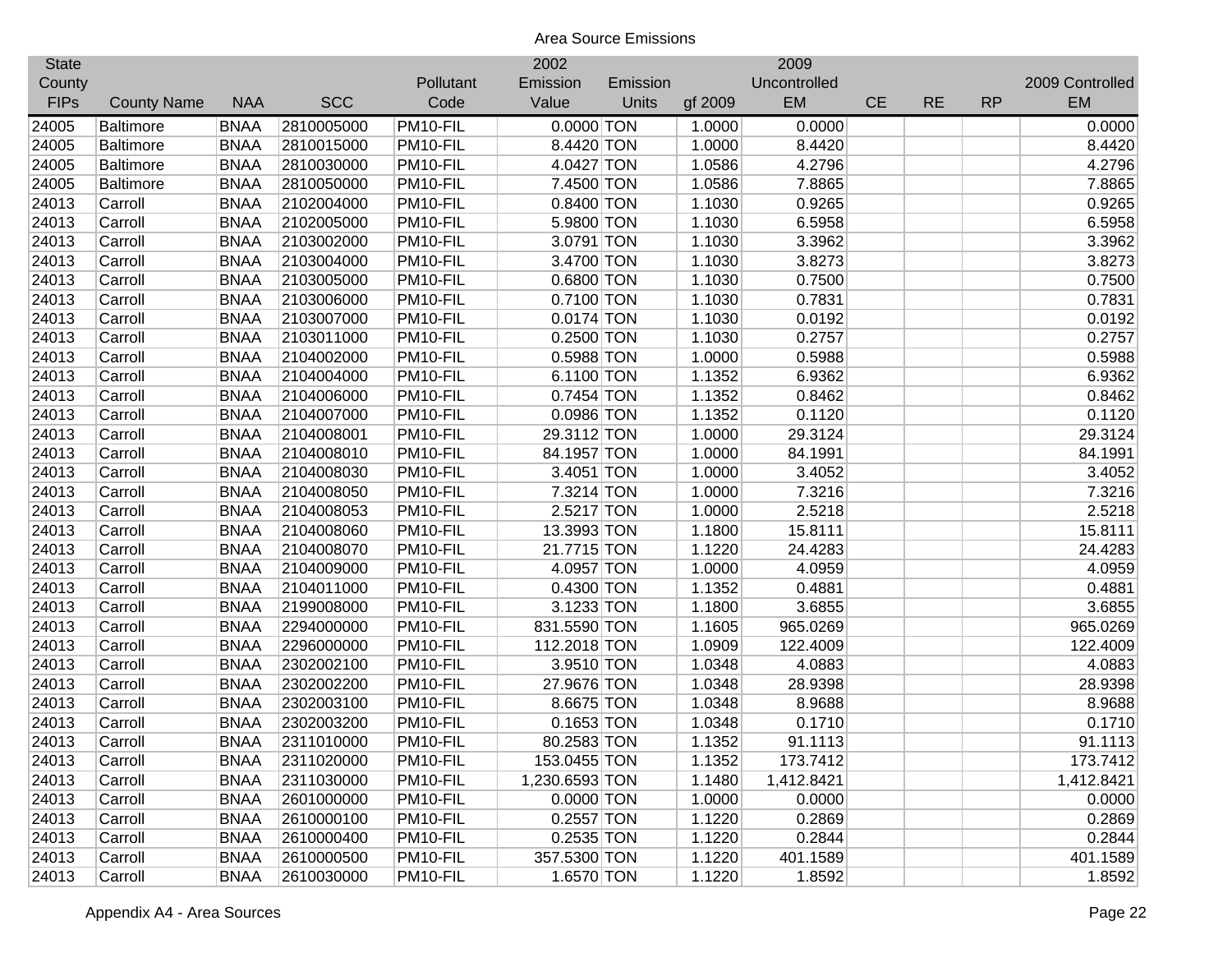Area Source Emissions

| State County FIPs | County Name | NAA | SCC | Pollutant Code | 2002 Emission Value | Emission Units | gf 2009 | 2009 Uncontrolled EM | CE | RE | RP | 2009 Controlled EM |
|---|---|---|---|---|---|---|---|---|---|---|---|---|
| 24005 | Baltimore | BNAA | 2810005000 | PM10-FIL | 0.0000 | TON | 1.0000 | 0.0000 | | | | 0.0000 |
| 24005 | Baltimore | BNAA | 2810015000 | PM10-FIL | 8.4420 | TON | 1.0000 | 8.4420 | | | | 8.4420 |
| 24005 | Baltimore | BNAA | 2810030000 | PM10-FIL | 4.0427 | TON | 1.0586 | 4.2796 | | | | 4.2796 |
| 24005 | Baltimore | BNAA | 2810050000 | PM10-FIL | 7.4500 | TON | 1.0586 | 7.8865 | | | | 7.8865 |
| 24013 | Carroll | BNAA | 2102004000 | PM10-FIL | 0.8400 | TON | 1.1030 | 0.9265 | | | | 0.9265 |
| 24013 | Carroll | BNAA | 2102005000 | PM10-FIL | 5.9800 | TON | 1.1030 | 6.5958 | | | | 6.5958 |
| 24013 | Carroll | BNAA | 2103002000 | PM10-FIL | 3.0791 | TON | 1.1030 | 3.3962 | | | | 3.3962 |
| 24013 | Carroll | BNAA | 2103004000 | PM10-FIL | 3.4700 | TON | 1.1030 | 3.8273 | | | | 3.8273 |
| 24013 | Carroll | BNAA | 2103005000 | PM10-FIL | 0.6800 | TON | 1.1030 | 0.7500 | | | | 0.7500 |
| 24013 | Carroll | BNAA | 2103006000 | PM10-FIL | 0.7100 | TON | 1.1030 | 0.7831 | | | | 0.7831 |
| 24013 | Carroll | BNAA | 2103007000 | PM10-FIL | 0.0174 | TON | 1.1030 | 0.0192 | | | | 0.0192 |
| 24013 | Carroll | BNAA | 2103011000 | PM10-FIL | 0.2500 | TON | 1.1030 | 0.2757 | | | | 0.2757 |
| 24013 | Carroll | BNAA | 2104002000 | PM10-FIL | 0.5988 | TON | 1.0000 | 0.5988 | | | | 0.5988 |
| 24013 | Carroll | BNAA | 2104004000 | PM10-FIL | 6.1100 | TON | 1.1352 | 6.9362 | | | | 6.9362 |
| 24013 | Carroll | BNAA | 2104006000 | PM10-FIL | 0.7454 | TON | 1.1352 | 0.8462 | | | | 0.8462 |
| 24013 | Carroll | BNAA | 2104007000 | PM10-FIL | 0.0986 | TON | 1.1352 | 0.1120 | | | | 0.1120 |
| 24013 | Carroll | BNAA | 2104008001 | PM10-FIL | 29.3112 | TON | 1.0000 | 29.3124 | | | | 29.3124 |
| 24013 | Carroll | BNAA | 2104008010 | PM10-FIL | 84.1957 | TON | 1.0000 | 84.1991 | | | | 84.1991 |
| 24013 | Carroll | BNAA | 2104008030 | PM10-FIL | 3.4051 | TON | 1.0000 | 3.4052 | | | | 3.4052 |
| 24013 | Carroll | BNAA | 2104008050 | PM10-FIL | 7.3214 | TON | 1.0000 | 7.3216 | | | | 7.3216 |
| 24013 | Carroll | BNAA | 2104008053 | PM10-FIL | 2.5217 | TON | 1.0000 | 2.5218 | | | | 2.5218 |
| 24013 | Carroll | BNAA | 2104008060 | PM10-FIL | 13.3993 | TON | 1.1800 | 15.8111 | | | | 15.8111 |
| 24013 | Carroll | BNAA | 2104008070 | PM10-FIL | 21.7715 | TON | 1.1220 | 24.4283 | | | | 24.4283 |
| 24013 | Carroll | BNAA | 2104009000 | PM10-FIL | 4.0957 | TON | 1.0000 | 4.0959 | | | | 4.0959 |
| 24013 | Carroll | BNAA | 2104011000 | PM10-FIL | 0.4300 | TON | 1.1352 | 0.4881 | | | | 0.4881 |
| 24013 | Carroll | BNAA | 2199008000 | PM10-FIL | 3.1233 | TON | 1.1800 | 3.6855 | | | | 3.6855 |
| 24013 | Carroll | BNAA | 2294000000 | PM10-FIL | 831.5590 | TON | 1.1605 | 965.0269 | | | | 965.0269 |
| 24013 | Carroll | BNAA | 2296000000 | PM10-FIL | 112.2018 | TON | 1.0909 | 122.4009 | | | | 122.4009 |
| 24013 | Carroll | BNAA | 2302002100 | PM10-FIL | 3.9510 | TON | 1.0348 | 4.0883 | | | | 4.0883 |
| 24013 | Carroll | BNAA | 2302002200 | PM10-FIL | 27.9676 | TON | 1.0348 | 28.9398 | | | | 28.9398 |
| 24013 | Carroll | BNAA | 2302003100 | PM10-FIL | 8.6675 | TON | 1.0348 | 8.9688 | | | | 8.9688 |
| 24013 | Carroll | BNAA | 2302003200 | PM10-FIL | 0.1653 | TON | 1.0348 | 0.1710 | | | | 0.1710 |
| 24013 | Carroll | BNAA | 2311010000 | PM10-FIL | 80.2583 | TON | 1.1352 | 91.1113 | | | | 91.1113 |
| 24013 | Carroll | BNAA | 2311020000 | PM10-FIL | 153.0455 | TON | 1.1352 | 173.7412 | | | | 173.7412 |
| 24013 | Carroll | BNAA | 2311030000 | PM10-FIL | 1,230.6593 | TON | 1.1480 | 1,412.8421 | | | | 1,412.8421 |
| 24013 | Carroll | BNAA | 2601000000 | PM10-FIL | 0.0000 | TON | 1.0000 | 0.0000 | | | | 0.0000 |
| 24013 | Carroll | BNAA | 2610000100 | PM10-FIL | 0.2557 | TON | 1.1220 | 0.2869 | | | | 0.2869 |
| 24013 | Carroll | BNAA | 2610000400 | PM10-FIL | 0.2535 | TON | 1.1220 | 0.2844 | | | | 0.2844 |
| 24013 | Carroll | BNAA | 2610000500 | PM10-FIL | 357.5300 | TON | 1.1220 | 401.1589 | | | | 401.1589 |
| 24013 | Carroll | BNAA | 2610030000 | PM10-FIL | 1.6570 | TON | 1.1220 | 1.8592 | | | | 1.8592 |

Appendix A4 - Area Sources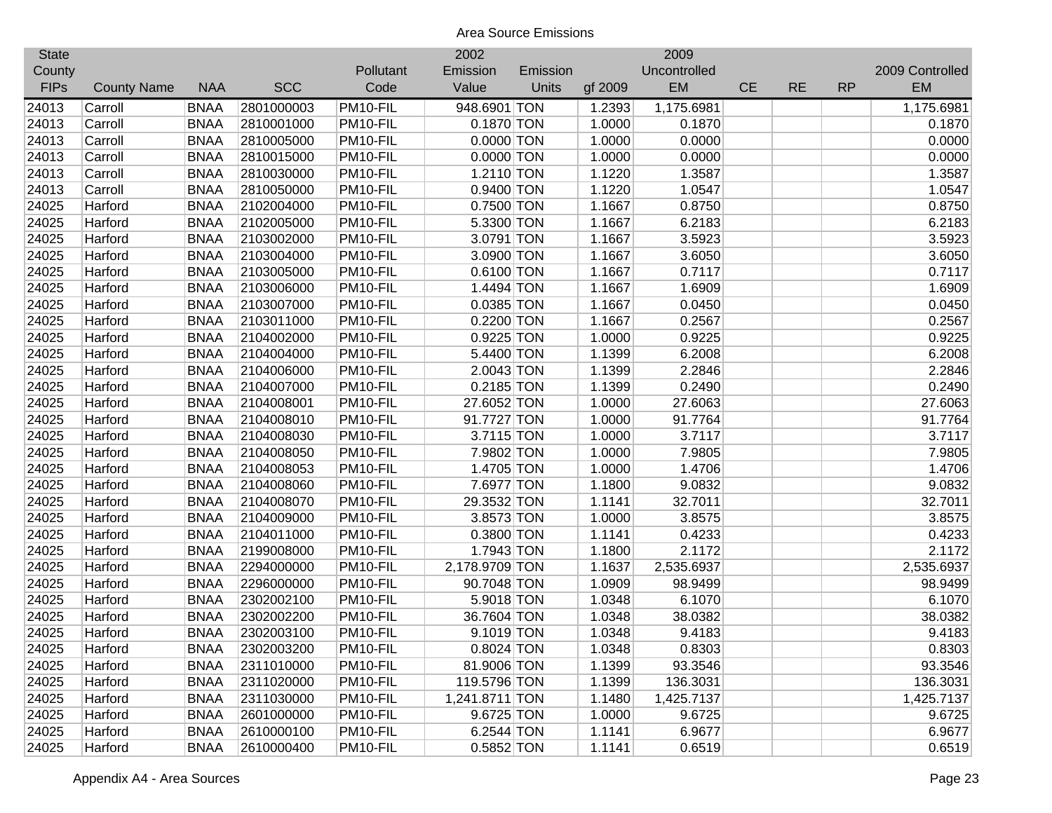Area Source Emissions

| State County FIPs | County Name | NAA | SCC | Pollutant Code | 2002 Emission Value | Emission Units | gf 2009 | 2009 Uncontrolled EM | CE | RE | RP | 2009 Controlled EM |
|---|---|---|---|---|---|---|---|---|---|---|---|---|
| 24013 | Carroll | BNAA | 2801000003 | PM10-FIL | 948.6901 | TON | 1.2393 | 1,175.6981 | | | | 1,175.6981 |
| 24013 | Carroll | BNAA | 2810001000 | PM10-FIL | 0.1870 | TON | 1.0000 | 0.1870 | | | | 0.1870 |
| 24013 | Carroll | BNAA | 2810005000 | PM10-FIL | 0.0000 | TON | 1.0000 | 0.0000 | | | | 0.0000 |
| 24013 | Carroll | BNAA | 2810015000 | PM10-FIL | 0.0000 | TON | 1.0000 | 0.0000 | | | | 0.0000 |
| 24013 | Carroll | BNAA | 2810030000 | PM10-FIL | 1.2110 | TON | 1.1220 | 1.3587 | | | | 1.3587 |
| 24013 | Carroll | BNAA | 2810050000 | PM10-FIL | 0.9400 | TON | 1.1220 | 1.0547 | | | | 1.0547 |
| 24025 | Harford | BNAA | 2102004000 | PM10-FIL | 0.7500 | TON | 1.1667 | 0.8750 | | | | 0.8750 |
| 24025 | Harford | BNAA | 2102005000 | PM10-FIL | 5.3300 | TON | 1.1667 | 6.2183 | | | | 6.2183 |
| 24025 | Harford | BNAA | 2103002000 | PM10-FIL | 3.0791 | TON | 1.1667 | 3.5923 | | | | 3.5923 |
| 24025 | Harford | BNAA | 2103004000 | PM10-FIL | 3.0900 | TON | 1.1667 | 3.6050 | | | | 3.6050 |
| 24025 | Harford | BNAA | 2103005000 | PM10-FIL | 0.6100 | TON | 1.1667 | 0.7117 | | | | 0.7117 |
| 24025 | Harford | BNAA | 2103006000 | PM10-FIL | 1.4494 | TON | 1.1667 | 1.6909 | | | | 1.6909 |
| 24025 | Harford | BNAA | 2103007000 | PM10-FIL | 0.0385 | TON | 1.1667 | 0.0450 | | | | 0.0450 |
| 24025 | Harford | BNAA | 2103011000 | PM10-FIL | 0.2200 | TON | 1.1667 | 0.2567 | | | | 0.2567 |
| 24025 | Harford | BNAA | 2104002000 | PM10-FIL | 0.9225 | TON | 1.0000 | 0.9225 | | | | 0.9225 |
| 24025 | Harford | BNAA | 2104004000 | PM10-FIL | 5.4400 | TON | 1.1399 | 6.2008 | | | | 6.2008 |
| 24025 | Harford | BNAA | 2104006000 | PM10-FIL | 2.0043 | TON | 1.1399 | 2.2846 | | | | 2.2846 |
| 24025 | Harford | BNAA | 2104007000 | PM10-FIL | 0.2185 | TON | 1.1399 | 0.2490 | | | | 0.2490 |
| 24025 | Harford | BNAA | 2104008001 | PM10-FIL | 27.6052 | TON | 1.0000 | 27.6063 | | | | 27.6063 |
| 24025 | Harford | BNAA | 2104008010 | PM10-FIL | 91.7727 | TON | 1.0000 | 91.7764 | | | | 91.7764 |
| 24025 | Harford | BNAA | 2104008030 | PM10-FIL | 3.7115 | TON | 1.0000 | 3.7117 | | | | 3.7117 |
| 24025 | Harford | BNAA | 2104008050 | PM10-FIL | 7.9802 | TON | 1.0000 | 7.9805 | | | | 7.9805 |
| 24025 | Harford | BNAA | 2104008053 | PM10-FIL | 1.4705 | TON | 1.0000 | 1.4706 | | | | 1.4706 |
| 24025 | Harford | BNAA | 2104008060 | PM10-FIL | 7.6977 | TON | 1.1800 | 9.0832 | | | | 9.0832 |
| 24025 | Harford | BNAA | 2104008070 | PM10-FIL | 29.3532 | TON | 1.1141 | 32.7011 | | | | 32.7011 |
| 24025 | Harford | BNAA | 2104009000 | PM10-FIL | 3.8573 | TON | 1.0000 | 3.8575 | | | | 3.8575 |
| 24025 | Harford | BNAA | 2104011000 | PM10-FIL | 0.3800 | TON | 1.1141 | 0.4233 | | | | 0.4233 |
| 24025 | Harford | BNAA | 2199008000 | PM10-FIL | 1.7943 | TON | 1.1800 | 2.1172 | | | | 2.1172 |
| 24025 | Harford | BNAA | 2294000000 | PM10-FIL | 2,178.9709 | TON | 1.1637 | 2,535.6937 | | | | 2,535.6937 |
| 24025 | Harford | BNAA | 2296000000 | PM10-FIL | 90.7048 | TON | 1.0909 | 98.9499 | | | | 98.9499 |
| 24025 | Harford | BNAA | 2302002100 | PM10-FIL | 5.9018 | TON | 1.0348 | 6.1070 | | | | 6.1070 |
| 24025 | Harford | BNAA | 2302002200 | PM10-FIL | 36.7604 | TON | 1.0348 | 38.0382 | | | | 38.0382 |
| 24025 | Harford | BNAA | 2302003100 | PM10-FIL | 9.1019 | TON | 1.0348 | 9.4183 | | | | 9.4183 |
| 24025 | Harford | BNAA | 2302003200 | PM10-FIL | 0.8024 | TON | 1.0348 | 0.8303 | | | | 0.8303 |
| 24025 | Harford | BNAA | 2311010000 | PM10-FIL | 81.9006 | TON | 1.1399 | 93.3546 | | | | 93.3546 |
| 24025 | Harford | BNAA | 2311020000 | PM10-FIL | 119.5796 | TON | 1.1399 | 136.3031 | | | | 136.3031 |
| 24025 | Harford | BNAA | 2311030000 | PM10-FIL | 1,241.8711 | TON | 1.1480 | 1,425.7137 | | | | 1,425.7137 |
| 24025 | Harford | BNAA | 2601000000 | PM10-FIL | 9.6725 | TON | 1.0000 | 9.6725 | | | | 9.6725 |
| 24025 | Harford | BNAA | 2610000100 | PM10-FIL | 6.2544 | TON | 1.1141 | 6.9677 | | | | 6.9677 |
| 24025 | Harford | BNAA | 2610000400 | PM10-FIL | 0.5852 | TON | 1.1141 | 0.6519 | | | | 0.6519 |

Appendix A4 - Area Sources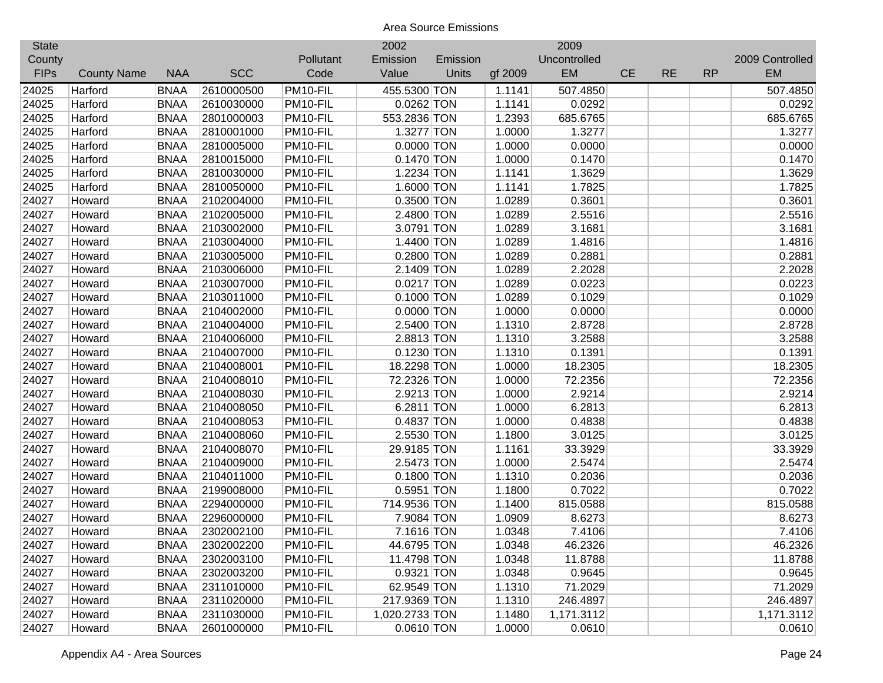Area Source Emissions

| State County FIPs | County Name | NAA | SCC | Pollutant Code | 2002 Emission Value | Emission Units | gf 2009 | 2009 Uncontrolled EM | CE | RE | RP | 2009 Controlled EM |
|---|---|---|---|---|---|---|---|---|---|---|---|---|
| 24025 | Harford | BNAA | 2610000500 | PM10-FIL | 455.5300 | TON | 1.1141 | 507.4850 | | | | 507.4850 |
| 24025 | Harford | BNAA | 2610030000 | PM10-FIL | 0.0262 | TON | 1.1141 | 0.0292 | | | | 0.0292 |
| 24025 | Harford | BNAA | 2801000003 | PM10-FIL | 553.2836 | TON | 1.2393 | 685.6765 | | | | 685.6765 |
| 24025 | Harford | BNAA | 2810001000 | PM10-FIL | 1.3277 | TON | 1.0000 | 1.3277 | | | | 1.3277 |
| 24025 | Harford | BNAA | 2810005000 | PM10-FIL | 0.0000 | TON | 1.0000 | 0.0000 | | | | 0.0000 |
| 24025 | Harford | BNAA | 2810015000 | PM10-FIL | 0.1470 | TON | 1.0000 | 0.1470 | | | | 0.1470 |
| 24025 | Harford | BNAA | 2810030000 | PM10-FIL | 1.2234 | TON | 1.1141 | 1.3629 | | | | 1.3629 |
| 24025 | Harford | BNAA | 2810050000 | PM10-FIL | 1.6000 | TON | 1.1141 | 1.7825 | | | | 1.7825 |
| 24027 | Howard | BNAA | 2102004000 | PM10-FIL | 0.3500 | TON | 1.0289 | 0.3601 | | | | 0.3601 |
| 24027 | Howard | BNAA | 2102005000 | PM10-FIL | 2.4800 | TON | 1.0289 | 2.5516 | | | | 2.5516 |
| 24027 | Howard | BNAA | 2103002000 | PM10-FIL | 3.0791 | TON | 1.0289 | 3.1681 | | | | 3.1681 |
| 24027 | Howard | BNAA | 2103004000 | PM10-FIL | 1.4400 | TON | 1.0289 | 1.4816 | | | | 1.4816 |
| 24027 | Howard | BNAA | 2103005000 | PM10-FIL | 0.2800 | TON | 1.0289 | 0.2881 | | | | 0.2881 |
| 24027 | Howard | BNAA | 2103006000 | PM10-FIL | 2.1409 | TON | 1.0289 | 2.2028 | | | | 2.2028 |
| 24027 | Howard | BNAA | 2103007000 | PM10-FIL | 0.0217 | TON | 1.0289 | 0.0223 | | | | 0.0223 |
| 24027 | Howard | BNAA | 2103011000 | PM10-FIL | 0.1000 | TON | 1.0289 | 0.1029 | | | | 0.1029 |
| 24027 | Howard | BNAA | 2104002000 | PM10-FIL | 0.0000 | TON | 1.0000 | 0.0000 | | | | 0.0000 |
| 24027 | Howard | BNAA | 2104004000 | PM10-FIL | 2.5400 | TON | 1.1310 | 2.8728 | | | | 2.8728 |
| 24027 | Howard | BNAA | 2104006000 | PM10-FIL | 2.8813 | TON | 1.1310 | 3.2588 | | | | 3.2588 |
| 24027 | Howard | BNAA | 2104007000 | PM10-FIL | 0.1230 | TON | 1.1310 | 0.1391 | | | | 0.1391 |
| 24027 | Howard | BNAA | 2104008001 | PM10-FIL | 18.2298 | TON | 1.0000 | 18.2305 | | | | 18.2305 |
| 24027 | Howard | BNAA | 2104008010 | PM10-FIL | 72.2326 | TON | 1.0000 | 72.2356 | | | | 72.2356 |
| 24027 | Howard | BNAA | 2104008030 | PM10-FIL | 2.9213 | TON | 1.0000 | 2.9214 | | | | 2.9214 |
| 24027 | Howard | BNAA | 2104008050 | PM10-FIL | 6.2811 | TON | 1.0000 | 6.2813 | | | | 6.2813 |
| 24027 | Howard | BNAA | 2104008053 | PM10-FIL | 0.4837 | TON | 1.0000 | 0.4838 | | | | 0.4838 |
| 24027 | Howard | BNAA | 2104008060 | PM10-FIL | 2.5530 | TON | 1.1800 | 3.0125 | | | | 3.0125 |
| 24027 | Howard | BNAA | 2104008070 | PM10-FIL | 29.9185 | TON | 1.1161 | 33.3929 | | | | 33.3929 |
| 24027 | Howard | BNAA | 2104009000 | PM10-FIL | 2.5473 | TON | 1.0000 | 2.5474 | | | | 2.5474 |
| 24027 | Howard | BNAA | 2104011000 | PM10-FIL | 0.1800 | TON | 1.1310 | 0.2036 | | | | 0.2036 |
| 24027 | Howard | BNAA | 2199008000 | PM10-FIL | 0.5951 | TON | 1.1800 | 0.7022 | | | | 0.7022 |
| 24027 | Howard | BNAA | 2294000000 | PM10-FIL | 714.9536 | TON | 1.1400 | 815.0588 | | | | 815.0588 |
| 24027 | Howard | BNAA | 2296000000 | PM10-FIL | 7.9084 | TON | 1.0909 | 8.6273 | | | | 8.6273 |
| 24027 | Howard | BNAA | 2302002100 | PM10-FIL | 7.1616 | TON | 1.0348 | 7.4106 | | | | 7.4106 |
| 24027 | Howard | BNAA | 2302002200 | PM10-FIL | 44.6795 | TON | 1.0348 | 46.2326 | | | | 46.2326 |
| 24027 | Howard | BNAA | 2302003100 | PM10-FIL | 11.4798 | TON | 1.0348 | 11.8788 | | | | 11.8788 |
| 24027 | Howard | BNAA | 2302003200 | PM10-FIL | 0.9321 | TON | 1.0348 | 0.9645 | | | | 0.9645 |
| 24027 | Howard | BNAA | 2311010000 | PM10-FIL | 62.9549 | TON | 1.1310 | 71.2029 | | | | 71.2029 |
| 24027 | Howard | BNAA | 2311020000 | PM10-FIL | 217.9369 | TON | 1.1310 | 246.4897 | | | | 246.4897 |
| 24027 | Howard | BNAA | 2311030000 | PM10-FIL | 1,020.2733 | TON | 1.1480 | 1,171.3112 | | | | 1,171.3112 |
| 24027 | Howard | BNAA | 2601000000 | PM10-FIL | 0.0610 | TON | 1.0000 | 0.0610 | | | | 0.0610 |

Appendix A4 - Area Sources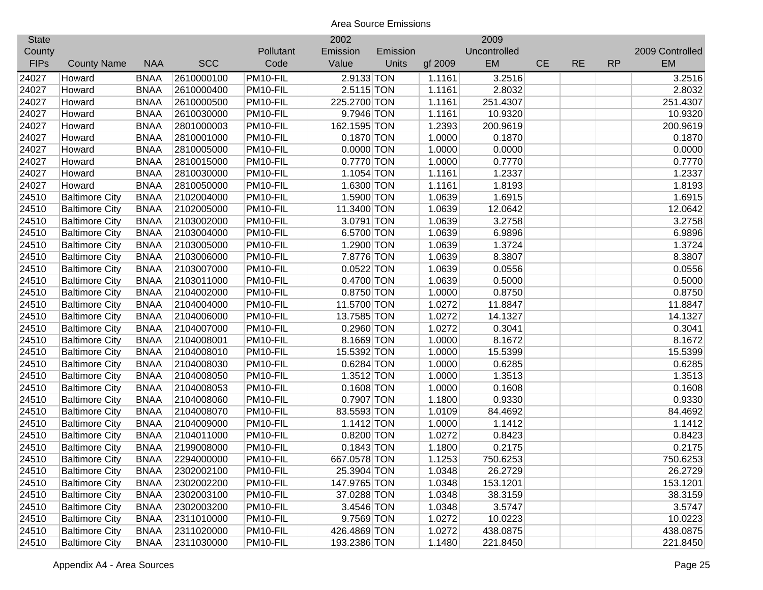Area Source Emissions

| State County FIPs | County Name | NAA | SCC | Pollutant Code | 2002 Emission Value | Emission Units | gf 2009 | 2009 Uncontrolled EM | CE | RE | RP | 2009 Controlled EM |
|---|---|---|---|---|---|---|---|---|---|---|---|---|
| 24027 | Howard | BNAA | 2610000100 | PM10-FIL | 2.9133 | TON | 1.1161 | 3.2516 | | | | 3.2516 |
| 24027 | Howard | BNAA | 2610000400 | PM10-FIL | 2.5115 | TON | 1.1161 | 2.8032 | | | | 2.8032 |
| 24027 | Howard | BNAA | 2610000500 | PM10-FIL | 225.2700 | TON | 1.1161 | 251.4307 | | | | 251.4307 |
| 24027 | Howard | BNAA | 2610030000 | PM10-FIL | 9.7946 | TON | 1.1161 | 10.9320 | | | | 10.9320 |
| 24027 | Howard | BNAA | 2801000003 | PM10-FIL | 162.1595 | TON | 1.2393 | 200.9619 | | | | 200.9619 |
| 24027 | Howard | BNAA | 2810001000 | PM10-FIL | 0.1870 | TON | 1.0000 | 0.1870 | | | | 0.1870 |
| 24027 | Howard | BNAA | 2810005000 | PM10-FIL | 0.0000 | TON | 1.0000 | 0.0000 | | | | 0.0000 |
| 24027 | Howard | BNAA | 2810015000 | PM10-FIL | 0.7770 | TON | 1.0000 | 0.7770 | | | | 0.7770 |
| 24027 | Howard | BNAA | 2810030000 | PM10-FIL | 1.1054 | TON | 1.1161 | 1.2337 | | | | 1.2337 |
| 24027 | Howard | BNAA | 2810050000 | PM10-FIL | 1.6300 | TON | 1.1161 | 1.8193 | | | | 1.8193 |
| 24510 | Baltimore City | BNAA | 2102004000 | PM10-FIL | 1.5900 | TON | 1.0639 | 1.6915 | | | | 1.6915 |
| 24510 | Baltimore City | BNAA | 2102005000 | PM10-FIL | 11.3400 | TON | 1.0639 | 12.0642 | | | | 12.0642 |
| 24510 | Baltimore City | BNAA | 2103002000 | PM10-FIL | 3.0791 | TON | 1.0639 | 3.2758 | | | | 3.2758 |
| 24510 | Baltimore City | BNAA | 2103004000 | PM10-FIL | 6.5700 | TON | 1.0639 | 6.9896 | | | | 6.9896 |
| 24510 | Baltimore City | BNAA | 2103005000 | PM10-FIL | 1.2900 | TON | 1.0639 | 1.3724 | | | | 1.3724 |
| 24510 | Baltimore City | BNAA | 2103006000 | PM10-FIL | 7.8776 | TON | 1.0639 | 8.3807 | | | | 8.3807 |
| 24510 | Baltimore City | BNAA | 2103007000 | PM10-FIL | 0.0522 | TON | 1.0639 | 0.0556 | | | | 0.0556 |
| 24510 | Baltimore City | BNAA | 2103011000 | PM10-FIL | 0.4700 | TON | 1.0639 | 0.5000 | | | | 0.5000 |
| 24510 | Baltimore City | BNAA | 2104002000 | PM10-FIL | 0.8750 | TON | 1.0000 | 0.8750 | | | | 0.8750 |
| 24510 | Baltimore City | BNAA | 2104004000 | PM10-FIL | 11.5700 | TON | 1.0272 | 11.8847 | | | | 11.8847 |
| 24510 | Baltimore City | BNAA | 2104006000 | PM10-FIL | 13.7585 | TON | 1.0272 | 14.1327 | | | | 14.1327 |
| 24510 | Baltimore City | BNAA | 2104007000 | PM10-FIL | 0.2960 | TON | 1.0272 | 0.3041 | | | | 0.3041 |
| 24510 | Baltimore City | BNAA | 2104008001 | PM10-FIL | 8.1669 | TON | 1.0000 | 8.1672 | | | | 8.1672 |
| 24510 | Baltimore City | BNAA | 2104008010 | PM10-FIL | 15.5392 | TON | 1.0000 | 15.5399 | | | | 15.5399 |
| 24510 | Baltimore City | BNAA | 2104008030 | PM10-FIL | 0.6284 | TON | 1.0000 | 0.6285 | | | | 0.6285 |
| 24510 | Baltimore City | BNAA | 2104008050 | PM10-FIL | 1.3512 | TON | 1.0000 | 1.3513 | | | | 1.3513 |
| 24510 | Baltimore City | BNAA | 2104008053 | PM10-FIL | 0.1608 | TON | 1.0000 | 0.1608 | | | | 0.1608 |
| 24510 | Baltimore City | BNAA | 2104008060 | PM10-FIL | 0.7907 | TON | 1.1800 | 0.9330 | | | | 0.9330 |
| 24510 | Baltimore City | BNAA | 2104008070 | PM10-FIL | 83.5593 | TON | 1.0109 | 84.4692 | | | | 84.4692 |
| 24510 | Baltimore City | BNAA | 2104009000 | PM10-FIL | 1.1412 | TON | 1.0000 | 1.1412 | | | | 1.1412 |
| 24510 | Baltimore City | BNAA | 2104011000 | PM10-FIL | 0.8200 | TON | 1.0272 | 0.8423 | | | | 0.8423 |
| 24510 | Baltimore City | BNAA | 2199008000 | PM10-FIL | 0.1843 | TON | 1.1800 | 0.2175 | | | | 0.2175 |
| 24510 | Baltimore City | BNAA | 2294000000 | PM10-FIL | 667.0578 | TON | 1.1253 | 750.6253 | | | | 750.6253 |
| 24510 | Baltimore City | BNAA | 2302002100 | PM10-FIL | 25.3904 | TON | 1.0348 | 26.2729 | | | | 26.2729 |
| 24510 | Baltimore City | BNAA | 2302002200 | PM10-FIL | 147.9765 | TON | 1.0348 | 153.1201 | | | | 153.1201 |
| 24510 | Baltimore City | BNAA | 2302003100 | PM10-FIL | 37.0288 | TON | 1.0348 | 38.3159 | | | | 38.3159 |
| 24510 | Baltimore City | BNAA | 2302003200 | PM10-FIL | 3.4546 | TON | 1.0348 | 3.5747 | | | | 3.5747 |
| 24510 | Baltimore City | BNAA | 2311010000 | PM10-FIL | 9.7569 | TON | 1.0272 | 10.0223 | | | | 10.0223 |
| 24510 | Baltimore City | BNAA | 2311020000 | PM10-FIL | 426.4869 | TON | 1.0272 | 438.0875 | | | | 438.0875 |
| 24510 | Baltimore City | BNAA | 2311030000 | PM10-FIL | 193.2386 | TON | 1.1480 | 221.8450 | | | | 221.8450 |

Appendix A4 - Area Sources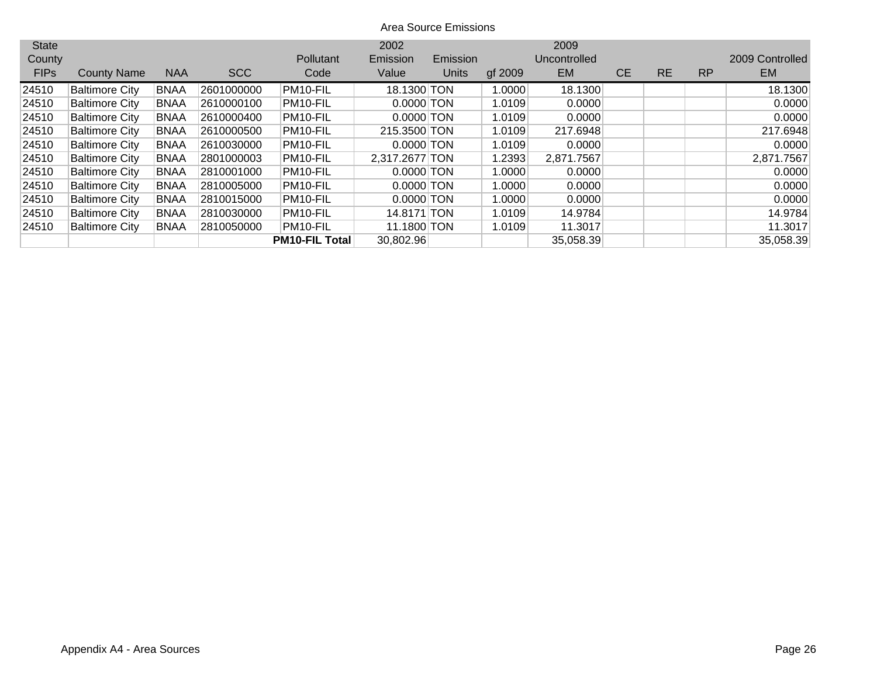Area Source Emissions

| State County FIPs | County Name | NAA | SCC | Pollutant Code | 2002 Emission Value | Emission Units | gf 2009 | 2009 Uncontrolled EM | CE | RE | RP | 2009 Controlled EM |
|---|---|---|---|---|---|---|---|---|---|---|---|---|
| 24510 | Baltimore City | BNAA | 2601000000 | PM10-FIL | 18.1300 | TON | 1.0000 | 18.1300 | | | | 18.1300 |
| 24510 | Baltimore City | BNAA | 2610000100 | PM10-FIL | 0.0000 | TON | 1.0109 | 0.0000 | | | | 0.0000 |
| 24510 | Baltimore City | BNAA | 2610000400 | PM10-FIL | 0.0000 | TON | 1.0109 | 0.0000 | | | | 0.0000 |
| 24510 | Baltimore City | BNAA | 2610000500 | PM10-FIL | 215.3500 | TON | 1.0109 | 217.6948 | | | | 217.6948 |
| 24510 | Baltimore City | BNAA | 2610030000 | PM10-FIL | 0.0000 | TON | 1.0109 | 0.0000 | | | | 0.0000 |
| 24510 | Baltimore City | BNAA | 2801000003 | PM10-FIL | 2,317.2677 | TON | 1.2393 | 2,871.7567 | | | | 2,871.7567 |
| 24510 | Baltimore City | BNAA | 2810001000 | PM10-FIL | 0.0000 | TON | 1.0000 | 0.0000 | | | | 0.0000 |
| 24510 | Baltimore City | BNAA | 2810005000 | PM10-FIL | 0.0000 | TON | 1.0000 | 0.0000 | | | | 0.0000 |
| 24510 | Baltimore City | BNAA | 2810015000 | PM10-FIL | 0.0000 | TON | 1.0000 | 0.0000 | | | | 0.0000 |
| 24510 | Baltimore City | BNAA | 2810030000 | PM10-FIL | 14.8171 | TON | 1.0109 | 14.9784 | | | | 14.9784 |
| 24510 | Baltimore City | BNAA | 2810050000 | PM10-FIL | 11.1800 | TON | 1.0109 | 11.3017 | | | | 11.3017 |
| | | | | **PM10-FIL Total** | 30,802.96 | | | 35,058.39 | | | | 35,058.39 |

Appendix A4 - Area Sources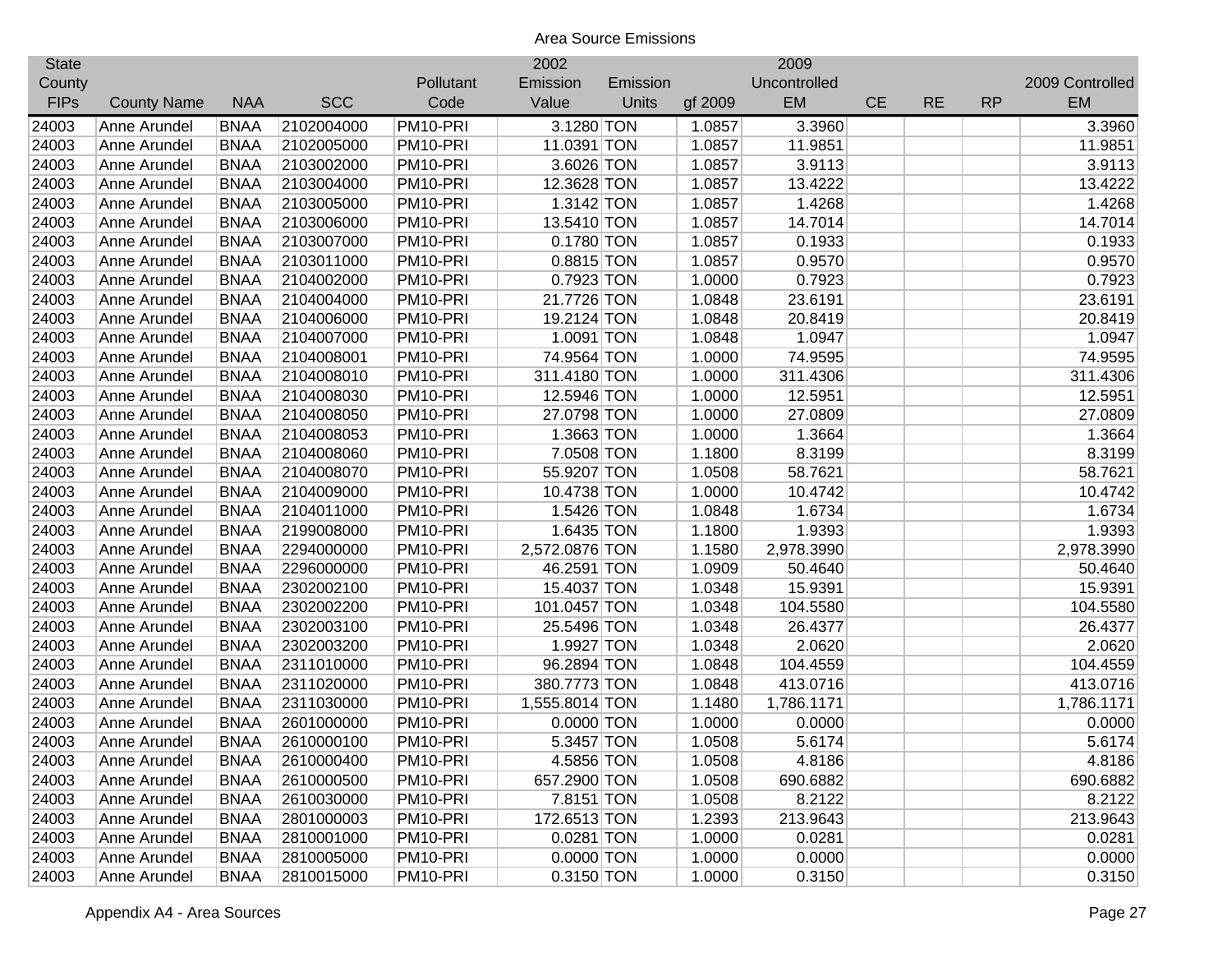## Area Source Emissions

| State County FIPs | County Name | NAA | SCC | Pollutant Code | 2002 Emission Value | Emission Units | gf 2009 | 2009 Uncontrolled EM | CE | RE | RP | 2009 Controlled EM |
|---|---|---|---|---|---|---|---|---|---|---|---|---|
| 24003 | Anne Arundel | BNAA | 2102004000 | PM10-PRI | 3.1280 | TON | 1.0857 | 3.3960 | | | | 3.3960 |
| 24003 | Anne Arundel | BNAA | 2102005000 | PM10-PRI | 11.0391 | TON | 1.0857 | 11.9851 | | | | 11.9851 |
| 24003 | Anne Arundel | BNAA | 2103002000 | PM10-PRI | 3.6026 | TON | 1.0857 | 3.9113 | | | | 3.9113 |
| 24003 | Anne Arundel | BNAA | 2103004000 | PM10-PRI | 12.3628 | TON | 1.0857 | 13.4222 | | | | 13.4222 |
| 24003 | Anne Arundel | BNAA | 2103005000 | PM10-PRI | 1.3142 | TON | 1.0857 | 1.4268 | | | | 1.4268 |
| 24003 | Anne Arundel | BNAA | 2103006000 | PM10-PRI | 13.5410 | TON | 1.0857 | 14.7014 | | | | 14.7014 |
| 24003 | Anne Arundel | BNAA | 2103007000 | PM10-PRI | 0.1780 | TON | 1.0857 | 0.1933 | | | | 0.1933 |
| 24003 | Anne Arundel | BNAA | 2103011000 | PM10-PRI | 0.8815 | TON | 1.0857 | 0.9570 | | | | 0.9570 |
| 24003 | Anne Arundel | BNAA | 2104002000 | PM10-PRI | 0.7923 | TON | 1.0000 | 0.7923 | | | | 0.7923 |
| 24003 | Anne Arundel | BNAA | 2104004000 | PM10-PRI | 21.7726 | TON | 1.0848 | 23.6191 | | | | 23.6191 |
| 24003 | Anne Arundel | BNAA | 2104006000 | PM10-PRI | 19.2124 | TON | 1.0848 | 20.8419 | | | | 20.8419 |
| 24003 | Anne Arundel | BNAA | 2104007000 | PM10-PRI | 1.0091 | TON | 1.0848 | 1.0947 | | | | 1.0947 |
| 24003 | Anne Arundel | BNAA | 2104008001 | PM10-PRI | 74.9564 | TON | 1.0000 | 74.9595 | | | | 74.9595 |
| 24003 | Anne Arundel | BNAA | 2104008010 | PM10-PRI | 311.4180 | TON | 1.0000 | 311.4306 | | | | 311.4306 |
| 24003 | Anne Arundel | BNAA | 2104008030 | PM10-PRI | 12.5946 | TON | 1.0000 | 12.5951 | | | | 12.5951 |
| 24003 | Anne Arundel | BNAA | 2104008050 | PM10-PRI | 27.0798 | TON | 1.0000 | 27.0809 | | | | 27.0809 |
| 24003 | Anne Arundel | BNAA | 2104008053 | PM10-PRI | 1.3663 | TON | 1.0000 | 1.3664 | | | | 1.3664 |
| 24003 | Anne Arundel | BNAA | 2104008060 | PM10-PRI | 7.0508 | TON | 1.1800 | 8.3199 | | | | 8.3199 |
| 24003 | Anne Arundel | BNAA | 2104008070 | PM10-PRI | 55.9207 | TON | 1.0508 | 58.7621 | | | | 58.7621 |
| 24003 | Anne Arundel | BNAA | 2104009000 | PM10-PRI | 10.4738 | TON | 1.0000 | 10.4742 | | | | 10.4742 |
| 24003 | Anne Arundel | BNAA | 2104011000 | PM10-PRI | 1.5426 | TON | 1.0848 | 1.6734 | | | | 1.6734 |
| 24003 | Anne Arundel | BNAA | 2199008000 | PM10-PRI | 1.6435 | TON | 1.1800 | 1.9393 | | | | 1.9393 |
| 24003 | Anne Arundel | BNAA | 2294000000 | PM10-PRI | 2,572.0876 | TON | 1.1580 | 2,978.3990 | | | | 2,978.3990 |
| 24003 | Anne Arundel | BNAA | 2296000000 | PM10-PRI | 46.2591 | TON | 1.0909 | 50.4640 | | | | 50.4640 |
| 24003 | Anne Arundel | BNAA | 2302002100 | PM10-PRI | 15.4037 | TON | 1.0348 | 15.9391 | | | | 15.9391 |
| 24003 | Anne Arundel | BNAA | 2302002200 | PM10-PRI | 101.0457 | TON | 1.0348 | 104.5580 | | | | 104.5580 |
| 24003 | Anne Arundel | BNAA | 2302003100 | PM10-PRI | 25.5496 | TON | 1.0348 | 26.4377 | | | | 26.4377 |
| 24003 | Anne Arundel | BNAA | 2302003200 | PM10-PRI | 1.9927 | TON | 1.0348 | 2.0620 | | | | 2.0620 |
| 24003 | Anne Arundel | BNAA | 2311010000 | PM10-PRI | 96.2894 | TON | 1.0848 | 104.4559 | | | | 104.4559 |
| 24003 | Anne Arundel | BNAA | 2311020000 | PM10-PRI | 380.7773 | TON | 1.0848 | 413.0716 | | | | 413.0716 |
| 24003 | Anne Arundel | BNAA | 2311030000 | PM10-PRI | 1,555.8014 | TON | 1.1480 | 1,786.1171 | | | | 1,786.1171 |
| 24003 | Anne Arundel | BNAA | 2601000000 | PM10-PRI | 0.0000 | TON | 1.0000 | 0.0000 | | | | 0.0000 |
| 24003 | Anne Arundel | BNAA | 2610000100 | PM10-PRI | 5.3457 | TON | 1.0508 | 5.6174 | | | | 5.6174 |
| 24003 | Anne Arundel | BNAA | 2610000400 | PM10-PRI | 4.5856 | TON | 1.0508 | 4.8186 | | | | 4.8186 |
| 24003 | Anne Arundel | BNAA | 2610000500 | PM10-PRI | 657.2900 | TON | 1.0508 | 690.6882 | | | | 690.6882 |
| 24003 | Anne Arundel | BNAA | 2610030000 | PM10-PRI | 7.8151 | TON | 1.0508 | 8.2122 | | | | 8.2122 |
| 24003 | Anne Arundel | BNAA | 2801000003 | PM10-PRI | 172.6513 | TON | 1.2393 | 213.9643 | | | | 213.9643 |
| 24003 | Anne Arundel | BNAA | 2810001000 | PM10-PRI | 0.0281 | TON | 1.0000 | 0.0281 | | | | 0.0281 |
| 24003 | Anne Arundel | BNAA | 2810005000 | PM10-PRI | 0.0000 | TON | 1.0000 | 0.0000 | | | | 0.0000 |
| 24003 | Anne Arundel | BNAA | 2810015000 | PM10-PRI | 0.3150 | TON | 1.0000 | 0.3150 | | | | 0.3150 |

Appendix A4 - Area Sources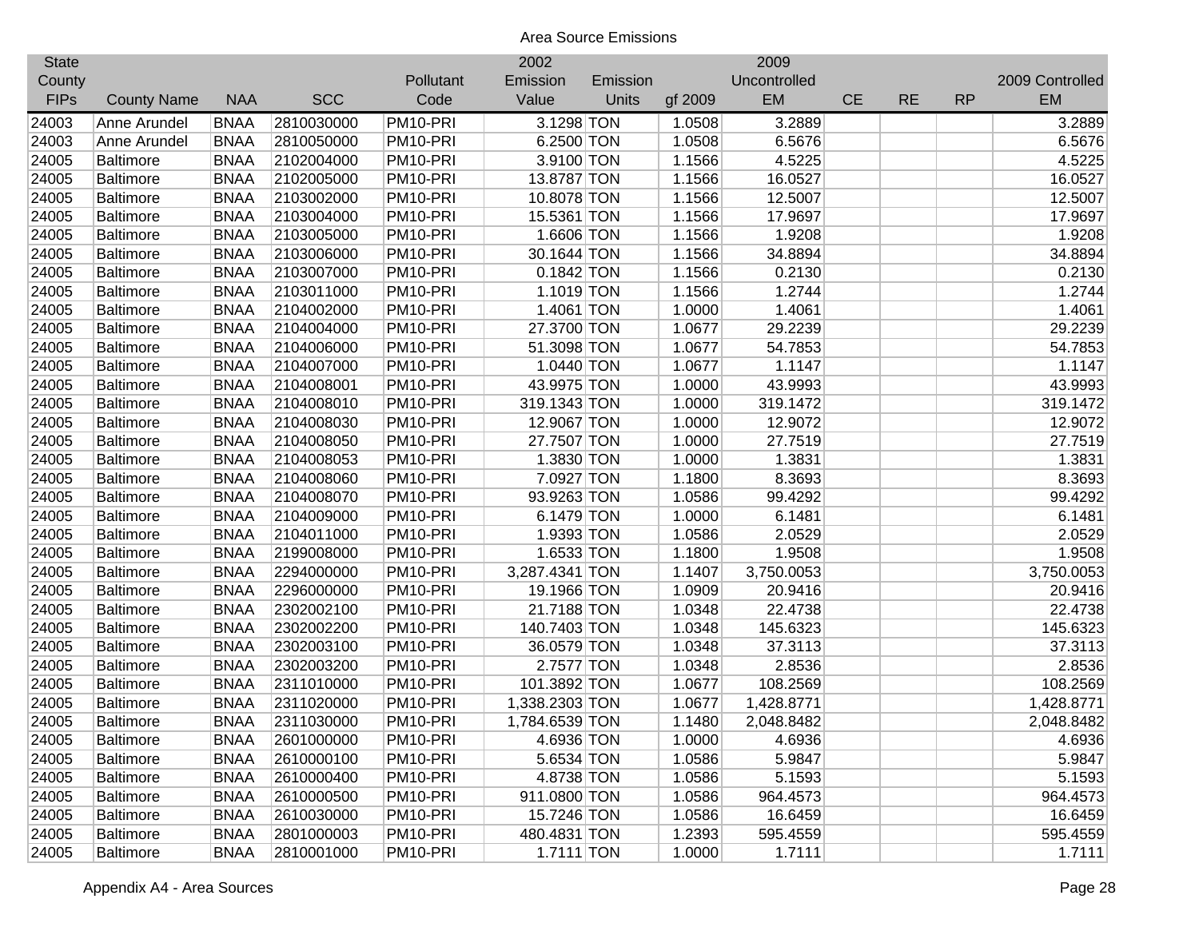Area Source Emissions

| State County FIPs | County Name | NAA | SCC | Pollutant Code | 2002 Emission Value | Emission Units | gf 2009 | 2009 Uncontrolled EM | CE | RE | RP | 2009 Controlled EM |
|---|---|---|---|---|---|---|---|---|---|---|---|---|
| 24003 | Anne Arundel | BNAA | 2810030000 | PM10-PRI | 3.1298 | TON | 1.0508 | 3.2889 | | | | 3.2889 |
| 24003 | Anne Arundel | BNAA | 2810050000 | PM10-PRI | 6.2500 | TON | 1.0508 | 6.5676 | | | | 6.5676 |
| 24005 | Baltimore | BNAA | 2102004000 | PM10-PRI | 3.9100 | TON | 1.1566 | 4.5225 | | | | 4.5225 |
| 24005 | Baltimore | BNAA | 2102005000 | PM10-PRI | 13.8787 | TON | 1.1566 | 16.0527 | | | | 16.0527 |
| 24005 | Baltimore | BNAA | 2103002000 | PM10-PRI | 10.8078 | TON | 1.1566 | 12.5007 | | | | 12.5007 |
| 24005 | Baltimore | BNAA | 2103004000 | PM10-PRI | 15.5361 | TON | 1.1566 | 17.9697 | | | | 17.9697 |
| 24005 | Baltimore | BNAA | 2103005000 | PM10-PRI | 1.6606 | TON | 1.1566 | 1.9208 | | | | 1.9208 |
| 24005 | Baltimore | BNAA | 2103006000 | PM10-PRI | 30.1644 | TON | 1.1566 | 34.8894 | | | | 34.8894 |
| 24005 | Baltimore | BNAA | 2103007000 | PM10-PRI | 0.1842 | TON | 1.1566 | 0.2130 | | | | 0.2130 |
| 24005 | Baltimore | BNAA | 2103011000 | PM10-PRI | 1.1019 | TON | 1.1566 | 1.2744 | | | | 1.2744 |
| 24005 | Baltimore | BNAA | 2104002000 | PM10-PRI | 1.4061 | TON | 1.0000 | 1.4061 | | | | 1.4061 |
| 24005 | Baltimore | BNAA | 2104004000 | PM10-PRI | 27.3700 | TON | 1.0677 | 29.2239 | | | | 29.2239 |
| 24005 | Baltimore | BNAA | 2104006000 | PM10-PRI | 51.3098 | TON | 1.0677 | 54.7853 | | | | 54.7853 |
| 24005 | Baltimore | BNAA | 2104007000 | PM10-PRI | 1.0440 | TON | 1.0677 | 1.1147 | | | | 1.1147 |
| 24005 | Baltimore | BNAA | 2104008001 | PM10-PRI | 43.9975 | TON | 1.0000 | 43.9993 | | | | 43.9993 |
| 24005 | Baltimore | BNAA | 2104008010 | PM10-PRI | 319.1343 | TON | 1.0000 | 319.1472 | | | | 319.1472 |
| 24005 | Baltimore | BNAA | 2104008030 | PM10-PRI | 12.9067 | TON | 1.0000 | 12.9072 | | | | 12.9072 |
| 24005 | Baltimore | BNAA | 2104008050 | PM10-PRI | 27.7507 | TON | 1.0000 | 27.7519 | | | | 27.7519 |
| 24005 | Baltimore | BNAA | 2104008053 | PM10-PRI | 1.3830 | TON | 1.0000 | 1.3831 | | | | 1.3831 |
| 24005 | Baltimore | BNAA | 2104008060 | PM10-PRI | 7.0927 | TON | 1.1800 | 8.3693 | | | | 8.3693 |
| 24005 | Baltimore | BNAA | 2104008070 | PM10-PRI | 93.9263 | TON | 1.0586 | 99.4292 | | | | 99.4292 |
| 24005 | Baltimore | BNAA | 2104009000 | PM10-PRI | 6.1479 | TON | 1.0000 | 6.1481 | | | | 6.1481 |
| 24005 | Baltimore | BNAA | 2104011000 | PM10-PRI | 1.9393 | TON | 1.0586 | 2.0529 | | | | 2.0529 |
| 24005 | Baltimore | BNAA | 2199008000 | PM10-PRI | 1.6533 | TON | 1.1800 | 1.9508 | | | | 1.9508 |
| 24005 | Baltimore | BNAA | 2294000000 | PM10-PRI | 3,287.4341 | TON | 1.1407 | 3,750.0053 | | | | 3,750.0053 |
| 24005 | Baltimore | BNAA | 2296000000 | PM10-PRI | 19.1966 | TON | 1.0909 | 20.9416 | | | | 20.9416 |
| 24005 | Baltimore | BNAA | 2302002100 | PM10-PRI | 21.7188 | TON | 1.0348 | 22.4738 | | | | 22.4738 |
| 24005 | Baltimore | BNAA | 2302002200 | PM10-PRI | 140.7403 | TON | 1.0348 | 145.6323 | | | | 145.6323 |
| 24005 | Baltimore | BNAA | 2302003100 | PM10-PRI | 36.0579 | TON | 1.0348 | 37.3113 | | | | 37.3113 |
| 24005 | Baltimore | BNAA | 2302003200 | PM10-PRI | 2.7577 | TON | 1.0348 | 2.8536 | | | | 2.8536 |
| 24005 | Baltimore | BNAA | 2311010000 | PM10-PRI | 101.3892 | TON | 1.0677 | 108.2569 | | | | 108.2569 |
| 24005 | Baltimore | BNAA | 2311020000 | PM10-PRI | 1,338.2303 | TON | 1.0677 | 1,428.8771 | | | | 1,428.8771 |
| 24005 | Baltimore | BNAA | 2311030000 | PM10-PRI | 1,784.6539 | TON | 1.1480 | 2,048.8482 | | | | 2,048.8482 |
| 24005 | Baltimore | BNAA | 2601000000 | PM10-PRI | 4.6936 | TON | 1.0000 | 4.6936 | | | | 4.6936 |
| 24005 | Baltimore | BNAA | 2610000100 | PM10-PRI | 5.6534 | TON | 1.0586 | 5.9847 | | | | 5.9847 |
| 24005 | Baltimore | BNAA | 2610000400 | PM10-PRI | 4.8738 | TON | 1.0586 | 5.1593 | | | | 5.1593 |
| 24005 | Baltimore | BNAA | 2610000500 | PM10-PRI | 911.0800 | TON | 1.0586 | 964.4573 | | | | 964.4573 |
| 24005 | Baltimore | BNAA | 2610030000 | PM10-PRI | 15.7246 | TON | 1.0586 | 16.6459 | | | | 16.6459 |
| 24005 | Baltimore | BNAA | 2801000003 | PM10-PRI | 480.4831 | TON | 1.2393 | 595.4559 | | | | 595.4559 |
| 24005 | Baltimore | BNAA | 2810001000 | PM10-PRI | 1.7111 | TON | 1.0000 | 1.7111 | | | | 1.7111 |

Appendix A4 - Area Sources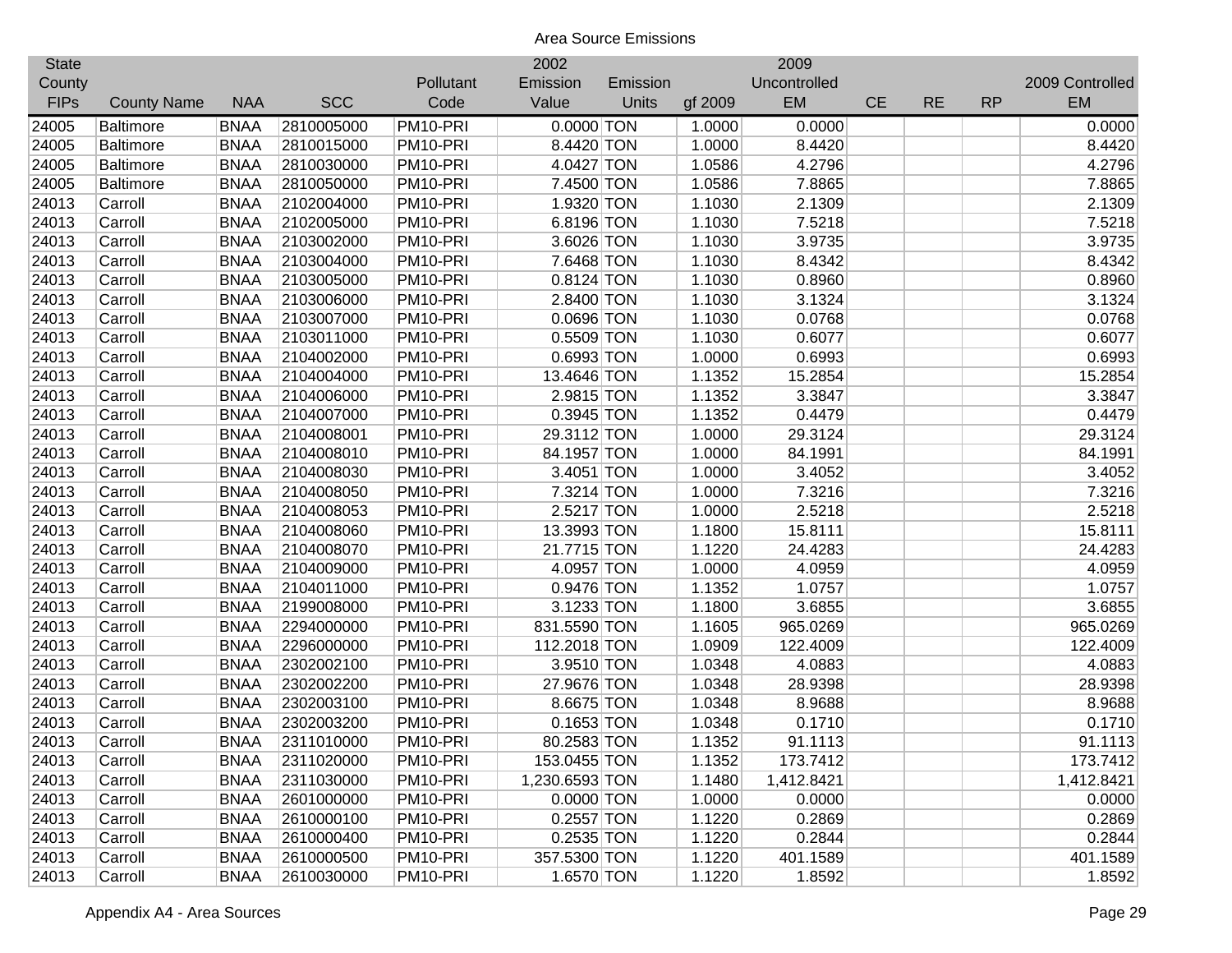Area Source Emissions

| State County FIPs | County Name | NAA | SCC | Pollutant Code | 2002 Emission Value | Emission Units | gf 2009 | 2009 Uncontrolled EM | CE | RE | RP | 2009 Controlled EM |
|---|---|---|---|---|---|---|---|---|---|---|---|---|
| 24005 | Baltimore | BNAA | 2810005000 | PM10-PRI | 0.0000 | TON | 1.0000 | 0.0000 | | | | 0.0000 |
| 24005 | Baltimore | BNAA | 2810015000 | PM10-PRI | 8.4420 | TON | 1.0000 | 8.4420 | | | | 8.4420 |
| 24005 | Baltimore | BNAA | 2810030000 | PM10-PRI | 4.0427 | TON | 1.0586 | 4.2796 | | | | 4.2796 |
| 24005 | Baltimore | BNAA | 2810050000 | PM10-PRI | 7.4500 | TON | 1.0586 | 7.8865 | | | | 7.8865 |
| 24013 | Carroll | BNAA | 2102004000 | PM10-PRI | 1.9320 | TON | 1.1030 | 2.1309 | | | | 2.1309 |
| 24013 | Carroll | BNAA | 2102005000 | PM10-PRI | 6.8196 | TON | 1.1030 | 7.5218 | | | | 7.5218 |
| 24013 | Carroll | BNAA | 2103002000 | PM10-PRI | 3.6026 | TON | 1.1030 | 3.9735 | | | | 3.9735 |
| 24013 | Carroll | BNAA | 2103004000 | PM10-PRI | 7.6468 | TON | 1.1030 | 8.4342 | | | | 8.4342 |
| 24013 | Carroll | BNAA | 2103005000 | PM10-PRI | 0.8124 | TON | 1.1030 | 0.8960 | | | | 0.8960 |
| 24013 | Carroll | BNAA | 2103006000 | PM10-PRI | 2.8400 | TON | 1.1030 | 3.1324 | | | | 3.1324 |
| 24013 | Carroll | BNAA | 2103007000 | PM10-PRI | 0.0696 | TON | 1.1030 | 0.0768 | | | | 0.0768 |
| 24013 | Carroll | BNAA | 2103011000 | PM10-PRI | 0.5509 | TON | 1.1030 | 0.6077 | | | | 0.6077 |
| 24013 | Carroll | BNAA | 2104002000 | PM10-PRI | 0.6993 | TON | 1.0000 | 0.6993 | | | | 0.6993 |
| 24013 | Carroll | BNAA | 2104004000 | PM10-PRI | 13.4646 | TON | 1.1352 | 15.2854 | | | | 15.2854 |
| 24013 | Carroll | BNAA | 2104006000 | PM10-PRI | 2.9815 | TON | 1.1352 | 3.3847 | | | | 3.3847 |
| 24013 | Carroll | BNAA | 2104007000 | PM10-PRI | 0.3945 | TON | 1.1352 | 0.4479 | | | | 0.4479 |
| 24013 | Carroll | BNAA | 2104008001 | PM10-PRI | 29.3112 | TON | 1.0000 | 29.3124 | | | | 29.3124 |
| 24013 | Carroll | BNAA | 2104008010 | PM10-PRI | 84.1957 | TON | 1.0000 | 84.1991 | | | | 84.1991 |
| 24013 | Carroll | BNAA | 2104008030 | PM10-PRI | 3.4051 | TON | 1.0000 | 3.4052 | | | | 3.4052 |
| 24013 | Carroll | BNAA | 2104008050 | PM10-PRI | 7.3214 | TON | 1.0000 | 7.3216 | | | | 7.3216 |
| 24013 | Carroll | BNAA | 2104008053 | PM10-PRI | 2.5217 | TON | 1.0000 | 2.5218 | | | | 2.5218 |
| 24013 | Carroll | BNAA | 2104008060 | PM10-PRI | 13.3993 | TON | 1.1800 | 15.8111 | | | | 15.8111 |
| 24013 | Carroll | BNAA | 2104008070 | PM10-PRI | 21.7715 | TON | 1.1220 | 24.4283 | | | | 24.4283 |
| 24013 | Carroll | BNAA | 2104009000 | PM10-PRI | 4.0957 | TON | 1.0000 | 4.0959 | | | | 4.0959 |
| 24013 | Carroll | BNAA | 2104011000 | PM10-PRI | 0.9476 | TON | 1.1352 | 1.0757 | | | | 1.0757 |
| 24013 | Carroll | BNAA | 2199008000 | PM10-PRI | 3.1233 | TON | 1.1800 | 3.6855 | | | | 3.6855 |
| 24013 | Carroll | BNAA | 2294000000 | PM10-PRI | 831.5590 | TON | 1.1605 | 965.0269 | | | | 965.0269 |
| 24013 | Carroll | BNAA | 2296000000 | PM10-PRI | 112.2018 | TON | 1.0909 | 122.4009 | | | | 122.4009 |
| 24013 | Carroll | BNAA | 2302002100 | PM10-PRI | 3.9510 | TON | 1.0348 | 4.0883 | | | | 4.0883 |
| 24013 | Carroll | BNAA | 2302002200 | PM10-PRI | 27.9676 | TON | 1.0348 | 28.9398 | | | | 28.9398 |
| 24013 | Carroll | BNAA | 2302003100 | PM10-PRI | 8.6675 | TON | 1.0348 | 8.9688 | | | | 8.9688 |
| 24013 | Carroll | BNAA | 2302003200 | PM10-PRI | 0.1653 | TON | 1.0348 | 0.1710 | | | | 0.1710 |
| 24013 | Carroll | BNAA | 2311010000 | PM10-PRI | 80.2583 | TON | 1.1352 | 91.1113 | | | | 91.1113 |
| 24013 | Carroll | BNAA | 2311020000 | PM10-PRI | 153.0455 | TON | 1.1352 | 173.7412 | | | | 173.7412 |
| 24013 | Carroll | BNAA | 2311030000 | PM10-PRI | 1,230.6593 | TON | 1.1480 | 1,412.8421 | | | | 1,412.8421 |
| 24013 | Carroll | BNAA | 2601000000 | PM10-PRI | 0.0000 | TON | 1.0000 | 0.0000 | | | | 0.0000 |
| 24013 | Carroll | BNAA | 2610000100 | PM10-PRI | 0.2557 | TON | 1.1220 | 0.2869 | | | | 0.2869 |
| 24013 | Carroll | BNAA | 2610000400 | PM10-PRI | 0.2535 | TON | 1.1220 | 0.2844 | | | | 0.2844 |
| 24013 | Carroll | BNAA | 2610000500 | PM10-PRI | 357.5300 | TON | 1.1220 | 401.1589 | | | | 401.1589 |
| 24013 | Carroll | BNAA | 2610030000 | PM10-PRI | 1.6570 | TON | 1.1220 | 1.8592 | | | | 1.8592 |

Appendix A4 - Area Sources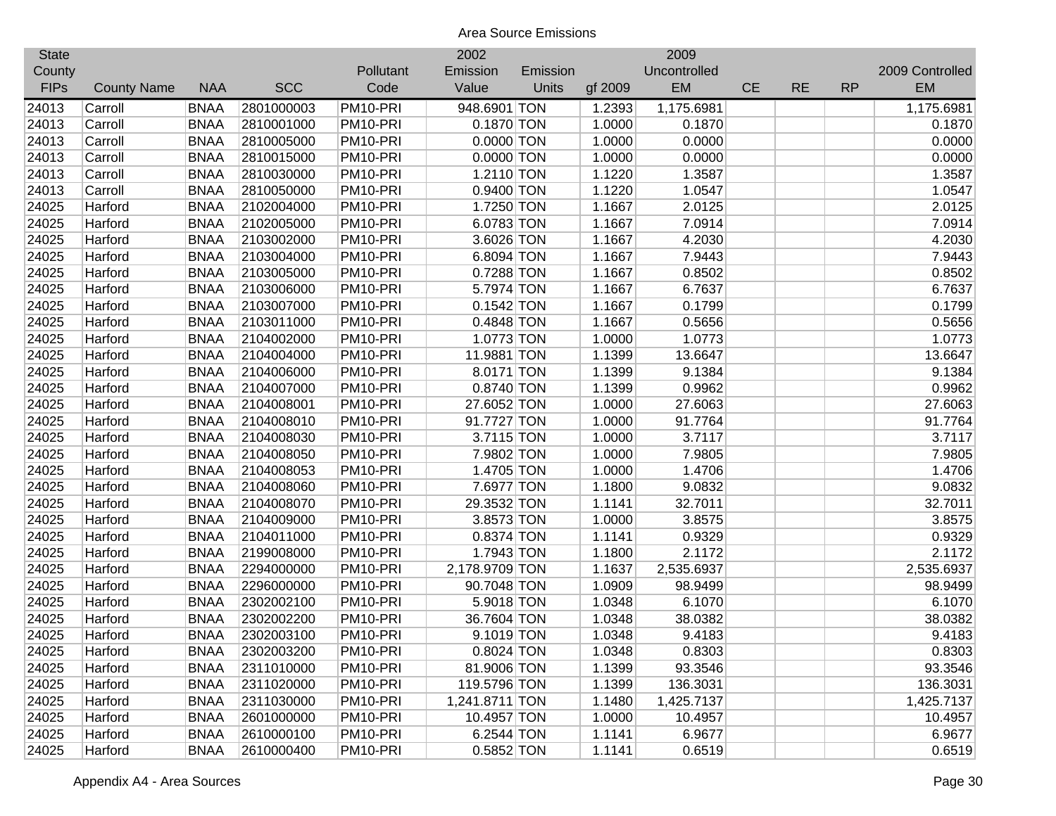Area Source Emissions

| State County FIPs | County Name | NAA | SCC | Pollutant Code | 2002 Emission Value | Emission Units | gf 2009 | 2009 Uncontrolled EM | CE | RE | RP | 2009 Controlled EM |
|---|---|---|---|---|---|---|---|---|---|---|---|---|
| 24013 | Carroll | BNAA | 2801000003 | PM10-PRI | 948.6901 | TON | 1.2393 | 1,175.6981 | | | | 1,175.6981 |
| 24013 | Carroll | BNAA | 2810001000 | PM10-PRI | 0.1870 | TON | 1.0000 | 0.1870 | | | | 0.1870 |
| 24013 | Carroll | BNAA | 2810005000 | PM10-PRI | 0.0000 | TON | 1.0000 | 0.0000 | | | | 0.0000 |
| 24013 | Carroll | BNAA | 2810015000 | PM10-PRI | 0.0000 | TON | 1.0000 | 0.0000 | | | | 0.0000 |
| 24013 | Carroll | BNAA | 2810030000 | PM10-PRI | 1.2110 | TON | 1.1220 | 1.3587 | | | | 1.3587 |
| 24013 | Carroll | BNAA | 2810050000 | PM10-PRI | 0.9400 | TON | 1.1220 | 1.0547 | | | | 1.0547 |
| 24025 | Harford | BNAA | 2102004000 | PM10-PRI | 1.7250 | TON | 1.1667 | 2.0125 | | | | 2.0125 |
| 24025 | Harford | BNAA | 2102005000 | PM10-PRI | 6.0783 | TON | 1.1667 | 7.0914 | | | | 7.0914 |
| 24025 | Harford | BNAA | 2103002000 | PM10-PRI | 3.6026 | TON | 1.1667 | 4.2030 | | | | 4.2030 |
| 24025 | Harford | BNAA | 2103004000 | PM10-PRI | 6.8094 | TON | 1.1667 | 7.9443 | | | | 7.9443 |
| 24025 | Harford | BNAA | 2103005000 | PM10-PRI | 0.7288 | TON | 1.1667 | 0.8502 | | | | 0.8502 |
| 24025 | Harford | BNAA | 2103006000 | PM10-PRI | 5.7974 | TON | 1.1667 | 6.7637 | | | | 6.7637 |
| 24025 | Harford | BNAA | 2103007000 | PM10-PRI | 0.1542 | TON | 1.1667 | 0.1799 | | | | 0.1799 |
| 24025 | Harford | BNAA | 2103011000 | PM10-PRI | 0.4848 | TON | 1.1667 | 0.5656 | | | | 0.5656 |
| 24025 | Harford | BNAA | 2104002000 | PM10-PRI | 1.0773 | TON | 1.0000 | 1.0773 | | | | 1.0773 |
| 24025 | Harford | BNAA | 2104004000 | PM10-PRI | 11.9881 | TON | 1.1399 | 13.6647 | | | | 13.6647 |
| 24025 | Harford | BNAA | 2104006000 | PM10-PRI | 8.0171 | TON | 1.1399 | 9.1384 | | | | 9.1384 |
| 24025 | Harford | BNAA | 2104007000 | PM10-PRI | 0.8740 | TON | 1.1399 | 0.9962 | | | | 0.9962 |
| 24025 | Harford | BNAA | 2104008001 | PM10-PRI | 27.6052 | TON | 1.0000 | 27.6063 | | | | 27.6063 |
| 24025 | Harford | BNAA | 2104008010 | PM10-PRI | 91.7727 | TON | 1.0000 | 91.7764 | | | | 91.7764 |
| 24025 | Harford | BNAA | 2104008030 | PM10-PRI | 3.7115 | TON | 1.0000 | 3.7117 | | | | 3.7117 |
| 24025 | Harford | BNAA | 2104008050 | PM10-PRI | 7.9802 | TON | 1.0000 | 7.9805 | | | | 7.9805 |
| 24025 | Harford | BNAA | 2104008053 | PM10-PRI | 1.4705 | TON | 1.0000 | 1.4706 | | | | 1.4706 |
| 24025 | Harford | BNAA | 2104008060 | PM10-PRI | 7.6977 | TON | 1.1800 | 9.0832 | | | | 9.0832 |
| 24025 | Harford | BNAA | 2104008070 | PM10-PRI | 29.3532 | TON | 1.1141 | 32.7011 | | | | 32.7011 |
| 24025 | Harford | BNAA | 2104009000 | PM10-PRI | 3.8573 | TON | 1.0000 | 3.8575 | | | | 3.8575 |
| 24025 | Harford | BNAA | 2104011000 | PM10-PRI | 0.8374 | TON | 1.1141 | 0.9329 | | | | 0.9329 |
| 24025 | Harford | BNAA | 2199008000 | PM10-PRI | 1.7943 | TON | 1.1800 | 2.1172 | | | | 2.1172 |
| 24025 | Harford | BNAA | 2294000000 | PM10-PRI | 2,178.9709 | TON | 1.1637 | 2,535.6937 | | | | 2,535.6937 |
| 24025 | Harford | BNAA | 2296000000 | PM10-PRI | 90.7048 | TON | 1.0909 | 98.9499 | | | | 98.9499 |
| 24025 | Harford | BNAA | 2302002100 | PM10-PRI | 5.9018 | TON | 1.0348 | 6.1070 | | | | 6.1070 |
| 24025 | Harford | BNAA | 2302002200 | PM10-PRI | 36.7604 | TON | 1.0348 | 38.0382 | | | | 38.0382 |
| 24025 | Harford | BNAA | 2302003100 | PM10-PRI | 9.1019 | TON | 1.0348 | 9.4183 | | | | 9.4183 |
| 24025 | Harford | BNAA | 2302003200 | PM10-PRI | 0.8024 | TON | 1.0348 | 0.8303 | | | | 0.8303 |
| 24025 | Harford | BNAA | 2311010000 | PM10-PRI | 81.9006 | TON | 1.1399 | 93.3546 | | | | 93.3546 |
| 24025 | Harford | BNAA | 2311020000 | PM10-PRI | 119.5796 | TON | 1.1399 | 136.3031 | | | | 136.3031 |
| 24025 | Harford | BNAA | 2311030000 | PM10-PRI | 1,241.8711 | TON | 1.1480 | 1,425.7137 | | | | 1,425.7137 |
| 24025 | Harford | BNAA | 2601000000 | PM10-PRI | 10.4957 | TON | 1.0000 | 10.4957 | | | | 10.4957 |
| 24025 | Harford | BNAA | 2610000100 | PM10-PRI | 6.2544 | TON | 1.1141 | 6.9677 | | | | 6.9677 |
| 24025 | Harford | BNAA | 2610000400 | PM10-PRI | 0.5852 | TON | 1.1141 | 0.6519 | | | | 0.6519 |

Appendix A4 - Area Sources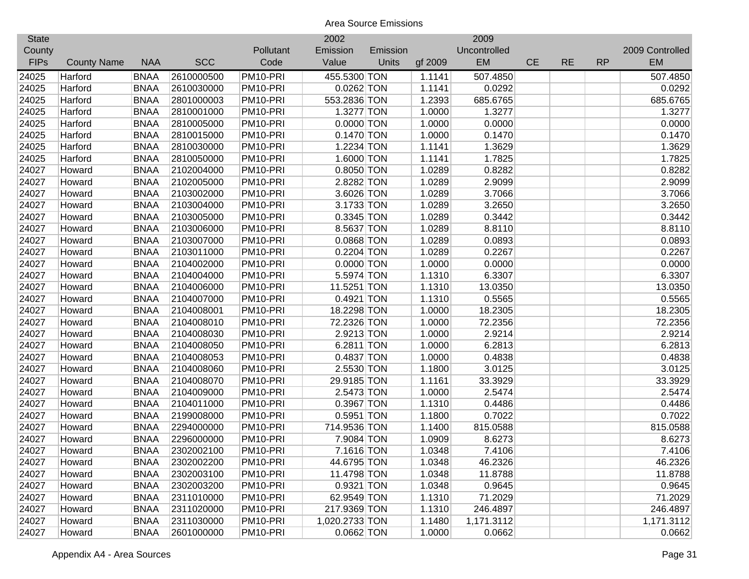Area Source Emissions

| State County FIPs | County Name | NAA | SCC | Pollutant Code | 2002 Emission Value | Emission Units | gf 2009 | 2009 Uncontrolled EM | CE | RE | RP | 2009 Controlled EM |
|---|---|---|---|---|---|---|---|---|---|---|---|---|
| 24025 | Harford | BNAA | 2610000500 | PM10-PRI | 455.5300 | TON | 1.1141 | 507.4850 | | | | 507.4850 |
| 24025 | Harford | BNAA | 2610030000 | PM10-PRI | 0.0262 | TON | 1.1141 | 0.0292 | | | | 0.0292 |
| 24025 | Harford | BNAA | 2801000003 | PM10-PRI | 553.2836 | TON | 1.2393 | 685.6765 | | | | 685.6765 |
| 24025 | Harford | BNAA | 2810001000 | PM10-PRI | 1.3277 | TON | 1.0000 | 1.3277 | | | | 1.3277 |
| 24025 | Harford | BNAA | 2810005000 | PM10-PRI | 0.0000 | TON | 1.0000 | 0.0000 | | | | 0.0000 |
| 24025 | Harford | BNAA | 2810015000 | PM10-PRI | 0.1470 | TON | 1.0000 | 0.1470 | | | | 0.1470 |
| 24025 | Harford | BNAA | 2810030000 | PM10-PRI | 1.2234 | TON | 1.1141 | 1.3629 | | | | 1.3629 |
| 24025 | Harford | BNAA | 2810050000 | PM10-PRI | 1.6000 | TON | 1.1141 | 1.7825 | | | | 1.7825 |
| 24027 | Howard | BNAA | 2102004000 | PM10-PRI | 0.8050 | TON | 1.0289 | 0.8282 | | | | 0.8282 |
| 24027 | Howard | BNAA | 2102005000 | PM10-PRI | 2.8282 | TON | 1.0289 | 2.9099 | | | | 2.9099 |
| 24027 | Howard | BNAA | 2103002000 | PM10-PRI | 3.6026 | TON | 1.0289 | 3.7066 | | | | 3.7066 |
| 24027 | Howard | BNAA | 2103004000 | PM10-PRI | 3.1733 | TON | 1.0289 | 3.2650 | | | | 3.2650 |
| 24027 | Howard | BNAA | 2103005000 | PM10-PRI | 0.3345 | TON | 1.0289 | 0.3442 | | | | 0.3442 |
| 24027 | Howard | BNAA | 2103006000 | PM10-PRI | 8.5637 | TON | 1.0289 | 8.8110 | | | | 8.8110 |
| 24027 | Howard | BNAA | 2103007000 | PM10-PRI | 0.0868 | TON | 1.0289 | 0.0893 | | | | 0.0893 |
| 24027 | Howard | BNAA | 2103011000 | PM10-PRI | 0.2204 | TON | 1.0289 | 0.2267 | | | | 0.2267 |
| 24027 | Howard | BNAA | 2104002000 | PM10-PRI | 0.0000 | TON | 1.0000 | 0.0000 | | | | 0.0000 |
| 24027 | Howard | BNAA | 2104004000 | PM10-PRI | 5.5974 | TON | 1.1310 | 6.3307 | | | | 6.3307 |
| 24027 | Howard | BNAA | 2104006000 | PM10-PRI | 11.5251 | TON | 1.1310 | 13.0350 | | | | 13.0350 |
| 24027 | Howard | BNAA | 2104007000 | PM10-PRI | 0.4921 | TON | 1.1310 | 0.5565 | | | | 0.5565 |
| 24027 | Howard | BNAA | 2104008001 | PM10-PRI | 18.2298 | TON | 1.0000 | 18.2305 | | | | 18.2305 |
| 24027 | Howard | BNAA | 2104008010 | PM10-PRI | 72.2326 | TON | 1.0000 | 72.2356 | | | | 72.2356 |
| 24027 | Howard | BNAA | 2104008030 | PM10-PRI | 2.9213 | TON | 1.0000 | 2.9214 | | | | 2.9214 |
| 24027 | Howard | BNAA | 2104008050 | PM10-PRI | 6.2811 | TON | 1.0000 | 6.2813 | | | | 6.2813 |
| 24027 | Howard | BNAA | 2104008053 | PM10-PRI | 0.4837 | TON | 1.0000 | 0.4838 | | | | 0.4838 |
| 24027 | Howard | BNAA | 2104008060 | PM10-PRI | 2.5530 | TON | 1.1800 | 3.0125 | | | | 3.0125 |
| 24027 | Howard | BNAA | 2104008070 | PM10-PRI | 29.9185 | TON | 1.1161 | 33.3929 | | | | 33.3929 |
| 24027 | Howard | BNAA | 2104009000 | PM10-PRI | 2.5473 | TON | 1.0000 | 2.5474 | | | | 2.5474 |
| 24027 | Howard | BNAA | 2104011000 | PM10-PRI | 0.3967 | TON | 1.1310 | 0.4486 | | | | 0.4486 |
| 24027 | Howard | BNAA | 2199008000 | PM10-PRI | 0.5951 | TON | 1.1800 | 0.7022 | | | | 0.7022 |
| 24027 | Howard | BNAA | 2294000000 | PM10-PRI | 714.9536 | TON | 1.1400 | 815.0588 | | | | 815.0588 |
| 24027 | Howard | BNAA | 2296000000 | PM10-PRI | 7.9084 | TON | 1.0909 | 8.6273 | | | | 8.6273 |
| 24027 | Howard | BNAA | 2302002100 | PM10-PRI | 7.1616 | TON | 1.0348 | 7.4106 | | | | 7.4106 |
| 24027 | Howard | BNAA | 2302002200 | PM10-PRI | 44.6795 | TON | 1.0348 | 46.2326 | | | | 46.2326 |
| 24027 | Howard | BNAA | 2302003100 | PM10-PRI | 11.4798 | TON | 1.0348 | 11.8788 | | | | 11.8788 |
| 24027 | Howard | BNAA | 2302003200 | PM10-PRI | 0.9321 | TON | 1.0348 | 0.9645 | | | | 0.9645 |
| 24027 | Howard | BNAA | 2311010000 | PM10-PRI | 62.9549 | TON | 1.1310 | 71.2029 | | | | 71.2029 |
| 24027 | Howard | BNAA | 2311020000 | PM10-PRI | 217.9369 | TON | 1.1310 | 246.4897 | | | | 246.4897 |
| 24027 | Howard | BNAA | 2311030000 | PM10-PRI | 1,020.2733 | TON | 1.1480 | 1,171.3112 | | | | 1,171.3112 |
| 24027 | Howard | BNAA | 2601000000 | PM10-PRI | 0.0662 | TON | 1.0000 | 0.0662 | | | | 0.0662 |

Appendix A4 - Area Sources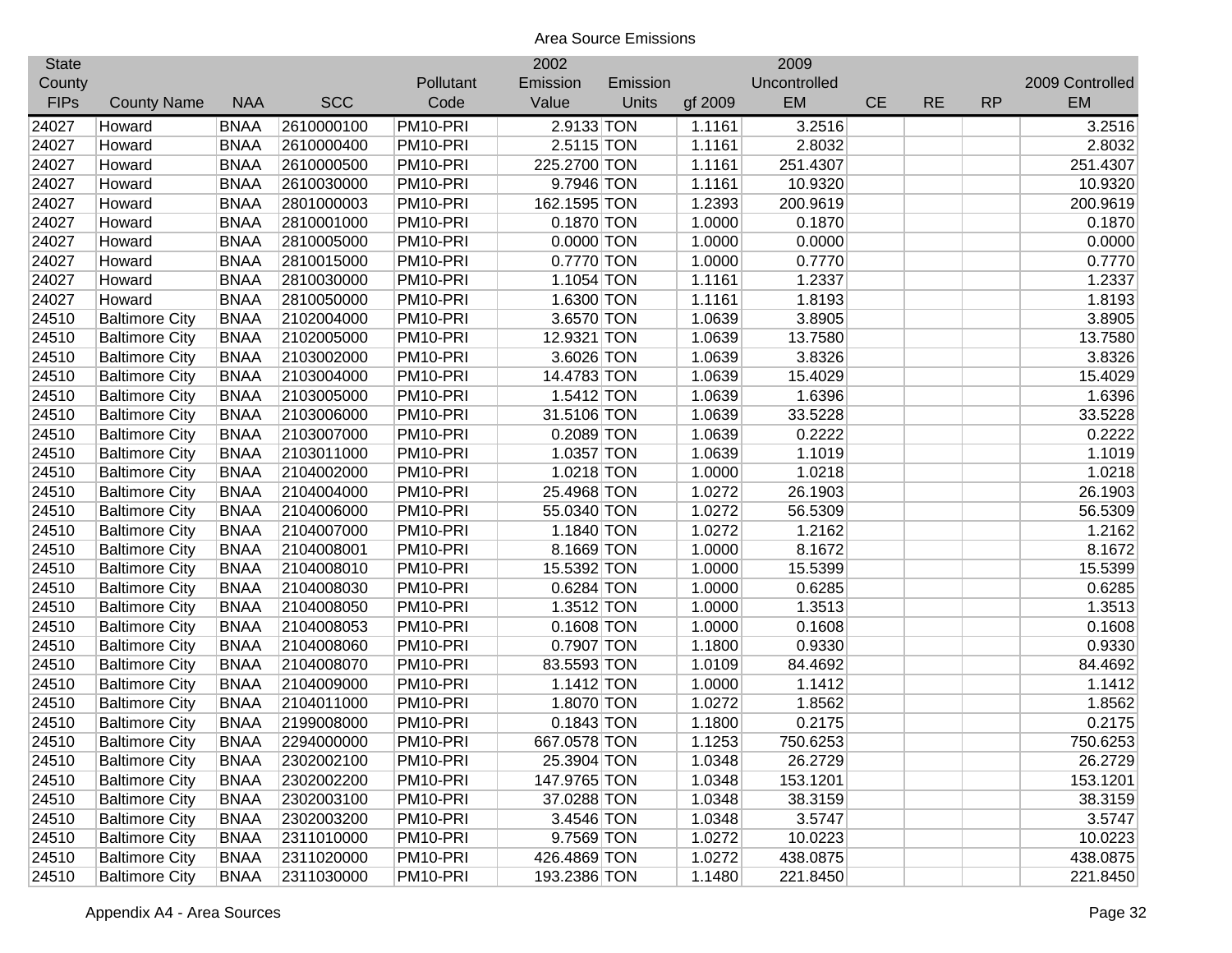Area Source Emissions

| State County FIPs | County Name | NAA | SCC | Pollutant Code | 2002 Emission Value | Emission Units | gf 2009 | 2009 Uncontrolled EM | CE | RE | RP | 2009 Controlled EM |
|---|---|---|---|---|---|---|---|---|---|---|---|---|
| 24027 | Howard | BNAA | 2610000100 | PM10-PRI | 2.9133 | TON | 1.1161 | 3.2516 | | | | 3.2516 |
| 24027 | Howard | BNAA | 2610000400 | PM10-PRI | 2.5115 | TON | 1.1161 | 2.8032 | | | | 2.8032 |
| 24027 | Howard | BNAA | 2610000500 | PM10-PRI | 225.2700 | TON | 1.1161 | 251.4307 | | | | 251.4307 |
| 24027 | Howard | BNAA | 2610030000 | PM10-PRI | 9.7946 | TON | 1.1161 | 10.9320 | | | | 10.9320 |
| 24027 | Howard | BNAA | 2801000003 | PM10-PRI | 162.1595 | TON | 1.2393 | 200.9619 | | | | 200.9619 |
| 24027 | Howard | BNAA | 2810001000 | PM10-PRI | 0.1870 | TON | 1.0000 | 0.1870 | | | | 0.1870 |
| 24027 | Howard | BNAA | 2810005000 | PM10-PRI | 0.0000 | TON | 1.0000 | 0.0000 | | | | 0.0000 |
| 24027 | Howard | BNAA | 2810015000 | PM10-PRI | 0.7770 | TON | 1.0000 | 0.7770 | | | | 0.7770 |
| 24027 | Howard | BNAA | 2810030000 | PM10-PRI | 1.1054 | TON | 1.1161 | 1.2337 | | | | 1.2337 |
| 24027 | Howard | BNAA | 2810050000 | PM10-PRI | 1.6300 | TON | 1.1161 | 1.8193 | | | | 1.8193 |
| 24510 | Baltimore City | BNAA | 2102004000 | PM10-PRI | 3.6570 | TON | 1.0639 | 3.8905 | | | | 3.8905 |
| 24510 | Baltimore City | BNAA | 2102005000 | PM10-PRI | 12.9321 | TON | 1.0639 | 13.7580 | | | | 13.7580 |
| 24510 | Baltimore City | BNAA | 2103002000 | PM10-PRI | 3.6026 | TON | 1.0639 | 3.8326 | | | | 3.8326 |
| 24510 | Baltimore City | BNAA | 2103004000 | PM10-PRI | 14.4783 | TON | 1.0639 | 15.4029 | | | | 15.4029 |
| 24510 | Baltimore City | BNAA | 2103005000 | PM10-PRI | 1.5412 | TON | 1.0639 | 1.6396 | | | | 1.6396 |
| 24510 | Baltimore City | BNAA | 2103006000 | PM10-PRI | 31.5106 | TON | 1.0639 | 33.5228 | | | | 33.5228 |
| 24510 | Baltimore City | BNAA | 2103007000 | PM10-PRI | 0.2089 | TON | 1.0639 | 0.2222 | | | | 0.2222 |
| 24510 | Baltimore City | BNAA | 2103011000 | PM10-PRI | 1.0357 | TON | 1.0639 | 1.1019 | | | | 1.1019 |
| 24510 | Baltimore City | BNAA | 2104002000 | PM10-PRI | 1.0218 | TON | 1.0000 | 1.0218 | | | | 1.0218 |
| 24510 | Baltimore City | BNAA | 2104004000 | PM10-PRI | 25.4968 | TON | 1.0272 | 26.1903 | | | | 26.1903 |
| 24510 | Baltimore City | BNAA | 2104006000 | PM10-PRI | 55.0340 | TON | 1.0272 | 56.5309 | | | | 56.5309 |
| 24510 | Baltimore City | BNAA | 2104007000 | PM10-PRI | 1.1840 | TON | 1.0272 | 1.2162 | | | | 1.2162 |
| 24510 | Baltimore City | BNAA | 2104008001 | PM10-PRI | 8.1669 | TON | 1.0000 | 8.1672 | | | | 8.1672 |
| 24510 | Baltimore City | BNAA | 2104008010 | PM10-PRI | 15.5392 | TON | 1.0000 | 15.5399 | | | | 15.5399 |
| 24510 | Baltimore City | BNAA | 2104008030 | PM10-PRI | 0.6284 | TON | 1.0000 | 0.6285 | | | | 0.6285 |
| 24510 | Baltimore City | BNAA | 2104008050 | PM10-PRI | 1.3512 | TON | 1.0000 | 1.3513 | | | | 1.3513 |
| 24510 | Baltimore City | BNAA | 2104008053 | PM10-PRI | 0.1608 | TON | 1.0000 | 0.1608 | | | | 0.1608 |
| 24510 | Baltimore City | BNAA | 2104008060 | PM10-PRI | 0.7907 | TON | 1.1800 | 0.9330 | | | | 0.9330 |
| 24510 | Baltimore City | BNAA | 2104008070 | PM10-PRI | 83.5593 | TON | 1.0109 | 84.4692 | | | | 84.4692 |
| 24510 | Baltimore City | BNAA | 2104009000 | PM10-PRI | 1.1412 | TON | 1.0000 | 1.1412 | | | | 1.1412 |
| 24510 | Baltimore City | BNAA | 2104011000 | PM10-PRI | 1.8070 | TON | 1.0272 | 1.8562 | | | | 1.8562 |
| 24510 | Baltimore City | BNAA | 2199008000 | PM10-PRI | 0.1843 | TON | 1.1800 | 0.2175 | | | | 0.2175 |
| 24510 | Baltimore City | BNAA | 2294000000 | PM10-PRI | 667.0578 | TON | 1.1253 | 750.6253 | | | | 750.6253 |
| 24510 | Baltimore City | BNAA | 2302002100 | PM10-PRI | 25.3904 | TON | 1.0348 | 26.2729 | | | | 26.2729 |
| 24510 | Baltimore City | BNAA | 2302002200 | PM10-PRI | 147.9765 | TON | 1.0348 | 153.1201 | | | | 153.1201 |
| 24510 | Baltimore City | BNAA | 2302003100 | PM10-PRI | 37.0288 | TON | 1.0348 | 38.3159 | | | | 38.3159 |
| 24510 | Baltimore City | BNAA | 2302003200 | PM10-PRI | 3.4546 | TON | 1.0348 | 3.5747 | | | | 3.5747 |
| 24510 | Baltimore City | BNAA | 2311010000 | PM10-PRI | 9.7569 | TON | 1.0272 | 10.0223 | | | | 10.0223 |
| 24510 | Baltimore City | BNAA | 2311020000 | PM10-PRI | 426.4869 | TON | 1.0272 | 438.0875 | | | | 438.0875 |
| 24510 | Baltimore City | BNAA | 2311030000 | PM10-PRI | 193.2386 | TON | 1.1480 | 221.8450 | | | | 221.8450 |

Appendix A4 - Area Sources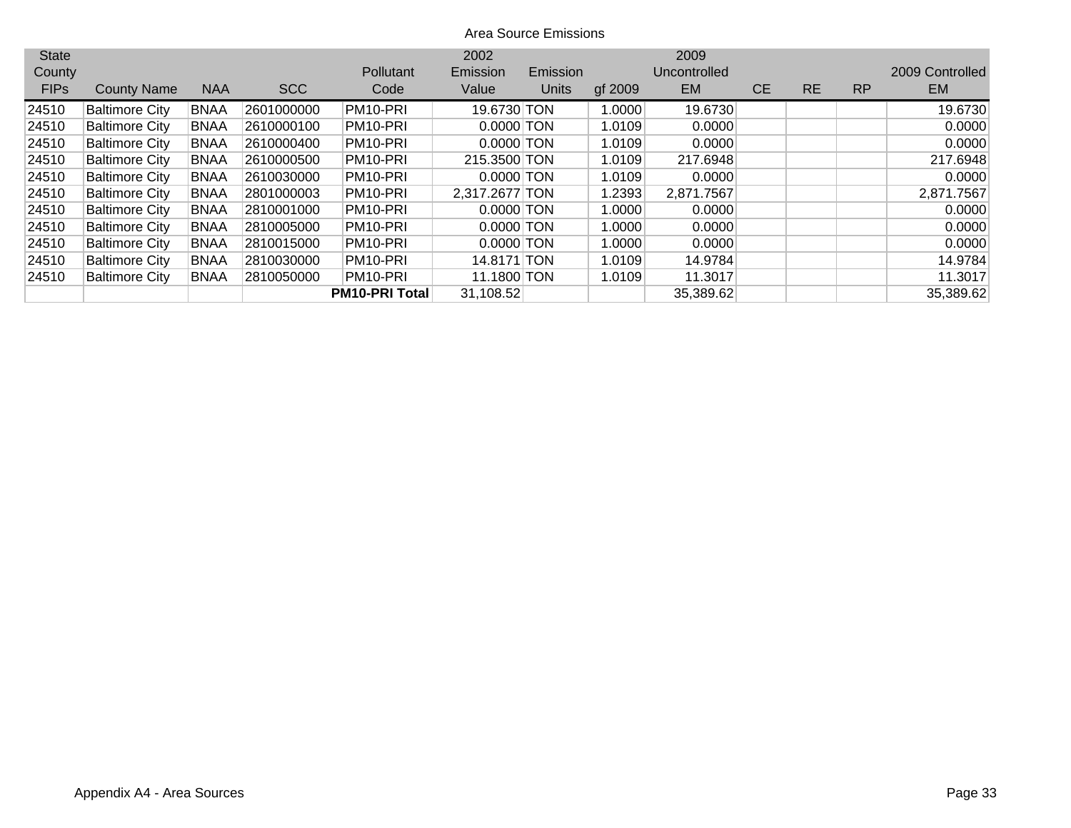Area Source Emissions

| State County FIPs | County Name | NAA | SCC | Pollutant Code | 2002 Emission Value | Emission Units | gf 2009 | 2009 Uncontrolled EM | CE | RE | RP | 2009 Controlled EM |
|---|---|---|---|---|---|---|---|---|---|---|---|---|
| 24510 | Baltimore City | BNAA | 2601000000 | PM10-PRI | 19.6730 | TON | 1.0000 | 19.6730 | | | | 19.6730 |
| 24510 | Baltimore City | BNAA | 2610000100 | PM10-PRI | 0.0000 | TON | 1.0109 | 0.0000 | | | | 0.0000 |
| 24510 | Baltimore City | BNAA | 2610000400 | PM10-PRI | 0.0000 | TON | 1.0109 | 0.0000 | | | | 0.0000 |
| 24510 | Baltimore City | BNAA | 2610000500 | PM10-PRI | 215.3500 | TON | 1.0109 | 217.6948 | | | | 217.6948 |
| 24510 | Baltimore City | BNAA | 2610030000 | PM10-PRI | 0.0000 | TON | 1.0109 | 0.0000 | | | | 0.0000 |
| 24510 | Baltimore City | BNAA | 2801000003 | PM10-PRI | 2,317.2677 | TON | 1.2393 | 2,871.7567 | | | | 2,871.7567 |
| 24510 | Baltimore City | BNAA | 2810001000 | PM10-PRI | 0.0000 | TON | 1.0000 | 0.0000 | | | | 0.0000 |
| 24510 | Baltimore City | BNAA | 2810005000 | PM10-PRI | 0.0000 | TON | 1.0000 | 0.0000 | | | | 0.0000 |
| 24510 | Baltimore City | BNAA | 2810015000 | PM10-PRI | 0.0000 | TON | 1.0000 | 0.0000 | | | | 0.0000 |
| 24510 | Baltimore City | BNAA | 2810030000 | PM10-PRI | 14.8171 | TON | 1.0109 | 14.9784 | | | | 14.9784 |
| 24510 | Baltimore City | BNAA | 2810050000 | PM10-PRI | 11.1800 | TON | 1.0109 | 11.3017 | | | | 11.3017 |
| | | | | **PM10-PRI Total** | 31,108.52 | | | 35,389.62 | | | | 35,389.62 |

Appendix A4 - Area Sources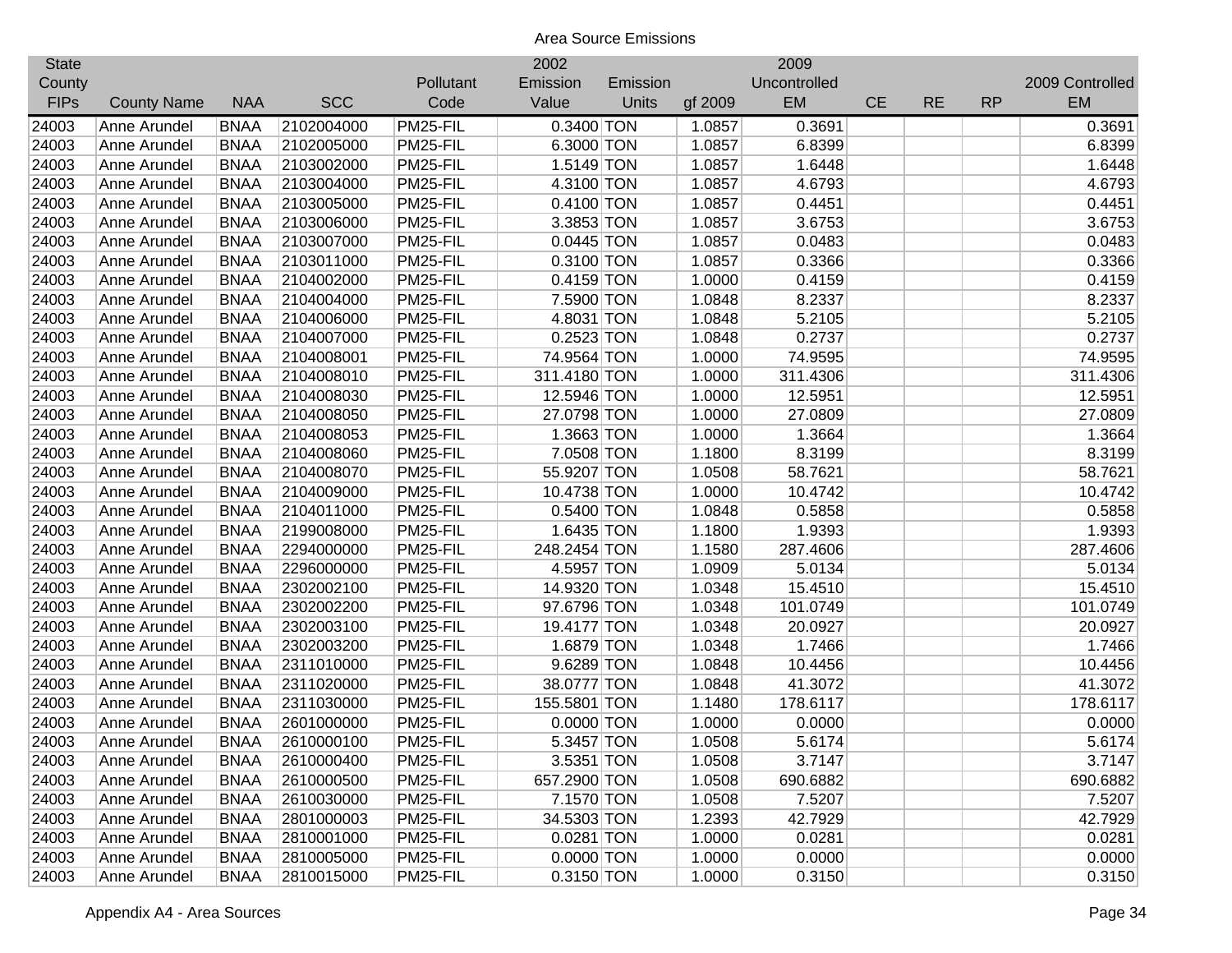Area Source Emissions

| State County FIPs | County Name | NAA | SCC | Pollutant Code | 2002 Emission Value | Emission Units | gf 2009 | 2009 Uncontrolled EM | CE | RE | RP | 2009 Controlled EM |
|---|---|---|---|---|---|---|---|---|---|---|---|---|
| 24003 | Anne Arundel | BNAA | 2102004000 | PM25-FIL | 0.3400 | TON | 1.0857 | 0.3691 | | | | 0.3691 |
| 24003 | Anne Arundel | BNAA | 2102005000 | PM25-FIL | 6.3000 | TON | 1.0857 | 6.8399 | | | | 6.8399 |
| 24003 | Anne Arundel | BNAA | 2103002000 | PM25-FIL | 1.5149 | TON | 1.0857 | 1.6448 | | | | 1.6448 |
| 24003 | Anne Arundel | BNAA | 2103004000 | PM25-FIL | 4.3100 | TON | 1.0857 | 4.6793 | | | | 4.6793 |
| 24003 | Anne Arundel | BNAA | 2103005000 | PM25-FIL | 0.4100 | TON | 1.0857 | 0.4451 | | | | 0.4451 |
| 24003 | Anne Arundel | BNAA | 2103006000 | PM25-FIL | 3.3853 | TON | 1.0857 | 3.6753 | | | | 3.6753 |
| 24003 | Anne Arundel | BNAA | 2103007000 | PM25-FIL | 0.0445 | TON | 1.0857 | 0.0483 | | | | 0.0483 |
| 24003 | Anne Arundel | BNAA | 2103011000 | PM25-FIL | 0.3100 | TON | 1.0857 | 0.3366 | | | | 0.3366 |
| 24003 | Anne Arundel | BNAA | 2104002000 | PM25-FIL | 0.4159 | TON | 1.0000 | 0.4159 | | | | 0.4159 |
| 24003 | Anne Arundel | BNAA | 2104004000 | PM25-FIL | 7.5900 | TON | 1.0848 | 8.2337 | | | | 8.2337 |
| 24003 | Anne Arundel | BNAA | 2104006000 | PM25-FIL | 4.8031 | TON | 1.0848 | 5.2105 | | | | 5.2105 |
| 24003 | Anne Arundel | BNAA | 2104007000 | PM25-FIL | 0.2523 | TON | 1.0848 | 0.2737 | | | | 0.2737 |
| 24003 | Anne Arundel | BNAA | 2104008001 | PM25-FIL | 74.9564 | TON | 1.0000 | 74.9595 | | | | 74.9595 |
| 24003 | Anne Arundel | BNAA | 2104008010 | PM25-FIL | 311.4180 | TON | 1.0000 | 311.4306 | | | | 311.4306 |
| 24003 | Anne Arundel | BNAA | 2104008030 | PM25-FIL | 12.5946 | TON | 1.0000 | 12.5951 | | | | 12.5951 |
| 24003 | Anne Arundel | BNAA | 2104008050 | PM25-FIL | 27.0798 | TON | 1.0000 | 27.0809 | | | | 27.0809 |
| 24003 | Anne Arundel | BNAA | 2104008053 | PM25-FIL | 1.3663 | TON | 1.0000 | 1.3664 | | | | 1.3664 |
| 24003 | Anne Arundel | BNAA | 2104008060 | PM25-FIL | 7.0508 | TON | 1.1800 | 8.3199 | | | | 8.3199 |
| 24003 | Anne Arundel | BNAA | 2104008070 | PM25-FIL | 55.9207 | TON | 1.0508 | 58.7621 | | | | 58.7621 |
| 24003 | Anne Arundel | BNAA | 2104009000 | PM25-FIL | 10.4738 | TON | 1.0000 | 10.4742 | | | | 10.4742 |
| 24003 | Anne Arundel | BNAA | 2104011000 | PM25-FIL | 0.5400 | TON | 1.0848 | 0.5858 | | | | 0.5858 |
| 24003 | Anne Arundel | BNAA | 2199008000 | PM25-FIL | 1.6435 | TON | 1.1800 | 1.9393 | | | | 1.9393 |
| 24003 | Anne Arundel | BNAA | 2294000000 | PM25-FIL | 248.2454 | TON | 1.1580 | 287.4606 | | | | 287.4606 |
| 24003 | Anne Arundel | BNAA | 2296000000 | PM25-FIL | 4.5957 | TON | 1.0909 | 5.0134 | | | | 5.0134 |
| 24003 | Anne Arundel | BNAA | 2302002100 | PM25-FIL | 14.9320 | TON | 1.0348 | 15.4510 | | | | 15.4510 |
| 24003 | Anne Arundel | BNAA | 2302002200 | PM25-FIL | 97.6796 | TON | 1.0348 | 101.0749 | | | | 101.0749 |
| 24003 | Anne Arundel | BNAA | 2302003100 | PM25-FIL | 19.4177 | TON | 1.0348 | 20.0927 | | | | 20.0927 |
| 24003 | Anne Arundel | BNAA | 2302003200 | PM25-FIL | 1.6879 | TON | 1.0348 | 1.7466 | | | | 1.7466 |
| 24003 | Anne Arundel | BNAA | 2311010000 | PM25-FIL | 9.6289 | TON | 1.0848 | 10.4456 | | | | 10.4456 |
| 24003 | Anne Arundel | BNAA | 2311020000 | PM25-FIL | 38.0777 | TON | 1.0848 | 41.3072 | | | | 41.3072 |
| 24003 | Anne Arundel | BNAA | 2311030000 | PM25-FIL | 155.5801 | TON | 1.1480 | 178.6117 | | | | 178.6117 |
| 24003 | Anne Arundel | BNAA | 2601000000 | PM25-FIL | 0.0000 | TON | 1.0000 | 0.0000 | | | | 0.0000 |
| 24003 | Anne Arundel | BNAA | 2610000100 | PM25-FIL | 5.3457 | TON | 1.0508 | 5.6174 | | | | 5.6174 |
| 24003 | Anne Arundel | BNAA | 2610000400 | PM25-FIL | 3.5351 | TON | 1.0508 | 3.7147 | | | | 3.7147 |
| 24003 | Anne Arundel | BNAA | 2610000500 | PM25-FIL | 657.2900 | TON | 1.0508 | 690.6882 | | | | 690.6882 |
| 24003 | Anne Arundel | BNAA | 2610030000 | PM25-FIL | 7.1570 | TON | 1.0508 | 7.5207 | | | | 7.5207 |
| 24003 | Anne Arundel | BNAA | 2801000003 | PM25-FIL | 34.5303 | TON | 1.2393 | 42.7929 | | | | 42.7929 |
| 24003 | Anne Arundel | BNAA | 2810001000 | PM25-FIL | 0.0281 | TON | 1.0000 | 0.0281 | | | | 0.0281 |
| 24003 | Anne Arundel | BNAA | 2810005000 | PM25-FIL | 0.0000 | TON | 1.0000 | 0.0000 | | | | 0.0000 |
| 24003 | Anne Arundel | BNAA | 2810015000 | PM25-FIL | 0.3150 | TON | 1.0000 | 0.3150 | | | | 0.3150 |

Appendix A4 - Area Sources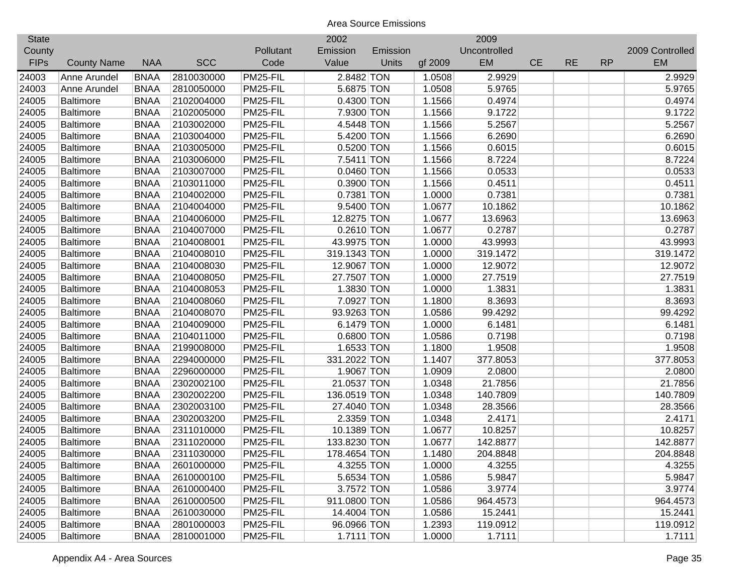Area Source Emissions

| State County FIPs | County Name | NAA | SCC | Pollutant Code | 2002 Emission Value | Emission Units | gf 2009 | 2009 Uncontrolled EM | CE | RE | RP | 2009 Controlled EM |
|---|---|---|---|---|---|---|---|---|---|---|---|---|
| 24003 | Anne Arundel | BNAA | 2810030000 | PM25-FIL | 2.8482 | TON | 1.0508 | 2.9929 | | | | 2.9929 |
| 24003 | Anne Arundel | BNAA | 2810050000 | PM25-FIL | 5.6875 | TON | 1.0508 | 5.9765 | | | | 5.9765 |
| 24005 | Baltimore | BNAA | 2102004000 | PM25-FIL | 0.4300 | TON | 1.1566 | 0.4974 | | | | 0.4974 |
| 24005 | Baltimore | BNAA | 2102005000 | PM25-FIL | 7.9300 | TON | 1.1566 | 9.1722 | | | | 9.1722 |
| 24005 | Baltimore | BNAA | 2103002000 | PM25-FIL | 4.5448 | TON | 1.1566 | 5.2567 | | | | 5.2567 |
| 24005 | Baltimore | BNAA | 2103004000 | PM25-FIL | 5.4200 | TON | 1.1566 | 6.2690 | | | | 6.2690 |
| 24005 | Baltimore | BNAA | 2103005000 | PM25-FIL | 0.5200 | TON | 1.1566 | 0.6015 | | | | 0.6015 |
| 24005 | Baltimore | BNAA | 2103006000 | PM25-FIL | 7.5411 | TON | 1.1566 | 8.7224 | | | | 8.7224 |
| 24005 | Baltimore | BNAA | 2103007000 | PM25-FIL | 0.0460 | TON | 1.1566 | 0.0533 | | | | 0.0533 |
| 24005 | Baltimore | BNAA | 2103011000 | PM25-FIL | 0.3900 | TON | 1.1566 | 0.4511 | | | | 0.4511 |
| 24005 | Baltimore | BNAA | 2104002000 | PM25-FIL | 0.7381 | TON | 1.0000 | 0.7381 | | | | 0.7381 |
| 24005 | Baltimore | BNAA | 2104004000 | PM25-FIL | 9.5400 | TON | 1.0677 | 10.1862 | | | | 10.1862 |
| 24005 | Baltimore | BNAA | 2104006000 | PM25-FIL | 12.8275 | TON | 1.0677 | 13.6963 | | | | 13.6963 |
| 24005 | Baltimore | BNAA | 2104007000 | PM25-FIL | 0.2610 | TON | 1.0677 | 0.2787 | | | | 0.2787 |
| 24005 | Baltimore | BNAA | 2104008001 | PM25-FIL | 43.9975 | TON | 1.0000 | 43.9993 | | | | 43.9993 |
| 24005 | Baltimore | BNAA | 2104008010 | PM25-FIL | 319.1343 | TON | 1.0000 | 319.1472 | | | | 319.1472 |
| 24005 | Baltimore | BNAA | 2104008030 | PM25-FIL | 12.9067 | TON | 1.0000 | 12.9072 | | | | 12.9072 |
| 24005 | Baltimore | BNAA | 2104008050 | PM25-FIL | 27.7507 | TON | 1.0000 | 27.7519 | | | | 27.7519 |
| 24005 | Baltimore | BNAA | 2104008053 | PM25-FIL | 1.3830 | TON | 1.0000 | 1.3831 | | | | 1.3831 |
| 24005 | Baltimore | BNAA | 2104008060 | PM25-FIL | 7.0927 | TON | 1.1800 | 8.3693 | | | | 8.3693 |
| 24005 | Baltimore | BNAA | 2104008070 | PM25-FIL | 93.9263 | TON | 1.0586 | 99.4292 | | | | 99.4292 |
| 24005 | Baltimore | BNAA | 2104009000 | PM25-FIL | 6.1479 | TON | 1.0000 | 6.1481 | | | | 6.1481 |
| 24005 | Baltimore | BNAA | 2104011000 | PM25-FIL | 0.6800 | TON | 1.0586 | 0.7198 | | | | 0.7198 |
| 24005 | Baltimore | BNAA | 2199008000 | PM25-FIL | 1.6533 | TON | 1.1800 | 1.9508 | | | | 1.9508 |
| 24005 | Baltimore | BNAA | 2294000000 | PM25-FIL | 331.2022 | TON | 1.1407 | 377.8053 | | | | 377.8053 |
| 24005 | Baltimore | BNAA | 2296000000 | PM25-FIL | 1.9067 | TON | 1.0909 | 2.0800 | | | | 2.0800 |
| 24005 | Baltimore | BNAA | 2302002100 | PM25-FIL | 21.0537 | TON | 1.0348 | 21.7856 | | | | 21.7856 |
| 24005 | Baltimore | BNAA | 2302002200 | PM25-FIL | 136.0519 | TON | 1.0348 | 140.7809 | | | | 140.7809 |
| 24005 | Baltimore | BNAA | 2302003100 | PM25-FIL | 27.4040 | TON | 1.0348 | 28.3566 | | | | 28.3566 |
| 24005 | Baltimore | BNAA | 2302003200 | PM25-FIL | 2.3359 | TON | 1.0348 | 2.4171 | | | | 2.4171 |
| 24005 | Baltimore | BNAA | 2311010000 | PM25-FIL | 10.1389 | TON | 1.0677 | 10.8257 | | | | 10.8257 |
| 24005 | Baltimore | BNAA | 2311020000 | PM25-FIL | 133.8230 | TON | 1.0677 | 142.8877 | | | | 142.8877 |
| 24005 | Baltimore | BNAA | 2311030000 | PM25-FIL | 178.4654 | TON | 1.1480 | 204.8848 | | | | 204.8848 |
| 24005 | Baltimore | BNAA | 2601000000 | PM25-FIL | 4.3255 | TON | 1.0000 | 4.3255 | | | | 4.3255 |
| 24005 | Baltimore | BNAA | 2610000100 | PM25-FIL | 5.6534 | TON | 1.0586 | 5.9847 | | | | 5.9847 |
| 24005 | Baltimore | BNAA | 2610000400 | PM25-FIL | 3.7572 | TON | 1.0586 | 3.9774 | | | | 3.9774 |
| 24005 | Baltimore | BNAA | 2610000500 | PM25-FIL | 911.0800 | TON | 1.0586 | 964.4573 | | | | 964.4573 |
| 24005 | Baltimore | BNAA | 2610030000 | PM25-FIL | 14.4004 | TON | 1.0586 | 15.2441 | | | | 15.2441 |
| 24005 | Baltimore | BNAA | 2801000003 | PM25-FIL | 96.0966 | TON | 1.2393 | 119.0912 | | | | 119.0912 |
| 24005 | Baltimore | BNAA | 2810001000 | PM25-FIL | 1.7111 | TON | 1.0000 | 1.7111 | | | | 1.7111 |

Appendix A4 - Area Sources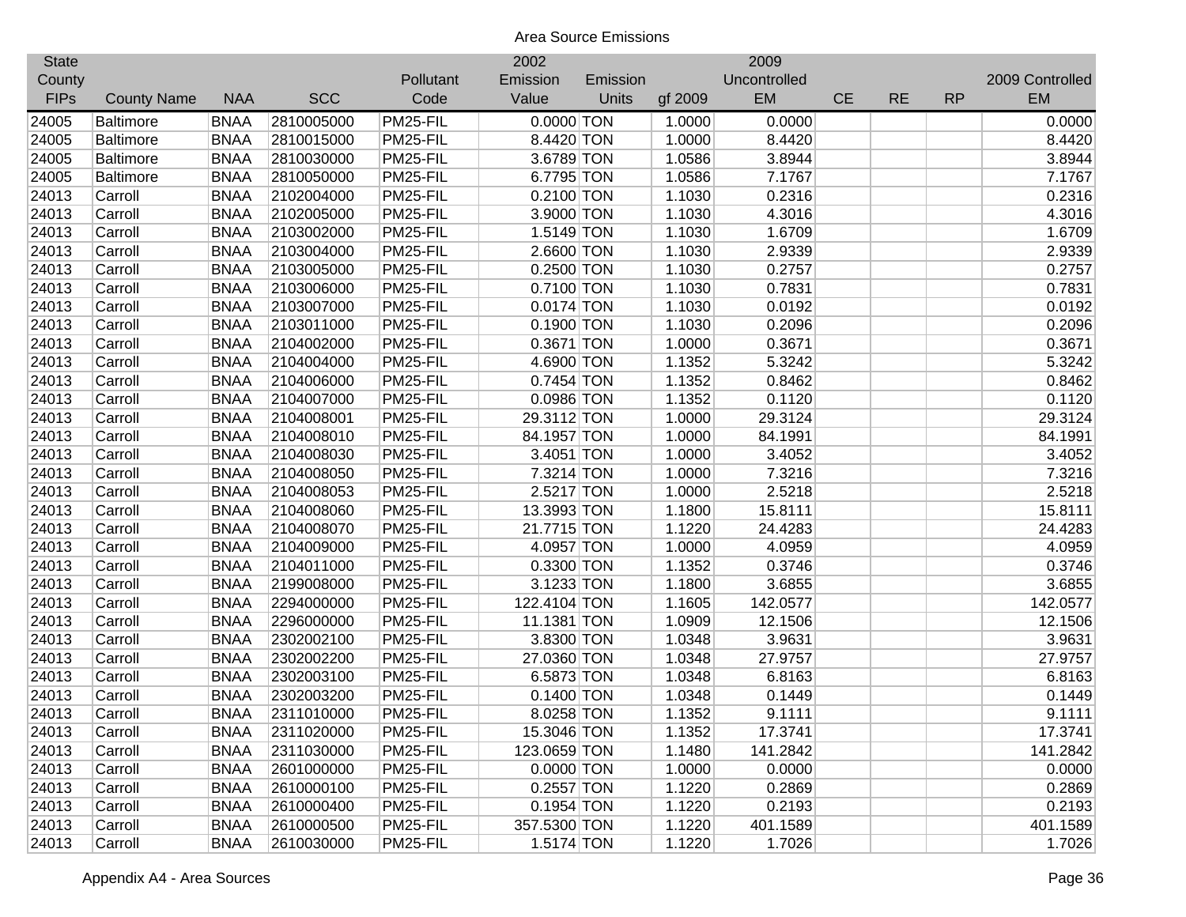Area Source Emissions

| State County FIPs | County Name | NAA | SCC | Pollutant Code | 2002 Emission Value | Emission Units | gf 2009 | 2009 Uncontrolled EM | CE | RE | RP | 2009 Controlled EM |
|---|---|---|---|---|---|---|---|---|---|---|---|---|
| 24005 | Baltimore | BNAA | 2810005000 | PM25-FIL | 0.0000 | TON | 1.0000 | 0.0000 | | | | 0.0000 |
| 24005 | Baltimore | BNAA | 2810015000 | PM25-FIL | 8.4420 | TON | 1.0000 | 8.4420 | | | | 8.4420 |
| 24005 | Baltimore | BNAA | 2810030000 | PM25-FIL | 3.6789 | TON | 1.0586 | 3.8944 | | | | 3.8944 |
| 24005 | Baltimore | BNAA | 2810050000 | PM25-FIL | 6.7795 | TON | 1.0586 | 7.1767 | | | | 7.1767 |
| 24013 | Carroll | BNAA | 2102004000 | PM25-FIL | 0.2100 | TON | 1.1030 | 0.2316 | | | | 0.2316 |
| 24013 | Carroll | BNAA | 2102005000 | PM25-FIL | 3.9000 | TON | 1.1030 | 4.3016 | | | | 4.3016 |
| 24013 | Carroll | BNAA | 2103002000 | PM25-FIL | 1.5149 | TON | 1.1030 | 1.6709 | | | | 1.6709 |
| 24013 | Carroll | BNAA | 2103004000 | PM25-FIL | 2.6600 | TON | 1.1030 | 2.9339 | | | | 2.9339 |
| 24013 | Carroll | BNAA | 2103005000 | PM25-FIL | 0.2500 | TON | 1.1030 | 0.2757 | | | | 0.2757 |
| 24013 | Carroll | BNAA | 2103006000 | PM25-FIL | 0.7100 | TON | 1.1030 | 0.7831 | | | | 0.7831 |
| 24013 | Carroll | BNAA | 2103007000 | PM25-FIL | 0.0174 | TON | 1.1030 | 0.0192 | | | | 0.0192 |
| 24013 | Carroll | BNAA | 2103011000 | PM25-FIL | 0.1900 | TON | 1.1030 | 0.2096 | | | | 0.2096 |
| 24013 | Carroll | BNAA | 2104002000 | PM25-FIL | 0.3671 | TON | 1.0000 | 0.3671 | | | | 0.3671 |
| 24013 | Carroll | BNAA | 2104004000 | PM25-FIL | 4.6900 | TON | 1.1352 | 5.3242 | | | | 5.3242 |
| 24013 | Carroll | BNAA | 2104006000 | PM25-FIL | 0.7454 | TON | 1.1352 | 0.8462 | | | | 0.8462 |
| 24013 | Carroll | BNAA | 2104007000 | PM25-FIL | 0.0986 | TON | 1.1352 | 0.1120 | | | | 0.1120 |
| 24013 | Carroll | BNAA | 2104008001 | PM25-FIL | 29.3112 | TON | 1.0000 | 29.3124 | | | | 29.3124 |
| 24013 | Carroll | BNAA | 2104008010 | PM25-FIL | 84.1957 | TON | 1.0000 | 84.1991 | | | | 84.1991 |
| 24013 | Carroll | BNAA | 2104008030 | PM25-FIL | 3.4051 | TON | 1.0000 | 3.4052 | | | | 3.4052 |
| 24013 | Carroll | BNAA | 2104008050 | PM25-FIL | 7.3214 | TON | 1.0000 | 7.3216 | | | | 7.3216 |
| 24013 | Carroll | BNAA | 2104008053 | PM25-FIL | 2.5217 | TON | 1.0000 | 2.5218 | | | | 2.5218 |
| 24013 | Carroll | BNAA | 2104008060 | PM25-FIL | 13.3993 | TON | 1.1800 | 15.8111 | | | | 15.8111 |
| 24013 | Carroll | BNAA | 2104008070 | PM25-FIL | 21.7715 | TON | 1.1220 | 24.4283 | | | | 24.4283 |
| 24013 | Carroll | BNAA | 2104009000 | PM25-FIL | 4.0957 | TON | 1.0000 | 4.0959 | | | | 4.0959 |
| 24013 | Carroll | BNAA | 2104011000 | PM25-FIL | 0.3300 | TON | 1.1352 | 0.3746 | | | | 0.3746 |
| 24013 | Carroll | BNAA | 2199008000 | PM25-FIL | 3.1233 | TON | 1.1800 | 3.6855 | | | | 3.6855 |
| 24013 | Carroll | BNAA | 2294000000 | PM25-FIL | 122.4104 | TON | 1.1605 | 142.0577 | | | | 142.0577 |
| 24013 | Carroll | BNAA | 2296000000 | PM25-FIL | 11.1381 | TON | 1.0909 | 12.1506 | | | | 12.1506 |
| 24013 | Carroll | BNAA | 2302002100 | PM25-FIL | 3.8300 | TON | 1.0348 | 3.9631 | | | | 3.9631 |
| 24013 | Carroll | BNAA | 2302002200 | PM25-FIL | 27.0360 | TON | 1.0348 | 27.9757 | | | | 27.9757 |
| 24013 | Carroll | BNAA | 2302003100 | PM25-FIL | 6.5873 | TON | 1.0348 | 6.8163 | | | | 6.8163 |
| 24013 | Carroll | BNAA | 2302003200 | PM25-FIL | 0.1400 | TON | 1.0348 | 0.1449 | | | | 0.1449 |
| 24013 | Carroll | BNAA | 2311010000 | PM25-FIL | 8.0258 | TON | 1.1352 | 9.1111 | | | | 9.1111 |
| 24013 | Carroll | BNAA | 2311020000 | PM25-FIL | 15.3046 | TON | 1.1352 | 17.3741 | | | | 17.3741 |
| 24013 | Carroll | BNAA | 2311030000 | PM25-FIL | 123.0659 | TON | 1.1480 | 141.2842 | | | | 141.2842 |
| 24013 | Carroll | BNAA | 2601000000 | PM25-FIL | 0.0000 | TON | 1.0000 | 0.0000 | | | | 0.0000 |
| 24013 | Carroll | BNAA | 2610000100 | PM25-FIL | 0.2557 | TON | 1.1220 | 0.2869 | | | | 0.2869 |
| 24013 | Carroll | BNAA | 2610000400 | PM25-FIL | 0.1954 | TON | 1.1220 | 0.2193 | | | | 0.2193 |
| 24013 | Carroll | BNAA | 2610000500 | PM25-FIL | 357.5300 | TON | 1.1220 | 401.1589 | | | | 401.1589 |
| 24013 | Carroll | BNAA | 2610030000 | PM25-FIL | 1.5174 | TON | 1.1220 | 1.7026 | | | | 1.7026 |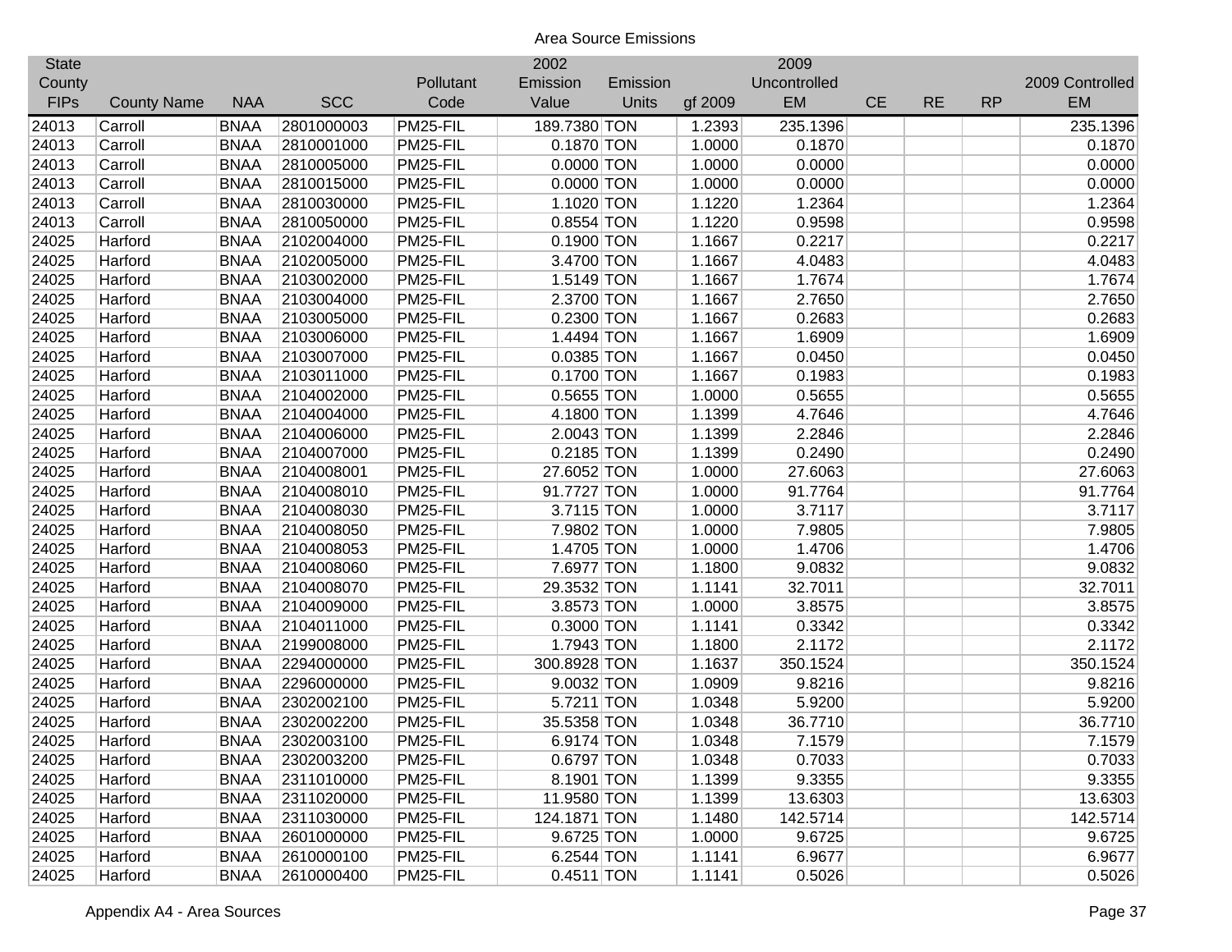Area Source Emissions

| State County FIPs | County Name | NAA | SCC | Pollutant Code | 2002 Emission Value | Emission Units | gf 2009 | 2009 Uncontrolled EM | CE | RE | RP | 2009 Controlled EM |
|---|---|---|---|---|---|---|---|---|---|---|---|---|
| 24013 | Carroll | BNAA | 2801000003 | PM25-FIL | 189.7380 | TON | 1.2393 | 235.1396 | | | | 235.1396 |
| 24013 | Carroll | BNAA | 2810001000 | PM25-FIL | 0.1870 | TON | 1.0000 | 0.1870 | | | | 0.1870 |
| 24013 | Carroll | BNAA | 2810005000 | PM25-FIL | 0.0000 | TON | 1.0000 | 0.0000 | | | | 0.0000 |
| 24013 | Carroll | BNAA | 2810015000 | PM25-FIL | 0.0000 | TON | 1.0000 | 0.0000 | | | | 0.0000 |
| 24013 | Carroll | BNAA | 2810030000 | PM25-FIL | 1.1020 | TON | 1.1220 | 1.2364 | | | | 1.2364 |
| 24013 | Carroll | BNAA | 2810050000 | PM25-FIL | 0.8554 | TON | 1.1220 | 0.9598 | | | | 0.9598 |
| 24025 | Harford | BNAA | 2102004000 | PM25-FIL | 0.1900 | TON | 1.1667 | 0.2217 | | | | 0.2217 |
| 24025 | Harford | BNAA | 2102005000 | PM25-FIL | 3.4700 | TON | 1.1667 | 4.0483 | | | | 4.0483 |
| 24025 | Harford | BNAA | 2103002000 | PM25-FIL | 1.5149 | TON | 1.1667 | 1.7674 | | | | 1.7674 |
| 24025 | Harford | BNAA | 2103004000 | PM25-FIL | 2.3700 | TON | 1.1667 | 2.7650 | | | | 2.7650 |
| 24025 | Harford | BNAA | 2103005000 | PM25-FIL | 0.2300 | TON | 1.1667 | 0.2683 | | | | 0.2683 |
| 24025 | Harford | BNAA | 2103006000 | PM25-FIL | 1.4494 | TON | 1.1667 | 1.6909 | | | | 1.6909 |
| 24025 | Harford | BNAA | 2103007000 | PM25-FIL | 0.0385 | TON | 1.1667 | 0.0450 | | | | 0.0450 |
| 24025 | Harford | BNAA | 2103011000 | PM25-FIL | 0.1700 | TON | 1.1667 | 0.1983 | | | | 0.1983 |
| 24025 | Harford | BNAA | 2104002000 | PM25-FIL | 0.5655 | TON | 1.0000 | 0.5655 | | | | 0.5655 |
| 24025 | Harford | BNAA | 2104004000 | PM25-FIL | 4.1800 | TON | 1.1399 | 4.7646 | | | | 4.7646 |
| 24025 | Harford | BNAA | 2104006000 | PM25-FIL | 2.0043 | TON | 1.1399 | 2.2846 | | | | 2.2846 |
| 24025 | Harford | BNAA | 2104007000 | PM25-FIL | 0.2185 | TON | 1.1399 | 0.2490 | | | | 0.2490 |
| 24025 | Harford | BNAA | 2104008001 | PM25-FIL | 27.6052 | TON | 1.0000 | 27.6063 | | | | 27.6063 |
| 24025 | Harford | BNAA | 2104008010 | PM25-FIL | 91.7727 | TON | 1.0000 | 91.7764 | | | | 91.7764 |
| 24025 | Harford | BNAA | 2104008030 | PM25-FIL | 3.7115 | TON | 1.0000 | 3.7117 | | | | 3.7117 |
| 24025 | Harford | BNAA | 2104008050 | PM25-FIL | 7.9802 | TON | 1.0000 | 7.9805 | | | | 7.9805 |
| 24025 | Harford | BNAA | 2104008053 | PM25-FIL | 1.4705 | TON | 1.0000 | 1.4706 | | | | 1.4706 |
| 24025 | Harford | BNAA | 2104008060 | PM25-FIL | 7.6977 | TON | 1.1800 | 9.0832 | | | | 9.0832 |
| 24025 | Harford | BNAA | 2104008070 | PM25-FIL | 29.3532 | TON | 1.1141 | 32.7011 | | | | 32.7011 |
| 24025 | Harford | BNAA | 2104009000 | PM25-FIL | 3.8573 | TON | 1.0000 | 3.8575 | | | | 3.8575 |
| 24025 | Harford | BNAA | 2104011000 | PM25-FIL | 0.3000 | TON | 1.1141 | 0.3342 | | | | 0.3342 |
| 24025 | Harford | BNAA | 2199008000 | PM25-FIL | 1.7943 | TON | 1.1800 | 2.1172 | | | | 2.1172 |
| 24025 | Harford | BNAA | 2294000000 | PM25-FIL | 300.8928 | TON | 1.1637 | 350.1524 | | | | 350.1524 |
| 24025 | Harford | BNAA | 2296000000 | PM25-FIL | 9.0032 | TON | 1.0909 | 9.8216 | | | | 9.8216 |
| 24025 | Harford | BNAA | 2302002100 | PM25-FIL | 5.7211 | TON | 1.0348 | 5.9200 | | | | 5.9200 |
| 24025 | Harford | BNAA | 2302002200 | PM25-FIL | 35.5358 | TON | 1.0348 | 36.7710 | | | | 36.7710 |
| 24025 | Harford | BNAA | 2302003100 | PM25-FIL | 6.9174 | TON | 1.0348 | 7.1579 | | | | 7.1579 |
| 24025 | Harford | BNAA | 2302003200 | PM25-FIL | 0.6797 | TON | 1.0348 | 0.7033 | | | | 0.7033 |
| 24025 | Harford | BNAA | 2311010000 | PM25-FIL | 8.1901 | TON | 1.1399 | 9.3355 | | | | 9.3355 |
| 24025 | Harford | BNAA | 2311020000 | PM25-FIL | 11.9580 | TON | 1.1399 | 13.6303 | | | | 13.6303 |
| 24025 | Harford | BNAA | 2311030000 | PM25-FIL | 124.1871 | TON | 1.1480 | 142.5714 | | | | 142.5714 |
| 24025 | Harford | BNAA | 2601000000 | PM25-FIL | 9.6725 | TON | 1.0000 | 9.6725 | | | | 9.6725 |
| 24025 | Harford | BNAA | 2610000100 | PM25-FIL | 6.2544 | TON | 1.1141 | 6.9677 | | | | 6.9677 |
| 24025 | Harford | BNAA | 2610000400 | PM25-FIL | 0.4511 | TON | 1.1141 | 0.5026 | | | | 0.5026 |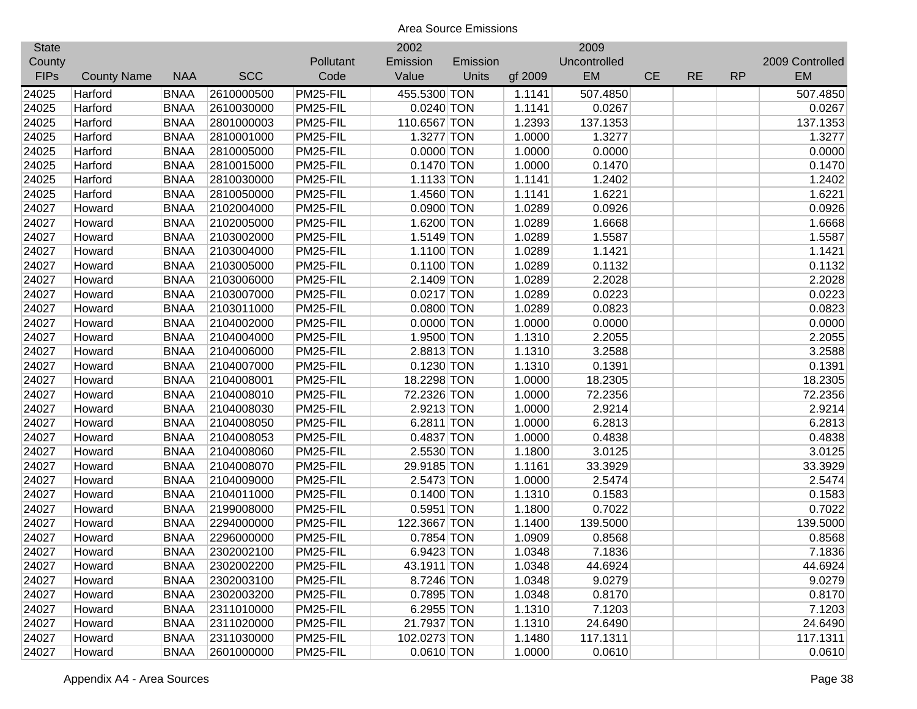Area Source Emissions

| State County FIPs | County Name | NAA | SCC | Pollutant Code | 2002 Emission Value | Emission Units | gf 2009 | 2009 Uncontrolled EM | CE | RE | RP | 2009 Controlled EM |
|---|---|---|---|---|---|---|---|---|---|---|---|---|
| 24025 | Harford | BNAA | 2610000500 | PM25-FIL | 455.5300 | TON | 1.1141 | 507.4850 | | | | 507.4850 |
| 24025 | Harford | BNAA | 2610030000 | PM25-FIL | 0.0240 | TON | 1.1141 | 0.0267 | | | | 0.0267 |
| 24025 | Harford | BNAA | 2801000003 | PM25-FIL | 110.6567 | TON | 1.2393 | 137.1353 | | | | 137.1353 |
| 24025 | Harford | BNAA | 2810001000 | PM25-FIL | 1.3277 | TON | 1.0000 | 1.3277 | | | | 1.3277 |
| 24025 | Harford | BNAA | 2810005000 | PM25-FIL | 0.0000 | TON | 1.0000 | 0.0000 | | | | 0.0000 |
| 24025 | Harford | BNAA | 2810015000 | PM25-FIL | 0.1470 | TON | 1.0000 | 0.1470 | | | | 0.1470 |
| 24025 | Harford | BNAA | 2810030000 | PM25-FIL | 1.1133 | TON | 1.1141 | 1.2402 | | | | 1.2402 |
| 24025 | Harford | BNAA | 2810050000 | PM25-FIL | 1.4560 | TON | 1.1141 | 1.6221 | | | | 1.6221 |
| 24027 | Howard | BNAA | 2102004000 | PM25-FIL | 0.0900 | TON | 1.0289 | 0.0926 | | | | 0.0926 |
| 24027 | Howard | BNAA | 2102005000 | PM25-FIL | 1.6200 | TON | 1.0289 | 1.6668 | | | | 1.6668 |
| 24027 | Howard | BNAA | 2103002000 | PM25-FIL | 1.5149 | TON | 1.0289 | 1.5587 | | | | 1.5587 |
| 24027 | Howard | BNAA | 2103004000 | PM25-FIL | 1.1100 | TON | 1.0289 | 1.1421 | | | | 1.1421 |
| 24027 | Howard | BNAA | 2103005000 | PM25-FIL | 0.1100 | TON | 1.0289 | 0.1132 | | | | 0.1132 |
| 24027 | Howard | BNAA | 2103006000 | PM25-FIL | 2.1409 | TON | 1.0289 | 2.2028 | | | | 2.2028 |
| 24027 | Howard | BNAA | 2103007000 | PM25-FIL | 0.0217 | TON | 1.0289 | 0.0223 | | | | 0.0223 |
| 24027 | Howard | BNAA | 2103011000 | PM25-FIL | 0.0800 | TON | 1.0289 | 0.0823 | | | | 0.0823 |
| 24027 | Howard | BNAA | 2104002000 | PM25-FIL | 0.0000 | TON | 1.0000 | 0.0000 | | | | 0.0000 |
| 24027 | Howard | BNAA | 2104004000 | PM25-FIL | 1.9500 | TON | 1.1310 | 2.2055 | | | | 2.2055 |
| 24027 | Howard | BNAA | 2104006000 | PM25-FIL | 2.8813 | TON | 1.1310 | 3.2588 | | | | 3.2588 |
| 24027 | Howard | BNAA | 2104007000 | PM25-FIL | 0.1230 | TON | 1.1310 | 0.1391 | | | | 0.1391 |
| 24027 | Howard | BNAA | 2104008001 | PM25-FIL | 18.2298 | TON | 1.0000 | 18.2305 | | | | 18.2305 |
| 24027 | Howard | BNAA | 2104008010 | PM25-FIL | 72.2326 | TON | 1.0000 | 72.2356 | | | | 72.2356 |
| 24027 | Howard | BNAA | 2104008030 | PM25-FIL | 2.9213 | TON | 1.0000 | 2.9214 | | | | 2.9214 |
| 24027 | Howard | BNAA | 2104008050 | PM25-FIL | 6.2811 | TON | 1.0000 | 6.2813 | | | | 6.2813 |
| 24027 | Howard | BNAA | 2104008053 | PM25-FIL | 0.4837 | TON | 1.0000 | 0.4838 | | | | 0.4838 |
| 24027 | Howard | BNAA | 2104008060 | PM25-FIL | 2.5530 | TON | 1.1800 | 3.0125 | | | | 3.0125 |
| 24027 | Howard | BNAA | 2104008070 | PM25-FIL | 29.9185 | TON | 1.1161 | 33.3929 | | | | 33.3929 |
| 24027 | Howard | BNAA | 2104009000 | PM25-FIL | 2.5473 | TON | 1.0000 | 2.5474 | | | | 2.5474 |
| 24027 | Howard | BNAA | 2104011000 | PM25-FIL | 0.1400 | TON | 1.1310 | 0.1583 | | | | 0.1583 |
| 24027 | Howard | BNAA | 2199008000 | PM25-FIL | 0.5951 | TON | 1.1800 | 0.7022 | | | | 0.7022 |
| 24027 | Howard | BNAA | 2294000000 | PM25-FIL | 122.3667 | TON | 1.1400 | 139.5000 | | | | 139.5000 |
| 24027 | Howard | BNAA | 2296000000 | PM25-FIL | 0.7854 | TON | 1.0909 | 0.8568 | | | | 0.8568 |
| 24027 | Howard | BNAA | 2302002100 | PM25-FIL | 6.9423 | TON | 1.0348 | 7.1836 | | | | 7.1836 |
| 24027 | Howard | BNAA | 2302002200 | PM25-FIL | 43.1911 | TON | 1.0348 | 44.6924 | | | | 44.6924 |
| 24027 | Howard | BNAA | 2302003100 | PM25-FIL | 8.7246 | TON | 1.0348 | 9.0279 | | | | 9.0279 |
| 24027 | Howard | BNAA | 2302003200 | PM25-FIL | 0.7895 | TON | 1.0348 | 0.8170 | | | | 0.8170 |
| 24027 | Howard | BNAA | 2311010000 | PM25-FIL | 6.2955 | TON | 1.1310 | 7.1203 | | | | 7.1203 |
| 24027 | Howard | BNAA | 2311020000 | PM25-FIL | 21.7937 | TON | 1.1310 | 24.6490 | | | | 24.6490 |
| 24027 | Howard | BNAA | 2311030000 | PM25-FIL | 102.0273 | TON | 1.1480 | 117.1311 | | | | 117.1311 |
| 24027 | Howard | BNAA | 2601000000 | PM25-FIL | 0.0610 | TON | 1.0000 | 0.0610 | | | | 0.0610 |

Appendix A4 - Area Sources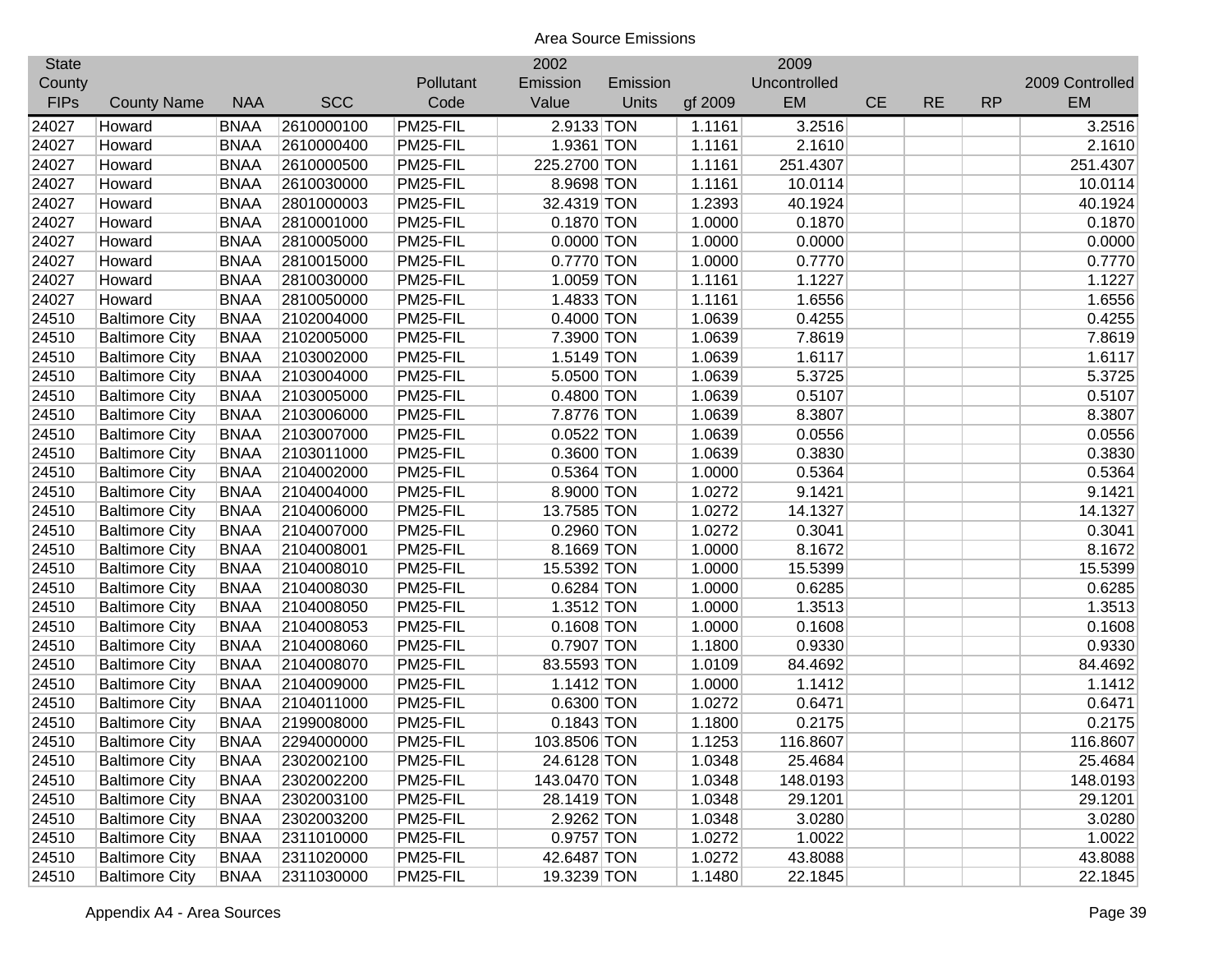Area Source Emissions

| State County FIPs | County Name | NAA | SCC | Pollutant Code | 2002 Emission Value | Emission Units | gf 2009 | 2009 Uncontrolled EM | CE | RE | RP | 2009 Controlled EM |
|---|---|---|---|---|---|---|---|---|---|---|---|---|
| 24027 | Howard | BNAA | 2610000100 | PM25-FIL | 2.9133 | TON | 1.1161 | 3.2516 | | | | 3.2516 |
| 24027 | Howard | BNAA | 2610000400 | PM25-FIL | 1.9361 | TON | 1.1161 | 2.1610 | | | | 2.1610 |
| 24027 | Howard | BNAA | 2610000500 | PM25-FIL | 225.2700 | TON | 1.1161 | 251.4307 | | | | 251.4307 |
| 24027 | Howard | BNAA | 2610030000 | PM25-FIL | 8.9698 | TON | 1.1161 | 10.0114 | | | | 10.0114 |
| 24027 | Howard | BNAA | 2801000003 | PM25-FIL | 32.4319 | TON | 1.2393 | 40.1924 | | | | 40.1924 |
| 24027 | Howard | BNAA | 2810001000 | PM25-FIL | 0.1870 | TON | 1.0000 | 0.1870 | | | | 0.1870 |
| 24027 | Howard | BNAA | 2810005000 | PM25-FIL | 0.0000 | TON | 1.0000 | 0.0000 | | | | 0.0000 |
| 24027 | Howard | BNAA | 2810015000 | PM25-FIL | 0.7770 | TON | 1.0000 | 0.7770 | | | | 0.7770 |
| 24027 | Howard | BNAA | 2810030000 | PM25-FIL | 1.0059 | TON | 1.1161 | 1.1227 | | | | 1.1227 |
| 24027 | Howard | BNAA | 2810050000 | PM25-FIL | 1.4833 | TON | 1.1161 | 1.6556 | | | | 1.6556 |
| 24510 | Baltimore City | BNAA | 2102004000 | PM25-FIL | 0.4000 | TON | 1.0639 | 0.4255 | | | | 0.4255 |
| 24510 | Baltimore City | BNAA | 2102005000 | PM25-FIL | 7.3900 | TON | 1.0639 | 7.8619 | | | | 7.8619 |
| 24510 | Baltimore City | BNAA | 2103002000 | PM25-FIL | 1.5149 | TON | 1.0639 | 1.6117 | | | | 1.6117 |
| 24510 | Baltimore City | BNAA | 2103004000 | PM25-FIL | 5.0500 | TON | 1.0639 | 5.3725 | | | | 5.3725 |
| 24510 | Baltimore City | BNAA | 2103005000 | PM25-FIL | 0.4800 | TON | 1.0639 | 0.5107 | | | | 0.5107 |
| 24510 | Baltimore City | BNAA | 2103006000 | PM25-FIL | 7.8776 | TON | 1.0639 | 8.3807 | | | | 8.3807 |
| 24510 | Baltimore City | BNAA | 2103007000 | PM25-FIL | 0.0522 | TON | 1.0639 | 0.0556 | | | | 0.0556 |
| 24510 | Baltimore City | BNAA | 2103011000 | PM25-FIL | 0.3600 | TON | 1.0639 | 0.3830 | | | | 0.3830 |
| 24510 | Baltimore City | BNAA | 2104002000 | PM25-FIL | 0.5364 | TON | 1.0000 | 0.5364 | | | | 0.5364 |
| 24510 | Baltimore City | BNAA | 2104004000 | PM25-FIL | 8.9000 | TON | 1.0272 | 9.1421 | | | | 9.1421 |
| 24510 | Baltimore City | BNAA | 2104006000 | PM25-FIL | 13.7585 | TON | 1.0272 | 14.1327 | | | | 14.1327 |
| 24510 | Baltimore City | BNAA | 2104007000 | PM25-FIL | 0.2960 | TON | 1.0272 | 0.3041 | | | | 0.3041 |
| 24510 | Baltimore City | BNAA | 2104008001 | PM25-FIL | 8.1669 | TON | 1.0000 | 8.1672 | | | | 8.1672 |
| 24510 | Baltimore City | BNAA | 2104008010 | PM25-FIL | 15.5392 | TON | 1.0000 | 15.5399 | | | | 15.5399 |
| 24510 | Baltimore City | BNAA | 2104008030 | PM25-FIL | 0.6284 | TON | 1.0000 | 0.6285 | | | | 0.6285 |
| 24510 | Baltimore City | BNAA | 2104008050 | PM25-FIL | 1.3512 | TON | 1.0000 | 1.3513 | | | | 1.3513 |
| 24510 | Baltimore City | BNAA | 2104008053 | PM25-FIL | 0.1608 | TON | 1.0000 | 0.1608 | | | | 0.1608 |
| 24510 | Baltimore City | BNAA | 2104008060 | PM25-FIL | 0.7907 | TON | 1.1800 | 0.9330 | | | | 0.9330 |
| 24510 | Baltimore City | BNAA | 2104008070 | PM25-FIL | 83.5593 | TON | 1.0109 | 84.4692 | | | | 84.4692 |
| 24510 | Baltimore City | BNAA | 2104009000 | PM25-FIL | 1.1412 | TON | 1.0000 | 1.1412 | | | | 1.1412 |
| 24510 | Baltimore City | BNAA | 2104011000 | PM25-FIL | 0.6300 | TON | 1.0272 | 0.6471 | | | | 0.6471 |
| 24510 | Baltimore City | BNAA | 2199008000 | PM25-FIL | 0.1843 | TON | 1.1800 | 0.2175 | | | | 0.2175 |
| 24510 | Baltimore City | BNAA | 2294000000 | PM25-FIL | 103.8506 | TON | 1.1253 | 116.8607 | | | | 116.8607 |
| 24510 | Baltimore City | BNAA | 2302002100 | PM25-FIL | 24.6128 | TON | 1.0348 | 25.4684 | | | | 25.4684 |
| 24510 | Baltimore City | BNAA | 2302002200 | PM25-FIL | 143.0470 | TON | 1.0348 | 148.0193 | | | | 148.0193 |
| 24510 | Baltimore City | BNAA | 2302003100 | PM25-FIL | 28.1419 | TON | 1.0348 | 29.1201 | | | | 29.1201 |
| 24510 | Baltimore City | BNAA | 2302003200 | PM25-FIL | 2.9262 | TON | 1.0348 | 3.0280 | | | | 3.0280 |
| 24510 | Baltimore City | BNAA | 2311010000 | PM25-FIL | 0.9757 | TON | 1.0272 | 1.0022 | | | | 1.0022 |
| 24510 | Baltimore City | BNAA | 2311020000 | PM25-FIL | 42.6487 | TON | 1.0272 | 43.8088 | | | | 43.8088 |
| 24510 | Baltimore City | BNAA | 2311030000 | PM25-FIL | 19.3239 | TON | 1.1480 | 22.1845 | | | | 22.1845 |

Appendix A4 - Area Sources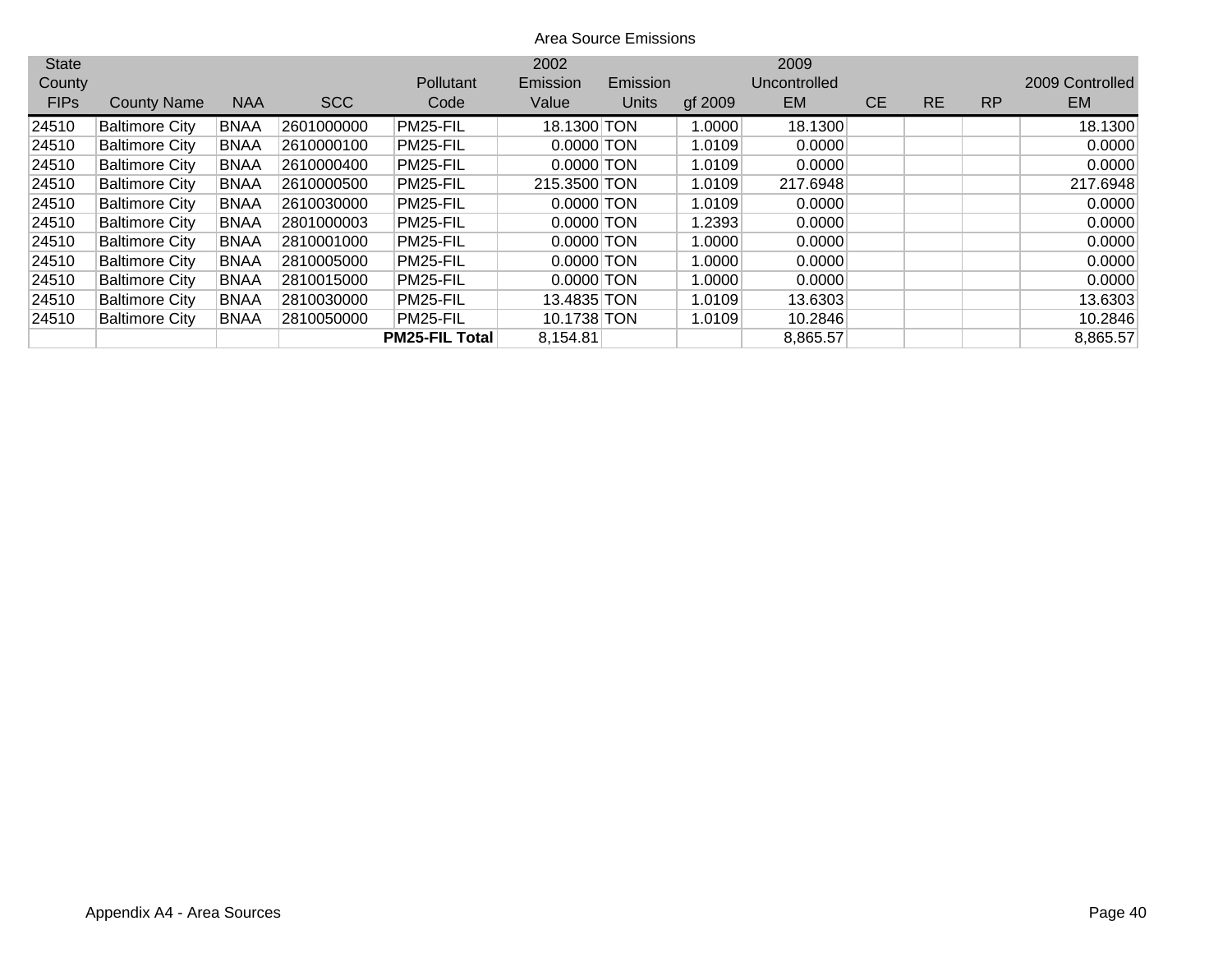Area Source Emissions

| State County FIPs | County Name | NAA | SCC | Pollutant Code | 2002 Emission Value | Emission Units | gf 2009 | 2009 Uncontrolled EM | CE | RE | RP | 2009 Controlled EM |
|---|---|---|---|---|---|---|---|---|---|---|---|---|
| 24510 | Baltimore City | BNAA | 2601000000 | PM25-FIL | 18.1300 | TON | 1.0000 | 18.1300 | | | | 18.1300 |
| 24510 | Baltimore City | BNAA | 2610000100 | PM25-FIL | 0.0000 | TON | 1.0109 | 0.0000 | | | | 0.0000 |
| 24510 | Baltimore City | BNAA | 2610000400 | PM25-FIL | 0.0000 | TON | 1.0109 | 0.0000 | | | | 0.0000 |
| 24510 | Baltimore City | BNAA | 2610000500 | PM25-FIL | 215.3500 | TON | 1.0109 | 217.6948 | | | | 217.6948 |
| 24510 | Baltimore City | BNAA | 2610030000 | PM25-FIL | 0.0000 | TON | 1.0109 | 0.0000 | | | | 0.0000 |
| 24510 | Baltimore City | BNAA | 2801000003 | PM25-FIL | 0.0000 | TON | 1.2393 | 0.0000 | | | | 0.0000 |
| 24510 | Baltimore City | BNAA | 2810001000 | PM25-FIL | 0.0000 | TON | 1.0000 | 0.0000 | | | | 0.0000 |
| 24510 | Baltimore City | BNAA | 2810005000 | PM25-FIL | 0.0000 | TON | 1.0000 | 0.0000 | | | | 0.0000 |
| 24510 | Baltimore City | BNAA | 2810015000 | PM25-FIL | 0.0000 | TON | 1.0000 | 0.0000 | | | | 0.0000 |
| 24510 | Baltimore City | BNAA | 2810030000 | PM25-FIL | 13.4835 | TON | 1.0109 | 13.6303 | | | | 13.6303 |
| 24510 | Baltimore City | BNAA | 2810050000 | PM25-FIL | 10.1738 | TON | 1.0109 | 10.2846 | | | | 10.2846 |
| | | | | **PM25-FIL Total** | 8,154.81 | | | 8,865.57 | | | | 8,865.57 |

Appendix A4 - Area Sources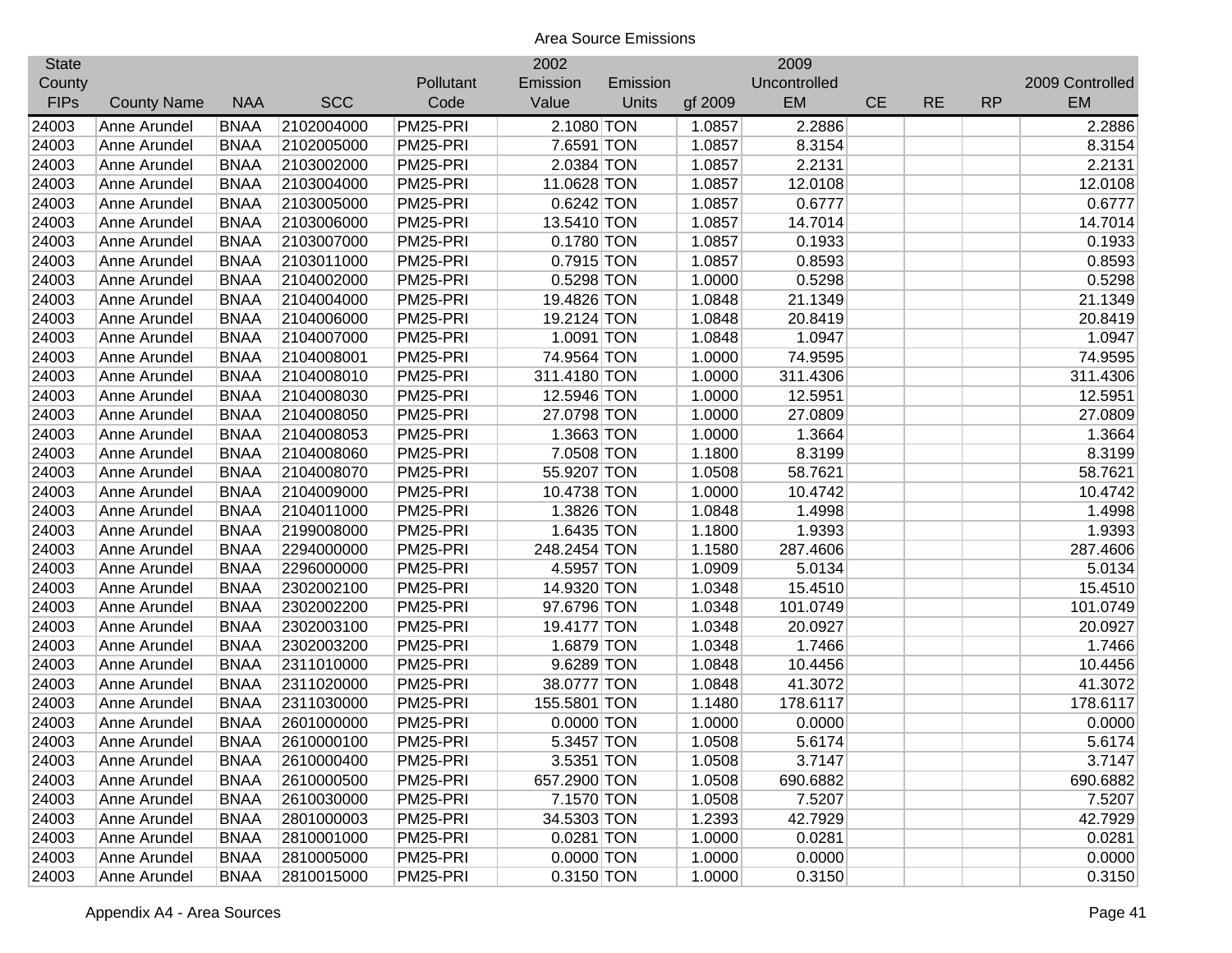Area Source Emissions

| State County FIPs | County Name | NAA | SCC | Pollutant Code | 2002 Emission Value | Emission Units | gf 2009 | 2009 Uncontrolled EM | CE | RE | RP | 2009 Controlled EM |
|---|---|---|---|---|---|---|---|---|---|---|---|---|
| 24003 | Anne Arundel | BNAA | 2102004000 | PM25-PRI | 2.1080 | TON | 1.0857 | 2.2886 | | | | 2.2886 |
| 24003 | Anne Arundel | BNAA | 2102005000 | PM25-PRI | 7.6591 | TON | 1.0857 | 8.3154 | | | | 8.3154 |
| 24003 | Anne Arundel | BNAA | 2103002000 | PM25-PRI | 2.0384 | TON | 1.0857 | 2.2131 | | | | 2.2131 |
| 24003 | Anne Arundel | BNAA | 2103004000 | PM25-PRI | 11.0628 | TON | 1.0857 | 12.0108 | | | | 12.0108 |
| 24003 | Anne Arundel | BNAA | 2103005000 | PM25-PRI | 0.6242 | TON | 1.0857 | 0.6777 | | | | 0.6777 |
| 24003 | Anne Arundel | BNAA | 2103006000 | PM25-PRI | 13.5410 | TON | 1.0857 | 14.7014 | | | | 14.7014 |
| 24003 | Anne Arundel | BNAA | 2103007000 | PM25-PRI | 0.1780 | TON | 1.0857 | 0.1933 | | | | 0.1933 |
| 24003 | Anne Arundel | BNAA | 2103011000 | PM25-PRI | 0.7915 | TON | 1.0857 | 0.8593 | | | | 0.8593 |
| 24003 | Anne Arundel | BNAA | 2104002000 | PM25-PRI | 0.5298 | TON | 1.0000 | 0.5298 | | | | 0.5298 |
| 24003 | Anne Arundel | BNAA | 2104004000 | PM25-PRI | 19.4826 | TON | 1.0848 | 21.1349 | | | | 21.1349 |
| 24003 | Anne Arundel | BNAA | 2104006000 | PM25-PRI | 19.2124 | TON | 1.0848 | 20.8419 | | | | 20.8419 |
| 24003 | Anne Arundel | BNAA | 2104007000 | PM25-PRI | 1.0091 | TON | 1.0848 | 1.0947 | | | | 1.0947 |
| 24003 | Anne Arundel | BNAA | 2104008001 | PM25-PRI | 74.9564 | TON | 1.0000 | 74.9595 | | | | 74.9595 |
| 24003 | Anne Arundel | BNAA | 2104008010 | PM25-PRI | 311.4180 | TON | 1.0000 | 311.4306 | | | | 311.4306 |
| 24003 | Anne Arundel | BNAA | 2104008030 | PM25-PRI | 12.5946 | TON | 1.0000 | 12.5951 | | | | 12.5951 |
| 24003 | Anne Arundel | BNAA | 2104008050 | PM25-PRI | 27.0798 | TON | 1.0000 | 27.0809 | | | | 27.0809 |
| 24003 | Anne Arundel | BNAA | 2104008053 | PM25-PRI | 1.3663 | TON | 1.0000 | 1.3664 | | | | 1.3664 |
| 24003 | Anne Arundel | BNAA | 2104008060 | PM25-PRI | 7.0508 | TON | 1.1800 | 8.3199 | | | | 8.3199 |
| 24003 | Anne Arundel | BNAA | 2104008070 | PM25-PRI | 55.9207 | TON | 1.0508 | 58.7621 | | | | 58.7621 |
| 24003 | Anne Arundel | BNAA | 2104009000 | PM25-PRI | 10.4738 | TON | 1.0000 | 10.4742 | | | | 10.4742 |
| 24003 | Anne Arundel | BNAA | 2104011000 | PM25-PRI | 1.3826 | TON | 1.0848 | 1.4998 | | | | 1.4998 |
| 24003 | Anne Arundel | BNAA | 2199008000 | PM25-PRI | 1.6435 | TON | 1.1800 | 1.9393 | | | | 1.9393 |
| 24003 | Anne Arundel | BNAA | 2294000000 | PM25-PRI | 248.2454 | TON | 1.1580 | 287.4606 | | | | 287.4606 |
| 24003 | Anne Arundel | BNAA | 2296000000 | PM25-PRI | 4.5957 | TON | 1.0909 | 5.0134 | | | | 5.0134 |
| 24003 | Anne Arundel | BNAA | 2302002100 | PM25-PRI | 14.9320 | TON | 1.0348 | 15.4510 | | | | 15.4510 |
| 24003 | Anne Arundel | BNAA | 2302002200 | PM25-PRI | 97.6796 | TON | 1.0348 | 101.0749 | | | | 101.0749 |
| 24003 | Anne Arundel | BNAA | 2302003100 | PM25-PRI | 19.4177 | TON | 1.0348 | 20.0927 | | | | 20.0927 |
| 24003 | Anne Arundel | BNAA | 2302003200 | PM25-PRI | 1.6879 | TON | 1.0348 | 1.7466 | | | | 1.7466 |
| 24003 | Anne Arundel | BNAA | 2311010000 | PM25-PRI | 9.6289 | TON | 1.0848 | 10.4456 | | | | 10.4456 |
| 24003 | Anne Arundel | BNAA | 2311020000 | PM25-PRI | 38.0777 | TON | 1.0848 | 41.3072 | | | | 41.3072 |
| 24003 | Anne Arundel | BNAA | 2311030000 | PM25-PRI | 155.5801 | TON | 1.1480 | 178.6117 | | | | 178.6117 |
| 24003 | Anne Arundel | BNAA | 2601000000 | PM25-PRI | 0.0000 | TON | 1.0000 | 0.0000 | | | | 0.0000 |
| 24003 | Anne Arundel | BNAA | 2610000100 | PM25-PRI | 5.3457 | TON | 1.0508 | 5.6174 | | | | 5.6174 |
| 24003 | Anne Arundel | BNAA | 2610000400 | PM25-PRI | 3.5351 | TON | 1.0508 | 3.7147 | | | | 3.7147 |
| 24003 | Anne Arundel | BNAA | 2610000500 | PM25-PRI | 657.2900 | TON | 1.0508 | 690.6882 | | | | 690.6882 |
| 24003 | Anne Arundel | BNAA | 2610030000 | PM25-PRI | 7.1570 | TON | 1.0508 | 7.5207 | | | | 7.5207 |
| 24003 | Anne Arundel | BNAA | 2801000003 | PM25-PRI | 34.5303 | TON | 1.2393 | 42.7929 | | | | 42.7929 |
| 24003 | Anne Arundel | BNAA | 2810001000 | PM25-PRI | 0.0281 | TON | 1.0000 | 0.0281 | | | | 0.0281 |
| 24003 | Anne Arundel | BNAA | 2810005000 | PM25-PRI | 0.0000 | TON | 1.0000 | 0.0000 | | | | 0.0000 |
| 24003 | Anne Arundel | BNAA | 2810015000 | PM25-PRI | 0.3150 | TON | 1.0000 | 0.3150 | | | | 0.3150 |

Appendix A4 - Area Sources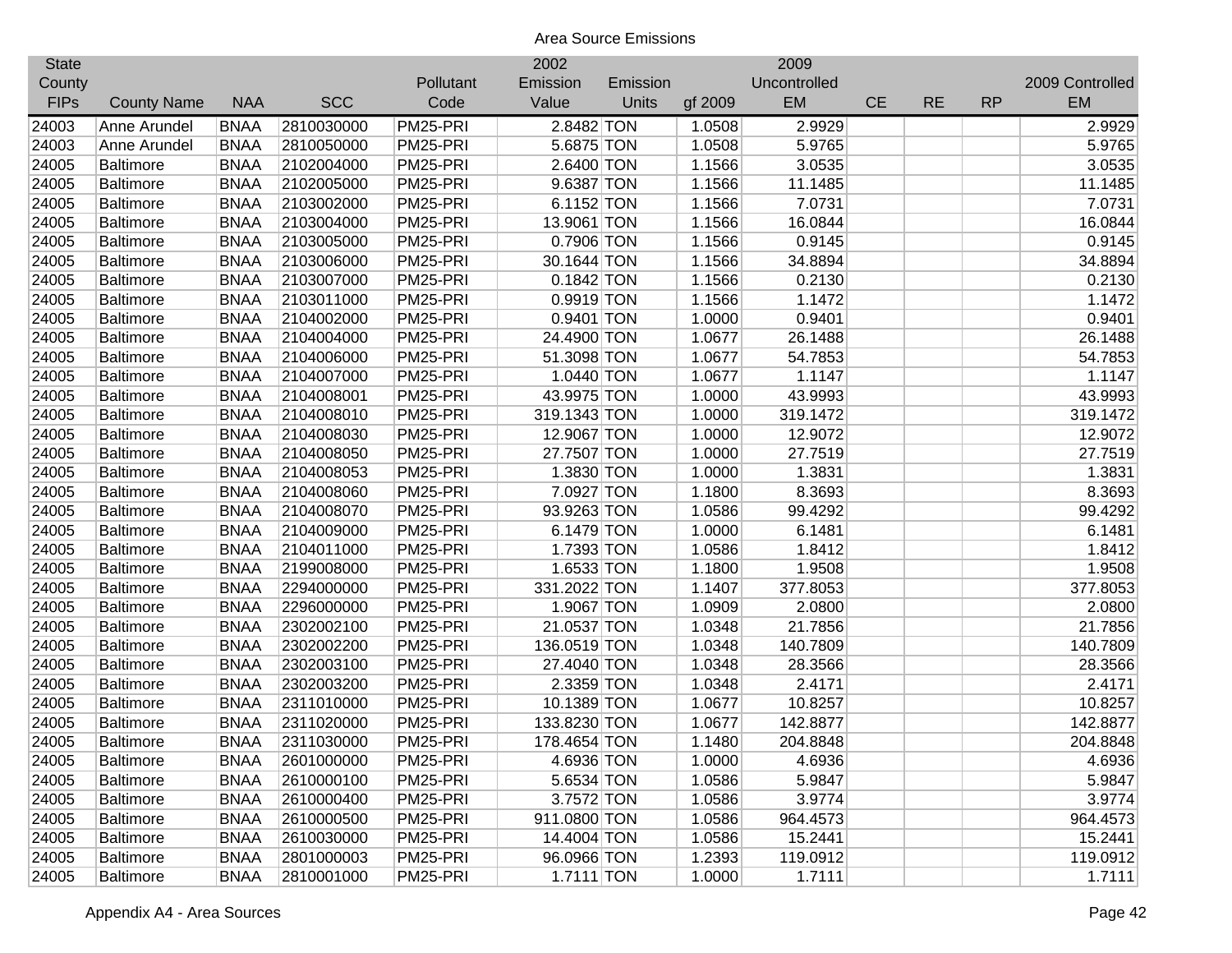Area Source Emissions

| State County FIPs | County Name | NAA | SCC | Pollutant Code | 2002 Emission Value | Emission Units | gf 2009 | 2009 Uncontrolled EM | CE | RE | RP | 2009 Controlled EM |
|---|---|---|---|---|---|---|---|---|---|---|---|---|
| 24003 | Anne Arundel | BNAA | 2810030000 | PM25-PRI | 2.8482 | TON | 1.0508 | 2.9929 | | | | 2.9929 |
| 24003 | Anne Arundel | BNAA | 2810050000 | PM25-PRI | 5.6875 | TON | 1.0508 | 5.9765 | | | | 5.9765 |
| 24005 | Baltimore | BNAA | 2102004000 | PM25-PRI | 2.6400 | TON | 1.1566 | 3.0535 | | | | 3.0535 |
| 24005 | Baltimore | BNAA | 2102005000 | PM25-PRI | 9.6387 | TON | 1.1566 | 11.1485 | | | | 11.1485 |
| 24005 | Baltimore | BNAA | 2103002000 | PM25-PRI | 6.1152 | TON | 1.1566 | 7.0731 | | | | 7.0731 |
| 24005 | Baltimore | BNAA | 2103004000 | PM25-PRI | 13.9061 | TON | 1.1566 | 16.0844 | | | | 16.0844 |
| 24005 | Baltimore | BNAA | 2103005000 | PM25-PRI | 0.7906 | TON | 1.1566 | 0.9145 | | | | 0.9145 |
| 24005 | Baltimore | BNAA | 2103006000 | PM25-PRI | 30.1644 | TON | 1.1566 | 34.8894 | | | | 34.8894 |
| 24005 | Baltimore | BNAA | 2103007000 | PM25-PRI | 0.1842 | TON | 1.1566 | 0.2130 | | | | 0.2130 |
| 24005 | Baltimore | BNAA | 2103011000 | PM25-PRI | 0.9919 | TON | 1.1566 | 1.1472 | | | | 1.1472 |
| 24005 | Baltimore | BNAA | 2104002000 | PM25-PRI | 0.9401 | TON | 1.0000 | 0.9401 | | | | 0.9401 |
| 24005 | Baltimore | BNAA | 2104004000 | PM25-PRI | 24.4900 | TON | 1.0677 | 26.1488 | | | | 26.1488 |
| 24005 | Baltimore | BNAA | 2104006000 | PM25-PRI | 51.3098 | TON | 1.0677 | 54.7853 | | | | 54.7853 |
| 24005 | Baltimore | BNAA | 2104007000 | PM25-PRI | 1.0440 | TON | 1.0677 | 1.1147 | | | | 1.1147 |
| 24005 | Baltimore | BNAA | 2104008001 | PM25-PRI | 43.9975 | TON | 1.0000 | 43.9993 | | | | 43.9993 |
| 24005 | Baltimore | BNAA | 2104008010 | PM25-PRI | 319.1343 | TON | 1.0000 | 319.1472 | | | | 319.1472 |
| 24005 | Baltimore | BNAA | 2104008030 | PM25-PRI | 12.9067 | TON | 1.0000 | 12.9072 | | | | 12.9072 |
| 24005 | Baltimore | BNAA | 2104008050 | PM25-PRI | 27.7507 | TON | 1.0000 | 27.7519 | | | | 27.7519 |
| 24005 | Baltimore | BNAA | 2104008053 | PM25-PRI | 1.3830 | TON | 1.0000 | 1.3831 | | | | 1.3831 |
| 24005 | Baltimore | BNAA | 2104008060 | PM25-PRI | 7.0927 | TON | 1.1800 | 8.3693 | | | | 8.3693 |
| 24005 | Baltimore | BNAA | 2104008070 | PM25-PRI | 93.9263 | TON | 1.0586 | 99.4292 | | | | 99.4292 |
| 24005 | Baltimore | BNAA | 2104009000 | PM25-PRI | 6.1479 | TON | 1.0000 | 6.1481 | | | | 6.1481 |
| 24005 | Baltimore | BNAA | 2104011000 | PM25-PRI | 1.7393 | TON | 1.0586 | 1.8412 | | | | 1.8412 |
| 24005 | Baltimore | BNAA | 2199008000 | PM25-PRI | 1.6533 | TON | 1.1800 | 1.9508 | | | | 1.9508 |
| 24005 | Baltimore | BNAA | 2294000000 | PM25-PRI | 331.2022 | TON | 1.1407 | 377.8053 | | | | 377.8053 |
| 24005 | Baltimore | BNAA | 2296000000 | PM25-PRI | 1.9067 | TON | 1.0909 | 2.0800 | | | | 2.0800 |
| 24005 | Baltimore | BNAA | 2302002100 | PM25-PRI | 21.0537 | TON | 1.0348 | 21.7856 | | | | 21.7856 |
| 24005 | Baltimore | BNAA | 2302002200 | PM25-PRI | 136.0519 | TON | 1.0348 | 140.7809 | | | | 140.7809 |
| 24005 | Baltimore | BNAA | 2302003100 | PM25-PRI | 27.4040 | TON | 1.0348 | 28.3566 | | | | 28.3566 |
| 24005 | Baltimore | BNAA | 2302003200 | PM25-PRI | 2.3359 | TON | 1.0348 | 2.4171 | | | | 2.4171 |
| 24005 | Baltimore | BNAA | 2311010000 | PM25-PRI | 10.1389 | TON | 1.0677 | 10.8257 | | | | 10.8257 |
| 24005 | Baltimore | BNAA | 2311020000 | PM25-PRI | 133.8230 | TON | 1.0677 | 142.8877 | | | | 142.8877 |
| 24005 | Baltimore | BNAA | 2311030000 | PM25-PRI | 178.4654 | TON | 1.1480 | 204.8848 | | | | 204.8848 |
| 24005 | Baltimore | BNAA | 2601000000 | PM25-PRI | 4.6936 | TON | 1.0000 | 4.6936 | | | | 4.6936 |
| 24005 | Baltimore | BNAA | 2610000100 | PM25-PRI | 5.6534 | TON | 1.0586 | 5.9847 | | | | 5.9847 |
| 24005 | Baltimore | BNAA | 2610000400 | PM25-PRI | 3.7572 | TON | 1.0586 | 3.9774 | | | | 3.9774 |
| 24005 | Baltimore | BNAA | 2610000500 | PM25-PRI | 911.0800 | TON | 1.0586 | 964.4573 | | | | 964.4573 |
| 24005 | Baltimore | BNAA | 2610030000 | PM25-PRI | 14.4004 | TON | 1.0586 | 15.2441 | | | | 15.2441 |
| 24005 | Baltimore | BNAA | 2801000003 | PM25-PRI | 96.0966 | TON | 1.2393 | 119.0912 | | | | 119.0912 |
| 24005 | Baltimore | BNAA | 2810001000 | PM25-PRI | 1.7111 | TON | 1.0000 | 1.7111 | | | | 1.7111 |

Appendix A4 - Area Sources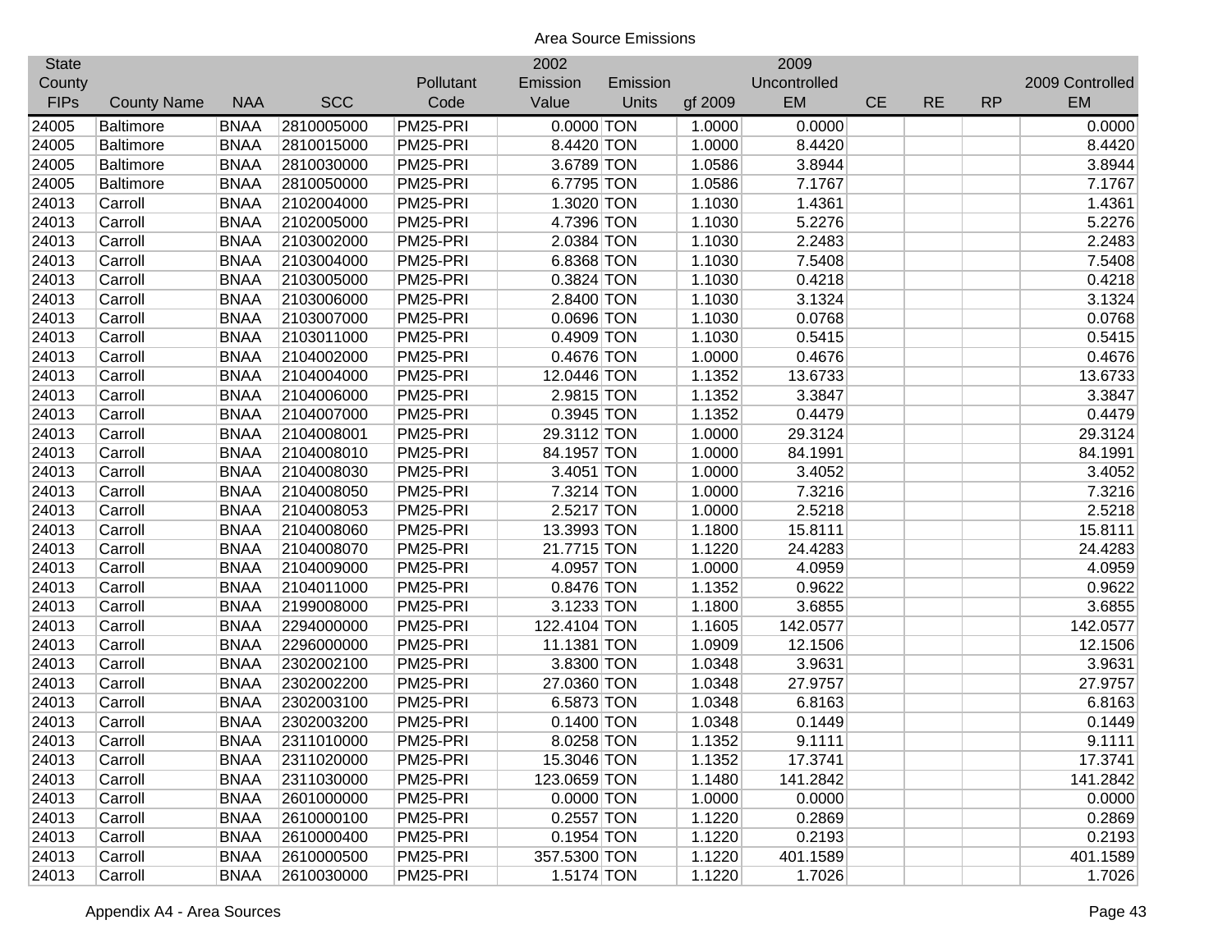Area Source Emissions

| State County FIPs | County Name | NAA | SCC | Pollutant Code | 2002 Emission Value | Emission Units | gf 2009 | 2009 Uncontrolled EM | CE | RE | RP | 2009 Controlled EM |
|---|---|---|---|---|---|---|---|---|---|---|---|---|
| 24005 | Baltimore | BNAA | 2810005000 | PM25-PRI | 0.0000 | TON | 1.0000 | 0.0000 | | | | 0.0000 |
| 24005 | Baltimore | BNAA | 2810015000 | PM25-PRI | 8.4420 | TON | 1.0000 | 8.4420 | | | | 8.4420 |
| 24005 | Baltimore | BNAA | 2810030000 | PM25-PRI | 3.6789 | TON | 1.0586 | 3.8944 | | | | 3.8944 |
| 24005 | Baltimore | BNAA | 2810050000 | PM25-PRI | 6.7795 | TON | 1.0586 | 7.1767 | | | | 7.1767 |
| 24013 | Carroll | BNAA | 2102004000 | PM25-PRI | 1.3020 | TON | 1.1030 | 1.4361 | | | | 1.4361 |
| 24013 | Carroll | BNAA | 2102005000 | PM25-PRI | 4.7396 | TON | 1.1030 | 5.2276 | | | | 5.2276 |
| 24013 | Carroll | BNAA | 2103002000 | PM25-PRI | 2.0384 | TON | 1.1030 | 2.2483 | | | | 2.2483 |
| 24013 | Carroll | BNAA | 2103004000 | PM25-PRI | 6.8368 | TON | 1.1030 | 7.5408 | | | | 7.5408 |
| 24013 | Carroll | BNAA | 2103005000 | PM25-PRI | 0.3824 | TON | 1.1030 | 0.4218 | | | | 0.4218 |
| 24013 | Carroll | BNAA | 2103006000 | PM25-PRI | 2.8400 | TON | 1.1030 | 3.1324 | | | | 3.1324 |
| 24013 | Carroll | BNAA | 2103007000 | PM25-PRI | 0.0696 | TON | 1.1030 | 0.0768 | | | | 0.0768 |
| 24013 | Carroll | BNAA | 2103011000 | PM25-PRI | 0.4909 | TON | 1.1030 | 0.5415 | | | | 0.5415 |
| 24013 | Carroll | BNAA | 2104002000 | PM25-PRI | 0.4676 | TON | 1.0000 | 0.4676 | | | | 0.4676 |
| 24013 | Carroll | BNAA | 2104004000 | PM25-PRI | 12.0446 | TON | 1.1352 | 13.6733 | | | | 13.6733 |
| 24013 | Carroll | BNAA | 2104006000 | PM25-PRI | 2.9815 | TON | 1.1352 | 3.3847 | | | | 3.3847 |
| 24013 | Carroll | BNAA | 2104007000 | PM25-PRI | 0.3945 | TON | 1.1352 | 0.4479 | | | | 0.4479 |
| 24013 | Carroll | BNAA | 2104008001 | PM25-PRI | 29.3112 | TON | 1.0000 | 29.3124 | | | | 29.3124 |
| 24013 | Carroll | BNAA | 2104008010 | PM25-PRI | 84.1957 | TON | 1.0000 | 84.1991 | | | | 84.1991 |
| 24013 | Carroll | BNAA | 2104008030 | PM25-PRI | 3.4051 | TON | 1.0000 | 3.4052 | | | | 3.4052 |
| 24013 | Carroll | BNAA | 2104008050 | PM25-PRI | 7.3214 | TON | 1.0000 | 7.3216 | | | | 7.3216 |
| 24013 | Carroll | BNAA | 2104008053 | PM25-PRI | 2.5217 | TON | 1.0000 | 2.5218 | | | | 2.5218 |
| 24013 | Carroll | BNAA | 2104008060 | PM25-PRI | 13.3993 | TON | 1.1800 | 15.8111 | | | | 15.8111 |
| 24013 | Carroll | BNAA | 2104008070 | PM25-PRI | 21.7715 | TON | 1.1220 | 24.4283 | | | | 24.4283 |
| 24013 | Carroll | BNAA | 2104009000 | PM25-PRI | 4.0957 | TON | 1.0000 | 4.0959 | | | | 4.0959 |
| 24013 | Carroll | BNAA | 2104011000 | PM25-PRI | 0.8476 | TON | 1.1352 | 0.9622 | | | | 0.9622 |
| 24013 | Carroll | BNAA | 2199008000 | PM25-PRI | 3.1233 | TON | 1.1800 | 3.6855 | | | | 3.6855 |
| 24013 | Carroll | BNAA | 2294000000 | PM25-PRI | 122.4104 | TON | 1.1605 | 142.0577 | | | | 142.0577 |
| 24013 | Carroll | BNAA | 2296000000 | PM25-PRI | 11.1381 | TON | 1.0909 | 12.1506 | | | | 12.1506 |
| 24013 | Carroll | BNAA | 2302002100 | PM25-PRI | 3.8300 | TON | 1.0348 | 3.9631 | | | | 3.9631 |
| 24013 | Carroll | BNAA | 2302002200 | PM25-PRI | 27.0360 | TON | 1.0348 | 27.9757 | | | | 27.9757 |
| 24013 | Carroll | BNAA | 2302003100 | PM25-PRI | 6.5873 | TON | 1.0348 | 6.8163 | | | | 6.8163 |
| 24013 | Carroll | BNAA | 2302003200 | PM25-PRI | 0.1400 | TON | 1.0348 | 0.1449 | | | | 0.1449 |
| 24013 | Carroll | BNAA | 2311010000 | PM25-PRI | 8.0258 | TON | 1.1352 | 9.1111 | | | | 9.1111 |
| 24013 | Carroll | BNAA | 2311020000 | PM25-PRI | 15.3046 | TON | 1.1352 | 17.3741 | | | | 17.3741 |
| 24013 | Carroll | BNAA | 2311030000 | PM25-PRI | 123.0659 | TON | 1.1480 | 141.2842 | | | | 141.2842 |
| 24013 | Carroll | BNAA | 2601000000 | PM25-PRI | 0.0000 | TON | 1.0000 | 0.0000 | | | | 0.0000 |
| 24013 | Carroll | BNAA | 2610000100 | PM25-PRI | 0.2557 | TON | 1.1220 | 0.2869 | | | | 0.2869 |
| 24013 | Carroll | BNAA | 2610000400 | PM25-PRI | 0.1954 | TON | 1.1220 | 0.2193 | | | | 0.2193 |
| 24013 | Carroll | BNAA | 2610000500 | PM25-PRI | 357.5300 | TON | 1.1220 | 401.1589 | | | | 401.1589 |
| 24013 | Carroll | BNAA | 2610030000 | PM25-PRI | 1.5174 | TON | 1.1220 | 1.7026 | | | | 1.7026 |

Appendix A4 - Area Sources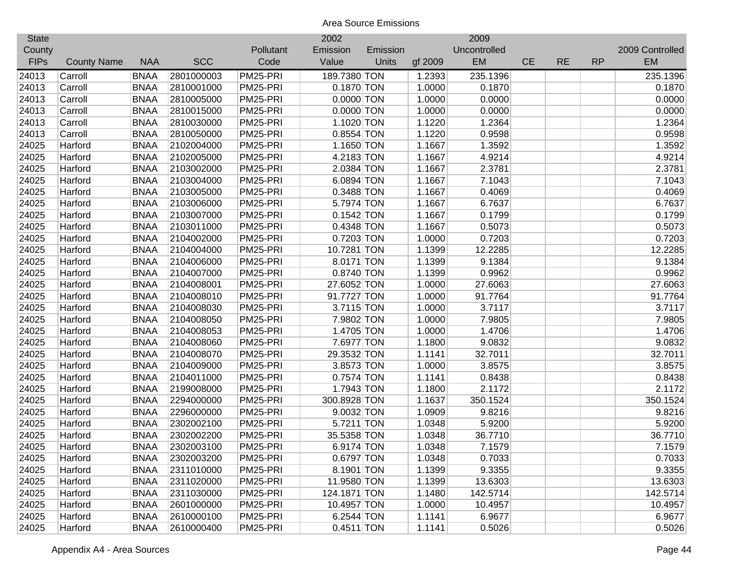Area Source Emissions

| State County FIPs | County Name | NAA | SCC | Pollutant Code | 2002 Emission Value | Emission Units | gf 2009 | 2009 Uncontrolled EM | CE | RE | RP | 2009 Controlled EM |
|---|---|---|---|---|---|---|---|---|---|---|---|---|
| 24013 | Carroll | BNAA | 2801000003 | PM25-PRI | 189.7380 | TON | 1.2393 | 235.1396 | | | | 235.1396 |
| 24013 | Carroll | BNAA | 2810001000 | PM25-PRI | 0.1870 | TON | 1.0000 | 0.1870 | | | | 0.1870 |
| 24013 | Carroll | BNAA | 2810005000 | PM25-PRI | 0.0000 | TON | 1.0000 | 0.0000 | | | | 0.0000 |
| 24013 | Carroll | BNAA | 2810015000 | PM25-PRI | 0.0000 | TON | 1.0000 | 0.0000 | | | | 0.0000 |
| 24013 | Carroll | BNAA | 2810030000 | PM25-PRI | 1.1020 | TON | 1.1220 | 1.2364 | | | | 1.2364 |
| 24013 | Carroll | BNAA | 2810050000 | PM25-PRI | 0.8554 | TON | 1.1220 | 0.9598 | | | | 0.9598 |
| 24025 | Harford | BNAA | 2102004000 | PM25-PRI | 1.1650 | TON | 1.1667 | 1.3592 | | | | 1.3592 |
| 24025 | Harford | BNAA | 2102005000 | PM25-PRI | 4.2183 | TON | 1.1667 | 4.9214 | | | | 4.9214 |
| 24025 | Harford | BNAA | 2103002000 | PM25-PRI | 2.0384 | TON | 1.1667 | 2.3781 | | | | 2.3781 |
| 24025 | Harford | BNAA | 2103004000 | PM25-PRI | 6.0894 | TON | 1.1667 | 7.1043 | | | | 7.1043 |
| 24025 | Harford | BNAA | 2103005000 | PM25-PRI | 0.3488 | TON | 1.1667 | 0.4069 | | | | 0.4069 |
| 24025 | Harford | BNAA | 2103006000 | PM25-PRI | 5.7974 | TON | 1.1667 | 6.7637 | | | | 6.7637 |
| 24025 | Harford | BNAA | 2103007000 | PM25-PRI | 0.1542 | TON | 1.1667 | 0.1799 | | | | 0.1799 |
| 24025 | Harford | BNAA | 2103011000 | PM25-PRI | 0.4348 | TON | 1.1667 | 0.5073 | | | | 0.5073 |
| 24025 | Harford | BNAA | 2104002000 | PM25-PRI | 0.7203 | TON | 1.0000 | 0.7203 | | | | 0.7203 |
| 24025 | Harford | BNAA | 2104004000 | PM25-PRI | 10.7281 | TON | 1.1399 | 12.2285 | | | | 12.2285 |
| 24025 | Harford | BNAA | 2104006000 | PM25-PRI | 8.0171 | TON | 1.1399 | 9.1384 | | | | 9.1384 |
| 24025 | Harford | BNAA | 2104007000 | PM25-PRI | 0.8740 | TON | 1.1399 | 0.9962 | | | | 0.9962 |
| 24025 | Harford | BNAA | 2104008001 | PM25-PRI | 27.6052 | TON | 1.0000 | 27.6063 | | | | 27.6063 |
| 24025 | Harford | BNAA | 2104008010 | PM25-PRI | 91.7727 | TON | 1.0000 | 91.7764 | | | | 91.7764 |
| 24025 | Harford | BNAA | 2104008030 | PM25-PRI | 3.7115 | TON | 1.0000 | 3.7117 | | | | 3.7117 |
| 24025 | Harford | BNAA | 2104008050 | PM25-PRI | 7.9802 | TON | 1.0000 | 7.9805 | | | | 7.9805 |
| 24025 | Harford | BNAA | 2104008053 | PM25-PRI | 1.4705 | TON | 1.0000 | 1.4706 | | | | 1.4706 |
| 24025 | Harford | BNAA | 2104008060 | PM25-PRI | 7.6977 | TON | 1.1800 | 9.0832 | | | | 9.0832 |
| 24025 | Harford | BNAA | 2104008070 | PM25-PRI | 29.3532 | TON | 1.1141 | 32.7011 | | | | 32.7011 |
| 24025 | Harford | BNAA | 2104009000 | PM25-PRI | 3.8573 | TON | 1.0000 | 3.8575 | | | | 3.8575 |
| 24025 | Harford | BNAA | 2104011000 | PM25-PRI | 0.7574 | TON | 1.1141 | 0.8438 | | | | 0.8438 |
| 24025 | Harford | BNAA | 2199008000 | PM25-PRI | 1.7943 | TON | 1.1800 | 2.1172 | | | | 2.1172 |
| 24025 | Harford | BNAA | 2294000000 | PM25-PRI | 300.8928 | TON | 1.1637 | 350.1524 | | | | 350.1524 |
| 24025 | Harford | BNAA | 2296000000 | PM25-PRI | 9.0032 | TON | 1.0909 | 9.8216 | | | | 9.8216 |
| 24025 | Harford | BNAA | 2302002100 | PM25-PRI | 5.7211 | TON | 1.0348 | 5.9200 | | | | 5.9200 |
| 24025 | Harford | BNAA | 2302002200 | PM25-PRI | 35.5358 | TON | 1.0348 | 36.7710 | | | | 36.7710 |
| 24025 | Harford | BNAA | 2302003100 | PM25-PRI | 6.9174 | TON | 1.0348 | 7.1579 | | | | 7.1579 |
| 24025 | Harford | BNAA | 2302003200 | PM25-PRI | 0.6797 | TON | 1.0348 | 0.7033 | | | | 0.7033 |
| 24025 | Harford | BNAA | 2311010000 | PM25-PRI | 8.1901 | TON | 1.1399 | 9.3355 | | | | 9.3355 |
| 24025 | Harford | BNAA | 2311020000 | PM25-PRI | 11.9580 | TON | 1.1399 | 13.6303 | | | | 13.6303 |
| 24025 | Harford | BNAA | 2311030000 | PM25-PRI | 124.1871 | TON | 1.1480 | 142.5714 | | | | 142.5714 |
| 24025 | Harford | BNAA | 2601000000 | PM25-PRI | 10.4957 | TON | 1.0000 | 10.4957 | | | | 10.4957 |
| 24025 | Harford | BNAA | 2610000100 | PM25-PRI | 6.2544 | TON | 1.1141 | 6.9677 | | | | 6.9677 |
| 24025 | Harford | BNAA | 2610000400 | PM25-PRI | 0.4511 | TON | 1.1141 | 0.5026 | | | | 0.5026 |

Appendix A4 - Area Sources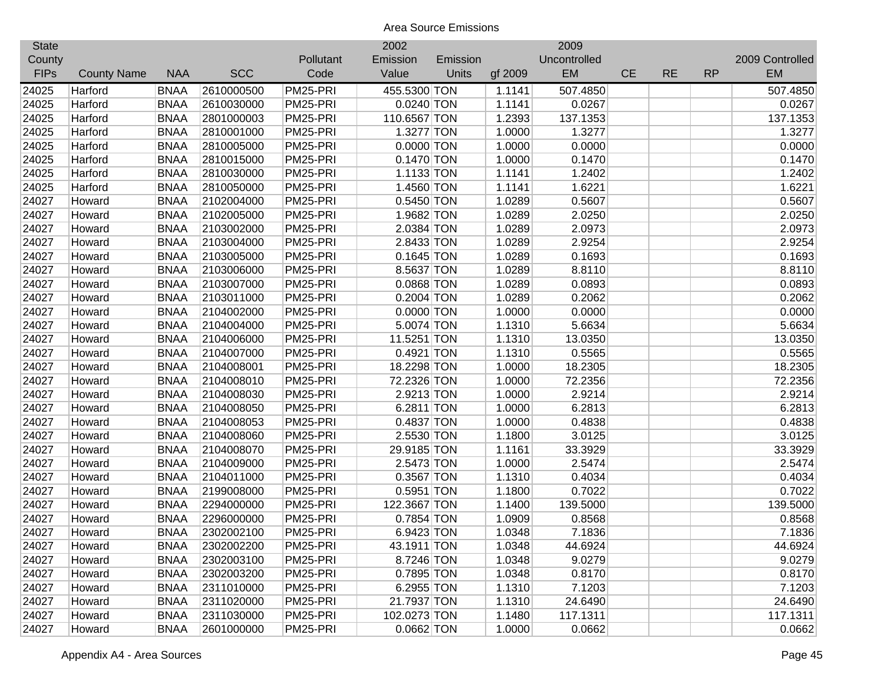Area Source Emissions

| State County FIPs | County Name | NAA | SCC | Pollutant Code | 2002 Emission Value | Emission Units | gf 2009 | 2009 Uncontrolled EM | CE | RE | RP | 2009 Controlled EM |
|---|---|---|---|---|---|---|---|---|---|---|---|---|
| 24025 | Harford | BNAA | 2610000500 | PM25-PRI | 455.5300 | TON | 1.1141 | 507.4850 | | | | 507.4850 |
| 24025 | Harford | BNAA | 2610030000 | PM25-PRI | 0.0240 | TON | 1.1141 | 0.0267 | | | | 0.0267 |
| 24025 | Harford | BNAA | 2801000003 | PM25-PRI | 110.6567 | TON | 1.2393 | 137.1353 | | | | 137.1353 |
| 24025 | Harford | BNAA | 2810001000 | PM25-PRI | 1.3277 | TON | 1.0000 | 1.3277 | | | | 1.3277 |
| 24025 | Harford | BNAA | 2810005000 | PM25-PRI | 0.0000 | TON | 1.0000 | 0.0000 | | | | 0.0000 |
| 24025 | Harford | BNAA | 2810015000 | PM25-PRI | 0.1470 | TON | 1.0000 | 0.1470 | | | | 0.1470 |
| 24025 | Harford | BNAA | 2810030000 | PM25-PRI | 1.1133 | TON | 1.1141 | 1.2402 | | | | 1.2402 |
| 24025 | Harford | BNAA | 2810050000 | PM25-PRI | 1.4560 | TON | 1.1141 | 1.6221 | | | | 1.6221 |
| 24027 | Howard | BNAA | 2102004000 | PM25-PRI | 0.5450 | TON | 1.0289 | 0.5607 | | | | 0.5607 |
| 24027 | Howard | BNAA | 2102005000 | PM25-PRI | 1.9682 | TON | 1.0289 | 2.0250 | | | | 2.0250 |
| 24027 | Howard | BNAA | 2103002000 | PM25-PRI | 2.0384 | TON | 1.0289 | 2.0973 | | | | 2.0973 |
| 24027 | Howard | BNAA | 2103004000 | PM25-PRI | 2.8433 | TON | 1.0289 | 2.9254 | | | | 2.9254 |
| 24027 | Howard | BNAA | 2103005000 | PM25-PRI | 0.1645 | TON | 1.0289 | 0.1693 | | | | 0.1693 |
| 24027 | Howard | BNAA | 2103006000 | PM25-PRI | 8.5637 | TON | 1.0289 | 8.8110 | | | | 8.8110 |
| 24027 | Howard | BNAA | 2103007000 | PM25-PRI | 0.0868 | TON | 1.0289 | 0.0893 | | | | 0.0893 |
| 24027 | Howard | BNAA | 2103011000 | PM25-PRI | 0.2004 | TON | 1.0289 | 0.2062 | | | | 0.2062 |
| 24027 | Howard | BNAA | 2104002000 | PM25-PRI | 0.0000 | TON | 1.0000 | 0.0000 | | | | 0.0000 |
| 24027 | Howard | BNAA | 2104004000 | PM25-PRI | 5.0074 | TON | 1.1310 | 5.6634 | | | | 5.6634 |
| 24027 | Howard | BNAA | 2104006000 | PM25-PRI | 11.5251 | TON | 1.1310 | 13.0350 | | | | 13.0350 |
| 24027 | Howard | BNAA | 2104007000 | PM25-PRI | 0.4921 | TON | 1.1310 | 0.5565 | | | | 0.5565 |
| 24027 | Howard | BNAA | 2104008001 | PM25-PRI | 18.2298 | TON | 1.0000 | 18.2305 | | | | 18.2305 |
| 24027 | Howard | BNAA | 2104008010 | PM25-PRI | 72.2326 | TON | 1.0000 | 72.2356 | | | | 72.2356 |
| 24027 | Howard | BNAA | 2104008030 | PM25-PRI | 2.9213 | TON | 1.0000 | 2.9214 | | | | 2.9214 |
| 24027 | Howard | BNAA | 2104008050 | PM25-PRI | 6.2811 | TON | 1.0000 | 6.2813 | | | | 6.2813 |
| 24027 | Howard | BNAA | 2104008053 | PM25-PRI | 0.4837 | TON | 1.0000 | 0.4838 | | | | 0.4838 |
| 24027 | Howard | BNAA | 2104008060 | PM25-PRI | 2.5530 | TON | 1.1800 | 3.0125 | | | | 3.0125 |
| 24027 | Howard | BNAA | 2104008070 | PM25-PRI | 29.9185 | TON | 1.1161 | 33.3929 | | | | 33.3929 |
| 24027 | Howard | BNAA | 2104009000 | PM25-PRI | 2.5473 | TON | 1.0000 | 2.5474 | | | | 2.5474 |
| 24027 | Howard | BNAA | 2104011000 | PM25-PRI | 0.3567 | TON | 1.1310 | 0.4034 | | | | 0.4034 |
| 24027 | Howard | BNAA | 2199008000 | PM25-PRI | 0.5951 | TON | 1.1800 | 0.7022 | | | | 0.7022 |
| 24027 | Howard | BNAA | 2294000000 | PM25-PRI | 122.3667 | TON | 1.1400 | 139.5000 | | | | 139.5000 |
| 24027 | Howard | BNAA | 2296000000 | PM25-PRI | 0.7854 | TON | 1.0909 | 0.8568 | | | | 0.8568 |
| 24027 | Howard | BNAA | 2302002100 | PM25-PRI | 6.9423 | TON | 1.0348 | 7.1836 | | | | 7.1836 |
| 24027 | Howard | BNAA | 2302002200 | PM25-PRI | 43.1911 | TON | 1.0348 | 44.6924 | | | | 44.6924 |
| 24027 | Howard | BNAA | 2302003100 | PM25-PRI | 8.7246 | TON | 1.0348 | 9.0279 | | | | 9.0279 |
| 24027 | Howard | BNAA | 2302003200 | PM25-PRI | 0.7895 | TON | 1.0348 | 0.8170 | | | | 0.8170 |
| 24027 | Howard | BNAA | 2311010000 | PM25-PRI | 6.2955 | TON | 1.1310 | 7.1203 | | | | 7.1203 |
| 24027 | Howard | BNAA | 2311020000 | PM25-PRI | 21.7937 | TON | 1.1310 | 24.6490 | | | | 24.6490 |
| 24027 | Howard | BNAA | 2311030000 | PM25-PRI | 102.0273 | TON | 1.1480 | 117.1311 | | | | 117.1311 |
| 24027 | Howard | BNAA | 2601000000 | PM25-PRI | 0.0662 | TON | 1.0000 | 0.0662 | | | | 0.0662 |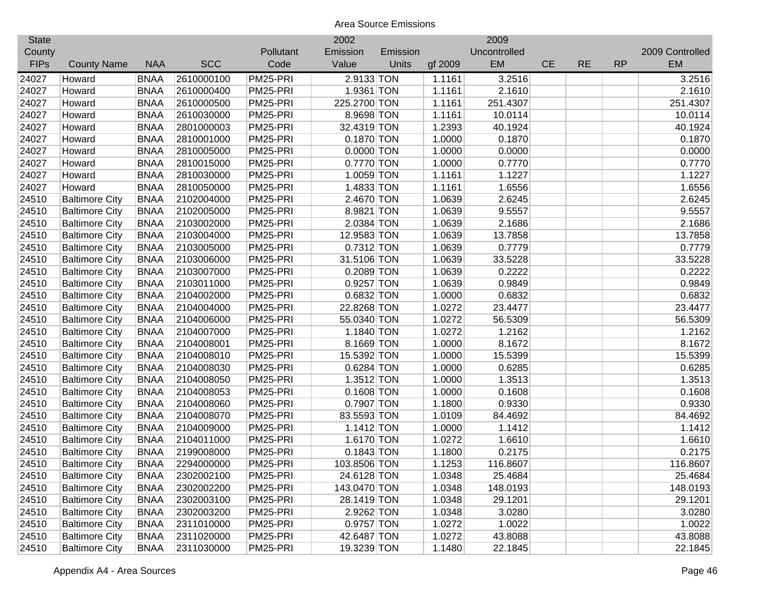Area Source Emissions

| State County FIPs | County Name | NAA | SCC | Pollutant Code | 2002 Emission Value | Emission Units | gf 2009 | 2009 Uncontrolled EM | CE | RE | RP | 2009 Controlled EM |
|---|---|---|---|---|---|---|---|---|---|---|---|---|
| 24027 | Howard | BNAA | 2610000100 | PM25-PRI | 2.9133 | TON | 1.1161 | 3.2516 | | | | 3.2516 |
| 24027 | Howard | BNAA | 2610000400 | PM25-PRI | 1.9361 | TON | 1.1161 | 2.1610 | | | | 2.1610 |
| 24027 | Howard | BNAA | 2610000500 | PM25-PRI | 225.2700 | TON | 1.1161 | 251.4307 | | | | 251.4307 |
| 24027 | Howard | BNAA | 2610030000 | PM25-PRI | 8.9698 | TON | 1.1161 | 10.0114 | | | | 10.0114 |
| 24027 | Howard | BNAA | 2801000003 | PM25-PRI | 32.4319 | TON | 1.2393 | 40.1924 | | | | 40.1924 |
| 24027 | Howard | BNAA | 2810001000 | PM25-PRI | 0.1870 | TON | 1.0000 | 0.1870 | | | | 0.1870 |
| 24027 | Howard | BNAA | 2810005000 | PM25-PRI | 0.0000 | TON | 1.0000 | 0.0000 | | | | 0.0000 |
| 24027 | Howard | BNAA | 2810015000 | PM25-PRI | 0.7770 | TON | 1.0000 | 0.7770 | | | | 0.7770 |
| 24027 | Howard | BNAA | 2810030000 | PM25-PRI | 1.0059 | TON | 1.1161 | 1.1227 | | | | 1.1227 |
| 24027 | Howard | BNAA | 2810050000 | PM25-PRI | 1.4833 | TON | 1.1161 | 1.6556 | | | | 1.6556 |
| 24510 | Baltimore City | BNAA | 2102004000 | PM25-PRI | 2.4670 | TON | 1.0639 | 2.6245 | | | | 2.6245 |
| 24510 | Baltimore City | BNAA | 2102005000 | PM25-PRI | 8.9821 | TON | 1.0639 | 9.5557 | | | | 9.5557 |
| 24510 | Baltimore City | BNAA | 2103002000 | PM25-PRI | 2.0384 | TON | 1.0639 | 2.1686 | | | | 2.1686 |
| 24510 | Baltimore City | BNAA | 2103004000 | PM25-PRI | 12.9583 | TON | 1.0639 | 13.7858 | | | | 13.7858 |
| 24510 | Baltimore City | BNAA | 2103005000 | PM25-PRI | 0.7312 | TON | 1.0639 | 0.7779 | | | | 0.7779 |
| 24510 | Baltimore City | BNAA | 2103006000 | PM25-PRI | 31.5106 | TON | 1.0639 | 33.5228 | | | | 33.5228 |
| 24510 | Baltimore City | BNAA | 2103007000 | PM25-PRI | 0.2089 | TON | 1.0639 | 0.2222 | | | | 0.2222 |
| 24510 | Baltimore City | BNAA | 2103011000 | PM25-PRI | 0.9257 | TON | 1.0639 | 0.9849 | | | | 0.9849 |
| 24510 | Baltimore City | BNAA | 2104002000 | PM25-PRI | 0.6832 | TON | 1.0000 | 0.6832 | | | | 0.6832 |
| 24510 | Baltimore City | BNAA | 2104004000 | PM25-PRI | 22.8268 | TON | 1.0272 | 23.4477 | | | | 23.4477 |
| 24510 | Baltimore City | BNAA | 2104006000 | PM25-PRI | 55.0340 | TON | 1.0272 | 56.5309 | | | | 56.5309 |
| 24510 | Baltimore City | BNAA | 2104007000 | PM25-PRI | 1.1840 | TON | 1.0272 | 1.2162 | | | | 1.2162 |
| 24510 | Baltimore City | BNAA | 2104008001 | PM25-PRI | 8.1669 | TON | 1.0000 | 8.1672 | | | | 8.1672 |
| 24510 | Baltimore City | BNAA | 2104008010 | PM25-PRI | 15.5392 | TON | 1.0000 | 15.5399 | | | | 15.5399 |
| 24510 | Baltimore City | BNAA | 2104008030 | PM25-PRI | 0.6284 | TON | 1.0000 | 0.6285 | | | | 0.6285 |
| 24510 | Baltimore City | BNAA | 2104008050 | PM25-PRI | 1.3512 | TON | 1.0000 | 1.3513 | | | | 1.3513 |
| 24510 | Baltimore City | BNAA | 2104008053 | PM25-PRI | 0.1608 | TON | 1.0000 | 0.1608 | | | | 0.1608 |
| 24510 | Baltimore City | BNAA | 2104008060 | PM25-PRI | 0.7907 | TON | 1.1800 | 0.9330 | | | | 0.9330 |
| 24510 | Baltimore City | BNAA | 2104008070 | PM25-PRI | 83.5593 | TON | 1.0109 | 84.4692 | | | | 84.4692 |
| 24510 | Baltimore City | BNAA | 2104009000 | PM25-PRI | 1.1412 | TON | 1.0000 | 1.1412 | | | | 1.1412 |
| 24510 | Baltimore City | BNAA | 2104011000 | PM25-PRI | 1.6170 | TON | 1.0272 | 1.6610 | | | | 1.6610 |
| 24510 | Baltimore City | BNAA | 2199008000 | PM25-PRI | 0.1843 | TON | 1.1800 | 0.2175 | | | | 0.2175 |
| 24510 | Baltimore City | BNAA | 2294000000 | PM25-PRI | 103.8506 | TON | 1.1253 | 116.8607 | | | | 116.8607 |
| 24510 | Baltimore City | BNAA | 2302002100 | PM25-PRI | 24.6128 | TON | 1.0348 | 25.4684 | | | | 25.4684 |
| 24510 | Baltimore City | BNAA | 2302002200 | PM25-PRI | 143.0470 | TON | 1.0348 | 148.0193 | | | | 148.0193 |
| 24510 | Baltimore City | BNAA | 2302003100 | PM25-PRI | 28.1419 | TON | 1.0348 | 29.1201 | | | | 29.1201 |
| 24510 | Baltimore City | BNAA | 2302003200 | PM25-PRI | 2.9262 | TON | 1.0348 | 3.0280 | | | | 3.0280 |
| 24510 | Baltimore City | BNAA | 2311010000 | PM25-PRI | 0.9757 | TON | 1.0272 | 1.0022 | | | | 1.0022 |
| 24510 | Baltimore City | BNAA | 2311020000 | PM25-PRI | 42.6487 | TON | 1.0272 | 43.8088 | | | | 43.8088 |
| 24510 | Baltimore City | BNAA | 2311030000 | PM25-PRI | 19.3239 | TON | 1.1480 | 22.1845 | | | | 22.1845 |

Appendix A4 - Area Sources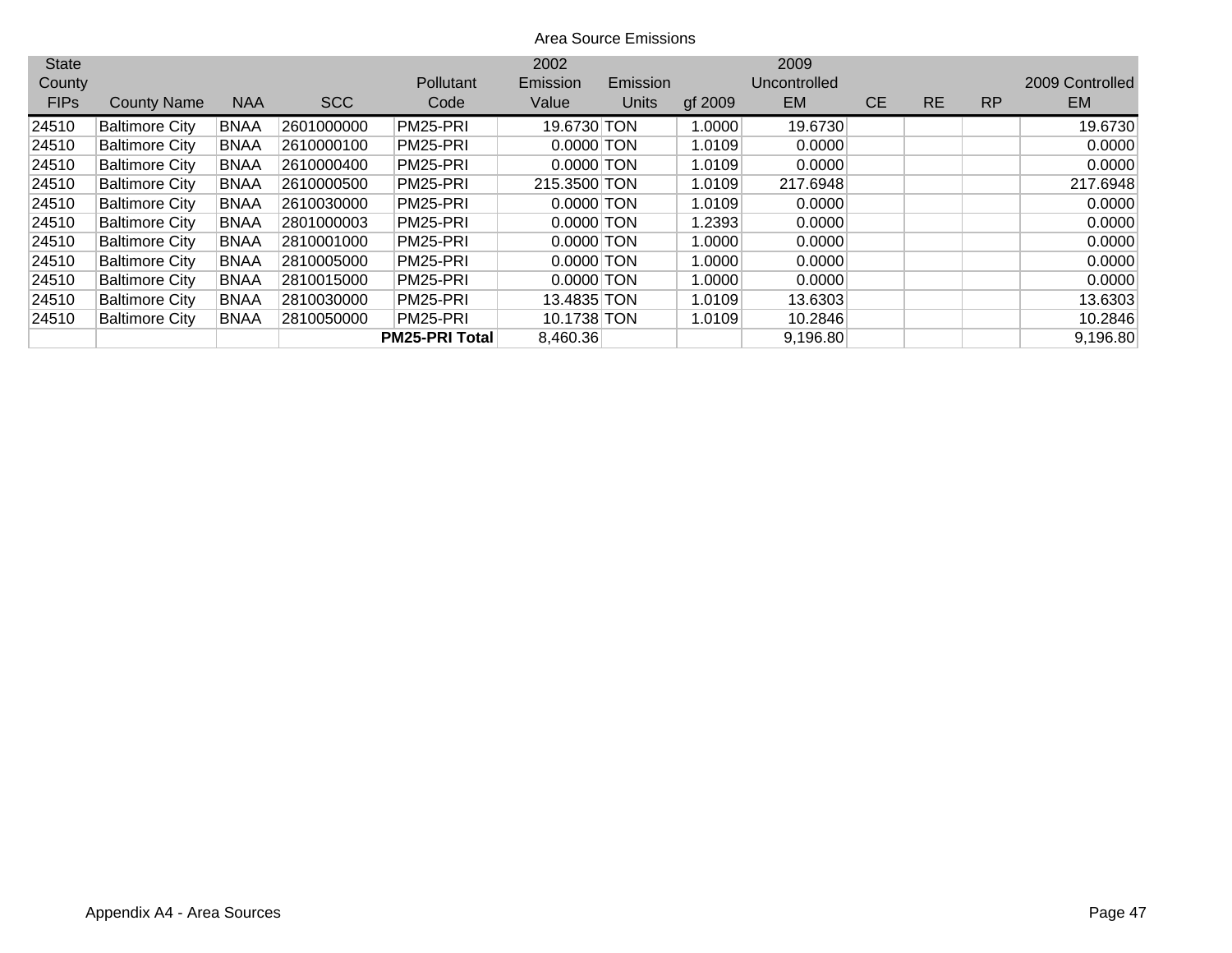Area Source Emissions

| State County FIPs | County Name | NAA | SCC | Pollutant Code | 2002 Emission Value | Emission Units | gf 2009 | 2009 Uncontrolled EM | CE | RE | RP | 2009 Controlled EM |
|---|---|---|---|---|---|---|---|---|---|---|---|---|
| 24510 | Baltimore City | BNAA | 2601000000 | PM25-PRI | 19.6730 | TON | 1.0000 | 19.6730 | | | | 19.6730 |
| 24510 | Baltimore City | BNAA | 2610000100 | PM25-PRI | 0.0000 | TON | 1.0109 | 0.0000 | | | | 0.0000 |
| 24510 | Baltimore City | BNAA | 2610000400 | PM25-PRI | 0.0000 | TON | 1.0109 | 0.0000 | | | | 0.0000 |
| 24510 | Baltimore City | BNAA | 2610000500 | PM25-PRI | 215.3500 | TON | 1.0109 | 217.6948 | | | | 217.6948 |
| 24510 | Baltimore City | BNAA | 2610030000 | PM25-PRI | 0.0000 | TON | 1.0109 | 0.0000 | | | | 0.0000 |
| 24510 | Baltimore City | BNAA | 2801000003 | PM25-PRI | 0.0000 | TON | 1.2393 | 0.0000 | | | | 0.0000 |
| 24510 | Baltimore City | BNAA | 2810001000 | PM25-PRI | 0.0000 | TON | 1.0000 | 0.0000 | | | | 0.0000 |
| 24510 | Baltimore City | BNAA | 2810005000 | PM25-PRI | 0.0000 | TON | 1.0000 | 0.0000 | | | | 0.0000 |
| 24510 | Baltimore City | BNAA | 2810015000 | PM25-PRI | 0.0000 | TON | 1.0000 | 0.0000 | | | | 0.0000 |
| 24510 | Baltimore City | BNAA | 2810030000 | PM25-PRI | 13.4835 | TON | 1.0109 | 13.6303 | | | | 13.6303 |
| 24510 | Baltimore City | BNAA | 2810050000 | PM25-PRI | 10.1738 | TON | 1.0109 | 10.2846 | | | | 10.2846 |
| | | | | **PM25-PRI Total** | 8,460.36 | | | 9,196.80 | | | | 9,196.80 |

Appendix A4 - Area Sources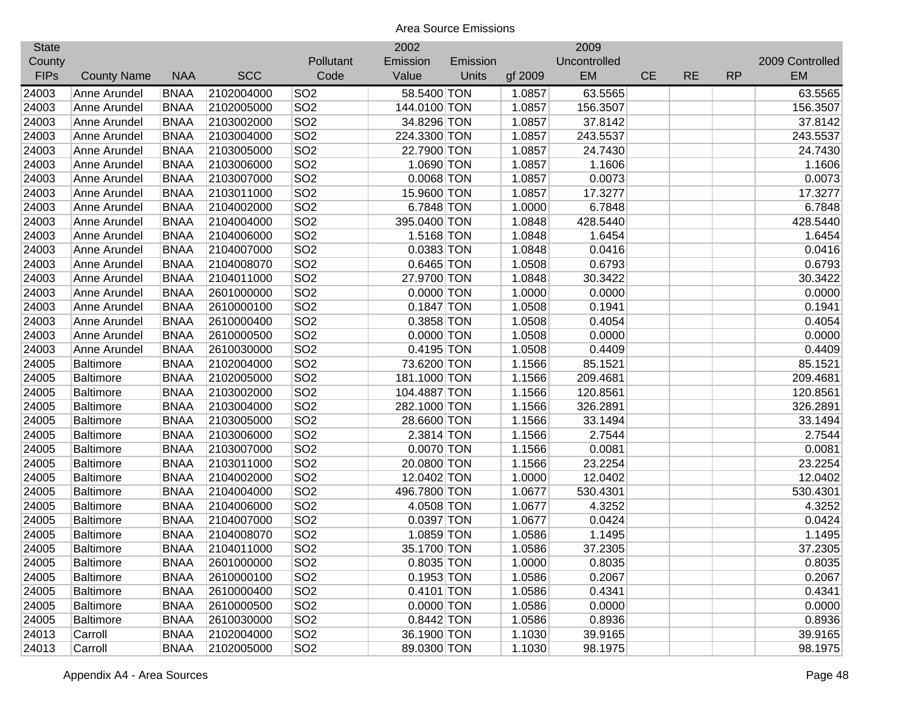Area Source Emissions

| State County FIPs | County Name | NAA | SCC | Pollutant Code | 2002 Emission Value | Emission Units | gf 2009 | 2009 Uncontrolled EM | CE | RE | RP | 2009 Controlled EM |
|---|---|---|---|---|---|---|---|---|---|---|---|---|
| 24003 | Anne Arundel | BNAA | 2102004000 | SO2 | 58.5400 | TON | 1.0857 | 63.5565 | | | | 63.5565 |
| 24003 | Anne Arundel | BNAA | 2102005000 | SO2 | 144.0100 | TON | 1.0857 | 156.3507 | | | | 156.3507 |
| 24003 | Anne Arundel | BNAA | 2103002000 | SO2 | 34.8296 | TON | 1.0857 | 37.8142 | | | | 37.8142 |
| 24003 | Anne Arundel | BNAA | 2103004000 | SO2 | 224.3300 | TON | 1.0857 | 243.5537 | | | | 243.5537 |
| 24003 | Anne Arundel | BNAA | 2103005000 | SO2 | 22.7900 | TON | 1.0857 | 24.7430 | | | | 24.7430 |
| 24003 | Anne Arundel | BNAA | 2103006000 | SO2 | 1.0690 | TON | 1.0857 | 1.1606 | | | | 1.1606 |
| 24003 | Anne Arundel | BNAA | 2103007000 | SO2 | 0.0068 | TON | 1.0857 | 0.0073 | | | | 0.0073 |
| 24003 | Anne Arundel | BNAA | 2103011000 | SO2 | 15.9600 | TON | 1.0857 | 17.3277 | | | | 17.3277 |
| 24003 | Anne Arundel | BNAA | 2104002000 | SO2 | 6.7848 | TON | 1.0000 | 6.7848 | | | | 6.7848 |
| 24003 | Anne Arundel | BNAA | 2104004000 | SO2 | 395.0400 | TON | 1.0848 | 428.5440 | | | | 428.5440 |
| 24003 | Anne Arundel | BNAA | 2104006000 | SO2 | 1.5168 | TON | 1.0848 | 1.6454 | | | | 1.6454 |
| 24003 | Anne Arundel | BNAA | 2104007000 | SO2 | 0.0383 | TON | 1.0848 | 0.0416 | | | | 0.0416 |
| 24003 | Anne Arundel | BNAA | 2104008070 | SO2 | 0.6465 | TON | 1.0508 | 0.6793 | | | | 0.6793 |
| 24003 | Anne Arundel | BNAA | 2104011000 | SO2 | 27.9700 | TON | 1.0848 | 30.3422 | | | | 30.3422 |
| 24003 | Anne Arundel | BNAA | 2601000000 | SO2 | 0.0000 | TON | 1.0000 | 0.0000 | | | | 0.0000 |
| 24003 | Anne Arundel | BNAA | 2610000100 | SO2 | 0.1847 | TON | 1.0508 | 0.1941 | | | | 0.1941 |
| 24003 | Anne Arundel | BNAA | 2610000400 | SO2 | 0.3858 | TON | 1.0508 | 0.4054 | | | | 0.4054 |
| 24003 | Anne Arundel | BNAA | 2610000500 | SO2 | 0.0000 | TON | 1.0508 | 0.0000 | | | | 0.0000 |
| 24003 | Anne Arundel | BNAA | 2610030000 | SO2 | 0.4195 | TON | 1.0508 | 0.4409 | | | | 0.4409 |
| 24005 | Baltimore | BNAA | 2102004000 | SO2 | 73.6200 | TON | 1.1566 | 85.1521 | | | | 85.1521 |
| 24005 | Baltimore | BNAA | 2102005000 | SO2 | 181.1000 | TON | 1.1566 | 209.4681 | | | | 209.4681 |
| 24005 | Baltimore | BNAA | 2103002000 | SO2 | 104.4887 | TON | 1.1566 | 120.8561 | | | | 120.8561 |
| 24005 | Baltimore | BNAA | 2103004000 | SO2 | 282.1000 | TON | 1.1566 | 326.2891 | | | | 326.2891 |
| 24005 | Baltimore | BNAA | 2103005000 | SO2 | 28.6600 | TON | 1.1566 | 33.1494 | | | | 33.1494 |
| 24005 | Baltimore | BNAA | 2103006000 | SO2 | 2.3814 | TON | 1.1566 | 2.7544 | | | | 2.7544 |
| 24005 | Baltimore | BNAA | 2103007000 | SO2 | 0.0070 | TON | 1.1566 | 0.0081 | | | | 0.0081 |
| 24005 | Baltimore | BNAA | 2103011000 | SO2 | 20.0800 | TON | 1.1566 | 23.2254 | | | | 23.2254 |
| 24005 | Baltimore | BNAA | 2104002000 | SO2 | 12.0402 | TON | 1.0000 | 12.0402 | | | | 12.0402 |
| 24005 | Baltimore | BNAA | 2104004000 | SO2 | 496.7800 | TON | 1.0677 | 530.4301 | | | | 530.4301 |
| 24005 | Baltimore | BNAA | 2104006000 | SO2 | 4.0508 | TON | 1.0677 | 4.3252 | | | | 4.3252 |
| 24005 | Baltimore | BNAA | 2104007000 | SO2 | 0.0397 | TON | 1.0677 | 0.0424 | | | | 0.0424 |
| 24005 | Baltimore | BNAA | 2104008070 | SO2 | 1.0859 | TON | 1.0586 | 1.1495 | | | | 1.1495 |
| 24005 | Baltimore | BNAA | 2104011000 | SO2 | 35.1700 | TON | 1.0586 | 37.2305 | | | | 37.2305 |
| 24005 | Baltimore | BNAA | 2601000000 | SO2 | 0.8035 | TON | 1.0000 | 0.8035 | | | | 0.8035 |
| 24005 | Baltimore | BNAA | 2610000100 | SO2 | 0.1953 | TON | 1.0586 | 0.2067 | | | | 0.2067 |
| 24005 | Baltimore | BNAA | 2610000400 | SO2 | 0.4101 | TON | 1.0586 | 0.4341 | | | | 0.4341 |
| 24005 | Baltimore | BNAA | 2610000500 | SO2 | 0.0000 | TON | 1.0586 | 0.0000 | | | | 0.0000 |
| 24005 | Baltimore | BNAA | 2610030000 | SO2 | 0.8442 | TON | 1.0586 | 0.8936 | | | | 0.8936 |
| 24013 | Carroll | BNAA | 2102004000 | SO2 | 36.1900 | TON | 1.1030 | 39.9165 | | | | 39.9165 |
| 24013 | Carroll | BNAA | 2102005000 | SO2 | 89.0300 | TON | 1.1030 | 98.1975 | | | | 98.1975 |

Appendix A4 - Area Sources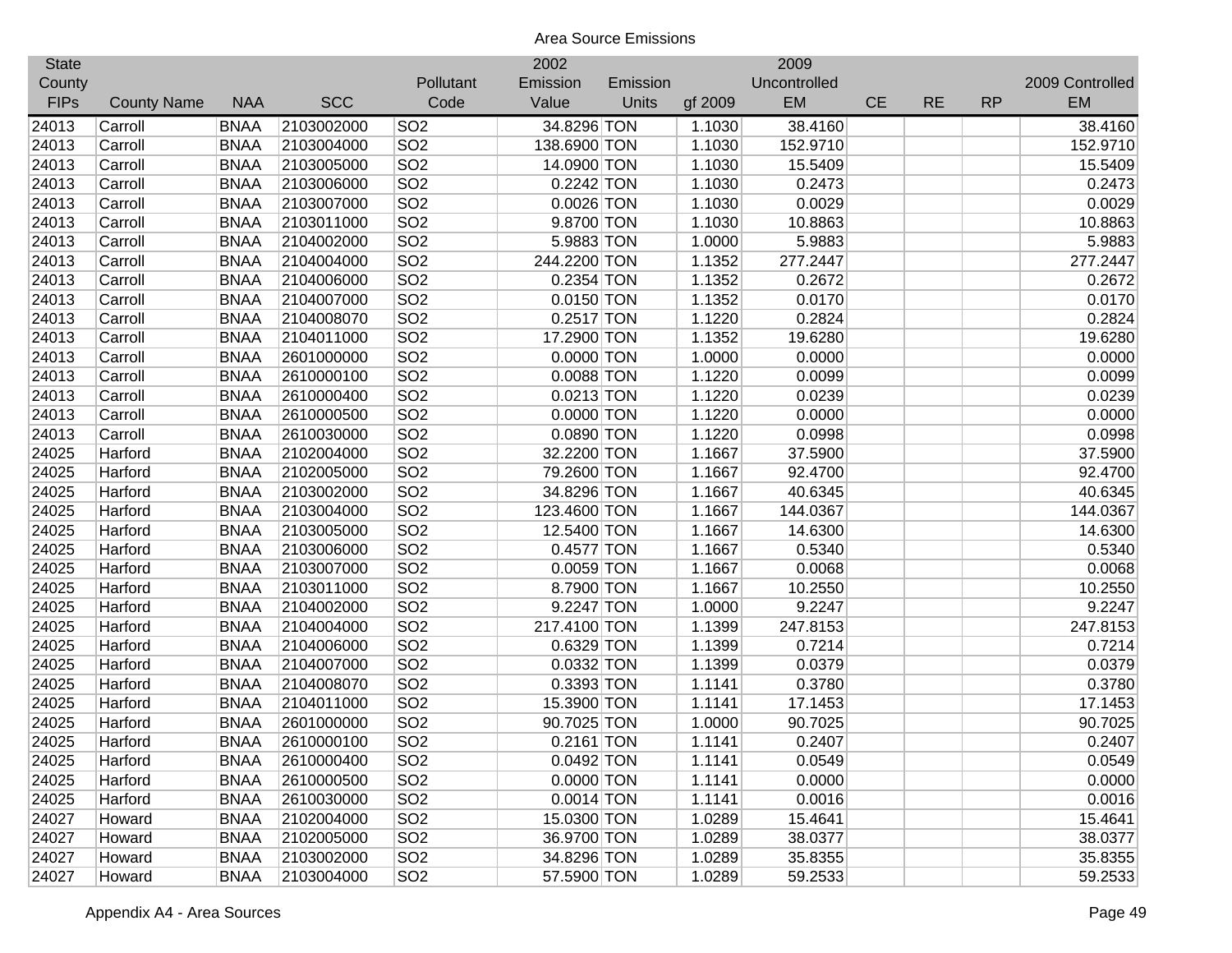Area Source Emissions

| State County FIPs | County Name | NAA | SCC | Pollutant Code | 2002 Emission Value | Emission Units | gf 2009 | 2009 Uncontrolled EM | CE | RE | RP | 2009 Controlled EM |
|---|---|---|---|---|---|---|---|---|---|---|---|---|
| 24013 | Carroll | BNAA | 2103002000 | SO2 | 34.8296 | TON | 1.1030 | 38.4160 | | | | 38.4160 |
| 24013 | Carroll | BNAA | 2103004000 | SO2 | 138.6900 | TON | 1.1030 | 152.9710 | | | | 152.9710 |
| 24013 | Carroll | BNAA | 2103005000 | SO2 | 14.0900 | TON | 1.1030 | 15.5409 | | | | 15.5409 |
| 24013 | Carroll | BNAA | 2103006000 | SO2 | 0.2242 | TON | 1.1030 | 0.2473 | | | | 0.2473 |
| 24013 | Carroll | BNAA | 2103007000 | SO2 | 0.0026 | TON | 1.1030 | 0.0029 | | | | 0.0029 |
| 24013 | Carroll | BNAA | 2103011000 | SO2 | 9.8700 | TON | 1.1030 | 10.8863 | | | | 10.8863 |
| 24013 | Carroll | BNAA | 2104002000 | SO2 | 5.9883 | TON | 1.0000 | 5.9883 | | | | 5.9883 |
| 24013 | Carroll | BNAA | 2104004000 | SO2 | 244.2200 | TON | 1.1352 | 277.2447 | | | | 277.2447 |
| 24013 | Carroll | BNAA | 2104006000 | SO2 | 0.2354 | TON | 1.1352 | 0.2672 | | | | 0.2672 |
| 24013 | Carroll | BNAA | 2104007000 | SO2 | 0.0150 | TON | 1.1352 | 0.0170 | | | | 0.0170 |
| 24013 | Carroll | BNAA | 2104008070 | SO2 | 0.2517 | TON | 1.1220 | 0.2824 | | | | 0.2824 |
| 24013 | Carroll | BNAA | 2104011000 | SO2 | 17.2900 | TON | 1.1352 | 19.6280 | | | | 19.6280 |
| 24013 | Carroll | BNAA | 2601000000 | SO2 | 0.0000 | TON | 1.0000 | 0.0000 | | | | 0.0000 |
| 24013 | Carroll | BNAA | 2610000100 | SO2 | 0.0088 | TON | 1.1220 | 0.0099 | | | | 0.0099 |
| 24013 | Carroll | BNAA | 2610000400 | SO2 | 0.0213 | TON | 1.1220 | 0.0239 | | | | 0.0239 |
| 24013 | Carroll | BNAA | 2610000500 | SO2 | 0.0000 | TON | 1.1220 | 0.0000 | | | | 0.0000 |
| 24013 | Carroll | BNAA | 2610030000 | SO2 | 0.0890 | TON | 1.1220 | 0.0998 | | | | 0.0998 |
| 24025 | Harford | BNAA | 2102004000 | SO2 | 32.2200 | TON | 1.1667 | 37.5900 | | | | 37.5900 |
| 24025 | Harford | BNAA | 2102005000 | SO2 | 79.2600 | TON | 1.1667 | 92.4700 | | | | 92.4700 |
| 24025 | Harford | BNAA | 2103002000 | SO2 | 34.8296 | TON | 1.1667 | 40.6345 | | | | 40.6345 |
| 24025 | Harford | BNAA | 2103004000 | SO2 | 123.4600 | TON | 1.1667 | 144.0367 | | | | 144.0367 |
| 24025 | Harford | BNAA | 2103005000 | SO2 | 12.5400 | TON | 1.1667 | 14.6300 | | | | 14.6300 |
| 24025 | Harford | BNAA | 2103006000 | SO2 | 0.4577 | TON | 1.1667 | 0.5340 | | | | 0.5340 |
| 24025 | Harford | BNAA | 2103007000 | SO2 | 0.0059 | TON | 1.1667 | 0.0068 | | | | 0.0068 |
| 24025 | Harford | BNAA | 2103011000 | SO2 | 8.7900 | TON | 1.1667 | 10.2550 | | | | 10.2550 |
| 24025 | Harford | BNAA | 2104002000 | SO2 | 9.2247 | TON | 1.0000 | 9.2247 | | | | 9.2247 |
| 24025 | Harford | BNAA | 2104004000 | SO2 | 217.4100 | TON | 1.1399 | 247.8153 | | | | 247.8153 |
| 24025 | Harford | BNAA | 2104006000 | SO2 | 0.6329 | TON | 1.1399 | 0.7214 | | | | 0.7214 |
| 24025 | Harford | BNAA | 2104007000 | SO2 | 0.0332 | TON | 1.1399 | 0.0379 | | | | 0.0379 |
| 24025 | Harford | BNAA | 2104008070 | SO2 | 0.3393 | TON | 1.1141 | 0.3780 | | | | 0.3780 |
| 24025 | Harford | BNAA | 2104011000 | SO2 | 15.3900 | TON | 1.1141 | 17.1453 | | | | 17.1453 |
| 24025 | Harford | BNAA | 2601000000 | SO2 | 90.7025 | TON | 1.0000 | 90.7025 | | | | 90.7025 |
| 24025 | Harford | BNAA | 2610000100 | SO2 | 0.2161 | TON | 1.1141 | 0.2407 | | | | 0.2407 |
| 24025 | Harford | BNAA | 2610000400 | SO2 | 0.0492 | TON | 1.1141 | 0.0549 | | | | 0.0549 |
| 24025 | Harford | BNAA | 2610000500 | SO2 | 0.0000 | TON | 1.1141 | 0.0000 | | | | 0.0000 |
| 24025 | Harford | BNAA | 2610030000 | SO2 | 0.0014 | TON | 1.1141 | 0.0016 | | | | 0.0016 |
| 24027 | Howard | BNAA | 2102004000 | SO2 | 15.0300 | TON | 1.0289 | 15.4641 | | | | 15.4641 |
| 24027 | Howard | BNAA | 2102005000 | SO2 | 36.9700 | TON | 1.0289 | 38.0377 | | | | 38.0377 |
| 24027 | Howard | BNAA | 2103002000 | SO2 | 34.8296 | TON | 1.0289 | 35.8355 | | | | 35.8355 |
| 24027 | Howard | BNAA | 2103004000 | SO2 | 57.5900 | TON | 1.0289 | 59.2533 | | | | 59.2533 |

Appendix A4 - Area Sources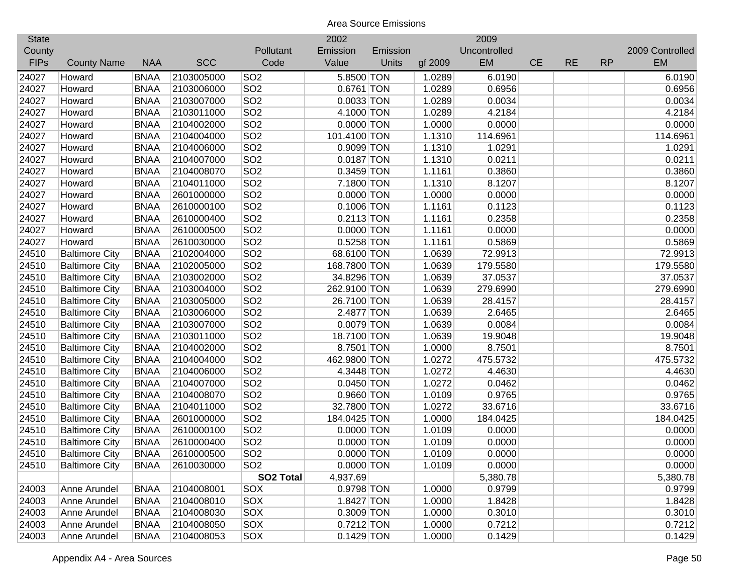Area Source Emissions

| State County FIPs | County Name | NAA | SCC | Pollutant Code | 2002 Emission Value | Emission Units | gf 2009 | 2009 Uncontrolled EM | CE | RE | RP | 2009 Controlled EM |
|---|---|---|---|---|---|---|---|---|---|---|---|---|
| 24027 | Howard | BNAA | 2103005000 | SO2 | 5.8500 | TON | 1.0289 | 6.0190 | | | | 6.0190 |
| 24027 | Howard | BNAA | 2103006000 | SO2 | 0.6761 | TON | 1.0289 | 0.6956 | | | | 0.6956 |
| 24027 | Howard | BNAA | 2103007000 | SO2 | 0.0033 | TON | 1.0289 | 0.0034 | | | | 0.0034 |
| 24027 | Howard | BNAA | 2103011000 | SO2 | 4.1000 | TON | 1.0289 | 4.2184 | | | | 4.2184 |
| 24027 | Howard | BNAA | 2104002000 | SO2 | 0.0000 | TON | 1.0000 | 0.0000 | | | | 0.0000 |
| 24027 | Howard | BNAA | 2104004000 | SO2 | 101.4100 | TON | 1.1310 | 114.6961 | | | | 114.6961 |
| 24027 | Howard | BNAA | 2104006000 | SO2 | 0.9099 | TON | 1.1310 | 1.0291 | | | | 1.0291 |
| 24027 | Howard | BNAA | 2104007000 | SO2 | 0.0187 | TON | 1.1310 | 0.0211 | | | | 0.0211 |
| 24027 | Howard | BNAA | 2104008070 | SO2 | 0.3459 | TON | 1.1161 | 0.3860 | | | | 0.3860 |
| 24027 | Howard | BNAA | 2104011000 | SO2 | 7.1800 | TON | 1.1310 | 8.1207 | | | | 8.1207 |
| 24027 | Howard | BNAA | 2601000000 | SO2 | 0.0000 | TON | 1.0000 | 0.0000 | | | | 0.0000 |
| 24027 | Howard | BNAA | 2610000100 | SO2 | 0.1006 | TON | 1.1161 | 0.1123 | | | | 0.1123 |
| 24027 | Howard | BNAA | 2610000400 | SO2 | 0.2113 | TON | 1.1161 | 0.2358 | | | | 0.2358 |
| 24027 | Howard | BNAA | 2610000500 | SO2 | 0.0000 | TON | 1.1161 | 0.0000 | | | | 0.0000 |
| 24027 | Howard | BNAA | 2610030000 | SO2 | 0.5258 | TON | 1.1161 | 0.5869 | | | | 0.5869 |
| 24510 | Baltimore City | BNAA | 2102004000 | SO2 | 68.6100 | TON | 1.0639 | 72.9913 | | | | 72.9913 |
| 24510 | Baltimore City | BNAA | 2102005000 | SO2 | 168.7800 | TON | 1.0639 | 179.5580 | | | | 179.5580 |
| 24510 | Baltimore City | BNAA | 2103002000 | SO2 | 34.8296 | TON | 1.0639 | 37.0537 | | | | 37.0537 |
| 24510 | Baltimore City | BNAA | 2103004000 | SO2 | 262.9100 | TON | 1.0639 | 279.6990 | | | | 279.6990 |
| 24510 | Baltimore City | BNAA | 2103005000 | SO2 | 26.7100 | TON | 1.0639 | 28.4157 | | | | 28.4157 |
| 24510 | Baltimore City | BNAA | 2103006000 | SO2 | 2.4877 | TON | 1.0639 | 2.6465 | | | | 2.6465 |
| 24510 | Baltimore City | BNAA | 2103007000 | SO2 | 0.0079 | TON | 1.0639 | 0.0084 | | | | 0.0084 |
| 24510 | Baltimore City | BNAA | 2103011000 | SO2 | 18.7100 | TON | 1.0639 | 19.9048 | | | | 19.9048 |
| 24510 | Baltimore City | BNAA | 2104002000 | SO2 | 8.7501 | TON | 1.0000 | 8.7501 | | | | 8.7501 |
| 24510 | Baltimore City | BNAA | 2104004000 | SO2 | 462.9800 | TON | 1.0272 | 475.5732 | | | | 475.5732 |
| 24510 | Baltimore City | BNAA | 2104006000 | SO2 | 4.3448 | TON | 1.0272 | 4.4630 | | | | 4.4630 |
| 24510 | Baltimore City | BNAA | 2104007000 | SO2 | 0.0450 | TON | 1.0272 | 0.0462 | | | | 0.0462 |
| 24510 | Baltimore City | BNAA | 2104008070 | SO2 | 0.9660 | TON | 1.0109 | 0.9765 | | | | 0.9765 |
| 24510 | Baltimore City | BNAA | 2104011000 | SO2 | 32.7800 | TON | 1.0272 | 33.6716 | | | | 33.6716 |
| 24510 | Baltimore City | BNAA | 2601000000 | SO2 | 184.0425 | TON | 1.0000 | 184.0425 | | | | 184.0425 |
| 24510 | Baltimore City | BNAA | 2610000100 | SO2 | 0.0000 | TON | 1.0109 | 0.0000 | | | | 0.0000 |
| 24510 | Baltimore City | BNAA | 2610000400 | SO2 | 0.0000 | TON | 1.0109 | 0.0000 | | | | 0.0000 |
| 24510 | Baltimore City | BNAA | 2610000500 | SO2 | 0.0000 | TON | 1.0109 | 0.0000 | | | | 0.0000 |
| 24510 | Baltimore City | BNAA | 2610030000 | SO2 | 0.0000 | TON | 1.0109 | 0.0000 | | | | 0.0000 |
| | | | | **SO2 Total** | 4,937.69 | | | 5,380.78 | | | | 5,380.78 |
| 24003 | Anne Arundel | BNAA | 2104008001 | SOX | 0.9798 | TON | 1.0000 | 0.9799 | | | | 0.9799 |
| 24003 | Anne Arundel | BNAA | 2104008010 | SOX | 1.8427 | TON | 1.0000 | 1.8428 | | | | 1.8428 |
| 24003 | Anne Arundel | BNAA | 2104008030 | SOX | 0.3009 | TON | 1.0000 | 0.3010 | | | | 0.3010 |
| 24003 | Anne Arundel | BNAA | 2104008050 | SOX | 0.7212 | TON | 1.0000 | 0.7212 | | | | 0.7212 |
| 24003 | Anne Arundel | BNAA | 2104008053 | SOX | 0.1429 | TON | 1.0000 | 0.1429 | | | | 0.1429 |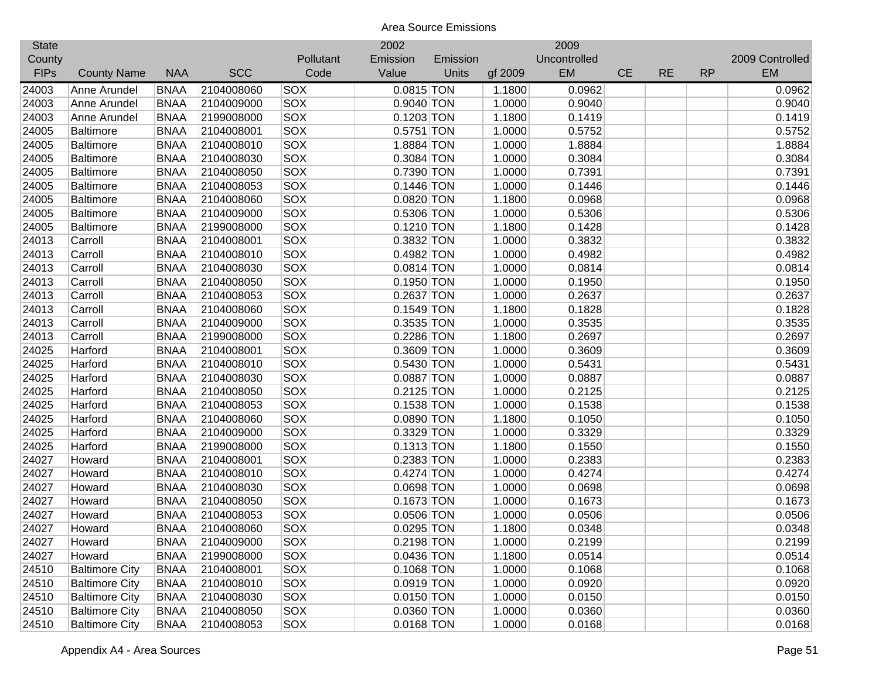Area Source Emissions

| State County FIPs | County Name | NAA | SCC | Pollutant Code | 2002 Emission Value | Emission Units | gf 2009 | 2009 Uncontrolled EM | CE | RE | RP | 2009 Controlled EM |
|---|---|---|---|---|---|---|---|---|---|---|---|---|
| 24003 | Anne Arundel | BNAA | 2104008060 | SOX | 0.0815 | TON | 1.1800 | 0.0962 | | | | 0.0962 |
| 24003 | Anne Arundel | BNAA | 2104009000 | SOX | 0.9040 | TON | 1.0000 | 0.9040 | | | | 0.9040 |
| 24003 | Anne Arundel | BNAA | 2199008000 | SOX | 0.1203 | TON | 1.1800 | 0.1419 | | | | 0.1419 |
| 24005 | Baltimore | BNAA | 2104008001 | SOX | 0.5751 | TON | 1.0000 | 0.5752 | | | | 0.5752 |
| 24005 | Baltimore | BNAA | 2104008010 | SOX | 1.8884 | TON | 1.0000 | 1.8884 | | | | 1.8884 |
| 24005 | Baltimore | BNAA | 2104008030 | SOX | 0.3084 | TON | 1.0000 | 0.3084 | | | | 0.3084 |
| 24005 | Baltimore | BNAA | 2104008050 | SOX | 0.7390 | TON | 1.0000 | 0.7391 | | | | 0.7391 |
| 24005 | Baltimore | BNAA | 2104008053 | SOX | 0.1446 | TON | 1.0000 | 0.1446 | | | | 0.1446 |
| 24005 | Baltimore | BNAA | 2104008060 | SOX | 0.0820 | TON | 1.1800 | 0.0968 | | | | 0.0968 |
| 24005 | Baltimore | BNAA | 2104009000 | SOX | 0.5306 | TON | 1.0000 | 0.5306 | | | | 0.5306 |
| 24005 | Baltimore | BNAA | 2199008000 | SOX | 0.1210 | TON | 1.1800 | 0.1428 | | | | 0.1428 |
| 24013 | Carroll | BNAA | 2104008001 | SOX | 0.3832 | TON | 1.0000 | 0.3832 | | | | 0.3832 |
| 24013 | Carroll | BNAA | 2104008010 | SOX | 0.4982 | TON | 1.0000 | 0.4982 | | | | 0.4982 |
| 24013 | Carroll | BNAA | 2104008030 | SOX | 0.0814 | TON | 1.0000 | 0.0814 | | | | 0.0814 |
| 24013 | Carroll | BNAA | 2104008050 | SOX | 0.1950 | TON | 1.0000 | 0.1950 | | | | 0.1950 |
| 24013 | Carroll | BNAA | 2104008053 | SOX | 0.2637 | TON | 1.0000 | 0.2637 | | | | 0.2637 |
| 24013 | Carroll | BNAA | 2104008060 | SOX | 0.1549 | TON | 1.1800 | 0.1828 | | | | 0.1828 |
| 24013 | Carroll | BNAA | 2104009000 | SOX | 0.3535 | TON | 1.0000 | 0.3535 | | | | 0.3535 |
| 24013 | Carroll | BNAA | 2199008000 | SOX | 0.2286 | TON | 1.1800 | 0.2697 | | | | 0.2697 |
| 24025 | Harford | BNAA | 2104008001 | SOX | 0.3609 | TON | 1.0000 | 0.3609 | | | | 0.3609 |
| 24025 | Harford | BNAA | 2104008010 | SOX | 0.5430 | TON | 1.0000 | 0.5431 | | | | 0.5431 |
| 24025 | Harford | BNAA | 2104008030 | SOX | 0.0887 | TON | 1.0000 | 0.0887 | | | | 0.0887 |
| 24025 | Harford | BNAA | 2104008050 | SOX | 0.2125 | TON | 1.0000 | 0.2125 | | | | 0.2125 |
| 24025 | Harford | BNAA | 2104008053 | SOX | 0.1538 | TON | 1.0000 | 0.1538 | | | | 0.1538 |
| 24025 | Harford | BNAA | 2104008060 | SOX | 0.0890 | TON | 1.1800 | 0.1050 | | | | 0.1050 |
| 24025 | Harford | BNAA | 2104009000 | SOX | 0.3329 | TON | 1.0000 | 0.3329 | | | | 0.3329 |
| 24025 | Harford | BNAA | 2199008000 | SOX | 0.1313 | TON | 1.1800 | 0.1550 | | | | 0.1550 |
| 24027 | Howard | BNAA | 2104008001 | SOX | 0.2383 | TON | 1.0000 | 0.2383 | | | | 0.2383 |
| 24027 | Howard | BNAA | 2104008010 | SOX | 0.4274 | TON | 1.0000 | 0.4274 | | | | 0.4274 |
| 24027 | Howard | BNAA | 2104008030 | SOX | 0.0698 | TON | 1.0000 | 0.0698 | | | | 0.0698 |
| 24027 | Howard | BNAA | 2104008050 | SOX | 0.1673 | TON | 1.0000 | 0.1673 | | | | 0.1673 |
| 24027 | Howard | BNAA | 2104008053 | SOX | 0.0506 | TON | 1.0000 | 0.0506 | | | | 0.0506 |
| 24027 | Howard | BNAA | 2104008060 | SOX | 0.0295 | TON | 1.1800 | 0.0348 | | | | 0.0348 |
| 24027 | Howard | BNAA | 2104009000 | SOX | 0.2198 | TON | 1.0000 | 0.2199 | | | | 0.2199 |
| 24027 | Howard | BNAA | 2199008000 | SOX | 0.0436 | TON | 1.1800 | 0.0514 | | | | 0.0514 |
| 24510 | Baltimore City | BNAA | 2104008001 | SOX | 0.1068 | TON | 1.0000 | 0.1068 | | | | 0.1068 |
| 24510 | Baltimore City | BNAA | 2104008010 | SOX | 0.0919 | TON | 1.0000 | 0.0920 | | | | 0.0920 |
| 24510 | Baltimore City | BNAA | 2104008030 | SOX | 0.0150 | TON | 1.0000 | 0.0150 | | | | 0.0150 |
| 24510 | Baltimore City | BNAA | 2104008050 | SOX | 0.0360 | TON | 1.0000 | 0.0360 | | | | 0.0360 |
| 24510 | Baltimore City | BNAA | 2104008053 | SOX | 0.0168 | TON | 1.0000 | 0.0168 | | | | 0.0168 |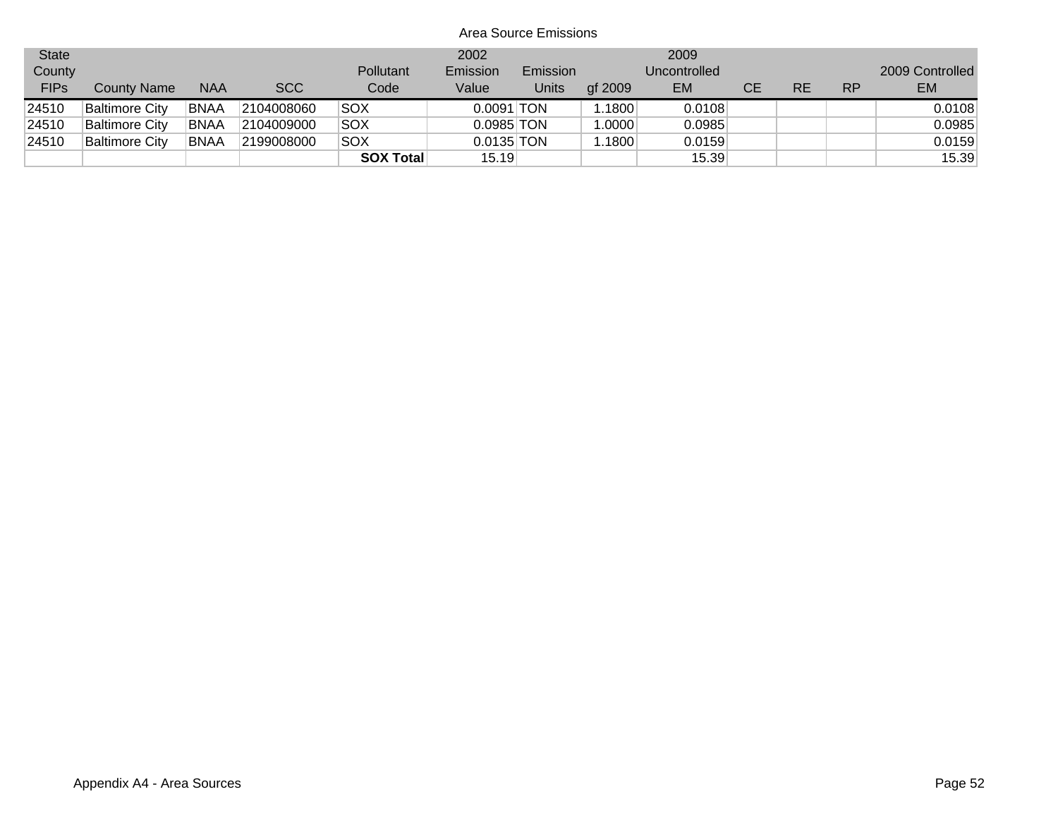Area Source Emissions

| State County FIPs | County Name | NAA | SCC | Pollutant Code | 2002 Emission Value | Emission Units | gf 2009 | 2009 Uncontrolled EM | CE | RE | RP | 2009 Controlled EM |
|---|---|---|---|---|---|---|---|---|---|---|---|---|
| 24510 | Baltimore City | BNAA | 2104008060 | SOX | 0.0091 | TON | 1.1800 | 0.0108 | | | | 0.0108 |
| 24510 | Baltimore City | BNAA | 2104009000 | SOX | 0.0985 | TON | 1.0000 | 0.0985 | | | | 0.0985 |
| 24510 | Baltimore City | BNAA | 2199008000 | SOX | 0.0135 | TON | 1.1800 | 0.0159 | | | | 0.0159 |
| | | | | **SOX Total** | 15.19 | | | 15.39 | | | | 15.39 |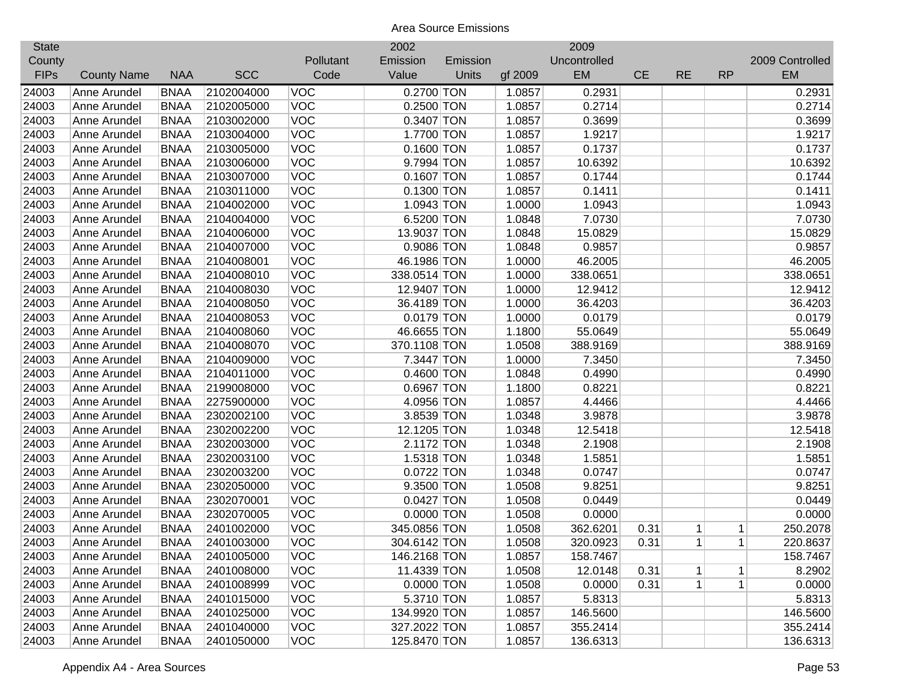Area Source Emissions

| State County FIPs | County Name | NAA | SCC | Pollutant Code | 2002 Emission Value | Emission Units | gf 2009 | 2009 Uncontrolled EM | CE | RE | RP | 2009 Controlled EM |
|---|---|---|---|---|---|---|---|---|---|---|---|---|
| 24003 | Anne Arundel | BNAA | 2102004000 | VOC | 0.2700 | TON | 1.0857 | 0.2931 | | | | 0.2931 |
| 24003 | Anne Arundel | BNAA | 2102005000 | VOC | 0.2500 | TON | 1.0857 | 0.2714 | | | | 0.2714 |
| 24003 | Anne Arundel | BNAA | 2103002000 | VOC | 0.3407 | TON | 1.0857 | 0.3699 | | | | 0.3699 |
| 24003 | Anne Arundel | BNAA | 2103004000 | VOC | 1.7700 | TON | 1.0857 | 1.9217 | | | | 1.9217 |
| 24003 | Anne Arundel | BNAA | 2103005000 | VOC | 0.1600 | TON | 1.0857 | 0.1737 | | | | 0.1737 |
| 24003 | Anne Arundel | BNAA | 2103006000 | VOC | 9.7994 | TON | 1.0857 | 10.6392 | | | | 10.6392 |
| 24003 | Anne Arundel | BNAA | 2103007000 | VOC | 0.1607 | TON | 1.0857 | 0.1744 | | | | 0.1744 |
| 24003 | Anne Arundel | BNAA | 2103011000 | VOC | 0.1300 | TON | 1.0857 | 0.1411 | | | | 0.1411 |
| 24003 | Anne Arundel | BNAA | 2104002000 | VOC | 1.0943 | TON | 1.0000 | 1.0943 | | | | 1.0943 |
| 24003 | Anne Arundel | BNAA | 2104004000 | VOC | 6.5200 | TON | 1.0848 | 7.0730 | | | | 7.0730 |
| 24003 | Anne Arundel | BNAA | 2104006000 | VOC | 13.9037 | TON | 1.0848 | 15.0829 | | | | 15.0829 |
| 24003 | Anne Arundel | BNAA | 2104007000 | VOC | 0.9086 | TON | 1.0848 | 0.9857 | | | | 0.9857 |
| 24003 | Anne Arundel | BNAA | 2104008001 | VOC | 46.1986 | TON | 1.0000 | 46.2005 | | | | 46.2005 |
| 24003 | Anne Arundel | BNAA | 2104008010 | VOC | 338.0514 | TON | 1.0000 | 338.0651 | | | | 338.0651 |
| 24003 | Anne Arundel | BNAA | 2104008030 | VOC | 12.9407 | TON | 1.0000 | 12.9412 | | | | 12.9412 |
| 24003 | Anne Arundel | BNAA | 2104008050 | VOC | 36.4189 | TON | 1.0000 | 36.4203 | | | | 36.4203 |
| 24003 | Anne Arundel | BNAA | 2104008053 | VOC | 0.0179 | TON | 1.0000 | 0.0179 | | | | 0.0179 |
| 24003 | Anne Arundel | BNAA | 2104008060 | VOC | 46.6655 | TON | 1.1800 | 55.0649 | | | | 55.0649 |
| 24003 | Anne Arundel | BNAA | 2104008070 | VOC | 370.1108 | TON | 1.0508 | 388.9169 | | | | 388.9169 |
| 24003 | Anne Arundel | BNAA | 2104009000 | VOC | 7.3447 | TON | 1.0000 | 7.3450 | | | | 7.3450 |
| 24003 | Anne Arundel | BNAA | 2104011000 | VOC | 0.4600 | TON | 1.0848 | 0.4990 | | | | 0.4990 |
| 24003 | Anne Arundel | BNAA | 2199008000 | VOC | 0.6967 | TON | 1.1800 | 0.8221 | | | | 0.8221 |
| 24003 | Anne Arundel | BNAA | 2275900000 | VOC | 4.0956 | TON | 1.0857 | 4.4466 | | | | 4.4466 |
| 24003 | Anne Arundel | BNAA | 2302002100 | VOC | 3.8539 | TON | 1.0348 | 3.9878 | | | | 3.9878 |
| 24003 | Anne Arundel | BNAA | 2302002200 | VOC | 12.1205 | TON | 1.0348 | 12.5418 | | | | 12.5418 |
| 24003 | Anne Arundel | BNAA | 2302003000 | VOC | 2.1172 | TON | 1.0348 | 2.1908 | | | | 2.1908 |
| 24003 | Anne Arundel | BNAA | 2302003100 | VOC | 1.5318 | TON | 1.0348 | 1.5851 | | | | 1.5851 |
| 24003 | Anne Arundel | BNAA | 2302003200 | VOC | 0.0722 | TON | 1.0348 | 0.0747 | | | | 0.0747 |
| 24003 | Anne Arundel | BNAA | 2302050000 | VOC | 9.3500 | TON | 1.0508 | 9.8251 | | | | 9.8251 |
| 24003 | Anne Arundel | BNAA | 2302070001 | VOC | 0.0427 | TON | 1.0508 | 0.0449 | | | | 0.0449 |
| 24003 | Anne Arundel | BNAA | 2302070005 | VOC | 0.0000 | TON | 1.0508 | 0.0000 | | | | 0.0000 |
| 24003 | Anne Arundel | BNAA | 2401002000 | VOC | 345.0856 | TON | 1.0508 | 362.6201 | 0.31 | 1 | 1 | 250.2078 |
| 24003 | Anne Arundel | BNAA | 2401003000 | VOC | 304.6142 | TON | 1.0508 | 320.0923 | 0.31 | 1 | 1 | 220.8637 |
| 24003 | Anne Arundel | BNAA | 2401005000 | VOC | 146.2168 | TON | 1.0857 | 158.7467 | | | | 158.7467 |
| 24003 | Anne Arundel | BNAA | 2401008000 | VOC | 11.4339 | TON | 1.0508 | 12.0148 | 0.31 | 1 | 1 | 8.2902 |
| 24003 | Anne Arundel | BNAA | 2401008999 | VOC | 0.0000 | TON | 1.0508 | 0.0000 | 0.31 | 1 | 1 | 0.0000 |
| 24003 | Anne Arundel | BNAA | 2401015000 | VOC | 5.3710 | TON | 1.0857 | 5.8313 | | | | 5.8313 |
| 24003 | Anne Arundel | BNAA | 2401025000 | VOC | 134.9920 | TON | 1.0857 | 146.5600 | | | | 146.5600 |
| 24003 | Anne Arundel | BNAA | 2401040000 | VOC | 327.2022 | TON | 1.0857 | 355.2414 | | | | 355.2414 |
| 24003 | Anne Arundel | BNAA | 2401050000 | VOC | 125.8470 | TON | 1.0857 | 136.6313 | | | | 136.6313 |

Appendix A4 - Area Sources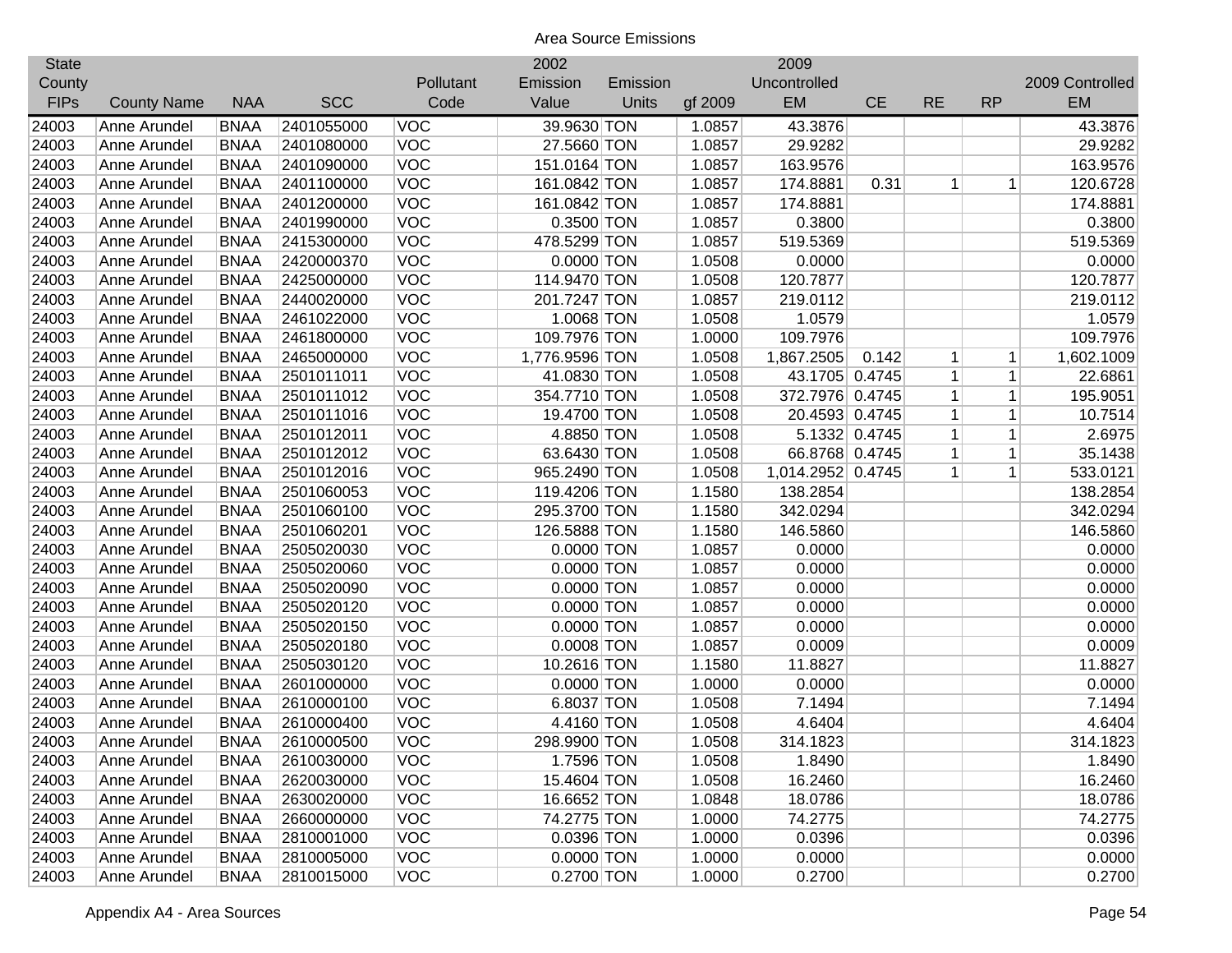# Area Source Emissions

| State County FIPs | County Name | NAA | SCC | Pollutant Code | 2002 Emission Value | Emission Units | gf 2009 | 2009 Uncontrolled EM | CE | RE | RP | 2009 Controlled EM |
|---|---|---|---|---|---|---|---|---|---|---|---|---|
| 24003 | Anne Arundel | BNAA | 2401055000 | VOC | 39.9630 | TON | 1.0857 | 43.3876 | | | | 43.3876 |
| 24003 | Anne Arundel | BNAA | 2401080000 | VOC | 27.5660 | TON | 1.0857 | 29.9282 | | | | 29.9282 |
| 24003 | Anne Arundel | BNAA | 2401090000 | VOC | 151.0164 | TON | 1.0857 | 163.9576 | | | | 163.9576 |
| 24003 | Anne Arundel | BNAA | 2401100000 | VOC | 161.0842 | TON | 1.0857 | 174.8881 | 0.31 | 1 | 1 | 120.6728 |
| 24003 | Anne Arundel | BNAA | 2401200000 | VOC | 161.0842 | TON | 1.0857 | 174.8881 | | | | 174.8881 |
| 24003 | Anne Arundel | BNAA | 2401990000 | VOC | 0.3500 | TON | 1.0857 | 0.3800 | | | | 0.3800 |
| 24003 | Anne Arundel | BNAA | 2415300000 | VOC | 478.5299 | TON | 1.0857 | 519.5369 | | | | 519.5369 |
| 24003 | Anne Arundel | BNAA | 2420000370 | VOC | 0.0000 | TON | 1.0508 | 0.0000 | | | | 0.0000 |
| 24003 | Anne Arundel | BNAA | 2425000000 | VOC | 114.9470 | TON | 1.0508 | 120.7877 | | | | 120.7877 |
| 24003 | Anne Arundel | BNAA | 2440020000 | VOC | 201.7247 | TON | 1.0857 | 219.0112 | | | | 219.0112 |
| 24003 | Anne Arundel | BNAA | 2461022000 | VOC | 1.0068 | TON | 1.0508 | 1.0579 | | | | 1.0579 |
| 24003 | Anne Arundel | BNAA | 2461800000 | VOC | 109.7976 | TON | 1.0000 | 109.7976 | | | | 109.7976 |
| 24003 | Anne Arundel | BNAA | 2465000000 | VOC | 1,776.9596 | TON | 1.0508 | 1,867.2505 | 0.142 | 1 | 1 | 1,602.1009 |
| 24003 | Anne Arundel | BNAA | 2501011011 | VOC | 41.0830 | TON | 1.0508 | 43.1705 | 0.4745 | 1 | 1 | 22.6861 |
| 24003 | Anne Arundel | BNAA | 2501011012 | VOC | 354.7710 | TON | 1.0508 | 372.7976 | 0.4745 | 1 | 1 | 195.9051 |
| 24003 | Anne Arundel | BNAA | 2501011016 | VOC | 19.4700 | TON | 1.0508 | 20.4593 | 0.4745 | 1 | 1 | 10.7514 |
| 24003 | Anne Arundel | BNAA | 2501012011 | VOC | 4.8850 | TON | 1.0508 | 5.1332 | 0.4745 | 1 | 1 | 2.6975 |
| 24003 | Anne Arundel | BNAA | 2501012012 | VOC | 63.6430 | TON | 1.0508 | 66.8768 | 0.4745 | 1 | 1 | 35.1438 |
| 24003 | Anne Arundel | BNAA | 2501012016 | VOC | 965.2490 | TON | 1.0508 | 1,014.2952 | 0.4745 | 1 | 1 | 533.0121 |
| 24003 | Anne Arundel | BNAA | 2501060053 | VOC | 119.4206 | TON | 1.1580 | 138.2854 | | | | 138.2854 |
| 24003 | Anne Arundel | BNAA | 2501060100 | VOC | 295.3700 | TON | 1.1580 | 342.0294 | | | | 342.0294 |
| 24003 | Anne Arundel | BNAA | 2501060201 | VOC | 126.5888 | TON | 1.1580 | 146.5860 | | | | 146.5860 |
| 24003 | Anne Arundel | BNAA | 2505020030 | VOC | 0.0000 | TON | 1.0857 | 0.0000 | | | | 0.0000 |
| 24003 | Anne Arundel | BNAA | 2505020060 | VOC | 0.0000 | TON | 1.0857 | 0.0000 | | | | 0.0000 |
| 24003 | Anne Arundel | BNAA | 2505020090 | VOC | 0.0000 | TON | 1.0857 | 0.0000 | | | | 0.0000 |
| 24003 | Anne Arundel | BNAA | 2505020120 | VOC | 0.0000 | TON | 1.0857 | 0.0000 | | | | 0.0000 |
| 24003 | Anne Arundel | BNAA | 2505020150 | VOC | 0.0000 | TON | 1.0857 | 0.0000 | | | | 0.0000 |
| 24003 | Anne Arundel | BNAA | 2505020180 | VOC | 0.0008 | TON | 1.0857 | 0.0009 | | | | 0.0009 |
| 24003 | Anne Arundel | BNAA | 2505030120 | VOC | 10.2616 | TON | 1.1580 | 11.8827 | | | | 11.8827 |
| 24003 | Anne Arundel | BNAA | 2601000000 | VOC | 0.0000 | TON | 1.0000 | 0.0000 | | | | 0.0000 |
| 24003 | Anne Arundel | BNAA | 2610000100 | VOC | 6.8037 | TON | 1.0508 | 7.1494 | | | | 7.1494 |
| 24003 | Anne Arundel | BNAA | 2610000400 | VOC | 4.4160 | TON | 1.0508 | 4.6404 | | | | 4.6404 |
| 24003 | Anne Arundel | BNAA | 2610000500 | VOC | 298.9900 | TON | 1.0508 | 314.1823 | | | | 314.1823 |
| 24003 | Anne Arundel | BNAA | 2610030000 | VOC | 1.7596 | TON | 1.0508 | 1.8490 | | | | 1.8490 |
| 24003 | Anne Arundel | BNAA | 2620030000 | VOC | 15.4604 | TON | 1.0508 | 16.2460 | | | | 16.2460 |
| 24003 | Anne Arundel | BNAA | 2630020000 | VOC | 16.6652 | TON | 1.0848 | 18.0786 | | | | 18.0786 |
| 24003 | Anne Arundel | BNAA | 2660000000 | VOC | 74.2775 | TON | 1.0000 | 74.2775 | | | | 74.2775 |
| 24003 | Anne Arundel | BNAA | 2810001000 | VOC | 0.0396 | TON | 1.0000 | 0.0396 | | | | 0.0396 |
| 24003 | Anne Arundel | BNAA | 2810005000 | VOC | 0.0000 | TON | 1.0000 | 0.0000 | | | | 0.0000 |
| 24003 | Anne Arundel | BNAA | 2810015000 | VOC | 0.2700 | TON | 1.0000 | 0.2700 | | | | 0.2700 |

Appendix A4 - Area Sources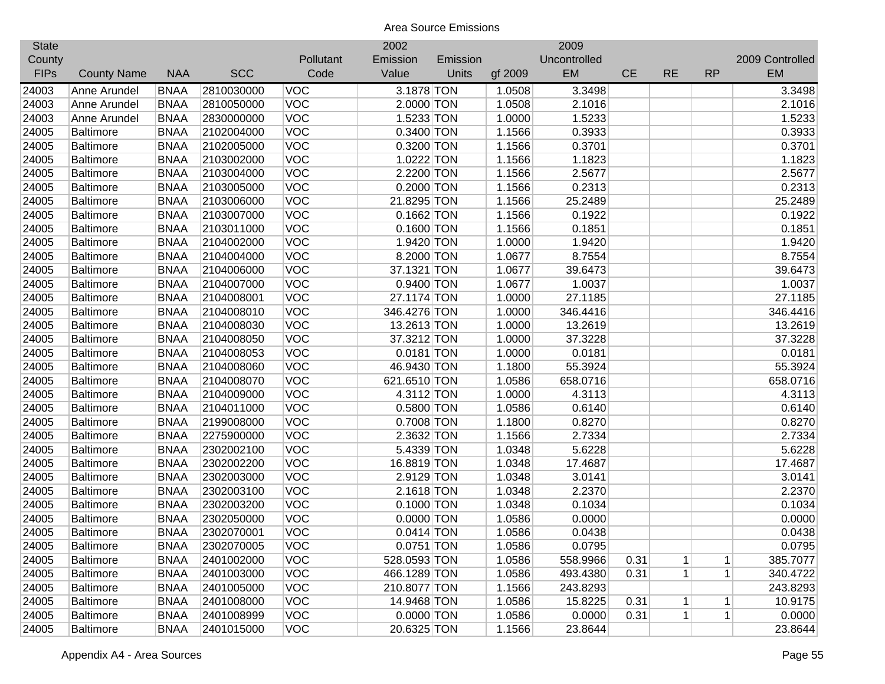Area Source Emissions

| State County FIPs | County Name | NAA | SCC | Pollutant Code | 2002 Emission Value | Emission Units | gf 2009 | 2009 Uncontrolled EM | CE | RE | RP | 2009 Controlled EM |
|---|---|---|---|---|---|---|---|---|---|---|---|---|
| 24003 | Anne Arundel | BNAA | 2810030000 | VOC | 3.1878 | TON | 1.0508 | 3.3498 | | | | 3.3498 |
| 24003 | Anne Arundel | BNAA | 2810050000 | VOC | 2.0000 | TON | 1.0508 | 2.1016 | | | | 2.1016 |
| 24003 | Anne Arundel | BNAA | 2830000000 | VOC | 1.5233 | TON | 1.0000 | 1.5233 | | | | 1.5233 |
| 24005 | Baltimore | BNAA | 2102004000 | VOC | 0.3400 | TON | 1.1566 | 0.3933 | | | | 0.3933 |
| 24005 | Baltimore | BNAA | 2102005000 | VOC | 0.3200 | TON | 1.1566 | 0.3701 | | | | 0.3701 |
| 24005 | Baltimore | BNAA | 2103002000 | VOC | 1.0222 | TON | 1.1566 | 1.1823 | | | | 1.1823 |
| 24005 | Baltimore | BNAA | 2103004000 | VOC | 2.2200 | TON | 1.1566 | 2.5677 | | | | 2.5677 |
| 24005 | Baltimore | BNAA | 2103005000 | VOC | 0.2000 | TON | 1.1566 | 0.2313 | | | | 0.2313 |
| 24005 | Baltimore | BNAA | 2103006000 | VOC | 21.8295 | TON | 1.1566 | 25.2489 | | | | 25.2489 |
| 24005 | Baltimore | BNAA | 2103007000 | VOC | 0.1662 | TON | 1.1566 | 0.1922 | | | | 0.1922 |
| 24005 | Baltimore | BNAA | 2103011000 | VOC | 0.1600 | TON | 1.1566 | 0.1851 | | | | 0.1851 |
| 24005 | Baltimore | BNAA | 2104002000 | VOC | 1.9420 | TON | 1.0000 | 1.9420 | | | | 1.9420 |
| 24005 | Baltimore | BNAA | 2104004000 | VOC | 8.2000 | TON | 1.0677 | 8.7554 | | | | 8.7554 |
| 24005 | Baltimore | BNAA | 2104006000 | VOC | 37.1321 | TON | 1.0677 | 39.6473 | | | | 39.6473 |
| 24005 | Baltimore | BNAA | 2104007000 | VOC | 0.9400 | TON | 1.0677 | 1.0037 | | | | 1.0037 |
| 24005 | Baltimore | BNAA | 2104008001 | VOC | 27.1174 | TON | 1.0000 | 27.1185 | | | | 27.1185 |
| 24005 | Baltimore | BNAA | 2104008010 | VOC | 346.4276 | TON | 1.0000 | 346.4416 | | | | 346.4416 |
| 24005 | Baltimore | BNAA | 2104008030 | VOC | 13.2613 | TON | 1.0000 | 13.2619 | | | | 13.2619 |
| 24005 | Baltimore | BNAA | 2104008050 | VOC | 37.3212 | TON | 1.0000 | 37.3228 | | | | 37.3228 |
| 24005 | Baltimore | BNAA | 2104008053 | VOC | 0.0181 | TON | 1.0000 | 0.0181 | | | | 0.0181 |
| 24005 | Baltimore | BNAA | 2104008060 | VOC | 46.9430 | TON | 1.1800 | 55.3924 | | | | 55.3924 |
| 24005 | Baltimore | BNAA | 2104008070 | VOC | 621.6510 | TON | 1.0586 | 658.0716 | | | | 658.0716 |
| 24005 | Baltimore | BNAA | 2104009000 | VOC | 4.3112 | TON | 1.0000 | 4.3113 | | | | 4.3113 |
| 24005 | Baltimore | BNAA | 2104011000 | VOC | 0.5800 | TON | 1.0586 | 0.6140 | | | | 0.6140 |
| 24005 | Baltimore | BNAA | 2199008000 | VOC | 0.7008 | TON | 1.1800 | 0.8270 | | | | 0.8270 |
| 24005 | Baltimore | BNAA | 2275900000 | VOC | 2.3632 | TON | 1.1566 | 2.7334 | | | | 2.7334 |
| 24005 | Baltimore | BNAA | 2302002100 | VOC | 5.4339 | TON | 1.0348 | 5.6228 | | | | 5.6228 |
| 24005 | Baltimore | BNAA | 2302002200 | VOC | 16.8819 | TON | 1.0348 | 17.4687 | | | | 17.4687 |
| 24005 | Baltimore | BNAA | 2302003000 | VOC | 2.9129 | TON | 1.0348 | 3.0141 | | | | 3.0141 |
| 24005 | Baltimore | BNAA | 2302003100 | VOC | 2.1618 | TON | 1.0348 | 2.2370 | | | | 2.2370 |
| 24005 | Baltimore | BNAA | 2302003200 | VOC | 0.1000 | TON | 1.0348 | 0.1034 | | | | 0.1034 |
| 24005 | Baltimore | BNAA | 2302050000 | VOC | 0.0000 | TON | 1.0586 | 0.0000 | | | | 0.0000 |
| 24005 | Baltimore | BNAA | 2302070001 | VOC | 0.0414 | TON | 1.0586 | 0.0438 | | | | 0.0438 |
| 24005 | Baltimore | BNAA | 2302070005 | VOC | 0.0751 | TON | 1.0586 | 0.0795 | | | | 0.0795 |
| 24005 | Baltimore | BNAA | 2401002000 | VOC | 528.0593 | TON | 1.0586 | 558.9966 | 0.31 | 1 | 1 | 385.7077 |
| 24005 | Baltimore | BNAA | 2401003000 | VOC | 466.1289 | TON | 1.0586 | 493.4380 | 0.31 | 1 | 1 | 340.4722 |
| 24005 | Baltimore | BNAA | 2401005000 | VOC | 210.8077 | TON | 1.1566 | 243.8293 | | | | 243.8293 |
| 24005 | Baltimore | BNAA | 2401008000 | VOC | 14.9468 | TON | 1.0586 | 15.8225 | 0.31 | 1 | 1 | 10.9175 |
| 24005 | Baltimore | BNAA | 2401008999 | VOC | 0.0000 | TON | 1.0586 | 0.0000 | 0.31 | 1 | 1 | 0.0000 |
| 24005 | Baltimore | BNAA | 2401015000 | VOC | 20.6325 | TON | 1.1566 | 23.8644 | | | | 23.8644 |

Appendix A4 - Area Sources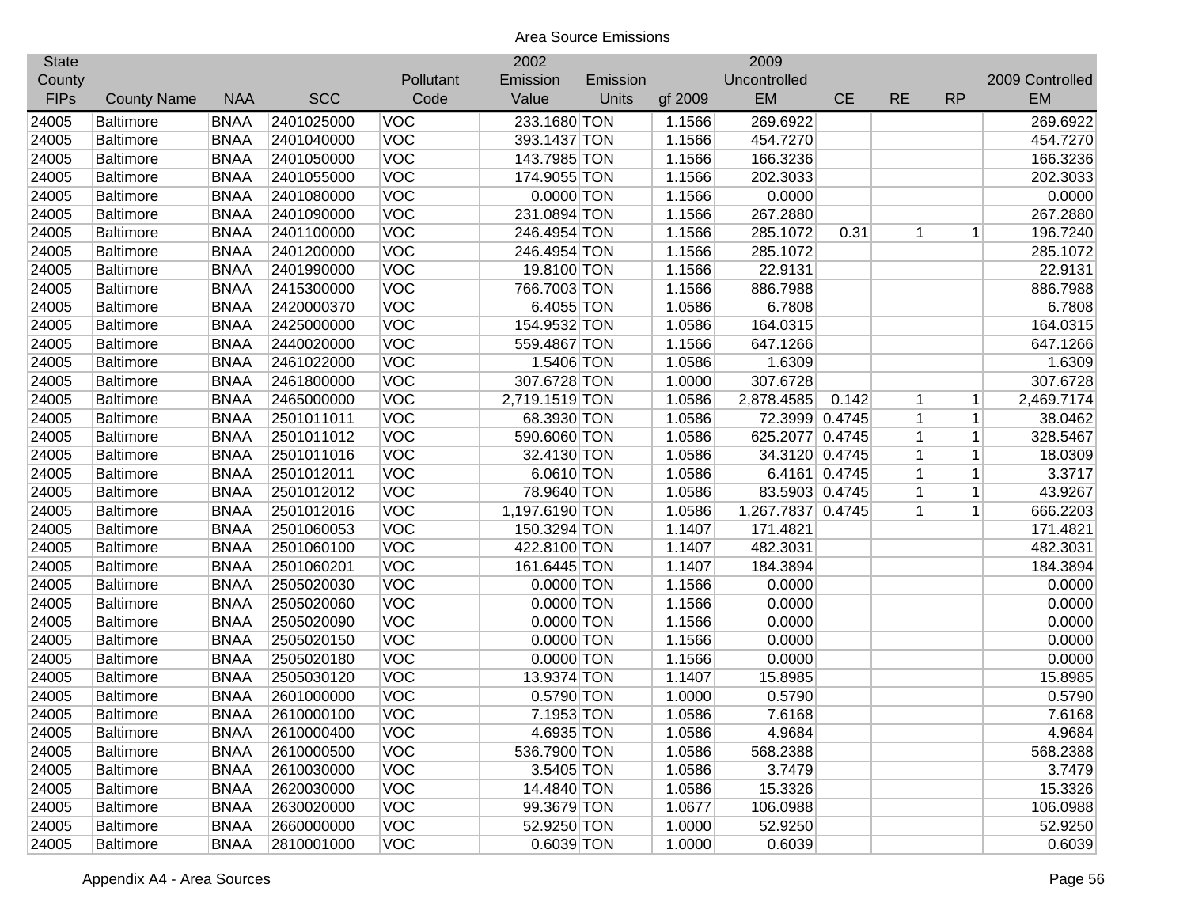## Area Source Emissions

| State County FIPs | County Name | NAA | SCC | Pollutant Code | 2002 Emission Value | Emission Units | gf 2009 | 2009 Uncontrolled EM | CE | RE | RP | 2009 Controlled EM |
|---|---|---|---|---|---|---|---|---|---|---|---|---|
| 24005 | Baltimore | BNAA | 2401025000 | VOC | 233.1680 | TON | 1.1566 | 269.6922 | | | | 269.6922 |
| 24005 | Baltimore | BNAA | 2401040000 | VOC | 393.1437 | TON | 1.1566 | 454.7270 | | | | 454.7270 |
| 24005 | Baltimore | BNAA | 2401050000 | VOC | 143.7985 | TON | 1.1566 | 166.3236 | | | | 166.3236 |
| 24005 | Baltimore | BNAA | 2401055000 | VOC | 174.9055 | TON | 1.1566 | 202.3033 | | | | 202.3033 |
| 24005 | Baltimore | BNAA | 2401080000 | VOC | 0.0000 | TON | 1.1566 | 0.0000 | | | | 0.0000 |
| 24005 | Baltimore | BNAA | 2401090000 | VOC | 231.0894 | TON | 1.1566 | 267.2880 | | | | 267.2880 |
| 24005 | Baltimore | BNAA | 2401100000 | VOC | 246.4954 | TON | 1.1566 | 285.1072 | 0.31 | 1 | 1 | 196.7240 |
| 24005 | Baltimore | BNAA | 2401200000 | VOC | 246.4954 | TON | 1.1566 | 285.1072 | | | | 285.1072 |
| 24005 | Baltimore | BNAA | 2401990000 | VOC | 19.8100 | TON | 1.1566 | 22.9131 | | | | 22.9131 |
| 24005 | Baltimore | BNAA | 2415300000 | VOC | 766.7003 | TON | 1.1566 | 886.7988 | | | | 886.7988 |
| 24005 | Baltimore | BNAA | 2420000370 | VOC | 6.4055 | TON | 1.0586 | 6.7808 | | | | 6.7808 |
| 24005 | Baltimore | BNAA | 2425000000 | VOC | 154.9532 | TON | 1.0586 | 164.0315 | | | | 164.0315 |
| 24005 | Baltimore | BNAA | 2440020000 | VOC | 559.4867 | TON | 1.1566 | 647.1266 | | | | 647.1266 |
| 24005 | Baltimore | BNAA | 2461022000 | VOC | 1.5406 | TON | 1.0586 | 1.6309 | | | | 1.6309 |
| 24005 | Baltimore | BNAA | 2461800000 | VOC | 307.6728 | TON | 1.0000 | 307.6728 | | | | 307.6728 |
| 24005 | Baltimore | BNAA | 2465000000 | VOC | 2,719.1519 | TON | 1.0586 | 2,878.4585 | 0.142 | 1 | 1 | 2,469.7174 |
| 24005 | Baltimore | BNAA | 2501011011 | VOC | 68.3930 | TON | 1.0586 | 72.3999 | 0.4745 | 1 | 1 | 38.0462 |
| 24005 | Baltimore | BNAA | 2501011012 | VOC | 590.6060 | TON | 1.0586 | 625.2077 | 0.4745 | 1 | 1 | 328.5467 |
| 24005 | Baltimore | BNAA | 2501011016 | VOC | 32.4130 | TON | 1.0586 | 34.3120 | 0.4745 | 1 | 1 | 18.0309 |
| 24005 | Baltimore | BNAA | 2501012011 | VOC | 6.0610 | TON | 1.0586 | 6.4161 | 0.4745 | 1 | 1 | 3.3717 |
| 24005 | Baltimore | BNAA | 2501012012 | VOC | 78.9640 | TON | 1.0586 | 83.5903 | 0.4745 | 1 | 1 | 43.9267 |
| 24005 | Baltimore | BNAA | 2501012016 | VOC | 1,197.6190 | TON | 1.0586 | 1,267.7837 | 0.4745 | 1 | 1 | 666.2203 |
| 24005 | Baltimore | BNAA | 2501060053 | VOC | 150.3294 | TON | 1.1407 | 171.4821 | | | | 171.4821 |
| 24005 | Baltimore | BNAA | 2501060100 | VOC | 422.8100 | TON | 1.1407 | 482.3031 | | | | 482.3031 |
| 24005 | Baltimore | BNAA | 2501060201 | VOC | 161.6445 | TON | 1.1407 | 184.3894 | | | | 184.3894 |
| 24005 | Baltimore | BNAA | 2505020030 | VOC | 0.0000 | TON | 1.1566 | 0.0000 | | | | 0.0000 |
| 24005 | Baltimore | BNAA | 2505020060 | VOC | 0.0000 | TON | 1.1566 | 0.0000 | | | | 0.0000 |
| 24005 | Baltimore | BNAA | 2505020090 | VOC | 0.0000 | TON | 1.1566 | 0.0000 | | | | 0.0000 |
| 24005 | Baltimore | BNAA | 2505020150 | VOC | 0.0000 | TON | 1.1566 | 0.0000 | | | | 0.0000 |
| 24005 | Baltimore | BNAA | 2505020180 | VOC | 0.0000 | TON | 1.1566 | 0.0000 | | | | 0.0000 |
| 24005 | Baltimore | BNAA | 2505030120 | VOC | 13.9374 | TON | 1.1407 | 15.8985 | | | | 15.8985 |
| 24005 | Baltimore | BNAA | 2601000000 | VOC | 0.5790 | TON | 1.0000 | 0.5790 | | | | 0.5790 |
| 24005 | Baltimore | BNAA | 2610000100 | VOC | 7.1953 | TON | 1.0586 | 7.6168 | | | | 7.6168 |
| 24005 | Baltimore | BNAA | 2610000400 | VOC | 4.6935 | TON | 1.0586 | 4.9684 | | | | 4.9684 |
| 24005 | Baltimore | BNAA | 2610000500 | VOC | 536.7900 | TON | 1.0586 | 568.2388 | | | | 568.2388 |
| 24005 | Baltimore | BNAA | 2610030000 | VOC | 3.5405 | TON | 1.0586 | 3.7479 | | | | 3.7479 |
| 24005 | Baltimore | BNAA | 2620030000 | VOC | 14.4840 | TON | 1.0586 | 15.3326 | | | | 15.3326 |
| 24005 | Baltimore | BNAA | 2630020000 | VOC | 99.3679 | TON | 1.0677 | 106.0988 | | | | 106.0988 |
| 24005 | Baltimore | BNAA | 2660000000 | VOC | 52.9250 | TON | 1.0000 | 52.9250 | | | | 52.9250 |
| 24005 | Baltimore | BNAA | 2810001000 | VOC | 0.6039 | TON | 1.0000 | 0.6039 | | | | 0.6039 |

Appendix A4 - Area Sources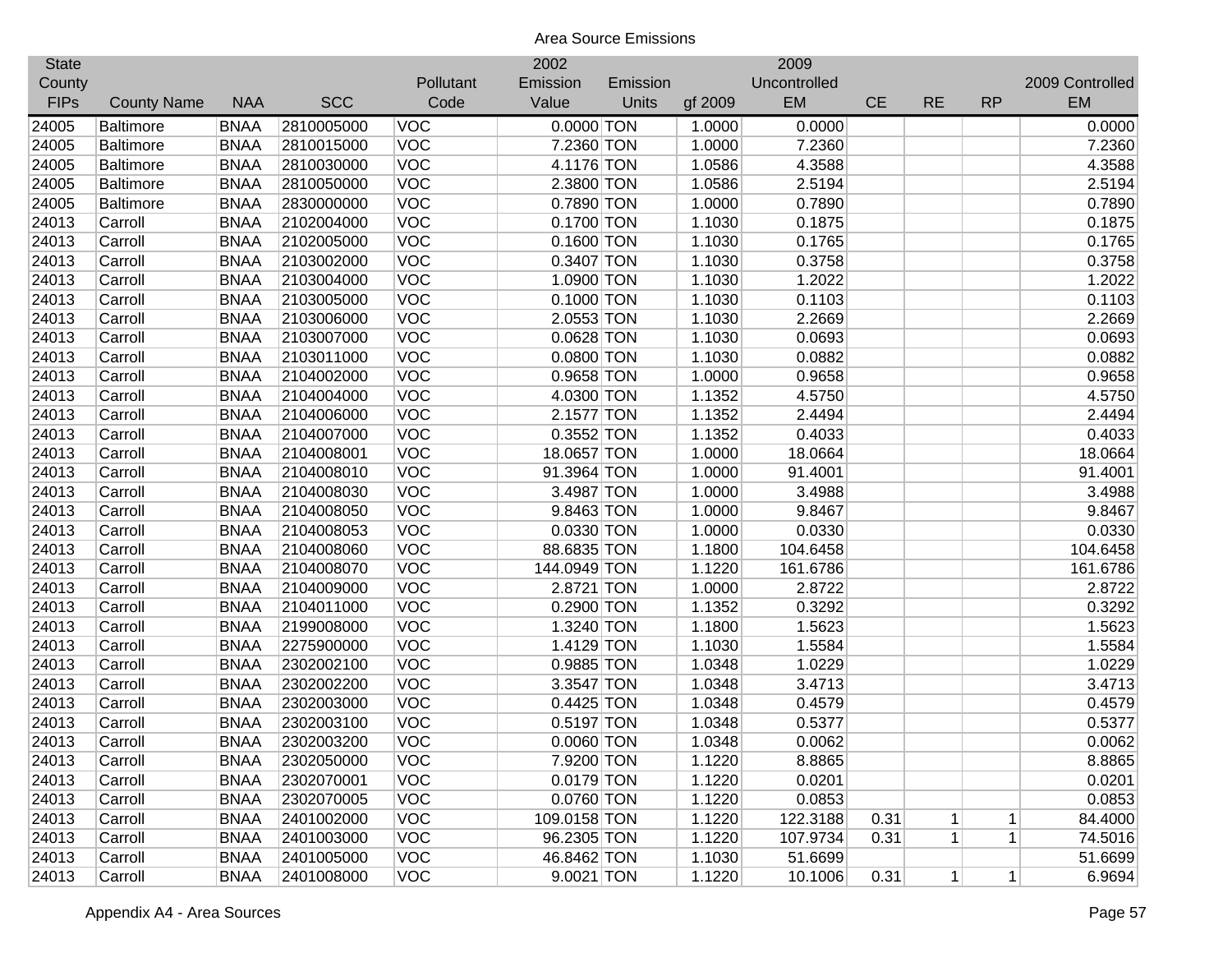Area Source Emissions

| State County FIPs | County Name | NAA | SCC | Pollutant Code | 2002 Emission Value | Emission Units | gf 2009 | 2009 Uncontrolled EM | CE | RE | RP | 2009 Controlled EM |
|---|---|---|---|---|---|---|---|---|---|---|---|---|
| 24005 | Baltimore | BNAA | 2810005000 | VOC | 0.0000 | TON | 1.0000 | 0.0000 | | | | 0.0000 |
| 24005 | Baltimore | BNAA | 2810015000 | VOC | 7.2360 | TON | 1.0000 | 7.2360 | | | | 7.2360 |
| 24005 | Baltimore | BNAA | 2810030000 | VOC | 4.1176 | TON | 1.0586 | 4.3588 | | | | 4.3588 |
| 24005 | Baltimore | BNAA | 2810050000 | VOC | 2.3800 | TON | 1.0586 | 2.5194 | | | | 2.5194 |
| 24005 | Baltimore | BNAA | 2830000000 | VOC | 0.7890 | TON | 1.0000 | 0.7890 | | | | 0.7890 |
| 24013 | Carroll | BNAA | 2102004000 | VOC | 0.1700 | TON | 1.1030 | 0.1875 | | | | 0.1875 |
| 24013 | Carroll | BNAA | 2102005000 | VOC | 0.1600 | TON | 1.1030 | 0.1765 | | | | 0.1765 |
| 24013 | Carroll | BNAA | 2103002000 | VOC | 0.3407 | TON | 1.1030 | 0.3758 | | | | 0.3758 |
| 24013 | Carroll | BNAA | 2103004000 | VOC | 1.0900 | TON | 1.1030 | 1.2022 | | | | 1.2022 |
| 24013 | Carroll | BNAA | 2103005000 | VOC | 0.1000 | TON | 1.1030 | 0.1103 | | | | 0.1103 |
| 24013 | Carroll | BNAA | 2103006000 | VOC | 2.0553 | TON | 1.1030 | 2.2669 | | | | 2.2669 |
| 24013 | Carroll | BNAA | 2103007000 | VOC | 0.0628 | TON | 1.1030 | 0.0693 | | | | 0.0693 |
| 24013 | Carroll | BNAA | 2103011000 | VOC | 0.0800 | TON | 1.1030 | 0.0882 | | | | 0.0882 |
| 24013 | Carroll | BNAA | 2104002000 | VOC | 0.9658 | TON | 1.0000 | 0.9658 | | | | 0.9658 |
| 24013 | Carroll | BNAA | 2104004000 | VOC | 4.0300 | TON | 1.1352 | 4.5750 | | | | 4.5750 |
| 24013 | Carroll | BNAA | 2104006000 | VOC | 2.1577 | TON | 1.1352 | 2.4494 | | | | 2.4494 |
| 24013 | Carroll | BNAA | 2104007000 | VOC | 0.3552 | TON | 1.1352 | 0.4033 | | | | 0.4033 |
| 24013 | Carroll | BNAA | 2104008001 | VOC | 18.0657 | TON | 1.0000 | 18.0664 | | | | 18.0664 |
| 24013 | Carroll | BNAA | 2104008010 | VOC | 91.3964 | TON | 1.0000 | 91.4001 | | | | 91.4001 |
| 24013 | Carroll | BNAA | 2104008030 | VOC | 3.4987 | TON | 1.0000 | 3.4988 | | | | 3.4988 |
| 24013 | Carroll | BNAA | 2104008050 | VOC | 9.8463 | TON | 1.0000 | 9.8467 | | | | 9.8467 |
| 24013 | Carroll | BNAA | 2104008053 | VOC | 0.0330 | TON | 1.0000 | 0.0330 | | | | 0.0330 |
| 24013 | Carroll | BNAA | 2104008060 | VOC | 88.6835 | TON | 1.1800 | 104.6458 | | | | 104.6458 |
| 24013 | Carroll | BNAA | 2104008070 | VOC | 144.0949 | TON | 1.1220 | 161.6786 | | | | 161.6786 |
| 24013 | Carroll | BNAA | 2104009000 | VOC | 2.8721 | TON | 1.0000 | 2.8722 | | | | 2.8722 |
| 24013 | Carroll | BNAA | 2104011000 | VOC | 0.2900 | TON | 1.1352 | 0.3292 | | | | 0.3292 |
| 24013 | Carroll | BNAA | 2199008000 | VOC | 1.3240 | TON | 1.1800 | 1.5623 | | | | 1.5623 |
| 24013 | Carroll | BNAA | 2275900000 | VOC | 1.4129 | TON | 1.1030 | 1.5584 | | | | 1.5584 |
| 24013 | Carroll | BNAA | 2302002100 | VOC | 0.9885 | TON | 1.0348 | 1.0229 | | | | 1.0229 |
| 24013 | Carroll | BNAA | 2302002200 | VOC | 3.3547 | TON | 1.0348 | 3.4713 | | | | 3.4713 |
| 24013 | Carroll | BNAA | 2302003000 | VOC | 0.4425 | TON | 1.0348 | 0.4579 | | | | 0.4579 |
| 24013 | Carroll | BNAA | 2302003100 | VOC | 0.5197 | TON | 1.0348 | 0.5377 | | | | 0.5377 |
| 24013 | Carroll | BNAA | 2302003200 | VOC | 0.0060 | TON | 1.0348 | 0.0062 | | | | 0.0062 |
| 24013 | Carroll | BNAA | 2302050000 | VOC | 7.9200 | TON | 1.1220 | 8.8865 | | | | 8.8865 |
| 24013 | Carroll | BNAA | 2302070001 | VOC | 0.0179 | TON | 1.1220 | 0.0201 | | | | 0.0201 |
| 24013 | Carroll | BNAA | 2302070005 | VOC | 0.0760 | TON | 1.1220 | 0.0853 | | | | 0.0853 |
| 24013 | Carroll | BNAA | 2401002000 | VOC | 109.0158 | TON | 1.1220 | 122.3188 | 0.31 | 1 | 1 | 84.4000 |
| 24013 | Carroll | BNAA | 2401003000 | VOC | 96.2305 | TON | 1.1220 | 107.9734 | 0.31 | 1 | 1 | 74.5016 |
| 24013 | Carroll | BNAA | 2401005000 | VOC | 46.8462 | TON | 1.1030 | 51.6699 | | | | 51.6699 |
| 24013 | Carroll | BNAA | 2401008000 | VOC | 9.0021 | TON | 1.1220 | 10.1006 | 0.31 | 1 | 1 | 6.9694 |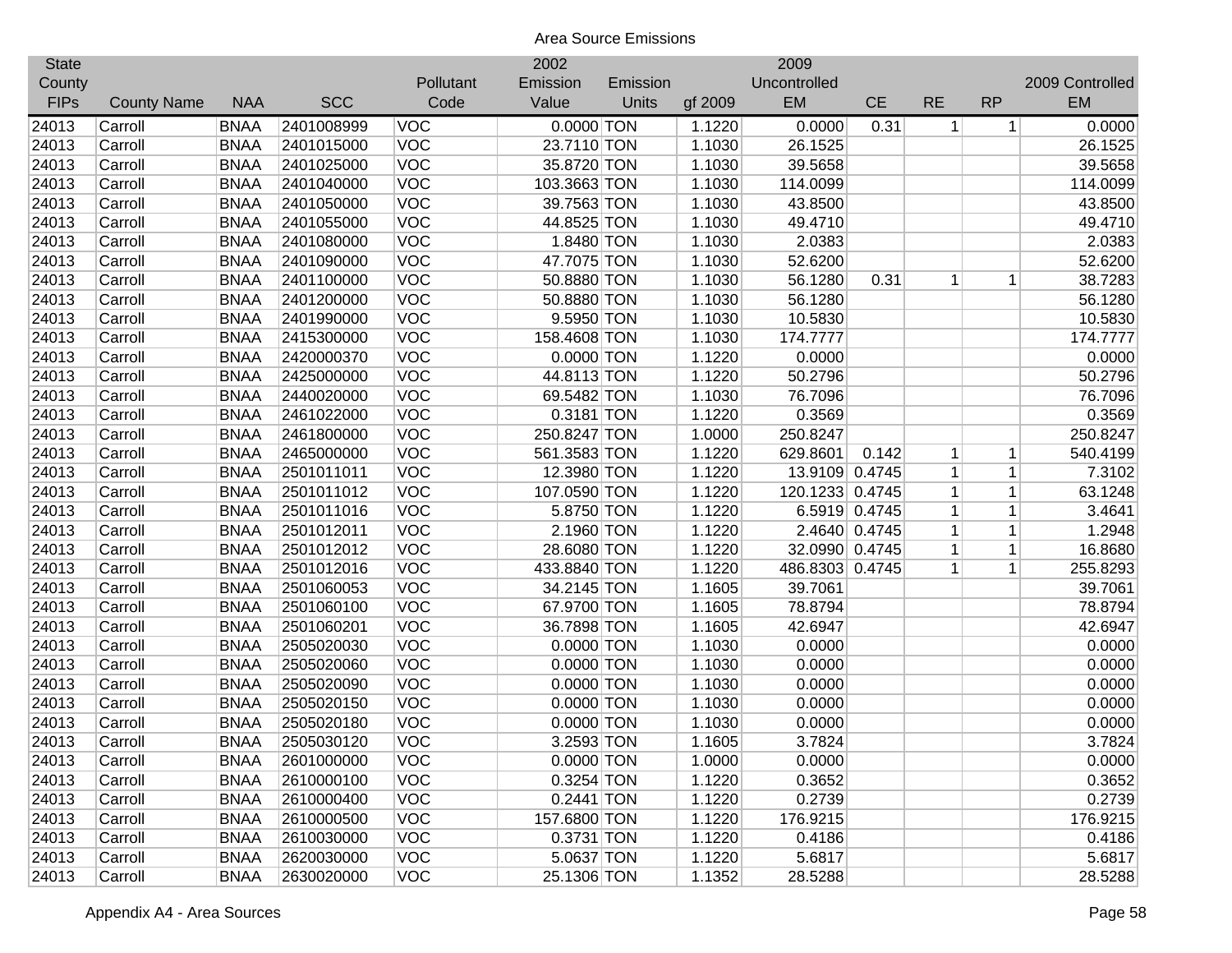Area Source Emissions

| State County FIPs | County Name | NAA | SCC | Pollutant Code | 2002 Emission Value | Emission Units | gf 2009 | 2009 Uncontrolled EM | CE | RE | RP | 2009 Controlled EM |
|---|---|---|---|---|---|---|---|---|---|---|---|---|
| 24013 | Carroll | BNAA | 2401008999 | VOC | 0.0000 | TON | 1.1220 | 0.0000 | 0.31 | 1 | 1 | 0.0000 |
| 24013 | Carroll | BNAA | 2401015000 | VOC | 23.7110 | TON | 1.1030 | 26.1525 | | | | 26.1525 |
| 24013 | Carroll | BNAA | 2401025000 | VOC | 35.8720 | TON | 1.1030 | 39.5658 | | | | 39.5658 |
| 24013 | Carroll | BNAA | 2401040000 | VOC | 103.3663 | TON | 1.1030 | 114.0099 | | | | 114.0099 |
| 24013 | Carroll | BNAA | 2401050000 | VOC | 39.7563 | TON | 1.1030 | 43.8500 | | | | 43.8500 |
| 24013 | Carroll | BNAA | 2401055000 | VOC | 44.8525 | TON | 1.1030 | 49.4710 | | | | 49.4710 |
| 24013 | Carroll | BNAA | 2401080000 | VOC | 1.8480 | TON | 1.1030 | 2.0383 | | | | 2.0383 |
| 24013 | Carroll | BNAA | 2401090000 | VOC | 47.7075 | TON | 1.1030 | 52.6200 | | | | 52.6200 |
| 24013 | Carroll | BNAA | 2401100000 | VOC | 50.8880 | TON | 1.1030 | 56.1280 | 0.31 | 1 | 1 | 38.7283 |
| 24013 | Carroll | BNAA | 2401200000 | VOC | 50.8880 | TON | 1.1030 | 56.1280 | | | | 56.1280 |
| 24013 | Carroll | BNAA | 2401990000 | VOC | 9.5950 | TON | 1.1030 | 10.5830 | | | | 10.5830 |
| 24013 | Carroll | BNAA | 2415300000 | VOC | 158.4608 | TON | 1.1030 | 174.7777 | | | | 174.7777 |
| 24013 | Carroll | BNAA | 2420000370 | VOC | 0.0000 | TON | 1.1220 | 0.0000 | | | | 0.0000 |
| 24013 | Carroll | BNAA | 2425000000 | VOC | 44.8113 | TON | 1.1220 | 50.2796 | | | | 50.2796 |
| 24013 | Carroll | BNAA | 2440020000 | VOC | 69.5482 | TON | 1.1030 | 76.7096 | | | | 76.7096 |
| 24013 | Carroll | BNAA | 2461022000 | VOC | 0.3181 | TON | 1.1220 | 0.3569 | | | | 0.3569 |
| 24013 | Carroll | BNAA | 2461800000 | VOC | 250.8247 | TON | 1.0000 | 250.8247 | | | | 250.8247 |
| 24013 | Carroll | BNAA | 2465000000 | VOC | 561.3583 | TON | 1.1220 | 629.8601 | 0.142 | 1 | 1 | 540.4199 |
| 24013 | Carroll | BNAA | 2501011011 | VOC | 12.3980 | TON | 1.1220 | 13.9109 | 0.4745 | 1 | 1 | 7.3102 |
| 24013 | Carroll | BNAA | 2501011012 | VOC | 107.0590 | TON | 1.1220 | 120.1233 | 0.4745 | 1 | 1 | 63.1248 |
| 24013 | Carroll | BNAA | 2501011016 | VOC | 5.8750 | TON | 1.1220 | 6.5919 | 0.4745 | 1 | 1 | 3.4641 |
| 24013 | Carroll | BNAA | 2501012011 | VOC | 2.1960 | TON | 1.1220 | 2.4640 | 0.4745 | 1 | 1 | 1.2948 |
| 24013 | Carroll | BNAA | 2501012012 | VOC | 28.6080 | TON | 1.1220 | 32.0990 | 0.4745 | 1 | 1 | 16.8680 |
| 24013 | Carroll | BNAA | 2501012016 | VOC | 433.8840 | TON | 1.1220 | 486.8303 | 0.4745 | 1 | 1 | 255.8293 |
| 24013 | Carroll | BNAA | 2501060053 | VOC | 34.2145 | TON | 1.1605 | 39.7061 | | | | 39.7061 |
| 24013 | Carroll | BNAA | 2501060100 | VOC | 67.9700 | TON | 1.1605 | 78.8794 | | | | 78.8794 |
| 24013 | Carroll | BNAA | 2501060201 | VOC | 36.7898 | TON | 1.1605 | 42.6947 | | | | 42.6947 |
| 24013 | Carroll | BNAA | 2505020030 | VOC | 0.0000 | TON | 1.1030 | 0.0000 | | | | 0.0000 |
| 24013 | Carroll | BNAA | 2505020060 | VOC | 0.0000 | TON | 1.1030 | 0.0000 | | | | 0.0000 |
| 24013 | Carroll | BNAA | 2505020090 | VOC | 0.0000 | TON | 1.1030 | 0.0000 | | | | 0.0000 |
| 24013 | Carroll | BNAA | 2505020150 | VOC | 0.0000 | TON | 1.1030 | 0.0000 | | | | 0.0000 |
| 24013 | Carroll | BNAA | 2505020180 | VOC | 0.0000 | TON | 1.1030 | 0.0000 | | | | 0.0000 |
| 24013 | Carroll | BNAA | 2505030120 | VOC | 3.2593 | TON | 1.1605 | 3.7824 | | | | 3.7824 |
| 24013 | Carroll | BNAA | 2601000000 | VOC | 0.0000 | TON | 1.0000 | 0.0000 | | | | 0.0000 |
| 24013 | Carroll | BNAA | 2610000100 | VOC | 0.3254 | TON | 1.1220 | 0.3652 | | | | 0.3652 |
| 24013 | Carroll | BNAA | 2610000400 | VOC | 0.2441 | TON | 1.1220 | 0.2739 | | | | 0.2739 |
| 24013 | Carroll | BNAA | 2610000500 | VOC | 157.6800 | TON | 1.1220 | 176.9215 | | | | 176.9215 |
| 24013 | Carroll | BNAA | 2610030000 | VOC | 0.3731 | TON | 1.1220 | 0.4186 | | | | 0.4186 |
| 24013 | Carroll | BNAA | 2620030000 | VOC | 5.0637 | TON | 1.1220 | 5.6817 | | | | 5.6817 |
| 24013 | Carroll | BNAA | 2630020000 | VOC | 25.1306 | TON | 1.1352 | 28.5288 | | | | 28.5288 |

Appendix A4 - Area Sources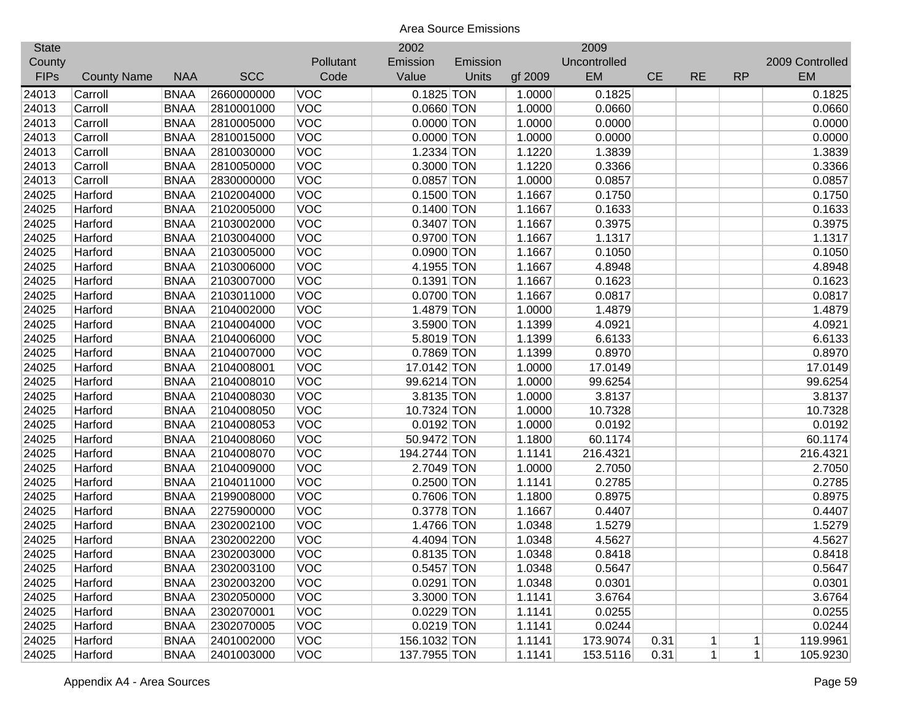Area Source Emissions

| State County FIPs | County Name | NAA | SCC | Pollutant Code | 2002 Emission Value | Emission Units | gf 2009 | 2009 Uncontrolled EM | CE | RE | RP | 2009 Controlled EM |
|---|---|---|---|---|---|---|---|---|---|---|---|---|
| 24013 | Carroll | BNAA | 2660000000 | VOC | 0.1825 | TON | 1.0000 | 0.1825 | | | | 0.1825 |
| 24013 | Carroll | BNAA | 2810001000 | VOC | 0.0660 | TON | 1.0000 | 0.0660 | | | | 0.0660 |
| 24013 | Carroll | BNAA | 2810005000 | VOC | 0.0000 | TON | 1.0000 | 0.0000 | | | | 0.0000 |
| 24013 | Carroll | BNAA | 2810015000 | VOC | 0.0000 | TON | 1.0000 | 0.0000 | | | | 0.0000 |
| 24013 | Carroll | BNAA | 2810030000 | VOC | 1.2334 | TON | 1.1220 | 1.3839 | | | | 1.3839 |
| 24013 | Carroll | BNAA | 2810050000 | VOC | 0.3000 | TON | 1.1220 | 0.3366 | | | | 0.3366 |
| 24013 | Carroll | BNAA | 2830000000 | VOC | 0.0857 | TON | 1.0000 | 0.0857 | | | | 0.0857 |
| 24025 | Harford | BNAA | 2102004000 | VOC | 0.1500 | TON | 1.1667 | 0.1750 | | | | 0.1750 |
| 24025 | Harford | BNAA | 2102005000 | VOC | 0.1400 | TON | 1.1667 | 0.1633 | | | | 0.1633 |
| 24025 | Harford | BNAA | 2103002000 | VOC | 0.3407 | TON | 1.1667 | 0.3975 | | | | 0.3975 |
| 24025 | Harford | BNAA | 2103004000 | VOC | 0.9700 | TON | 1.1667 | 1.1317 | | | | 1.1317 |
| 24025 | Harford | BNAA | 2103005000 | VOC | 0.0900 | TON | 1.1667 | 0.1050 | | | | 0.1050 |
| 24025 | Harford | BNAA | 2103006000 | VOC | 4.1955 | TON | 1.1667 | 4.8948 | | | | 4.8948 |
| 24025 | Harford | BNAA | 2103007000 | VOC | 0.1391 | TON | 1.1667 | 0.1623 | | | | 0.1623 |
| 24025 | Harford | BNAA | 2103011000 | VOC | 0.0700 | TON | 1.1667 | 0.0817 | | | | 0.0817 |
| 24025 | Harford | BNAA | 2104002000 | VOC | 1.4879 | TON | 1.0000 | 1.4879 | | | | 1.4879 |
| 24025 | Harford | BNAA | 2104004000 | VOC | 3.5900 | TON | 1.1399 | 4.0921 | | | | 4.0921 |
| 24025 | Harford | BNAA | 2104006000 | VOC | 5.8019 | TON | 1.1399 | 6.6133 | | | | 6.6133 |
| 24025 | Harford | BNAA | 2104007000 | VOC | 0.7869 | TON | 1.1399 | 0.8970 | | | | 0.8970 |
| 24025 | Harford | BNAA | 2104008001 | VOC | 17.0142 | TON | 1.0000 | 17.0149 | | | | 17.0149 |
| 24025 | Harford | BNAA | 2104008010 | VOC | 99.6214 | TON | 1.0000 | 99.6254 | | | | 99.6254 |
| 24025 | Harford | BNAA | 2104008030 | VOC | 3.8135 | TON | 1.0000 | 3.8137 | | | | 3.8137 |
| 24025 | Harford | BNAA | 2104008050 | VOC | 10.7324 | TON | 1.0000 | 10.7328 | | | | 10.7328 |
| 24025 | Harford | BNAA | 2104008053 | VOC | 0.0192 | TON | 1.0000 | 0.0192 | | | | 0.0192 |
| 24025 | Harford | BNAA | 2104008060 | VOC | 50.9472 | TON | 1.1800 | 60.1174 | | | | 60.1174 |
| 24025 | Harford | BNAA | 2104008070 | VOC | 194.2744 | TON | 1.1141 | 216.4321 | | | | 216.4321 |
| 24025 | Harford | BNAA | 2104009000 | VOC | 2.7049 | TON | 1.0000 | 2.7050 | | | | 2.7050 |
| 24025 | Harford | BNAA | 2104011000 | VOC | 0.2500 | TON | 1.1141 | 0.2785 | | | | 0.2785 |
| 24025 | Harford | BNAA | 2199008000 | VOC | 0.7606 | TON | 1.1800 | 0.8975 | | | | 0.8975 |
| 24025 | Harford | BNAA | 2275900000 | VOC | 0.3778 | TON | 1.1667 | 0.4407 | | | | 0.4407 |
| 24025 | Harford | BNAA | 2302002100 | VOC | 1.4766 | TON | 1.0348 | 1.5279 | | | | 1.5279 |
| 24025 | Harford | BNAA | 2302002200 | VOC | 4.4094 | TON | 1.0348 | 4.5627 | | | | 4.5627 |
| 24025 | Harford | BNAA | 2302003000 | VOC | 0.8135 | TON | 1.0348 | 0.8418 | | | | 0.8418 |
| 24025 | Harford | BNAA | 2302003100 | VOC | 0.5457 | TON | 1.0348 | 0.5647 | | | | 0.5647 |
| 24025 | Harford | BNAA | 2302003200 | VOC | 0.0291 | TON | 1.0348 | 0.0301 | | | | 0.0301 |
| 24025 | Harford | BNAA | 2302050000 | VOC | 3.3000 | TON | 1.1141 | 3.6764 | | | | 3.6764 |
| 24025 | Harford | BNAA | 2302070001 | VOC | 0.0229 | TON | 1.1141 | 0.0255 | | | | 0.0255 |
| 24025 | Harford | BNAA | 2302070005 | VOC | 0.0219 | TON | 1.1141 | 0.0244 | | | | 0.0244 |
| 24025 | Harford | BNAA | 2401002000 | VOC | 156.1032 | TON | 1.1141 | 173.9074 | 0.31 | 1 | 1 | 119.9961 |
| 24025 | Harford | BNAA | 2401003000 | VOC | 137.7955 | TON | 1.1141 | 153.5116 | 0.31 | 1 | 1 | 105.9230 |

Appendix A4 - Area Sources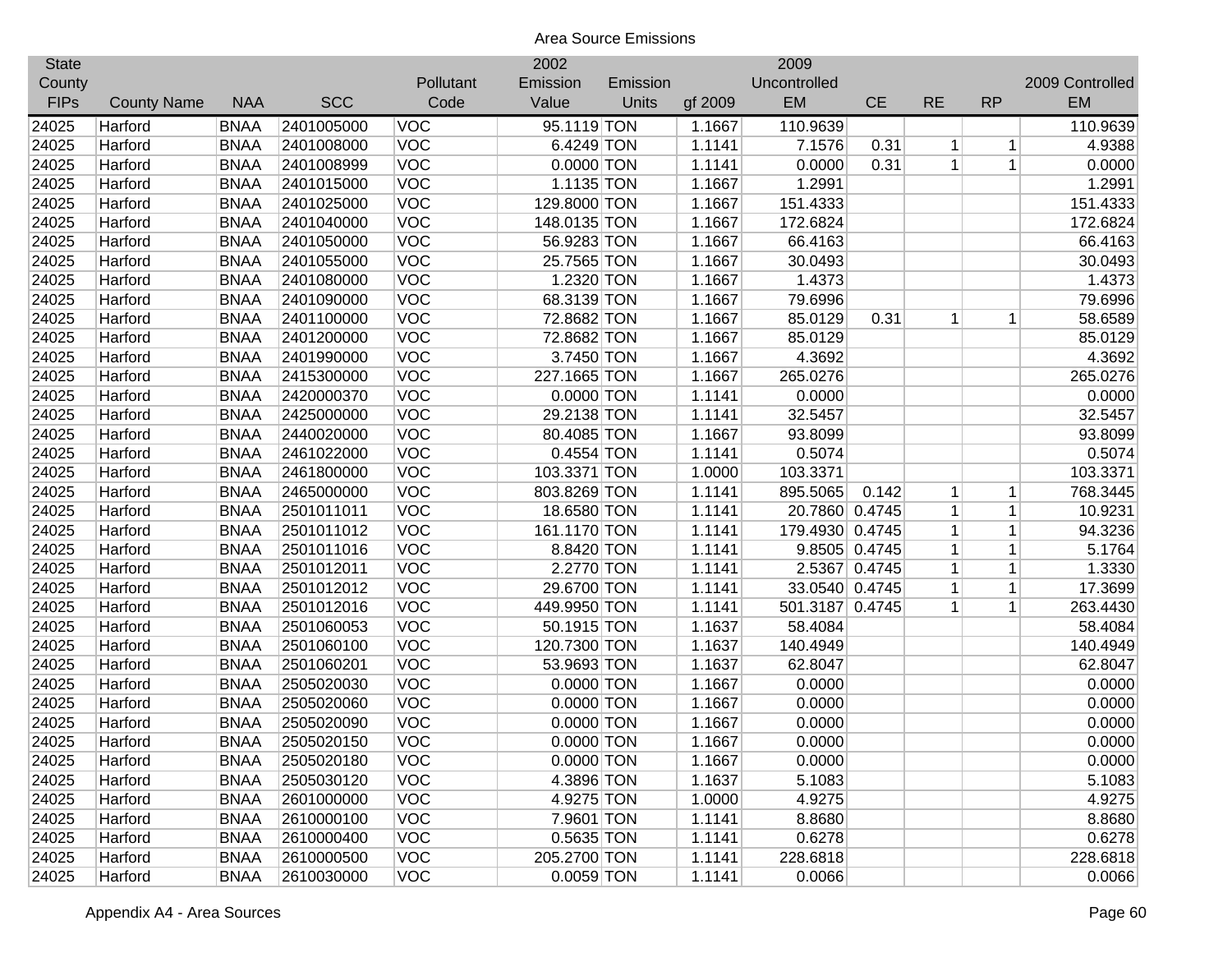Area Source Emissions

| State County FIPs | County Name | NAA | SCC | Pollutant Code | 2002 Emission Value | Emission Units | gf 2009 | 2009 Uncontrolled EM | CE | RE | RP | 2009 Controlled EM |
|---|---|---|---|---|---|---|---|---|---|---|---|---|
| 24025 | Harford | BNAA | 2401005000 | VOC | 95.1119 | TON | 1.1667 | 110.9639 | | | | 110.9639 |
| 24025 | Harford | BNAA | 2401008000 | VOC | 6.4249 | TON | 1.1141 | 7.1576 | 0.31 | 1 | 1 | 4.9388 |
| 24025 | Harford | BNAA | 2401008999 | VOC | 0.0000 | TON | 1.1141 | 0.0000 | 0.31 | 1 | 1 | 0.0000 |
| 24025 | Harford | BNAA | 2401015000 | VOC | 1.1135 | TON | 1.1667 | 1.2991 | | | | 1.2991 |
| 24025 | Harford | BNAA | 2401025000 | VOC | 129.8000 | TON | 1.1667 | 151.4333 | | | | 151.4333 |
| 24025 | Harford | BNAA | 2401040000 | VOC | 148.0135 | TON | 1.1667 | 172.6824 | | | | 172.6824 |
| 24025 | Harford | BNAA | 2401050000 | VOC | 56.9283 | TON | 1.1667 | 66.4163 | | | | 66.4163 |
| 24025 | Harford | BNAA | 2401055000 | VOC | 25.7565 | TON | 1.1667 | 30.0493 | | | | 30.0493 |
| 24025 | Harford | BNAA | 2401080000 | VOC | 1.2320 | TON | 1.1667 | 1.4373 | | | | 1.4373 |
| 24025 | Harford | BNAA | 2401090000 | VOC | 68.3139 | TON | 1.1667 | 79.6996 | | | | 79.6996 |
| 24025 | Harford | BNAA | 2401100000 | VOC | 72.8682 | TON | 1.1667 | 85.0129 | 0.31 | 1 | 1 | 58.6589 |
| 24025 | Harford | BNAA | 2401200000 | VOC | 72.8682 | TON | 1.1667 | 85.0129 | | | | 85.0129 |
| 24025 | Harford | BNAA | 2401990000 | VOC | 3.7450 | TON | 1.1667 | 4.3692 | | | | 4.3692 |
| 24025 | Harford | BNAA | 2415300000 | VOC | 227.1665 | TON | 1.1667 | 265.0276 | | | | 265.0276 |
| 24025 | Harford | BNAA | 2420000370 | VOC | 0.0000 | TON | 1.1141 | 0.0000 | | | | 0.0000 |
| 24025 | Harford | BNAA | 2425000000 | VOC | 29.2138 | TON | 1.1141 | 32.5457 | | | | 32.5457 |
| 24025 | Harford | BNAA | 2440020000 | VOC | 80.4085 | TON | 1.1667 | 93.8099 | | | | 93.8099 |
| 24025 | Harford | BNAA | 2461022000 | VOC | 0.4554 | TON | 1.1141 | 0.5074 | | | | 0.5074 |
| 24025 | Harford | BNAA | 2461800000 | VOC | 103.3371 | TON | 1.0000 | 103.3371 | | | | 103.3371 |
| 24025 | Harford | BNAA | 2465000000 | VOC | 803.8269 | TON | 1.1141 | 895.5065 | 0.142 | 1 | 1 | 768.3445 |
| 24025 | Harford | BNAA | 2501011011 | VOC | 18.6580 | TON | 1.1141 | 20.7860 | 0.4745 | 1 | 1 | 10.9231 |
| 24025 | Harford | BNAA | 2501011012 | VOC | 161.1170 | TON | 1.1141 | 179.4930 | 0.4745 | 1 | 1 | 94.3236 |
| 24025 | Harford | BNAA | 2501011016 | VOC | 8.8420 | TON | 1.1141 | 9.8505 | 0.4745 | 1 | 1 | 5.1764 |
| 24025 | Harford | BNAA | 2501012011 | VOC | 2.2770 | TON | 1.1141 | 2.5367 | 0.4745 | 1 | 1 | 1.3330 |
| 24025 | Harford | BNAA | 2501012012 | VOC | 29.6700 | TON | 1.1141 | 33.0540 | 0.4745 | 1 | 1 | 17.3699 |
| 24025 | Harford | BNAA | 2501012016 | VOC | 449.9950 | TON | 1.1141 | 501.3187 | 0.4745 | 1 | 1 | 263.4430 |
| 24025 | Harford | BNAA | 2501060053 | VOC | 50.1915 | TON | 1.1637 | 58.4084 | | | | 58.4084 |
| 24025 | Harford | BNAA | 2501060100 | VOC | 120.7300 | TON | 1.1637 | 140.4949 | | | | 140.4949 |
| 24025 | Harford | BNAA | 2501060201 | VOC | 53.9693 | TON | 1.1637 | 62.8047 | | | | 62.8047 |
| 24025 | Harford | BNAA | 2505020030 | VOC | 0.0000 | TON | 1.1667 | 0.0000 | | | | 0.0000 |
| 24025 | Harford | BNAA | 2505020060 | VOC | 0.0000 | TON | 1.1667 | 0.0000 | | | | 0.0000 |
| 24025 | Harford | BNAA | 2505020090 | VOC | 0.0000 | TON | 1.1667 | 0.0000 | | | | 0.0000 |
| 24025 | Harford | BNAA | 2505020150 | VOC | 0.0000 | TON | 1.1667 | 0.0000 | | | | 0.0000 |
| 24025 | Harford | BNAA | 2505020180 | VOC | 0.0000 | TON | 1.1667 | 0.0000 | | | | 0.0000 |
| 24025 | Harford | BNAA | 2505030120 | VOC | 4.3896 | TON | 1.1637 | 5.1083 | | | | 5.1083 |
| 24025 | Harford | BNAA | 2601000000 | VOC | 4.9275 | TON | 1.0000 | 4.9275 | | | | 4.9275 |
| 24025 | Harford | BNAA | 2610000100 | VOC | 7.9601 | TON | 1.1141 | 8.8680 | | | | 8.8680 |
| 24025 | Harford | BNAA | 2610000400 | VOC | 0.5635 | TON | 1.1141 | 0.6278 | | | | 0.6278 |
| 24025 | Harford | BNAA | 2610000500 | VOC | 205.2700 | TON | 1.1141 | 228.6818 | | | | 228.6818 |
| 24025 | Harford | BNAA | 2610030000 | VOC | 0.0059 | TON | 1.1141 | 0.0066 | | | | 0.0066 |

Appendix A4 - Area Sources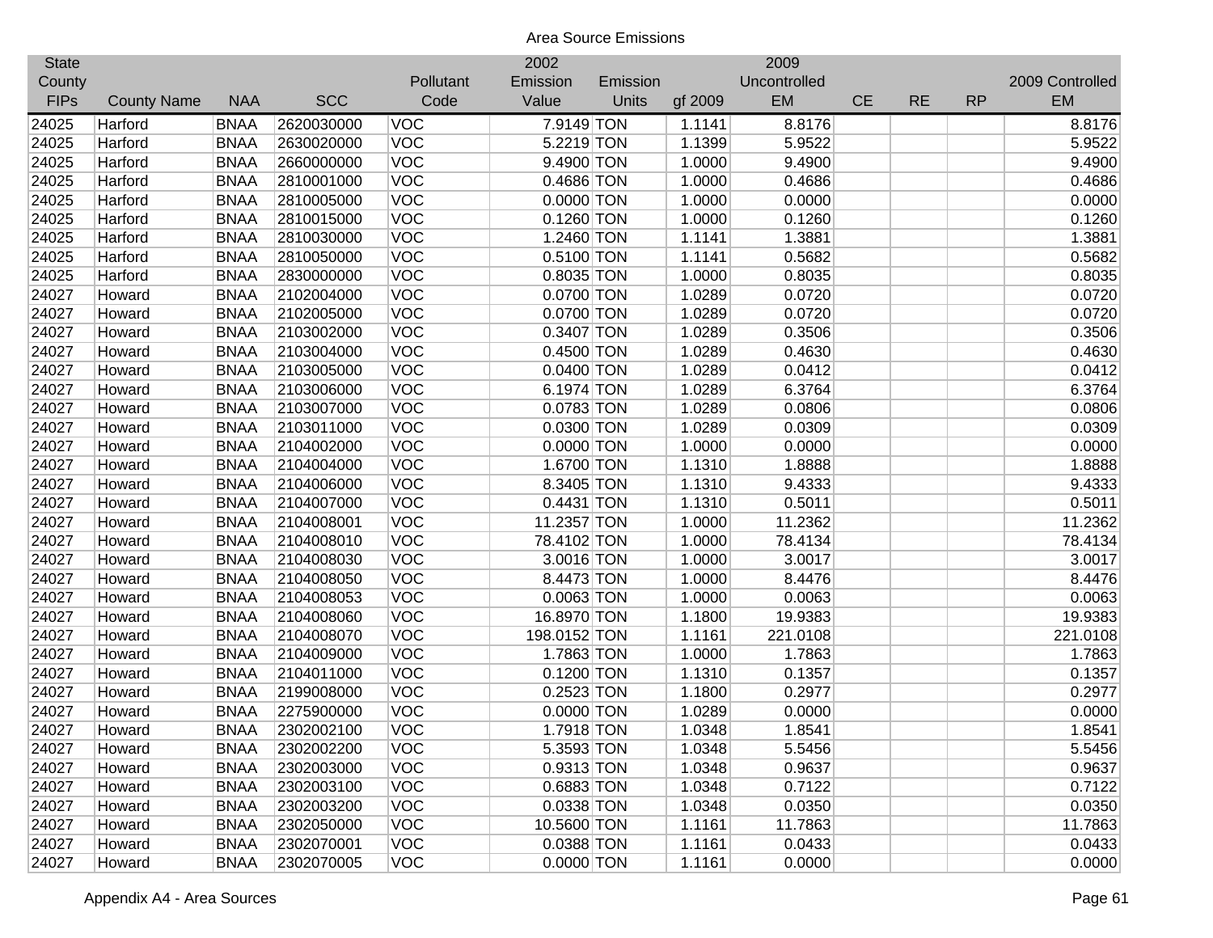Area Source Emissions

| State County FIPs | County Name | NAA | SCC | Pollutant Code | 2002 Emission Value | Emission Units | gf 2009 | 2009 Uncontrolled EM | CE | RE | RP | 2009 Controlled EM |
|---|---|---|---|---|---|---|---|---|---|---|---|---|
| 24025 | Harford | BNAA | 2620030000 | VOC | 7.9149 | TON | 1.1141 | 8.8176 | | | | 8.8176 |
| 24025 | Harford | BNAA | 2630020000 | VOC | 5.2219 | TON | 1.1399 | 5.9522 | | | | 5.9522 |
| 24025 | Harford | BNAA | 2660000000 | VOC | 9.4900 | TON | 1.0000 | 9.4900 | | | | 9.4900 |
| 24025 | Harford | BNAA | 2810001000 | VOC | 0.4686 | TON | 1.0000 | 0.4686 | | | | 0.4686 |
| 24025 | Harford | BNAA | 2810005000 | VOC | 0.0000 | TON | 1.0000 | 0.0000 | | | | 0.0000 |
| 24025 | Harford | BNAA | 2810015000 | VOC | 0.1260 | TON | 1.0000 | 0.1260 | | | | 0.1260 |
| 24025 | Harford | BNAA | 2810030000 | VOC | 1.2460 | TON | 1.1141 | 1.3881 | | | | 1.3881 |
| 24025 | Harford | BNAA | 2810050000 | VOC | 0.5100 | TON | 1.1141 | 0.5682 | | | | 0.5682 |
| 24025 | Harford | BNAA | 2830000000 | VOC | 0.8035 | TON | 1.0000 | 0.8035 | | | | 0.8035 |
| 24027 | Howard | BNAA | 2102004000 | VOC | 0.0700 | TON | 1.0289 | 0.0720 | | | | 0.0720 |
| 24027 | Howard | BNAA | 2102005000 | VOC | 0.0700 | TON | 1.0289 | 0.0720 | | | | 0.0720 |
| 24027 | Howard | BNAA | 2103002000 | VOC | 0.3407 | TON | 1.0289 | 0.3506 | | | | 0.3506 |
| 24027 | Howard | BNAA | 2103004000 | VOC | 0.4500 | TON | 1.0289 | 0.4630 | | | | 0.4630 |
| 24027 | Howard | BNAA | 2103005000 | VOC | 0.0400 | TON | 1.0289 | 0.0412 | | | | 0.0412 |
| 24027 | Howard | BNAA | 2103006000 | VOC | 6.1974 | TON | 1.0289 | 6.3764 | | | | 6.3764 |
| 24027 | Howard | BNAA | 2103007000 | VOC | 0.0783 | TON | 1.0289 | 0.0806 | | | | 0.0806 |
| 24027 | Howard | BNAA | 2103011000 | VOC | 0.0300 | TON | 1.0289 | 0.0309 | | | | 0.0309 |
| 24027 | Howard | BNAA | 2104002000 | VOC | 0.0000 | TON | 1.0000 | 0.0000 | | | | 0.0000 |
| 24027 | Howard | BNAA | 2104004000 | VOC | 1.6700 | TON | 1.1310 | 1.8888 | | | | 1.8888 |
| 24027 | Howard | BNAA | 2104006000 | VOC | 8.3405 | TON | 1.1310 | 9.4333 | | | | 9.4333 |
| 24027 | Howard | BNAA | 2104007000 | VOC | 0.4431 | TON | 1.1310 | 0.5011 | | | | 0.5011 |
| 24027 | Howard | BNAA | 2104008001 | VOC | 11.2357 | TON | 1.0000 | 11.2362 | | | | 11.2362 |
| 24027 | Howard | BNAA | 2104008010 | VOC | 78.4102 | TON | 1.0000 | 78.4134 | | | | 78.4134 |
| 24027 | Howard | BNAA | 2104008030 | VOC | 3.0016 | TON | 1.0000 | 3.0017 | | | | 3.0017 |
| 24027 | Howard | BNAA | 2104008050 | VOC | 8.4473 | TON | 1.0000 | 8.4476 | | | | 8.4476 |
| 24027 | Howard | BNAA | 2104008053 | VOC | 0.0063 | TON | 1.0000 | 0.0063 | | | | 0.0063 |
| 24027 | Howard | BNAA | 2104008060 | VOC | 16.8970 | TON | 1.1800 | 19.9383 | | | | 19.9383 |
| 24027 | Howard | BNAA | 2104008070 | VOC | 198.0152 | TON | 1.1161 | 221.0108 | | | | 221.0108 |
| 24027 | Howard | BNAA | 2104009000 | VOC | 1.7863 | TON | 1.0000 | 1.7863 | | | | 1.7863 |
| 24027 | Howard | BNAA | 2104011000 | VOC | 0.1200 | TON | 1.1310 | 0.1357 | | | | 0.1357 |
| 24027 | Howard | BNAA | 2199008000 | VOC | 0.2523 | TON | 1.1800 | 0.2977 | | | | 0.2977 |
| 24027 | Howard | BNAA | 2275900000 | VOC | 0.0000 | TON | 1.0289 | 0.0000 | | | | 0.0000 |
| 24027 | Howard | BNAA | 2302002100 | VOC | 1.7918 | TON | 1.0348 | 1.8541 | | | | 1.8541 |
| 24027 | Howard | BNAA | 2302002200 | VOC | 5.3593 | TON | 1.0348 | 5.5456 | | | | 5.5456 |
| 24027 | Howard | BNAA | 2302003000 | VOC | 0.9313 | TON | 1.0348 | 0.9637 | | | | 0.9637 |
| 24027 | Howard | BNAA | 2302003100 | VOC | 0.6883 | TON | 1.0348 | 0.7122 | | | | 0.7122 |
| 24027 | Howard | BNAA | 2302003200 | VOC | 0.0338 | TON | 1.0348 | 0.0350 | | | | 0.0350 |
| 24027 | Howard | BNAA | 2302050000 | VOC | 10.5600 | TON | 1.1161 | 11.7863 | | | | 11.7863 |
| 24027 | Howard | BNAA | 2302070001 | VOC | 0.0388 | TON | 1.1161 | 0.0433 | | | | 0.0433 |
| 24027 | Howard | BNAA | 2302070005 | VOC | 0.0000 | TON | 1.1161 | 0.0000 | | | | 0.0000 |

Appendix A4 - Area Sources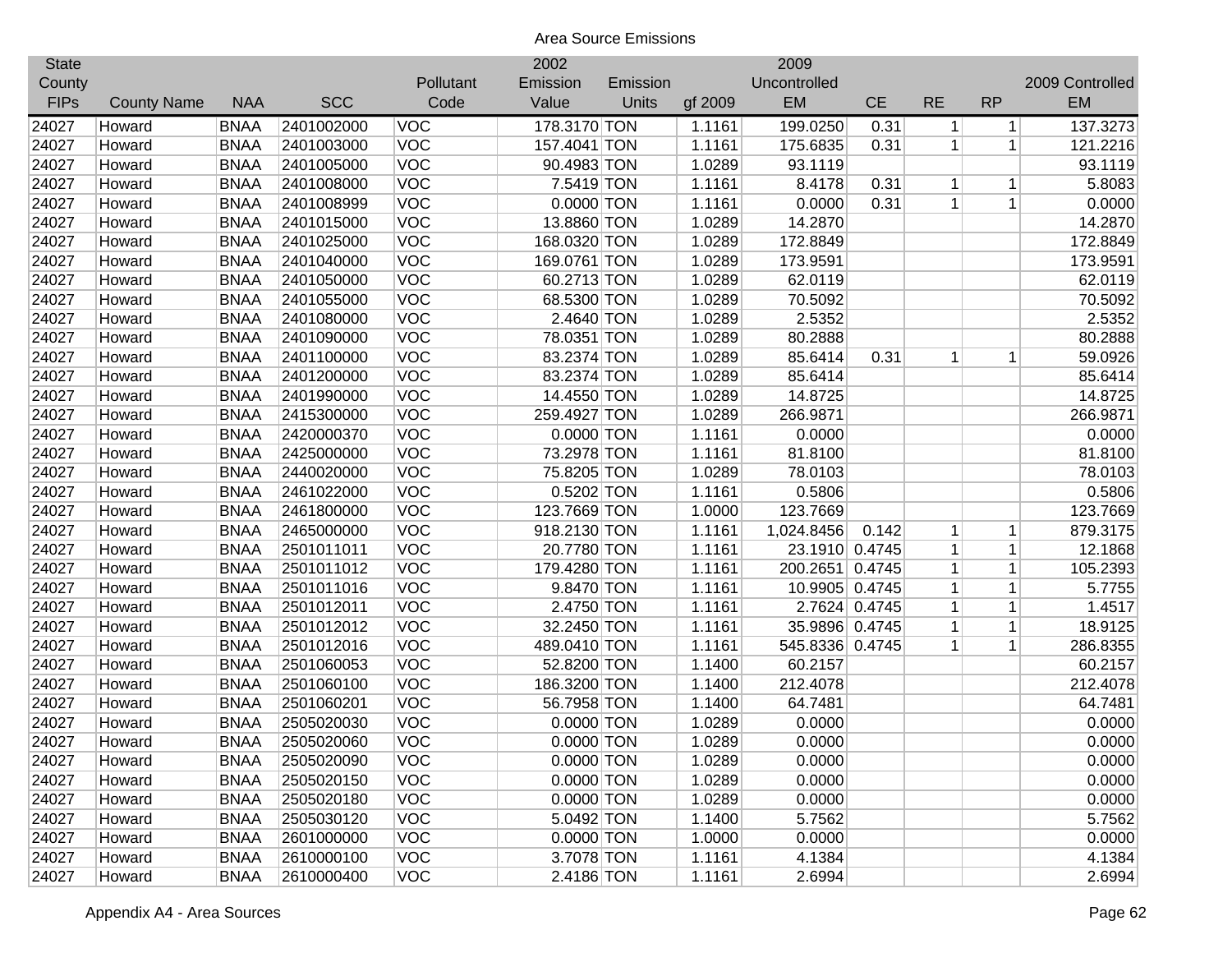Area Source Emissions

| State County FIPs | County Name | NAA | SCC | Pollutant Code | 2002 Emission Value | Emission Units | gf 2009 | 2009 Uncontrolled EM | CE | RE | RP | 2009 Controlled EM |
|---|---|---|---|---|---|---|---|---|---|---|---|---|
| 24027 | Howard | BNAA | 2401002000 | VOC | 178.3170 | TON | 1.1161 | 199.0250 | 0.31 | 1 | 1 | 137.3273 |
| 24027 | Howard | BNAA | 2401003000 | VOC | 157.4041 | TON | 1.1161 | 175.6835 | 0.31 | 1 | 1 | 121.2216 |
| 24027 | Howard | BNAA | 2401005000 | VOC | 90.4983 | TON | 1.0289 | 93.1119 | | | | 93.1119 |
| 24027 | Howard | BNAA | 2401008000 | VOC | 7.5419 | TON | 1.1161 | 8.4178 | 0.31 | 1 | 1 | 5.8083 |
| 24027 | Howard | BNAA | 2401008999 | VOC | 0.0000 | TON | 1.1161 | 0.0000 | 0.31 | 1 | 1 | 0.0000 |
| 24027 | Howard | BNAA | 2401015000 | VOC | 13.8860 | TON | 1.0289 | 14.2870 | | | | 14.2870 |
| 24027 | Howard | BNAA | 2401025000 | VOC | 168.0320 | TON | 1.0289 | 172.8849 | | | | 172.8849 |
| 24027 | Howard | BNAA | 2401040000 | VOC | 169.0761 | TON | 1.0289 | 173.9591 | | | | 173.9591 |
| 24027 | Howard | BNAA | 2401050000 | VOC | 60.2713 | TON | 1.0289 | 62.0119 | | | | 62.0119 |
| 24027 | Howard | BNAA | 2401055000 | VOC | 68.5300 | TON | 1.0289 | 70.5092 | | | | 70.5092 |
| 24027 | Howard | BNAA | 2401080000 | VOC | 2.4640 | TON | 1.0289 | 2.5352 | | | | 2.5352 |
| 24027 | Howard | BNAA | 2401090000 | VOC | 78.0351 | TON | 1.0289 | 80.2888 | | | | 80.2888 |
| 24027 | Howard | BNAA | 2401100000 | VOC | 83.2374 | TON | 1.0289 | 85.6414 | 0.31 | 1 | 1 | 59.0926 |
| 24027 | Howard | BNAA | 2401200000 | VOC | 83.2374 | TON | 1.0289 | 85.6414 | | | | 85.6414 |
| 24027 | Howard | BNAA | 2401990000 | VOC | 14.4550 | TON | 1.0289 | 14.8725 | | | | 14.8725 |
| 24027 | Howard | BNAA | 2415300000 | VOC | 259.4927 | TON | 1.0289 | 266.9871 | | | | 266.9871 |
| 24027 | Howard | BNAA | 2420000370 | VOC | 0.0000 | TON | 1.1161 | 0.0000 | | | | 0.0000 |
| 24027 | Howard | BNAA | 2425000000 | VOC | 73.2978 | TON | 1.1161 | 81.8100 | | | | 81.8100 |
| 24027 | Howard | BNAA | 2440020000 | VOC | 75.8205 | TON | 1.0289 | 78.0103 | | | | 78.0103 |
| 24027 | Howard | BNAA | 2461022000 | VOC | 0.5202 | TON | 1.1161 | 0.5806 | | | | 0.5806 |
| 24027 | Howard | BNAA | 2461800000 | VOC | 123.7669 | TON | 1.0000 | 123.7669 | | | | 123.7669 |
| 24027 | Howard | BNAA | 2465000000 | VOC | 918.2130 | TON | 1.1161 | 1,024.8456 | 0.142 | 1 | 1 | 879.3175 |
| 24027 | Howard | BNAA | 2501011011 | VOC | 20.7780 | TON | 1.1161 | 23.1910 | 0.4745 | 1 | 1 | 12.1868 |
| 24027 | Howard | BNAA | 2501011012 | VOC | 179.4280 | TON | 1.1161 | 200.2651 | 0.4745 | 1 | 1 | 105.2393 |
| 24027 | Howard | BNAA | 2501011016 | VOC | 9.8470 | TON | 1.1161 | 10.9905 | 0.4745 | 1 | 1 | 5.7755 |
| 24027 | Howard | BNAA | 2501012011 | VOC | 2.4750 | TON | 1.1161 | 2.7624 | 0.4745 | 1 | 1 | 1.4517 |
| 24027 | Howard | BNAA | 2501012012 | VOC | 32.2450 | TON | 1.1161 | 35.9896 | 0.4745 | 1 | 1 | 18.9125 |
| 24027 | Howard | BNAA | 2501012016 | VOC | 489.0410 | TON | 1.1161 | 545.8336 | 0.4745 | 1 | 1 | 286.8355 |
| 24027 | Howard | BNAA | 2501060053 | VOC | 52.8200 | TON | 1.1400 | 60.2157 | | | | 60.2157 |
| 24027 | Howard | BNAA | 2501060100 | VOC | 186.3200 | TON | 1.1400 | 212.4078 | | | | 212.4078 |
| 24027 | Howard | BNAA | 2501060201 | VOC | 56.7958 | TON | 1.1400 | 64.7481 | | | | 64.7481 |
| 24027 | Howard | BNAA | 2505020030 | VOC | 0.0000 | TON | 1.0289 | 0.0000 | | | | 0.0000 |
| 24027 | Howard | BNAA | 2505020060 | VOC | 0.0000 | TON | 1.0289 | 0.0000 | | | | 0.0000 |
| 24027 | Howard | BNAA | 2505020090 | VOC | 0.0000 | TON | 1.0289 | 0.0000 | | | | 0.0000 |
| 24027 | Howard | BNAA | 2505020150 | VOC | 0.0000 | TON | 1.0289 | 0.0000 | | | | 0.0000 |
| 24027 | Howard | BNAA | 2505020180 | VOC | 0.0000 | TON | 1.0289 | 0.0000 | | | | 0.0000 |
| 24027 | Howard | BNAA | 2505030120 | VOC | 5.0492 | TON | 1.1400 | 5.7562 | | | | 5.7562 |
| 24027 | Howard | BNAA | 2601000000 | VOC | 0.0000 | TON | 1.0000 | 0.0000 | | | | 0.0000 |
| 24027 | Howard | BNAA | 2610000100 | VOC | 3.7078 | TON | 1.1161 | 4.1384 | | | | 4.1384 |
| 24027 | Howard | BNAA | 2610000400 | VOC | 2.4186 | TON | 1.1161 | 2.6994 | | | | 2.6994 |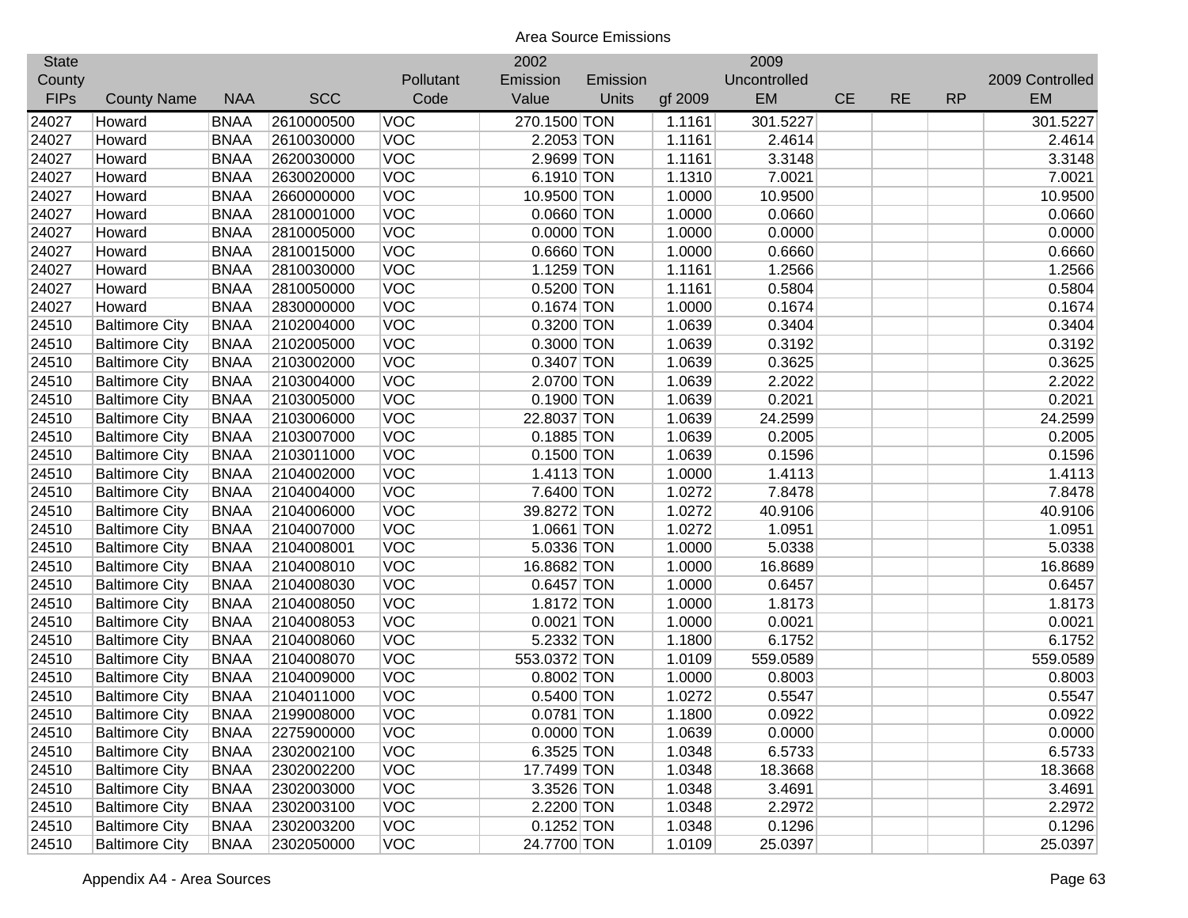Area Source Emissions

| State County FIPs | County Name | NAA | SCC | Pollutant Code | 2002 Emission Value | Emission Units | gf 2009 | 2009 Uncontrolled EM | CE | RE | RP | 2009 Controlled EM |
|---|---|---|---|---|---|---|---|---|---|---|---|---|
| 24027 | Howard | BNAA | 2610000500 | VOC | 270.1500 | TON | 1.1161 | 301.5227 | | | | 301.5227 |
| 24027 | Howard | BNAA | 2610030000 | VOC | 2.2053 | TON | 1.1161 | 2.4614 | | | | 2.4614 |
| 24027 | Howard | BNAA | 2620030000 | VOC | 2.9699 | TON | 1.1161 | 3.3148 | | | | 3.3148 |
| 24027 | Howard | BNAA | 2630020000 | VOC | 6.1910 | TON | 1.1310 | 7.0021 | | | | 7.0021 |
| 24027 | Howard | BNAA | 2660000000 | VOC | 10.9500 | TON | 1.0000 | 10.9500 | | | | 10.9500 |
| 24027 | Howard | BNAA | 2810001000 | VOC | 0.0660 | TON | 1.0000 | 0.0660 | | | | 0.0660 |
| 24027 | Howard | BNAA | 2810005000 | VOC | 0.0000 | TON | 1.0000 | 0.0000 | | | | 0.0000 |
| 24027 | Howard | BNAA | 2810015000 | VOC | 0.6660 | TON | 1.0000 | 0.6660 | | | | 0.6660 |
| 24027 | Howard | BNAA | 2810030000 | VOC | 1.1259 | TON | 1.1161 | 1.2566 | | | | 1.2566 |
| 24027 | Howard | BNAA | 2810050000 | VOC | 0.5200 | TON | 1.1161 | 0.5804 | | | | 0.5804 |
| 24027 | Howard | BNAA | 2830000000 | VOC | 0.1674 | TON | 1.0000 | 0.1674 | | | | 0.1674 |
| 24510 | Baltimore City | BNAA | 2102004000 | VOC | 0.3200 | TON | 1.0639 | 0.3404 | | | | 0.3404 |
| 24510 | Baltimore City | BNAA | 2102005000 | VOC | 0.3000 | TON | 1.0639 | 0.3192 | | | | 0.3192 |
| 24510 | Baltimore City | BNAA | 2103002000 | VOC | 0.3407 | TON | 1.0639 | 0.3625 | | | | 0.3625 |
| 24510 | Baltimore City | BNAA | 2103004000 | VOC | 2.0700 | TON | 1.0639 | 2.2022 | | | | 2.2022 |
| 24510 | Baltimore City | BNAA | 2103005000 | VOC | 0.1900 | TON | 1.0639 | 0.2021 | | | | 0.2021 |
| 24510 | Baltimore City | BNAA | 2103006000 | VOC | 22.8037 | TON | 1.0639 | 24.2599 | | | | 24.2599 |
| 24510 | Baltimore City | BNAA | 2103007000 | VOC | 0.1885 | TON | 1.0639 | 0.2005 | | | | 0.2005 |
| 24510 | Baltimore City | BNAA | 2103011000 | VOC | 0.1500 | TON | 1.0639 | 0.1596 | | | | 0.1596 |
| 24510 | Baltimore City | BNAA | 2104002000 | VOC | 1.4113 | TON | 1.0000 | 1.4113 | | | | 1.4113 |
| 24510 | Baltimore City | BNAA | 2104004000 | VOC | 7.6400 | TON | 1.0272 | 7.8478 | | | | 7.8478 |
| 24510 | Baltimore City | BNAA | 2104006000 | VOC | 39.8272 | TON | 1.0272 | 40.9106 | | | | 40.9106 |
| 24510 | Baltimore City | BNAA | 2104007000 | VOC | 1.0661 | TON | 1.0272 | 1.0951 | | | | 1.0951 |
| 24510 | Baltimore City | BNAA | 2104008001 | VOC | 5.0336 | TON | 1.0000 | 5.0338 | | | | 5.0338 |
| 24510 | Baltimore City | BNAA | 2104008010 | VOC | 16.8682 | TON | 1.0000 | 16.8689 | | | | 16.8689 |
| 24510 | Baltimore City | BNAA | 2104008030 | VOC | 0.6457 | TON | 1.0000 | 0.6457 | | | | 0.6457 |
| 24510 | Baltimore City | BNAA | 2104008050 | VOC | 1.8172 | TON | 1.0000 | 1.8173 | | | | 1.8173 |
| 24510 | Baltimore City | BNAA | 2104008053 | VOC | 0.0021 | TON | 1.0000 | 0.0021 | | | | 0.0021 |
| 24510 | Baltimore City | BNAA | 2104008060 | VOC | 5.2332 | TON | 1.1800 | 6.1752 | | | | 6.1752 |
| 24510 | Baltimore City | BNAA | 2104008070 | VOC | 553.0372 | TON | 1.0109 | 559.0589 | | | | 559.0589 |
| 24510 | Baltimore City | BNAA | 2104009000 | VOC | 0.8002 | TON | 1.0000 | 0.8003 | | | | 0.8003 |
| 24510 | Baltimore City | BNAA | 2104011000 | VOC | 0.5400 | TON | 1.0272 | 0.5547 | | | | 0.5547 |
| 24510 | Baltimore City | BNAA | 2199008000 | VOC | 0.0781 | TON | 1.1800 | 0.0922 | | | | 0.0922 |
| 24510 | Baltimore City | BNAA | 2275900000 | VOC | 0.0000 | TON | 1.0639 | 0.0000 | | | | 0.0000 |
| 24510 | Baltimore City | BNAA | 2302002100 | VOC | 6.3525 | TON | 1.0348 | 6.5733 | | | | 6.5733 |
| 24510 | Baltimore City | BNAA | 2302002200 | VOC | 17.7499 | TON | 1.0348 | 18.3668 | | | | 18.3668 |
| 24510 | Baltimore City | BNAA | 2302003000 | VOC | 3.3526 | TON | 1.0348 | 3.4691 | | | | 3.4691 |
| 24510 | Baltimore City | BNAA | 2302003100 | VOC | 2.2200 | TON | 1.0348 | 2.2972 | | | | 2.2972 |
| 24510 | Baltimore City | BNAA | 2302003200 | VOC | 0.1252 | TON | 1.0348 | 0.1296 | | | | 0.1296 |
| 24510 | Baltimore City | BNAA | 2302050000 | VOC | 24.7700 | TON | 1.0109 | 25.0397 | | | | 25.0397 |

Appendix A4 - Area Sources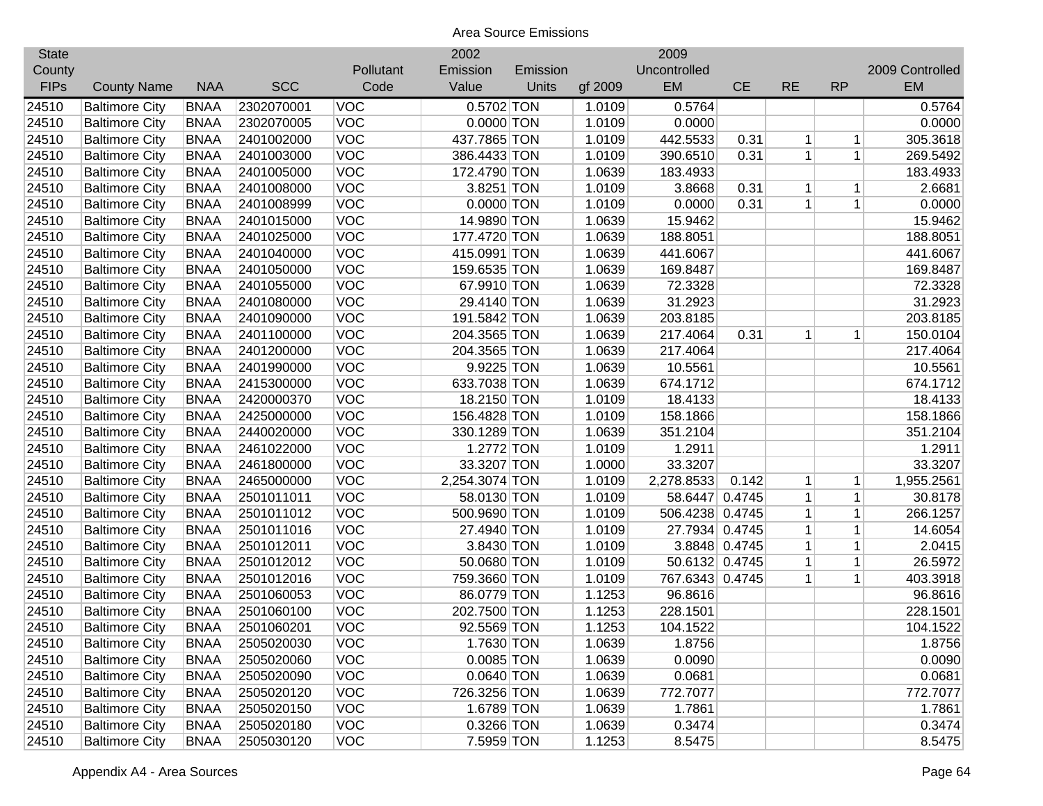Area Source Emissions

| State County FIPs | County Name | NAA | SCC | Pollutant Code | 2002 Emission Value | Emission Units | gf 2009 | 2009 Uncontrolled EM | CE | RE | RP | 2009 Controlled EM |
|---|---|---|---|---|---|---|---|---|---|---|---|---|
| 24510 | Baltimore City | BNAA | 2302070001 | VOC | 0.5702 | TON | 1.0109 | 0.5764 | | | | 0.5764 |
| 24510 | Baltimore City | BNAA | 2302070005 | VOC | 0.0000 | TON | 1.0109 | 0.0000 | | | | 0.0000 |
| 24510 | Baltimore City | BNAA | 2401002000 | VOC | 437.7865 | TON | 1.0109 | 442.5533 | 0.31 | 1 | 1 | 305.3618 |
| 24510 | Baltimore City | BNAA | 2401003000 | VOC | 386.4433 | TON | 1.0109 | 390.6510 | 0.31 | 1 | 1 | 269.5492 |
| 24510 | Baltimore City | BNAA | 2401005000 | VOC | 172.4790 | TON | 1.0639 | 183.4933 | | | | 183.4933 |
| 24510 | Baltimore City | BNAA | 2401008000 | VOC | 3.8251 | TON | 1.0109 | 3.8668 | 0.31 | 1 | 1 | 2.6681 |
| 24510 | Baltimore City | BNAA | 2401008999 | VOC | 0.0000 | TON | 1.0109 | 0.0000 | 0.31 | 1 | 1 | 0.0000 |
| 24510 | Baltimore City | BNAA | 2401015000 | VOC | 14.9890 | TON | 1.0639 | 15.9462 | | | | 15.9462 |
| 24510 | Baltimore City | BNAA | 2401025000 | VOC | 177.4720 | TON | 1.0639 | 188.8051 | | | | 188.8051 |
| 24510 | Baltimore City | BNAA | 2401040000 | VOC | 415.0991 | TON | 1.0639 | 441.6067 | | | | 441.6067 |
| 24510 | Baltimore City | BNAA | 2401050000 | VOC | 159.6535 | TON | 1.0639 | 169.8487 | | | | 169.8487 |
| 24510 | Baltimore City | BNAA | 2401055000 | VOC | 67.9910 | TON | 1.0639 | 72.3328 | | | | 72.3328 |
| 24510 | Baltimore City | BNAA | 2401080000 | VOC | 29.4140 | TON | 1.0639 | 31.2923 | | | | 31.2923 |
| 24510 | Baltimore City | BNAA | 2401090000 | VOC | 191.5842 | TON | 1.0639 | 203.8185 | | | | 203.8185 |
| 24510 | Baltimore City | BNAA | 2401100000 | VOC | 204.3565 | TON | 1.0639 | 217.4064 | 0.31 | 1 | 1 | 150.0104 |
| 24510 | Baltimore City | BNAA | 2401200000 | VOC | 204.3565 | TON | 1.0639 | 217.4064 | | | | 217.4064 |
| 24510 | Baltimore City | BNAA | 2401990000 | VOC | 9.9225 | TON | 1.0639 | 10.5561 | | | | 10.5561 |
| 24510 | Baltimore City | BNAA | 2415300000 | VOC | 633.7038 | TON | 1.0639 | 674.1712 | | | | 674.1712 |
| 24510 | Baltimore City | BNAA | 2420000370 | VOC | 18.2150 | TON | 1.0109 | 18.4133 | | | | 18.4133 |
| 24510 | Baltimore City | BNAA | 2425000000 | VOC | 156.4828 | TON | 1.0109 | 158.1866 | | | | 158.1866 |
| 24510 | Baltimore City | BNAA | 2440020000 | VOC | 330.1289 | TON | 1.0639 | 351.2104 | | | | 351.2104 |
| 24510 | Baltimore City | BNAA | 2461022000 | VOC | 1.2772 | TON | 1.0109 | 1.2911 | | | | 1.2911 |
| 24510 | Baltimore City | BNAA | 2461800000 | VOC | 33.3207 | TON | 1.0000 | 33.3207 | | | | 33.3207 |
| 24510 | Baltimore City | BNAA | 2465000000 | VOC | 2,254.3074 | TON | 1.0109 | 2,278.8533 | 0.142 | 1 | 1 | 1,955.2561 |
| 24510 | Baltimore City | BNAA | 2501011011 | VOC | 58.0130 | TON | 1.0109 | 58.6447 | 0.4745 | 1 | 1 | 30.8178 |
| 24510 | Baltimore City | BNAA | 2501011012 | VOC | 500.9690 | TON | 1.0109 | 506.4238 | 0.4745 | 1 | 1 | 266.1257 |
| 24510 | Baltimore City | BNAA | 2501011016 | VOC | 27.4940 | TON | 1.0109 | 27.7934 | 0.4745 | 1 | 1 | 14.6054 |
| 24510 | Baltimore City | BNAA | 2501012011 | VOC | 3.8430 | TON | 1.0109 | 3.8848 | 0.4745 | 1 | 1 | 2.0415 |
| 24510 | Baltimore City | BNAA | 2501012012 | VOC | 50.0680 | TON | 1.0109 | 50.6132 | 0.4745 | 1 | 1 | 26.5972 |
| 24510 | Baltimore City | BNAA | 2501012016 | VOC | 759.3660 | TON | 1.0109 | 767.6343 | 0.4745 | 1 | 1 | 403.3918 |
| 24510 | Baltimore City | BNAA | 2501060053 | VOC | 86.0779 | TON | 1.1253 | 96.8616 | | | | 96.8616 |
| 24510 | Baltimore City | BNAA | 2501060100 | VOC | 202.7500 | TON | 1.1253 | 228.1501 | | | | 228.1501 |
| 24510 | Baltimore City | BNAA | 2501060201 | VOC | 92.5569 | TON | 1.1253 | 104.1522 | | | | 104.1522 |
| 24510 | Baltimore City | BNAA | 2505020030 | VOC | 1.7630 | TON | 1.0639 | 1.8756 | | | | 1.8756 |
| 24510 | Baltimore City | BNAA | 2505020060 | VOC | 0.0085 | TON | 1.0639 | 0.0090 | | | | 0.0090 |
| 24510 | Baltimore City | BNAA | 2505020090 | VOC | 0.0640 | TON | 1.0639 | 0.0681 | | | | 0.0681 |
| 24510 | Baltimore City | BNAA | 2505020120 | VOC | 726.3256 | TON | 1.0639 | 772.7077 | | | | 772.7077 |
| 24510 | Baltimore City | BNAA | 2505020150 | VOC | 1.6789 | TON | 1.0639 | 1.7861 | | | | 1.7861 |
| 24510 | Baltimore City | BNAA | 2505020180 | VOC | 0.3266 | TON | 1.0639 | 0.3474 | | | | 0.3474 |
| 24510 | Baltimore City | BNAA | 2505030120 | VOC | 7.5959 | TON | 1.1253 | 8.5475 | | | | 8.5475 |

Appendix A4 - Area Sources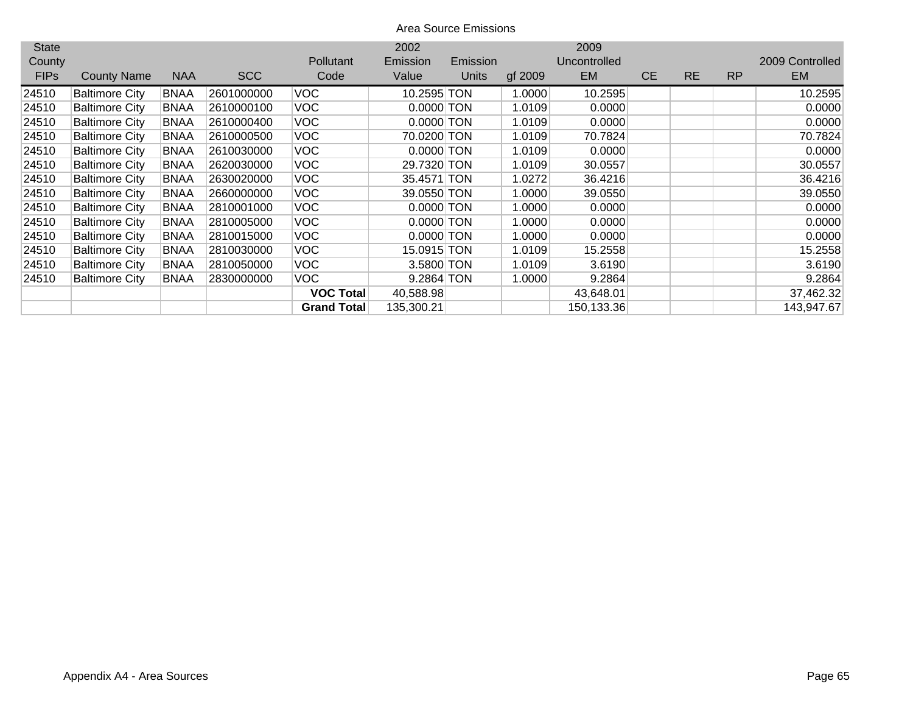Area Source Emissions

| State County FIPs | County Name | NAA | SCC | Pollutant Code | 2002 Emission Value | Emission Units | gf 2009 | 2009 Uncontrolled EM | CE | RE | RP | 2009 Controlled EM |
|---|---|---|---|---|---|---|---|---|---|---|---|---|
| 24510 | Baltimore City | BNAA | 2601000000 | VOC | 10.2595 | TON | 1.0000 | 10.2595 | | | | 10.2595 |
| 24510 | Baltimore City | BNAA | 2610000100 | VOC | 0.0000 | TON | 1.0109 | 0.0000 | | | | 0.0000 |
| 24510 | Baltimore City | BNAA | 2610000400 | VOC | 0.0000 | TON | 1.0109 | 0.0000 | | | | 0.0000 |
| 24510 | Baltimore City | BNAA | 2610000500 | VOC | 70.0200 | TON | 1.0109 | 70.7824 | | | | 70.7824 |
| 24510 | Baltimore City | BNAA | 2610030000 | VOC | 0.0000 | TON | 1.0109 | 0.0000 | | | | 0.0000 |
| 24510 | Baltimore City | BNAA | 2620030000 | VOC | 29.7320 | TON | 1.0109 | 30.0557 | | | | 30.0557 |
| 24510 | Baltimore City | BNAA | 2630020000 | VOC | 35.4571 | TON | 1.0272 | 36.4216 | | | | 36.4216 |
| 24510 | Baltimore City | BNAA | 2660000000 | VOC | 39.0550 | TON | 1.0000 | 39.0550 | | | | 39.0550 |
| 24510 | Baltimore City | BNAA | 2810001000 | VOC | 0.0000 | TON | 1.0000 | 0.0000 | | | | 0.0000 |
| 24510 | Baltimore City | BNAA | 2810005000 | VOC | 0.0000 | TON | 1.0000 | 0.0000 | | | | 0.0000 |
| 24510 | Baltimore City | BNAA | 2810015000 | VOC | 0.0000 | TON | 1.0000 | 0.0000 | | | | 0.0000 |
| 24510 | Baltimore City | BNAA | 2810030000 | VOC | 15.0915 | TON | 1.0109 | 15.2558 | | | | 15.2558 |
| 24510 | Baltimore City | BNAA | 2810050000 | VOC | 3.5800 | TON | 1.0109 | 3.6190 | | | | 3.6190 |
| 24510 | Baltimore City | BNAA | 2830000000 | VOC | 9.2864 | TON | 1.0000 | 9.2864 | | | | 9.2864 |
| | | | | **VOC Total** | 40,588.98 | | | 43,648.01 | | | | 37,462.32 |
| | | | | **Grand Total** | 135,300.21 | | | 150,133.36 | | | | 143,947.67 |